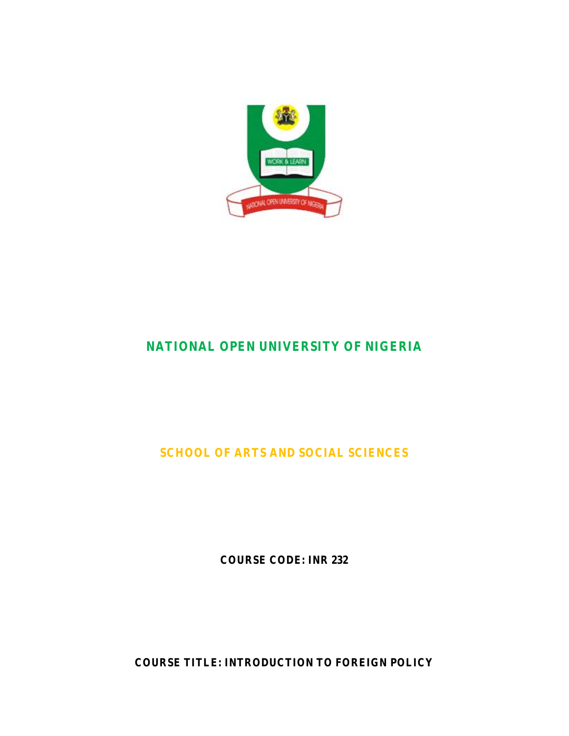# NATIONAL OPEN UNIVERSITY OF NIGERIA

## SCHOOL OF ARTS AND SOCIAL SCIENCES

**COURSE CODE: INR 232**

**COURSE TITLE: INTRODUCTION TO FOREIGN POLICY**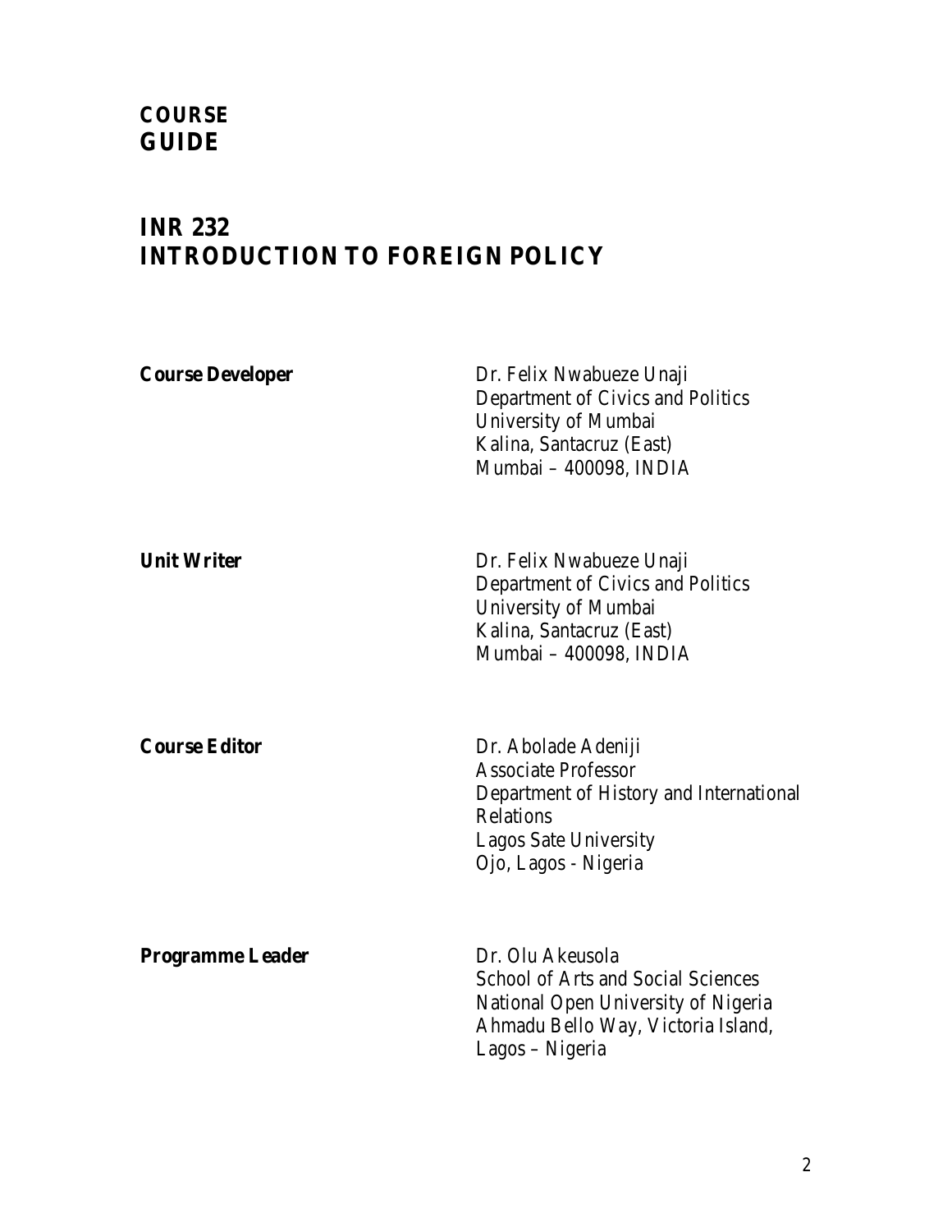# COURSE GUIDE

# INR 232
# INTRODUCTION TO FOREIGN POLICY

**Course Developer**

Dr. Felix Nwabueze Unaji
Department of Civics and Politics
University of Mumbai
Kalina, Santacruz (East)
Mumbai – 400098, INDIA

**Unit Writer**

Dr. Felix Nwabueze Unaji
Department of Civics and Politics
University of Mumbai
Kalina, Santacruz (East)
Mumbai – 400098, INDIA

**Course Editor**

Dr. Abolade Adeniji
Associate Professor
Department of History and International Relations
Lagos Sate University
Ojo, Lagos - Nigeria

**Programme Leader**

Dr. Olu Akeusola
School of Arts and Social Sciences
National Open University of Nigeria
Ahmadu Bello Way, Victoria Island,
Lagos – Nigeria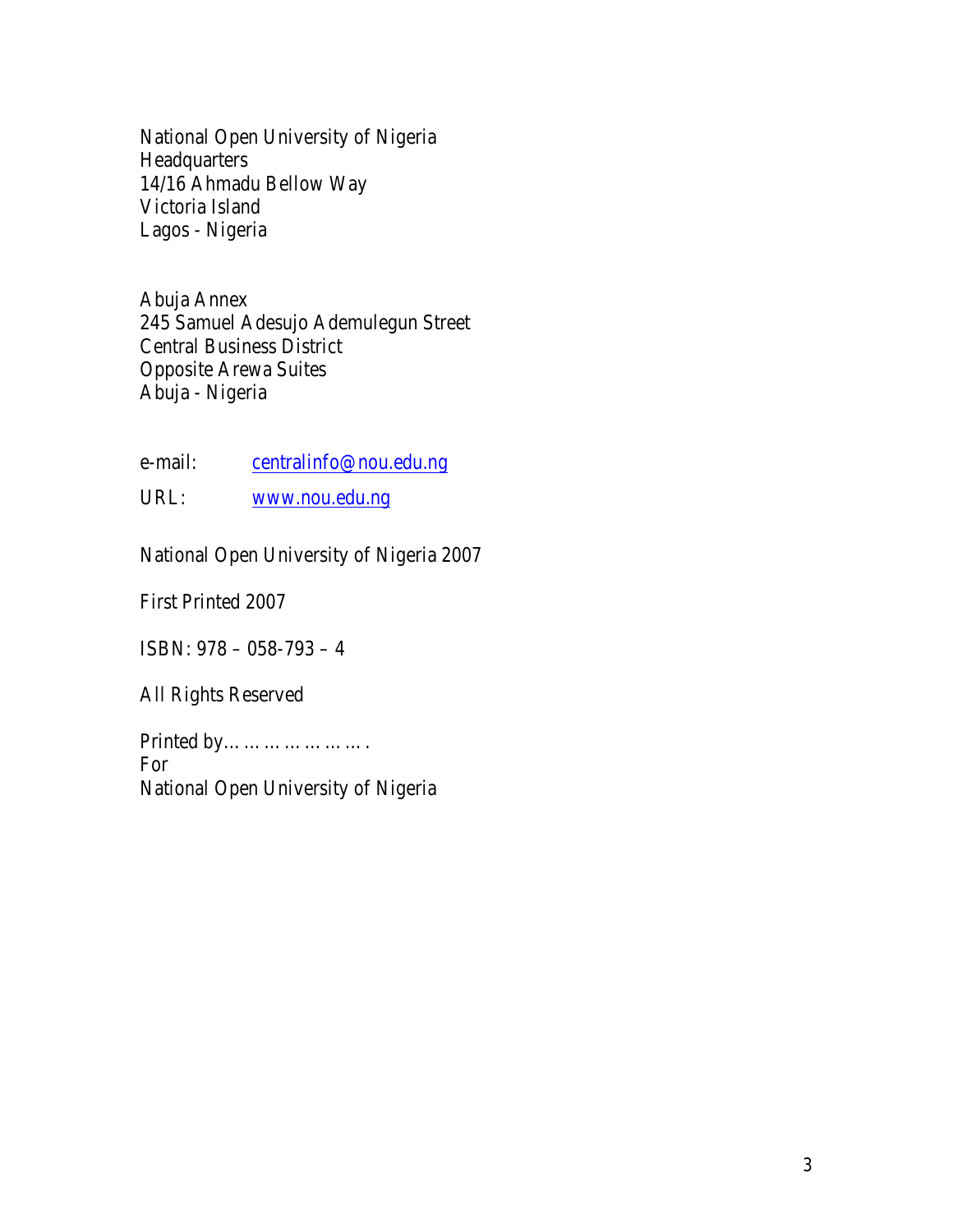National Open University of Nigeria
Headquarters
14/16 Ahmadu Bellow Way
Victoria Island
Lagos - Nigeria

Abuja Annex
245 Samuel Adesujo Ademulegun Street
Central Business District
Opposite Arewa Suites
Abuja - Nigeria

e-mail: centralinfo@nou.edu.ng

URL: www.nou.edu.ng

National Open University of Nigeria 2007

First Printed 2007

ISBN: 978 – 058-793 – 4

All Rights Reserved

Printed by…………………….
For
National Open University of Nigeria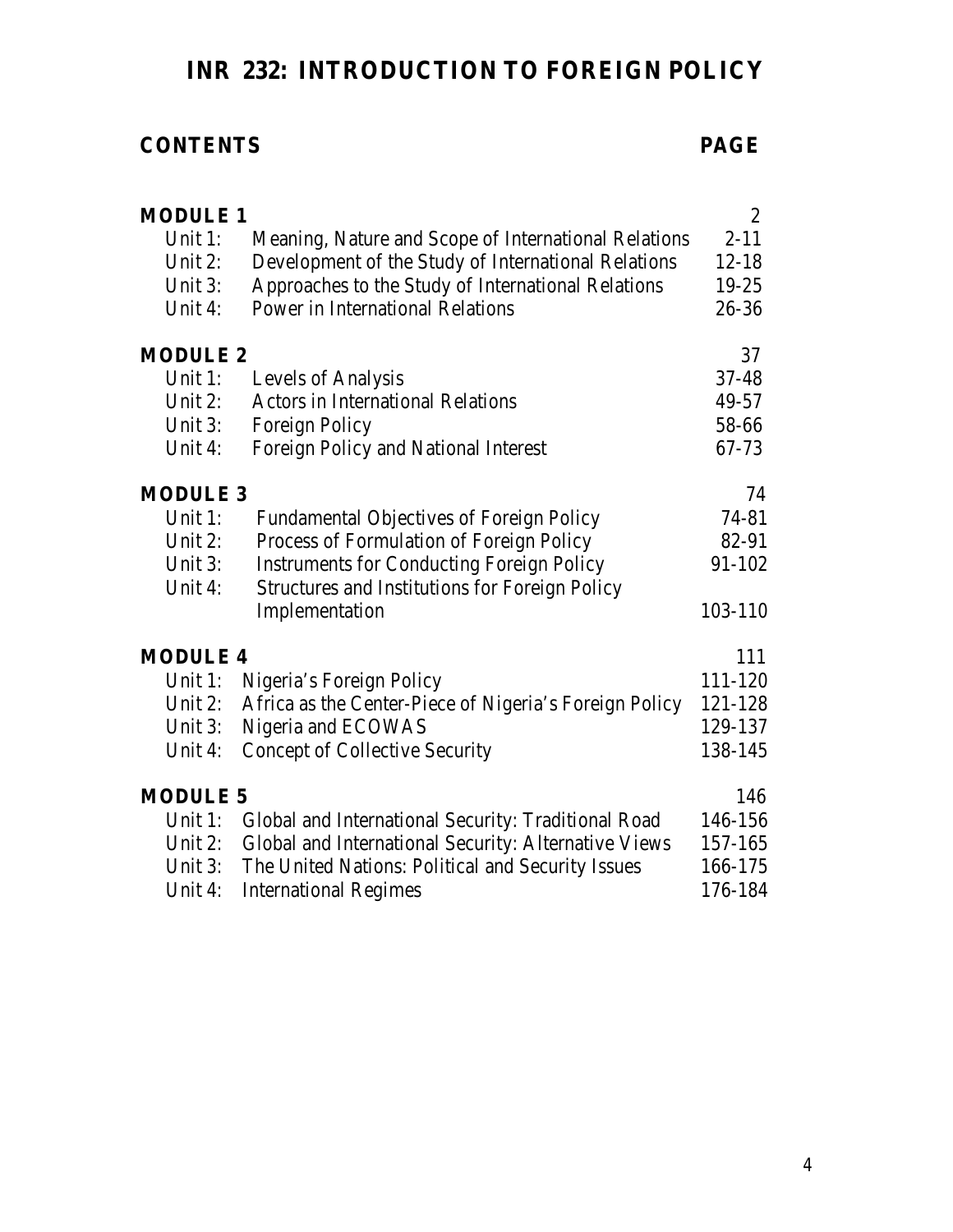# INR 232: INTRODUCTION TO FOREIGN POLICY

| CONTENTS | | PAGE |
|---|---|---|
| **MODULE 1** | | 2 |
| Unit 1: | Meaning, Nature and Scope of International Relations | 2-11 |
| Unit 2: | Development of the Study of International Relations | 12-18 |
| Unit 3: | Approaches to the Study of International Relations | 19-25 |
| Unit 4: | Power in International Relations | 26-36 |
| **MODULE 2** | | 37 |
| Unit 1: | Levels of Analysis | 37-48 |
| Unit 2: | Actors in International Relations | 49-57 |
| Unit 3: | Foreign Policy | 58-66 |
| Unit 4: | Foreign Policy and National Interest | 67-73 |
| **MODULE 3** | | 74 |
| Unit 1: | Fundamental Objectives of Foreign Policy | 74-81 |
| Unit 2: | Process of Formulation of Foreign Policy | 82-91 |
| Unit 3: | Instruments for Conducting Foreign Policy | 91-102 |
| Unit 4: | Structures and Institutions for Foreign Policy Implementation | 103-110 |
| **MODULE 4** | | 111 |
| Unit 1: | Nigeria's Foreign Policy | 111-120 |
| Unit 2: | Africa as the Center-Piece of Nigeria's Foreign Policy | 121-128 |
| Unit 3: | Nigeria and ECOWAS | 129-137 |
| Unit 4: | Concept of Collective Security | 138-145 |
| **MODULE 5** | | 146 |
| Unit 1: | Global and International Security: Traditional Road | 146-156 |
| Unit 2: | Global and International Security: Alternative Views | 157-165 |
| Unit 3: | The United Nations: Political and Security Issues | 166-175 |
| Unit 4: | International Regimes | 176-184 |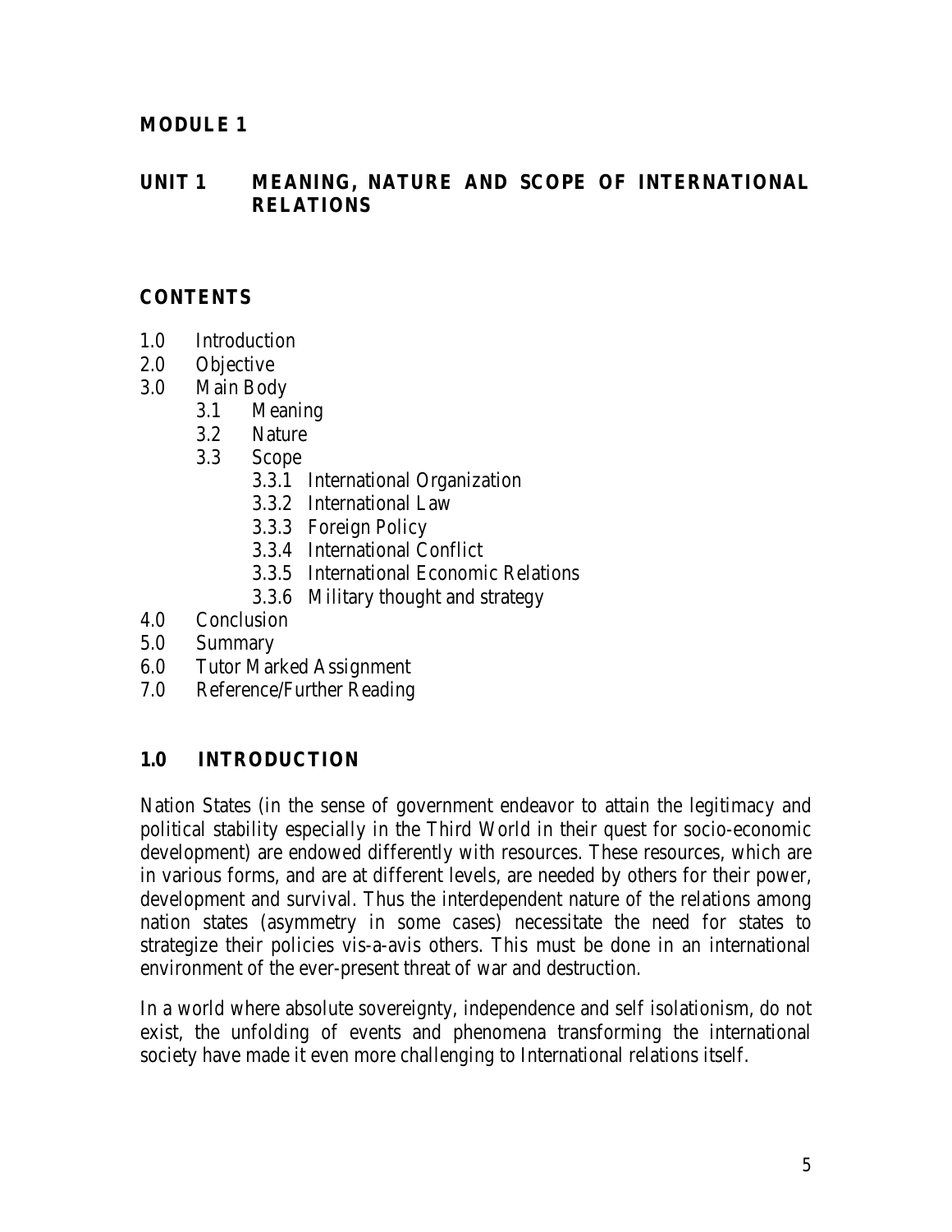# MODULE 1

## UNIT 1 MEANING, NATURE AND SCOPE OF INTERNATIONAL RELATIONS

### CONTENTS

- 1.0 Introduction
- 2.0 Objective
- 3.0 Main Body
  - 3.1 Meaning
  - 3.2 Nature
  - 3.3 Scope
    - 3.3.1 International Organization
    - 3.3.2 International Law
    - 3.3.3 Foreign Policy
    - 3.3.4 International Conflict
    - 3.3.5 International Economic Relations
    - 3.3.6 Military thought and strategy
- 4.0 Conclusion
- 5.0 Summary
- 6.0 Tutor Marked Assignment
- 7.0 Reference/Further Reading

### 1.0 INTRODUCTION

Nation States (in the sense of government endeavor to attain the legitimacy and political stability especially in the Third World in their quest for socio-economic development) are endowed differently with resources. These resources, which are in various forms, and are at different levels, are needed by others for their power, development and survival. Thus the interdependent nature of the relations among nation states (asymmetry in some cases) necessitate the need for states to strategize their policies vis-a-avis others. This must be done in an international environment of the ever-present threat of war and destruction.

In a world where absolute sovereignty, independence and self isolationism, do not exist, the unfolding of events and phenomena transforming the international society have made it even more challenging to International relations itself.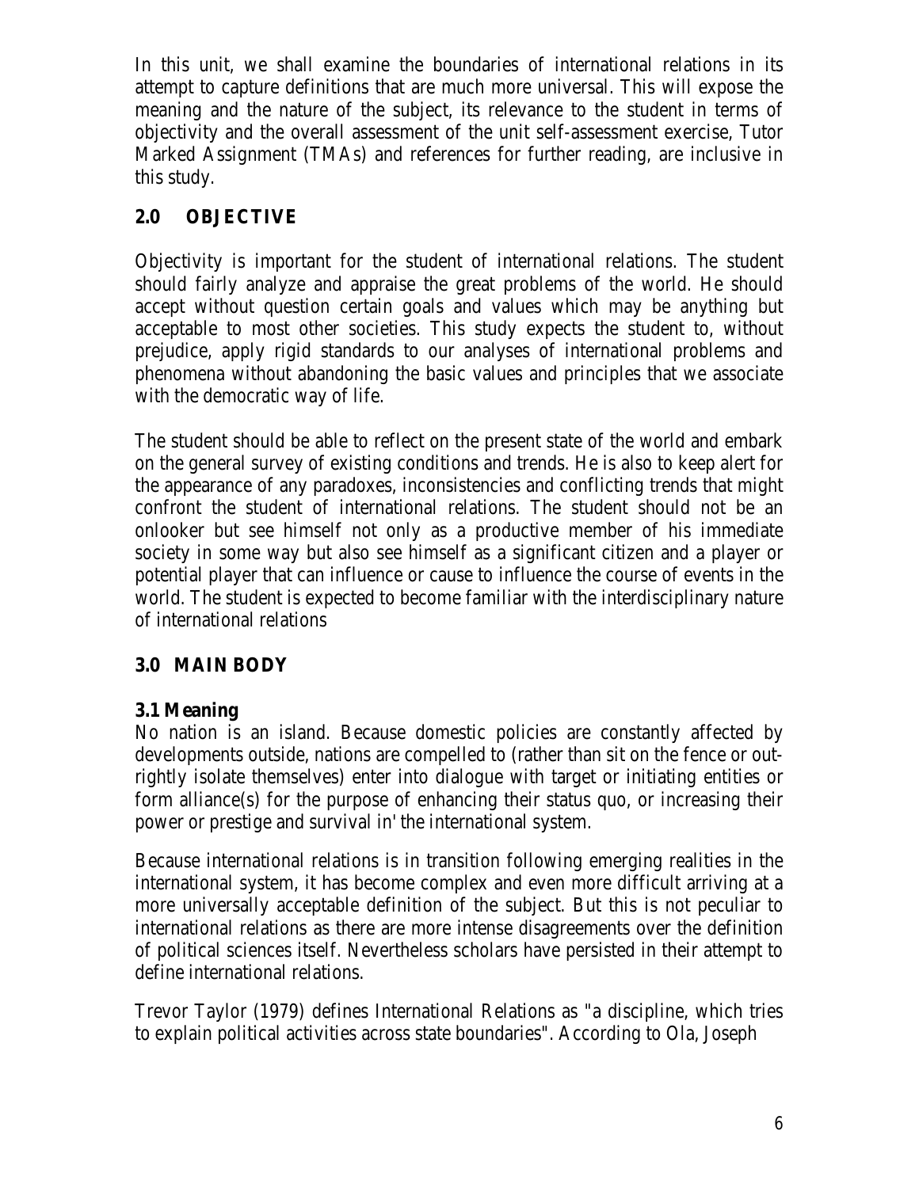In this unit, we shall examine the boundaries of international relations in its attempt to capture definitions that are much more universal. This will expose the meaning and the nature of the subject, its relevance to the student in terms of objectivity and the overall assessment of the unit self-assessment exercise, Tutor Marked Assignment (TMAs) and references for further reading, are inclusive in this study.

## 2.0 OBJECTIVE

Objectivity is important for the student of international relations. The student should fairly analyze and appraise the great problems of the world. He should accept without question certain goals and values which may be anything but acceptable to most other societies. This study expects the student to, without prejudice, apply rigid standards to our analyses of international problems and phenomena without abandoning the basic values and principles that we associate with the democratic way of life.

The student should be able to reflect on the present state of the world and embark on the general survey of existing conditions and trends. He is also to keep alert for the appearance of any paradoxes, inconsistencies and conflicting trends that might confront the student of international relations. The student should not be an onlooker but see himself not only as a productive member of his immediate society in some way but also see himself as a significant citizen and a player or potential player that can influence or cause to influence the course of events in the world. The student is expected to become familiar with the interdisciplinary nature of international relations

## 3.0 MAIN BODY

### 3.1 Meaning

No nation is an island. Because domestic policies are constantly affected by developments outside, nations are compelled to (rather than sit on the fence or out-rightly isolate themselves) enter into dialogue with target or initiating entities or form alliance(s) for the purpose of enhancing their status quo, or increasing their power or prestige and survival in' the international system.

Because international relations is in transition following emerging realities in the international system, it has become complex and even more difficult arriving at a more universally acceptable definition of the subject. But this is not peculiar to international relations as there are more intense disagreements over the definition of political sciences itself. Nevertheless scholars have persisted in their attempt to define international relations.

Trevor Taylor (1979) defines International Relations as "a discipline, which tries to explain political activities across state boundaries". According to Ola, Joseph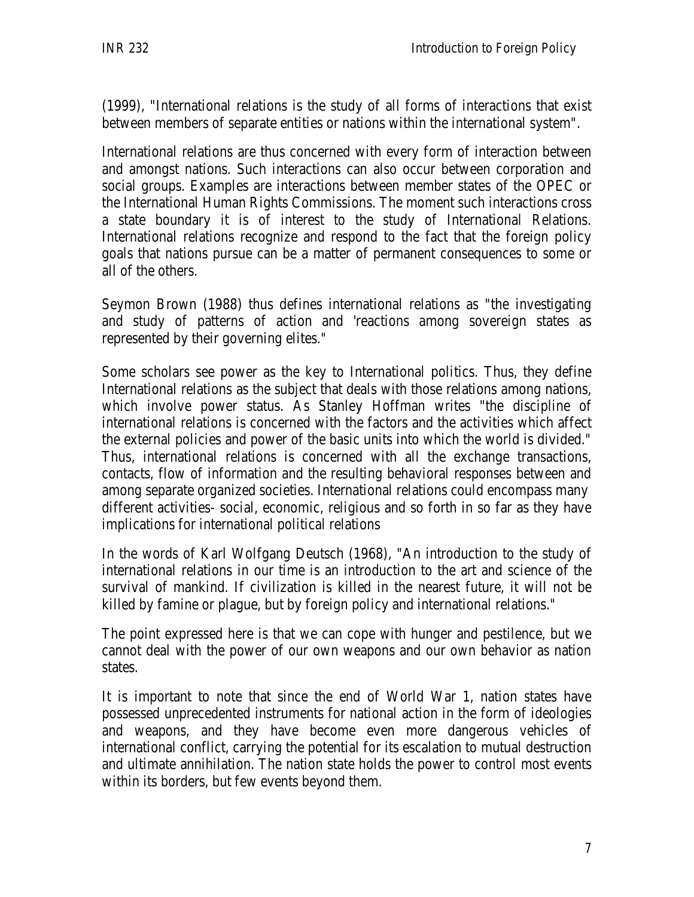(1999), "International relations is the study of all forms of interactions that exist between members of separate entities or nations within the international system".

International relations are thus concerned with every form of interaction between and amongst nations. Such interactions can also occur between corporation and social groups. Examples are interactions between member states of the OPEC or the International Human Rights Commissions. The moment such interactions cross a state boundary it is of interest to the study of International Relations. International relations recognize and respond to the fact that the foreign policy goals that nations pursue can be a matter of permanent consequences to some or all of the others.

Seymon Brown (1988) thus defines international relations as "the investigating and study of patterns of action and 'reactions among sovereign states as represented by their governing elites."

Some scholars see power as the key to International politics. Thus, they define International relations as the subject that deals with those relations among nations, which involve power status. As Stanley Hoffman writes "the discipline of international relations is concerned with the factors and the activities which affect the external policies and power of the basic units into which the world is divided." Thus, international relations is concerned with all the exchange transactions, contacts, flow of information and the resulting behavioral responses between and among separate organized societies. International relations could encompass many different activities- social, economic, religious and so forth in so far as they have implications for international political relations

In the words of Karl Wolfgang Deutsch (1968), "An introduction to the study of international relations in our time is an introduction to the art and science of the survival of mankind. If civilization is killed in the nearest future, it will not be killed by famine or plague, but by foreign policy and international relations."

The point expressed here is that we can cope with hunger and pestilence, but we cannot deal with the power of our own weapons and our own behavior as nation states.

It is important to note that since the end of World War 1, nation states have possessed unprecedented instruments for national action in the form of ideologies and weapons, and they have become even more dangerous vehicles of international conflict, carrying the potential for its escalation to mutual destruction and ultimate annihilation. The nation state holds the power to control most events within its borders, but few events beyond them.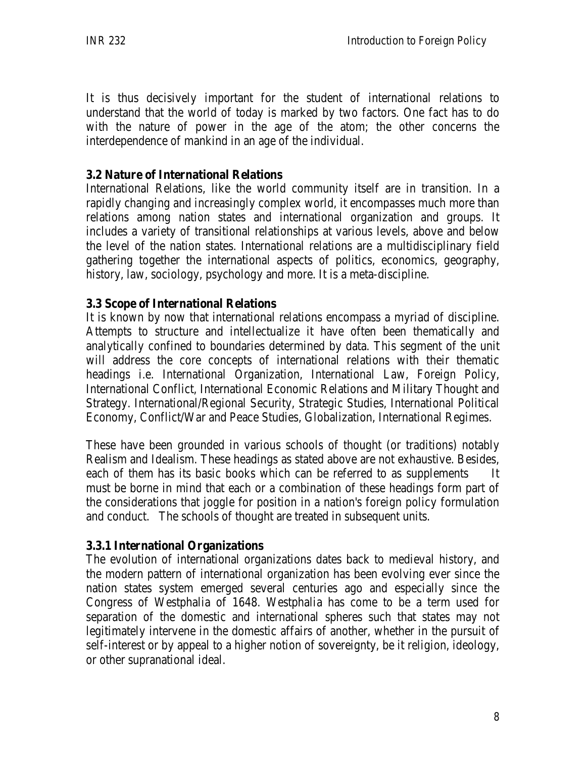It is thus decisively important for the student of international relations to understand that the world of today is marked by two factors. One fact has to do with the nature of power in the age of the atom; the other concerns the interdependence of mankind in an age of the individual.

### 3.2 Nature of International Relations

International Relations, like the world community itself are in transition. In a rapidly changing and increasingly complex world, it encompasses much more than relations among nation states and international organization and groups. It includes a variety of transitional relationships at various levels, above and below the level of the nation states. International relations are a multidisciplinary field gathering together the international aspects of politics, economics, geography, history, law, sociology, psychology and more. It is a meta-discipline.

### 3.3 Scope of International Relations

It is known by now that international relations encompass a myriad of discipline. Attempts to structure and intellectualize it have often been thematically and analytically confined to boundaries determined by data. This segment of the unit will address the core concepts of international relations with their thematic headings i.e. International Organization, International Law, Foreign Policy, International Conflict, International Economic Relations and Military Thought and Strategy. International/Regional Security, Strategic Studies, International Political Economy, Conflict/War and Peace Studies, Globalization, International Regimes.

These have been grounded in various schools of thought (or traditions) notably Realism and Idealism. These headings as stated above are not exhaustive. Besides, each of them has its basic books which can be referred to as supplements It must be borne in mind that each or a combination of these headings form part of the considerations that joggle for position in a nation's foreign policy formulation and conduct. The schools of thought are treated in subsequent units.

#### 3.3.1 International Organizations

The evolution of international organizations dates back to medieval history, and the modern pattern of international organization has been evolving ever since the nation states system emerged several centuries ago and especially since the Congress of Westphalia of 1648. Westphalia has come to be a term used for separation of the domestic and international spheres such that states may not legitimately intervene in the domestic affairs of another, whether in the pursuit of self-interest or by appeal to a higher notion of sovereignty, be it religion, ideology, or other supranational ideal.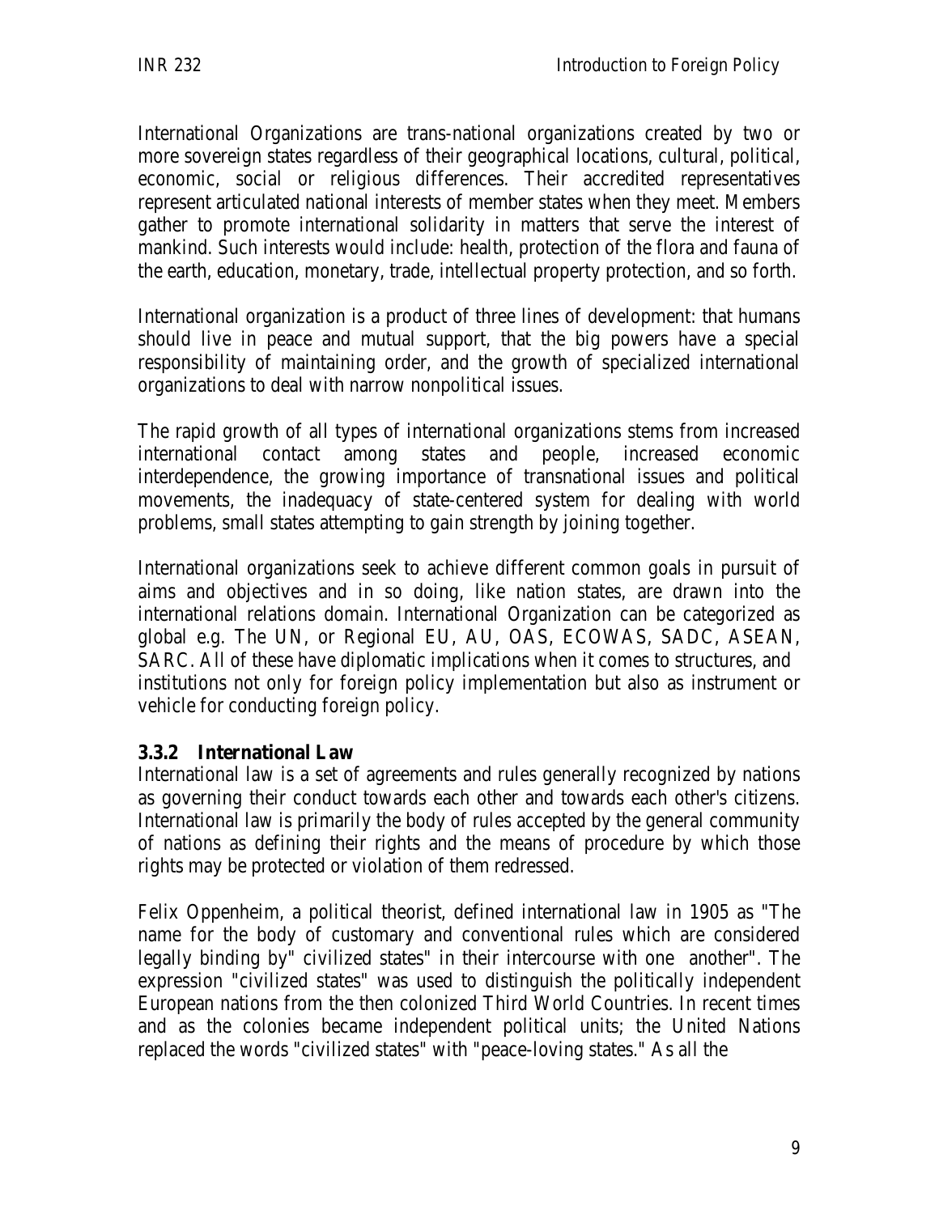International Organizations are trans-national organizations created by two or more sovereign states regardless of their geographical locations, cultural, political, economic, social or religious differences. Their accredited representatives represent articulated national interests of member states when they meet. Members gather to promote international solidarity in matters that serve the interest of mankind. Such interests would include: health, protection of the flora and fauna of the earth, education, monetary, trade, intellectual property protection, and so forth.

International organization is a product of three lines of development: that humans should live in peace and mutual support, that the big powers have a special responsibility of maintaining order, and the growth of specialized international organizations to deal with narrow nonpolitical issues.

The rapid growth of all types of international organizations stems from increased international contact among states and people, increased economic interdependence, the growing importance of transnational issues and political movements, the inadequacy of state-centered system for dealing with world problems, small states attempting to gain strength by joining together.

International organizations seek to achieve different common goals in pursuit of aims and objectives and in so doing, like nation states, are drawn into the international relations domain. International Organization can be categorized as global e.g. The UN, or Regional EU, AU, OAS, ECOWAS, SADC, ASEAN, SARC. All of these have diplomatic implications when it comes to structures, and institutions not only for foreign policy implementation but also as instrument or vehicle for conducting foreign policy.

### 3.3.2 International Law

International law is a set of agreements and rules generally recognized by nations as governing their conduct towards each other and towards each other's citizens. International law is primarily the body of rules accepted by the general community of nations as defining their rights and the means of procedure by which those rights may be protected or violation of them redressed.

Felix Oppenheim, a political theorist, defined international law in 1905 as "The name for the body of customary and conventional rules which are considered legally binding by" civilized states" in their intercourse with one another". The expression "civilized states" was used to distinguish the politically independent European nations from the then colonized Third World Countries. In recent times and as the colonies became independent political units; the United Nations replaced the words "civilized states" with "peace-loving states." As all the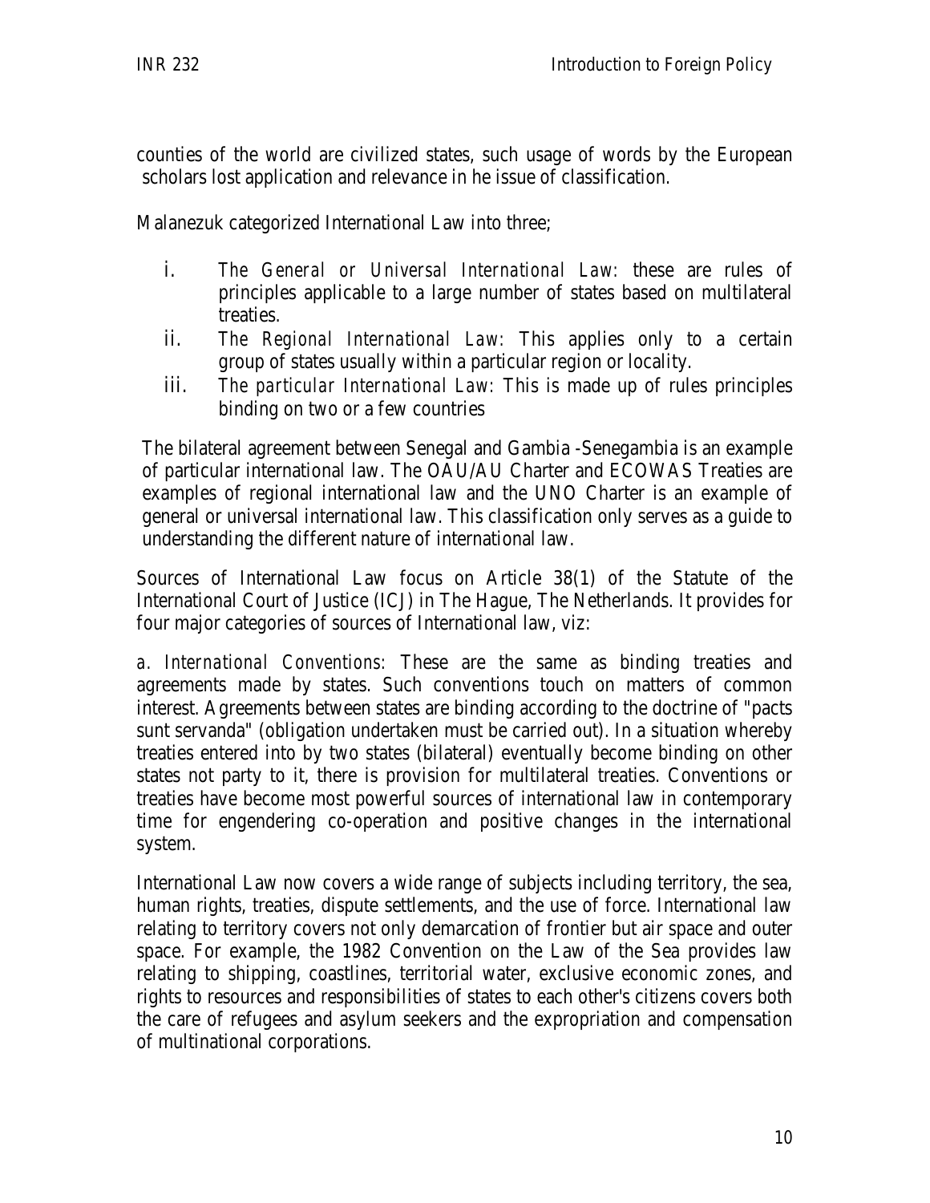counties of the world are civilized states, such usage of words by the European scholars lost application and relevance in he issue of classification.

Malanezuk categorized International Law into three;

i. *The General or Universal International Law*: these are rules of principles applicable to a large number of states based on multilateral treaties.
ii. *The Regional International Law*: This applies only to a certain group of states usually within a particular region or locality.
iii. *The particular International Law*: This is made up of rules principles binding on two or a few countries

The bilateral agreement between Senegal and Gambia -Senegambia is an example of particular international law. The OAU/AU Charter and ECOWAS Treaties are examples of regional international law and the UNO Charter is an example of general or universal international law. This classification only serves as a guide to understanding the different nature of international law.

Sources of International Law focus on Article 38(1) of the Statute of the International Court of Justice (ICJ) in The Hague, The Netherlands. It provides for four major categories of sources of International law, viz:

a. *International Conventions*: These are the same as binding treaties and agreements made by states. Such conventions touch on matters of common interest. Agreements between states are binding according to the doctrine of "pacts sunt servanda" (obligation undertaken must be carried out). In a situation whereby treaties entered into by two states (bilateral) eventually become binding on other states not party to it, there is provision for multilateral treaties. Conventions or treaties have become most powerful sources of international law in contemporary time for engendering co-operation and positive changes in the international system.

International Law now covers a wide range of subjects including territory, the sea, human rights, treaties, dispute settlements, and the use of force. International law relating to territory covers not only demarcation of frontier but air space and outer space. For example, the 1982 Convention on the Law of the Sea provides law relating to shipping, coastlines, territorial water, exclusive economic zones, and rights to resources and responsibilities of states to each other's citizens covers both the care of refugees and asylum seekers and the expropriation and compensation of multinational corporations.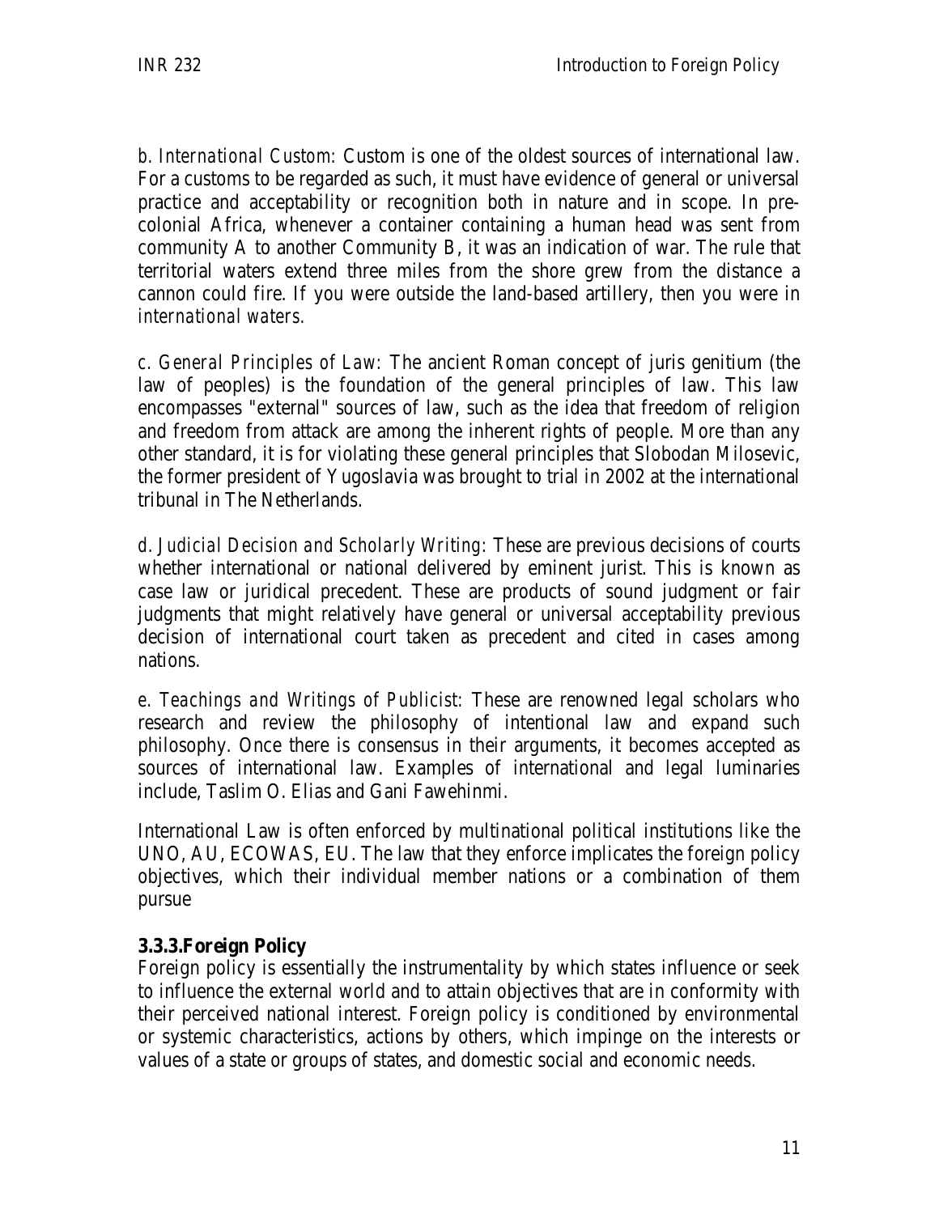*b. International Custom*: Custom is one of the oldest sources of international law. For a customs to be regarded as such, it must have evidence of general or universal practice and acceptability or recognition both in nature and in scope. In pre-colonial Africa, whenever a container containing a human head was sent from community A to another Community B, it was an indication of war. The rule that territorial waters extend three miles from the shore grew from the distance a cannon could fire. If you were outside the land-based artillery, then you were in *international waters*.

*c. General Principles of Law*: The ancient Roman concept of juris genitium (the law of peoples) is the foundation of the general principles of law. This law encompasses "external" sources of law, such as the idea that freedom of religion and freedom from attack are among the inherent rights of people. More than any other standard, it is for violating these general principles that Slobodan Milosevic, the former president of Yugoslavia was brought to trial in 2002 at the international tribunal in The Netherlands.

*d. Judicial Decision and Scholarly Writing*: These are previous decisions of courts whether international or national delivered by eminent jurist. This is known as case law or juridical precedent. These are products of sound judgment or fair judgments that might relatively have general or universal acceptability previous decision of international court taken as precedent and cited in cases among nations.

e. *Teachings and Writings of Publicist*: These are renowned legal scholars who research and review the philosophy of intentional law and expand such philosophy. Once there is consensus in their arguments, it becomes accepted as sources of international law. Examples of international and legal luminaries include, Taslim O. Elias and Gani Fawehinmi.

International Law is often enforced by multinational political institutions like the UNO, AU, ECOWAS, EU. The law that they enforce implicates the foreign policy objectives, which their individual member nations or a combination of them pursue

### 3.3.3.Foreign Policy

Foreign policy is essentially the instrumentality by which states influence or seek to influence the external world and to attain objectives that are in conformity with their perceived national interest. Foreign policy is conditioned by environmental or systemic characteristics, actions by others, which impinge on the interests or values of a state or groups of states, and domestic social and economic needs.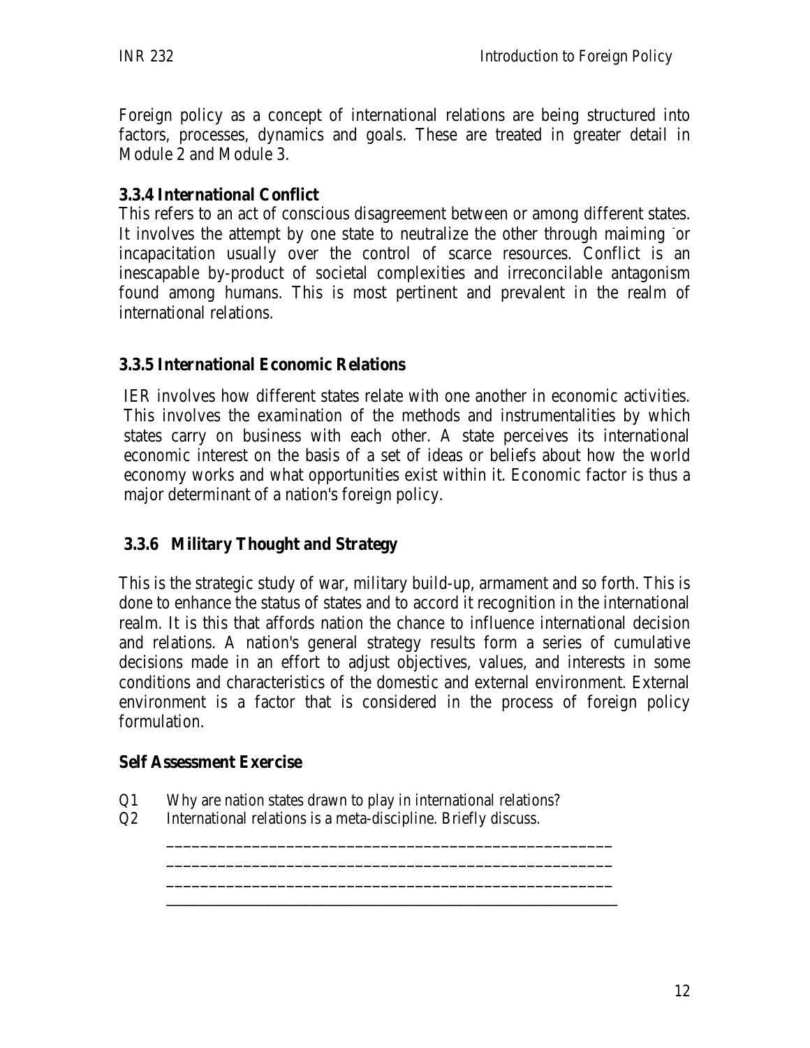Foreign policy as a concept of international relations are being structured into factors, processes, dynamics and goals. These are treated in greater detail in Module 2 and Module 3.

### 3.3.4 International Conflict

This refers to an act of conscious disagreement between or among different states. It involves the attempt by one state to neutralize the other through maiming or incapacitation usually over the control of scarce resources. Conflict is an inescapable by-product of societal complexities and irreconcilable antagonism found among humans. This is most pertinent and prevalent in the realm of international relations.

### 3.3.5 International Economic Relations

IER involves how different states relate with one another in economic activities. This involves the examination of the methods and instrumentalities by which states carry on business with each other. A state perceives its international economic interest on the basis of a set of ideas or beliefs about how the world economy works and what opportunities exist within it. Economic factor is thus a major determinant of a nation's foreign policy.

### 3.3.6 Military Thought and Strategy

This is the strategic study of war, military build-up, armament and so forth. This is done to enhance the status of states and to accord it recognition in the international realm. It is this that affords nation the chance to influence international decision and relations. A nation's general strategy results form a series of cumulative decisions made in an effort to adjust objectives, values, and interests in some conditions and characteristics of the domestic and external environment. External environment is a factor that is considered in the process of foreign policy formulation.

**Self Assessment Exercise**

Q1 Why are nation states drawn to play in international relations?

Q2 International relations is a meta-discipline. Briefly discuss.

_____________________________________________________

_____________________________________________________

_____________________________________________________

_____________________________________________________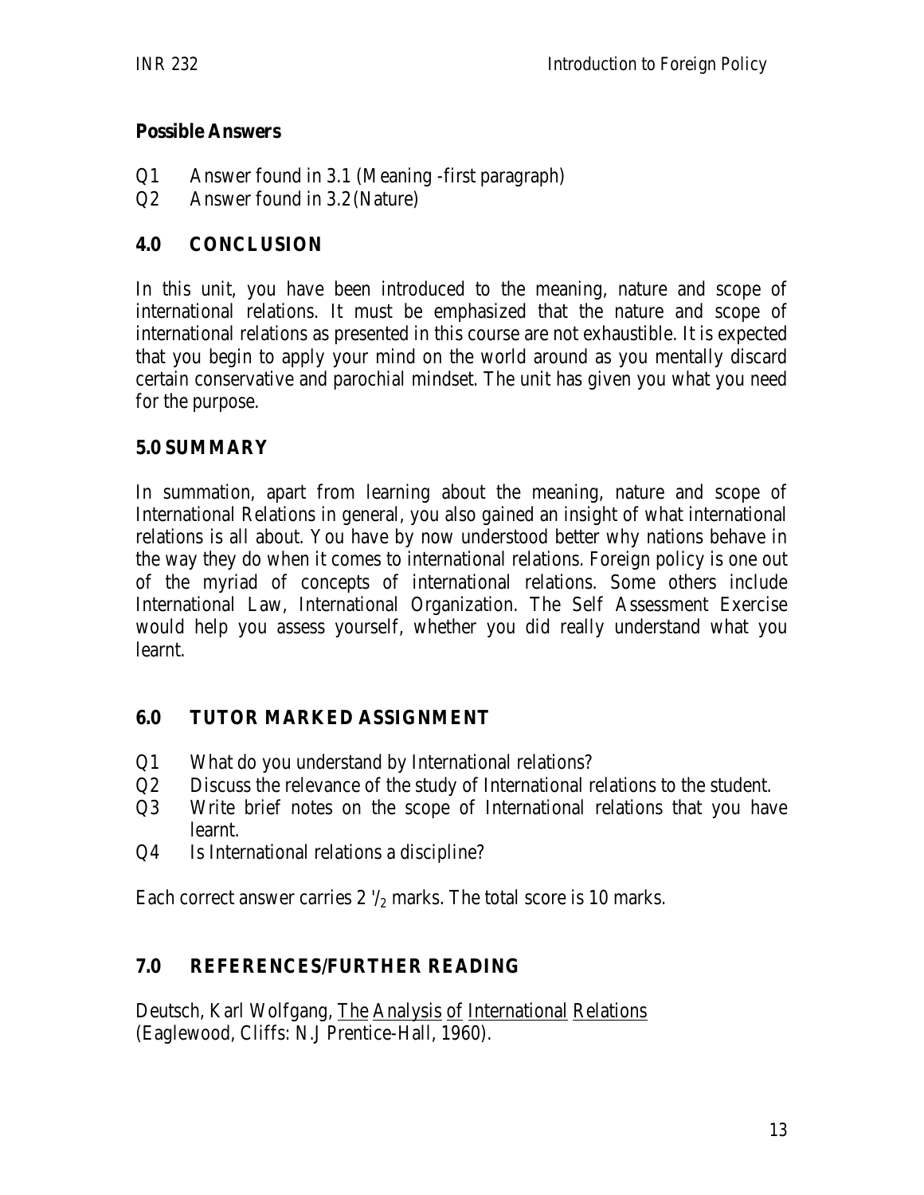**Possible Answers**

Q1 Answer found in 3.1 (Meaning -first paragraph)
Q2 Answer found in 3.2 (Nature)

## 4.0 CONCLUSION

In this unit, you have been introduced to the meaning, nature and scope of international relations. It must be emphasized that the nature and scope of international relations as presented in this course are not exhaustible. It is expected that you begin to apply your mind on the world around as you mentally discard certain conservative and parochial mindset. The unit has given you what you need for the purpose.

## 5.0 SUMMARY

In summation, apart from learning about the meaning, nature and scope of International Relations in general, you also gained an insight of what international relations is all about. You have by now understood better why nations behave in the way they do when it comes to international relations. Foreign policy is one out of the myriad of concepts of international relations. Some others include International Law, International Organization. The Self Assessment Exercise would help you assess yourself, whether you did really understand what you learnt.

## 6.0 TUTOR MARKED ASSIGNMENT

Q1 What do you understand by International relations?
Q2 Discuss the relevance of the study of International relations to the student.
Q3 Write brief notes on the scope of International relations that you have learnt.
Q4 Is International relations a discipline?

Each correct answer carries 2 $^1/_2$ marks. The total score is 10 marks.

## 7.0 REFERENCES/FURTHER READING

Deutsch, Karl Wolfgang, The Analysis of International Relations (Eaglewood, Cliffs: N.J Prentice-Hall, 1960).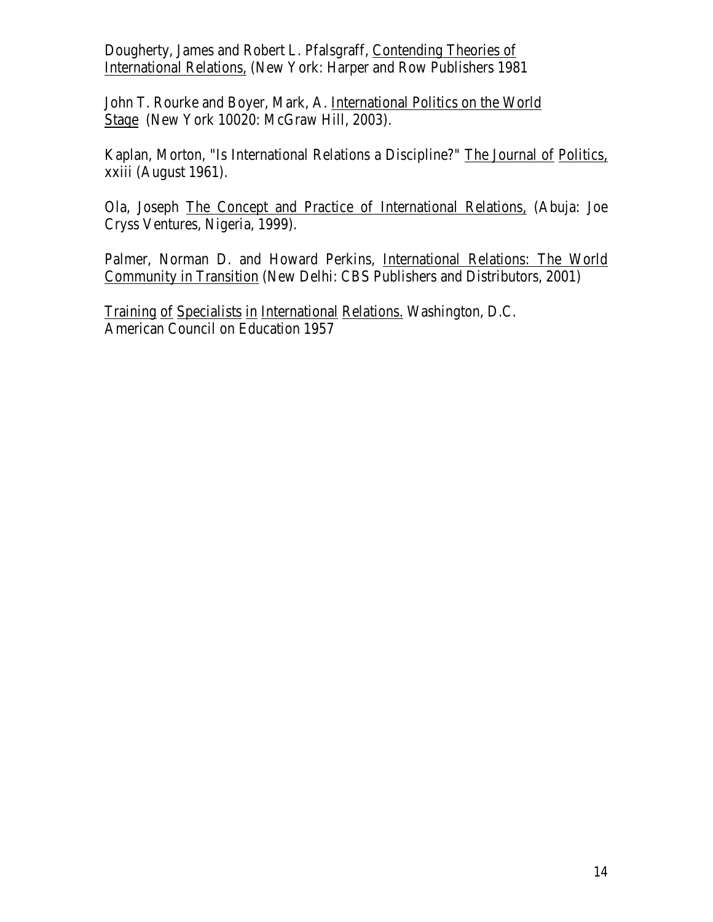Dougherty, James and Robert L. Pfalsgraff, Contending Theories of International Relations, (New York: Harper and Row Publishers 1981

John T. Rourke and Boyer, Mark, A. International Politics on the World Stage (New York 10020: McGraw Hill, 2003).

Kaplan, Morton, "Is International Relations a Discipline?" The Journal of Politics, xxiii (August 1961).

Ola, Joseph The Concept and Practice of International Relations, (Abuja: Joe Cryss Ventures, Nigeria, 1999).

Palmer, Norman D. and Howard Perkins, International Relations: The World Community in Transition (New Delhi: CBS Publishers and Distributors, 2001)

Training of Specialists in International Relations. Washington, D.C. American Council on Education 1957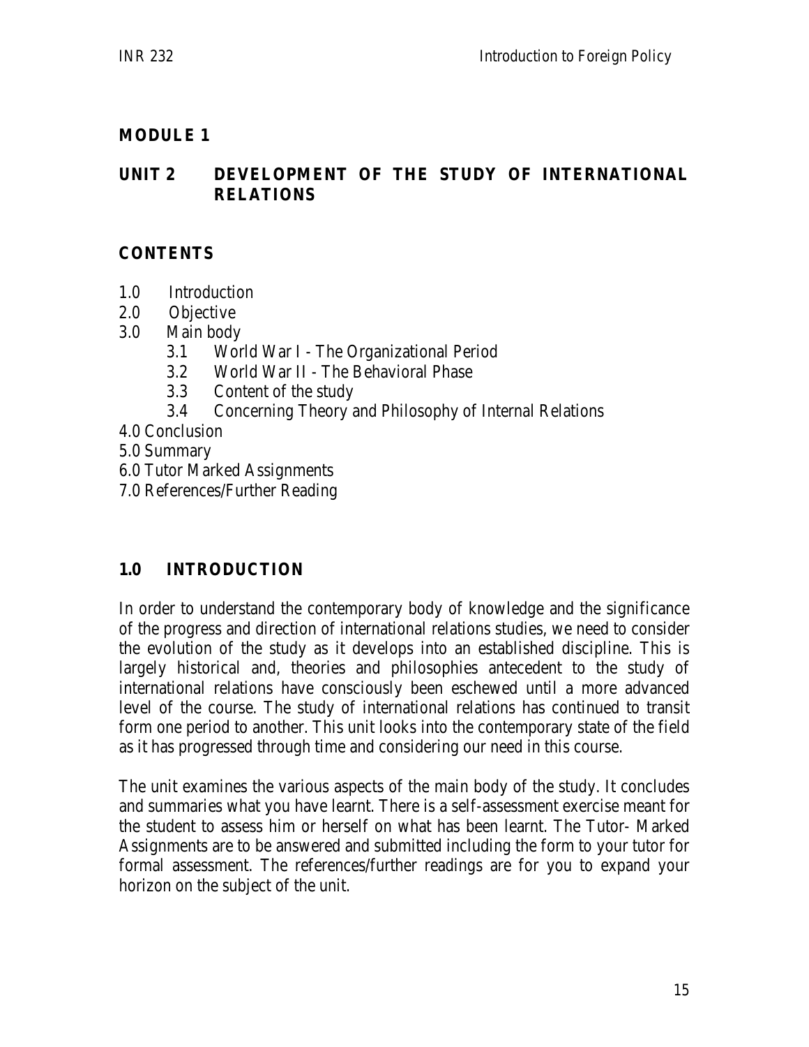## MODULE 1

## UNIT 2 DEVELOPMENT OF THE STUDY OF INTERNATIONAL RELATIONS

### CONTENTS

1.0 Introduction
2.0 Objective
3.0 Main body
    3.1 World War I - The Organizational Period
    3.2 World War II - The Behavioral Phase
    3.3 Content of the study
    3.4 Concerning Theory and Philosophy of Internal Relations
4.0 Conclusion
5.0 Summary
6.0 Tutor Marked Assignments
7.0 References/Further Reading

### 1.0 INTRODUCTION

In order to understand the contemporary body of knowledge and the significance of the progress and direction of international relations studies, we need to consider the evolution of the study as it develops into an established discipline. This is largely historical and, theories and philosophies antecedent to the study of international relations have consciously been eschewed until a more advanced level of the course. The study of international relations has continued to transit form one period to another. This unit looks into the contemporary state of the field as it has progressed through time and considering our need in this course.

The unit examines the various aspects of the main body of the study. It concludes and summaries what you have learnt. There is a self-assessment exercise meant for the student to assess him or herself on what has been learnt. The Tutor- Marked Assignments are to be answered and submitted including the form to your tutor for formal assessment. The references/further readings are for you to expand your horizon on the subject of the unit.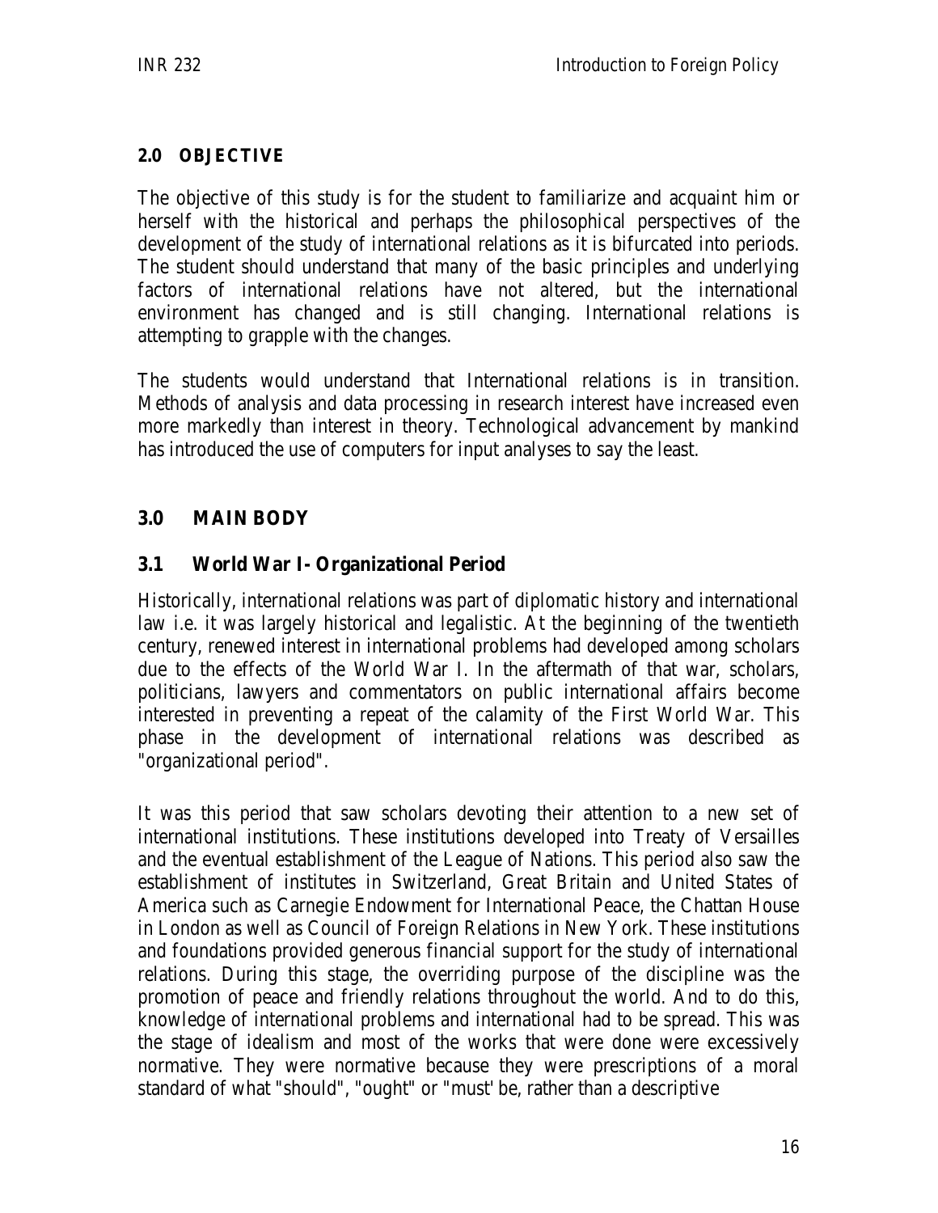## 2.0 OBJECTIVE

The objective of this study is for the student to familiarize and acquaint him or herself with the historical and perhaps the philosophical perspectives of the development of the study of international relations as it is bifurcated into periods. The student should understand that many of the basic principles and underlying factors of international relations have not altered, but the international environment has changed and is still changing. International relations is attempting to grapple with the changes.

The students would understand that International relations is in transition. Methods of analysis and data processing in research interest have increased even more markedly than interest in theory. Technological advancement by mankind has introduced the use of computers for input analyses to say the least.

## 3.0 MAIN BODY

### 3.1 World War I- Organizational Period

Historically, international relations was part of diplomatic history and international law i.e. it was largely historical and legalistic. At the beginning of the twentieth century, renewed interest in international problems had developed among scholars due to the effects of the World War I. In the aftermath of that war, scholars, politicians, lawyers and commentators on public international affairs become interested in preventing a repeat of the calamity of the First World War. This phase in the development of international relations was described as "organizational period".

It was this period that saw scholars devoting their attention to a new set of international institutions. These institutions developed into Treaty of Versailles and the eventual establishment of the League of Nations. This period also saw the establishment of institutes in Switzerland, Great Britain and United States of America such as Carnegie Endowment for International Peace, the Chattan House in London as well as Council of Foreign Relations in New York. These institutions and foundations provided generous financial support for the study of international relations. During this stage, the overriding purpose of the discipline was the promotion of peace and friendly relations throughout the world. And to do this, knowledge of international problems and international had to be spread. This was the stage of idealism and most of the works that were done were excessively normative. They were normative because they were prescriptions of a moral standard of what "should", "ought" or "must' be, rather than a descriptive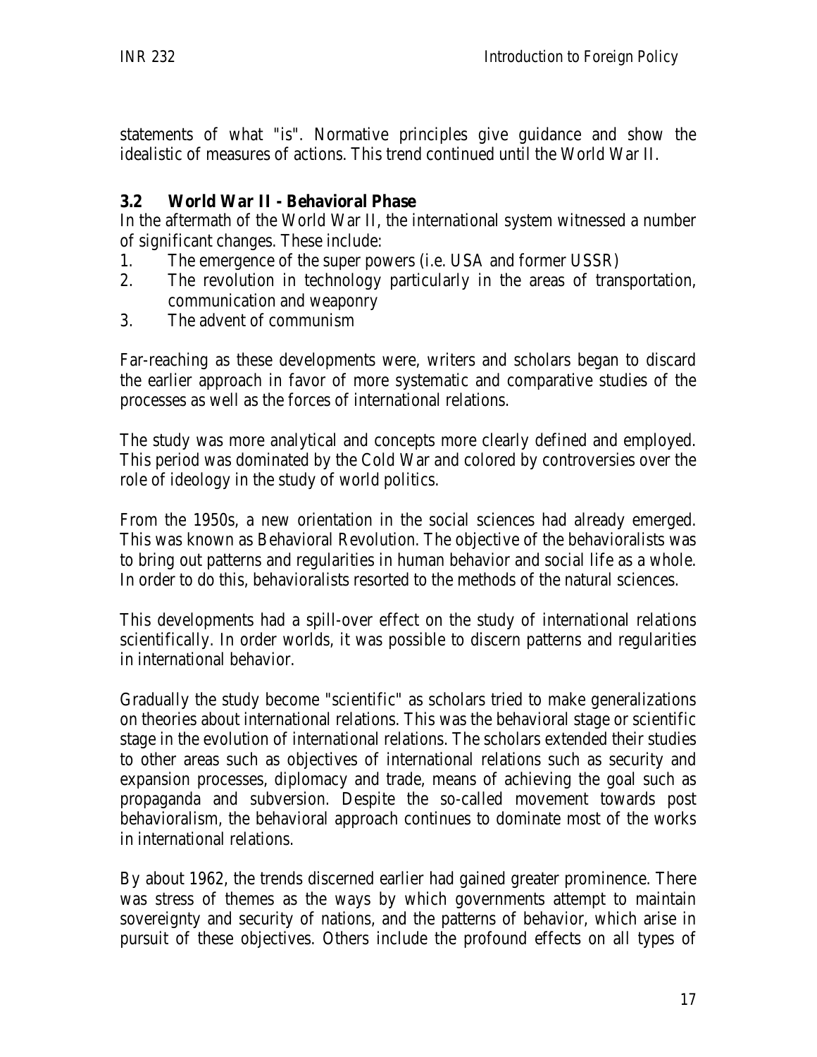statements of what "is". Normative principles give guidance and show the idealistic of measures of actions. This trend continued until the World War II.

### 3.2 World War II - Behavioral Phase

In the aftermath of the World War II, the international system witnessed a number of significant changes. These include:

1. The emergence of the super powers (i.e. USA and former USSR)
2. The revolution in technology particularly in the areas of transportation, communication and weaponry
3. The advent of communism

Far-reaching as these developments were, writers and scholars began to discard the earlier approach in favor of more systematic and comparative studies of the processes as well as the forces of international relations.

The study was more analytical and concepts more clearly defined and employed. This period was dominated by the Cold War and colored by controversies over the role of ideology in the study of world politics.

From the 1950s, a new orientation in the social sciences had already emerged. This was known as Behavioral Revolution. The objective of the behavioralists was to bring out patterns and regularities in human behavior and social life as a whole. In order to do this, behavioralists resorted to the methods of the natural sciences.

This developments had a spill-over effect on the study of international relations scientifically. In order worlds, it was possible to discern patterns and regularities in international behavior.

Gradually the study become "scientific" as scholars tried to make generalizations on theories about international relations. This was the behavioral stage or scientific stage in the evolution of international relations. The scholars extended their studies to other areas such as objectives of international relations such as security and expansion processes, diplomacy and trade, means of achieving the goal such as propaganda and subversion. Despite the so-called movement towards post behavioralism, the behavioral approach continues to dominate most of the works in international relations.

By about 1962, the trends discerned earlier had gained greater prominence. There was stress of themes as the ways by which governments attempt to maintain sovereignty and security of nations, and the patterns of behavior, which arise in pursuit of these objectives. Others include the profound effects on all types of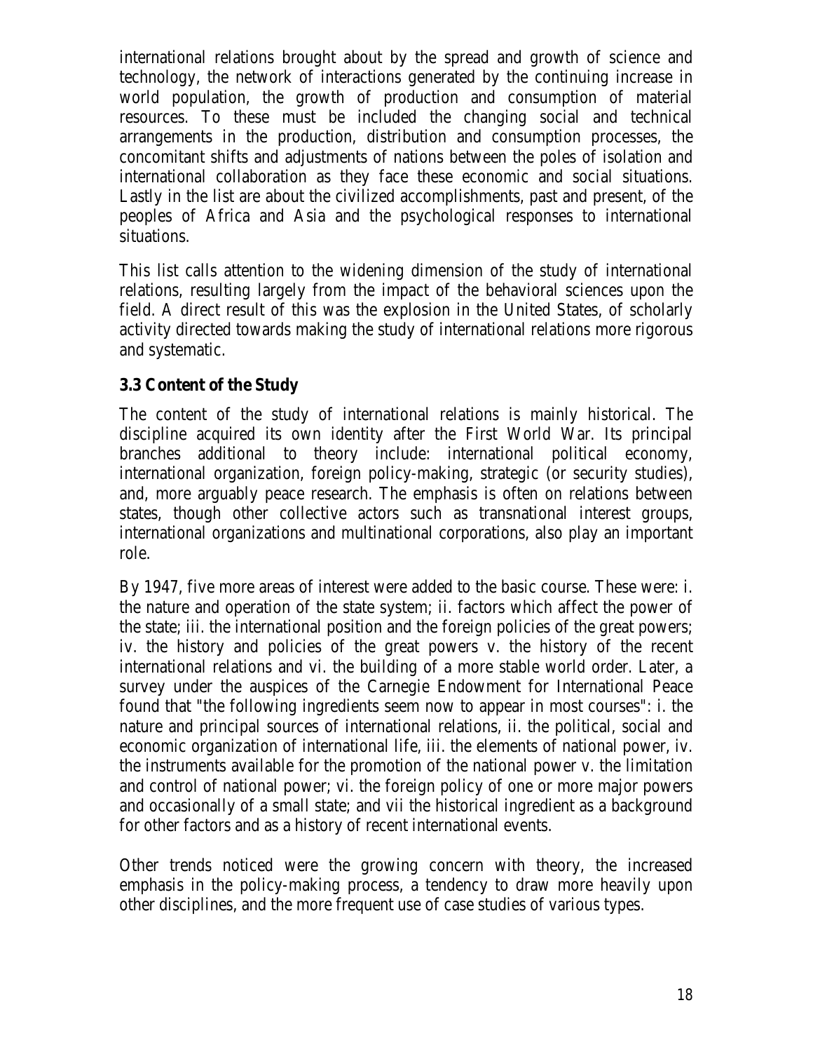international relations brought about by the spread and growth of science and technology, the network of interactions generated by the continuing increase in world population, the growth of production and consumption of material resources. To these must be included the changing social and technical arrangements in the production, distribution and consumption processes, the concomitant shifts and adjustments of nations between the poles of isolation and international collaboration as they face these economic and social situations. Lastly in the list are about the civilized accomplishments, past and present, of the peoples of Africa and Asia and the psychological responses to international situations.

This list calls attention to the widening dimension of the study of international relations, resulting largely from the impact of the behavioral sciences upon the field. A direct result of this was the explosion in the United States, of scholarly activity directed towards making the study of international relations more rigorous and systematic.

### 3.3 Content of the Study

The content of the study of international relations is mainly historical. The discipline acquired its own identity after the First World War. Its principal branches additional to theory include: international political economy, international organization, foreign policy-making, strategic (or security studies), and, more arguably peace research. The emphasis is often on relations between states, though other collective actors such as transnational interest groups, international organizations and multinational corporations, also play an important role.

By 1947, five more areas of interest were added to the basic course. These were: i. the nature and operation of the state system; ii. factors which affect the power of the state; iii. the international position and the foreign policies of the great powers; iv. the history and policies of the great powers v. the history of the recent international relations and vi. the building of a more stable world order. Later, a survey under the auspices of the Carnegie Endowment for International Peace found that "the following ingredients seem now to appear in most courses": i. the nature and principal sources of international relations, ii. the political, social and economic organization of international life, iii. the elements of national power, iv. the instruments available for the promotion of the national power v. the limitation and control of national power; vi. the foreign policy of one or more major powers and occasionally of a small state; and vii the historical ingredient as a background for other factors and as a history of recent international events.

Other trends noticed were the growing concern with theory, the increased emphasis in the policy-making process, a tendency to draw more heavily upon other disciplines, and the more frequent use of case studies of various types.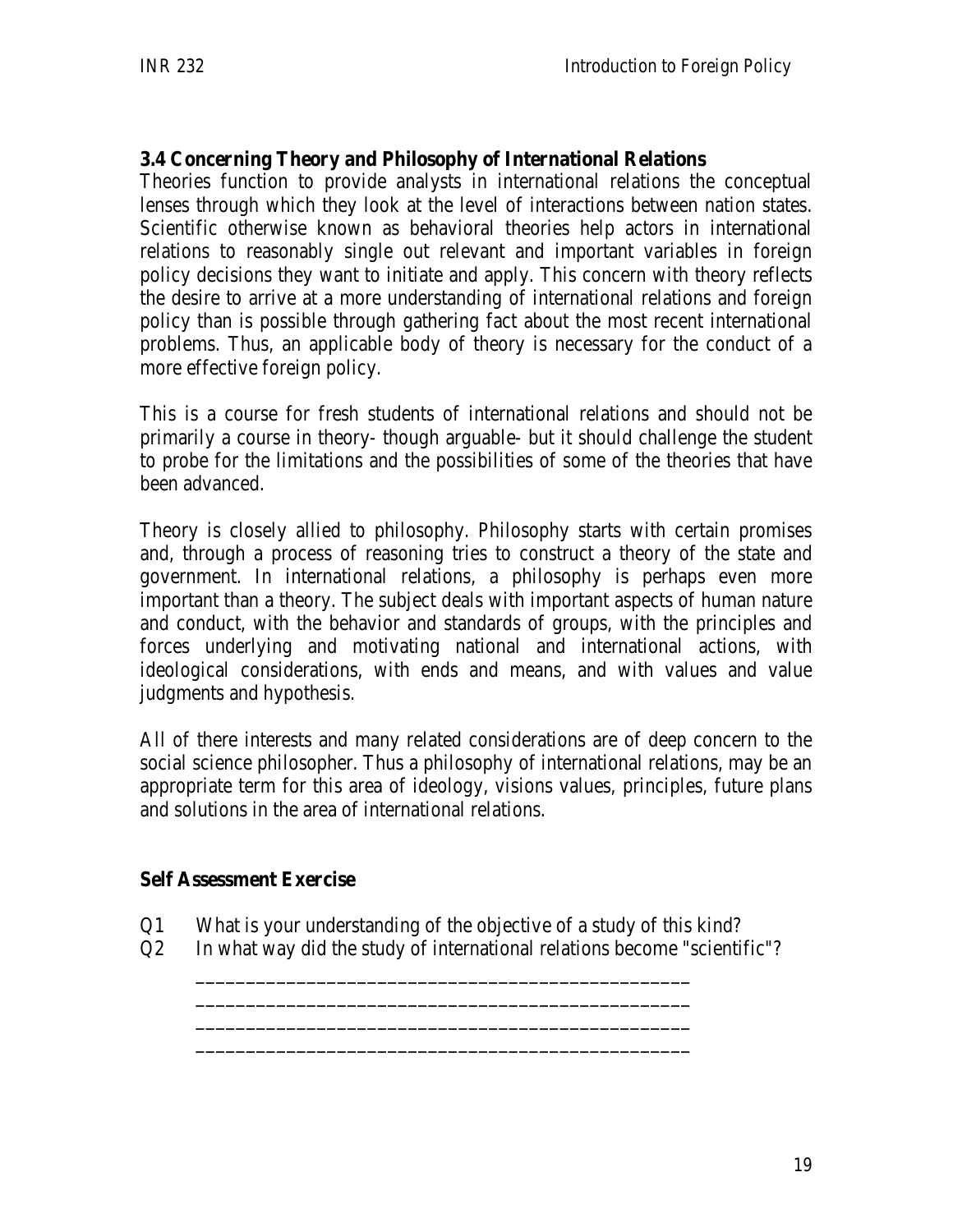**3.4 Concerning Theory and Philosophy of International Relations**

Theories function to provide analysts in international relations the conceptual lenses through which they look at the level of interactions between nation states. Scientific otherwise known as behavioral theories help actors in international relations to reasonably single out relevant and important variables in foreign policy decisions they want to initiate and apply. This concern with theory reflects the desire to arrive at a more understanding of international relations and foreign policy than is possible through gathering fact about the most recent international problems. Thus, an applicable body of theory is necessary for the conduct of a more effective foreign policy.

This is a course for fresh students of international relations and should not be primarily a course in theory- though arguable- but it should challenge the student to probe for the limitations and the possibilities of some of the theories that have been advanced.

Theory is closely allied to philosophy. Philosophy starts with certain promises and, through a process of reasoning tries to construct a theory of the state and government. In international relations, a philosophy is perhaps even more important than a theory. The subject deals with important aspects of human nature and conduct, with the behavior and standards of groups, with the principles and forces underlying and motivating national and international actions, with ideological considerations, with ends and means, and with values and value judgments and hypothesis.

All of there interests and many related considerations are of deep concern to the social science philosopher. Thus a philosophy of international relations, may be an appropriate term for this area of ideology, visions values, principles, future plans and solutions in the area of international relations.

**Self Assessment Exercise**

Q1 What is your understanding of the objective of a study of this kind?

Q2 In what way did the study of international relations become "scientific"?

_______________________________________________

_______________________________________________

_______________________________________________

_______________________________________________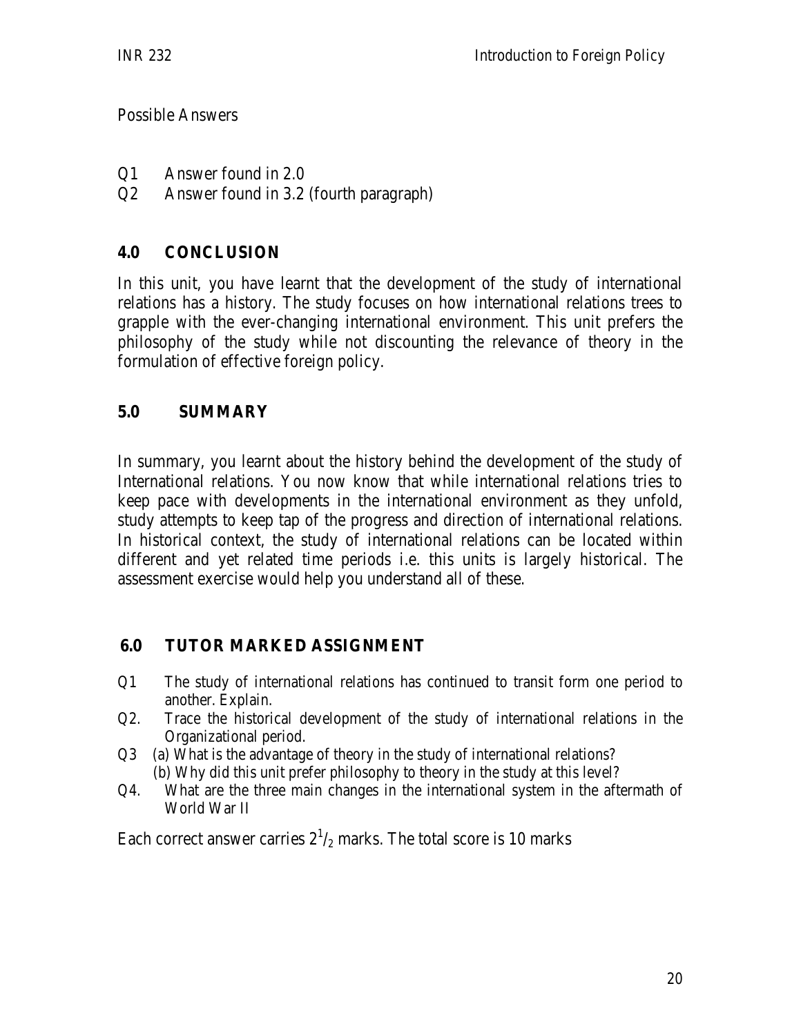Possible Answers

- Q1 Answer found in 2.0
- Q2 Answer found in 3.2 (fourth paragraph)

## 4.0 CONCLUSION

In this unit, you have learnt that the development of the study of international relations has a history. The study focuses on how international relations trees to grapple with the ever-changing international environment. This unit prefers the philosophy of the study while not discounting the relevance of theory in the formulation of effective foreign policy.

## 5.0 SUMMARY

In summary, you learnt about the history behind the development of the study of International relations. You now know that while international relations tries to keep pace with developments in the international environment as they unfold, study attempts to keep tap of the progress and direction of international relations. In historical context, the study of international relations can be located within different and yet related time periods i.e. this units is largely historical. The assessment exercise would help you understand all of these.

## 6.0 TUTOR MARKED ASSIGNMENT

- Q1 The study of international relations has continued to transit form one period to another. Explain.
- Q2. Trace the historical development of the study of international relations in the Organizational period.
- Q3 (a) What is the advantage of theory in the study of international relations?
  (b) Why did this unit prefer philosophy to theory in the study at this level?
- Q4. What are the three main changes in the international system in the aftermath of World War II

Each correct answer carries $2^1/_2$ marks. The total score is 10 marks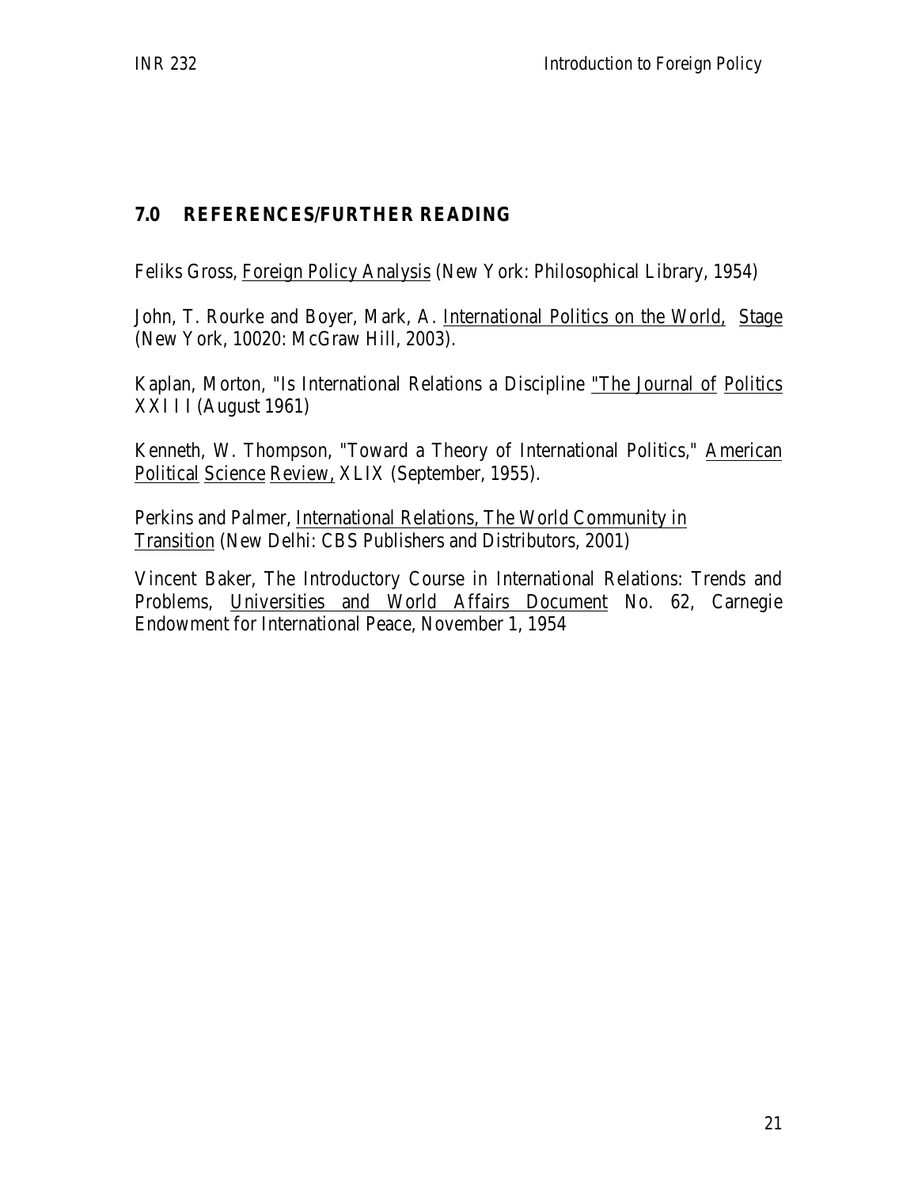## 7.0 REFERENCES/FURTHER READING

Feliks Gross, Foreign Policy Analysis (New York: Philosophical Library, 1954)

John, T. Rourke and Boyer, Mark, A. International Politics on the World, Stage (New York, 10020: McGraw Hill, 2003).

Kaplan, Morton, "Is International Relations a Discipline "The Journal of Politics XXIII (August 1961)

Kenneth, W. Thompson, "Toward a Theory of International Politics," American Political Science Review, XLIX (September, 1955).

Perkins and Palmer, International Relations, The World Community in Transition (New Delhi: CBS Publishers and Distributors, 2001)

Vincent Baker, The Introductory Course in International Relations: Trends and Problems, Universities and World Affairs Document No. 62, Carnegie Endowment for International Peace, November 1, 1954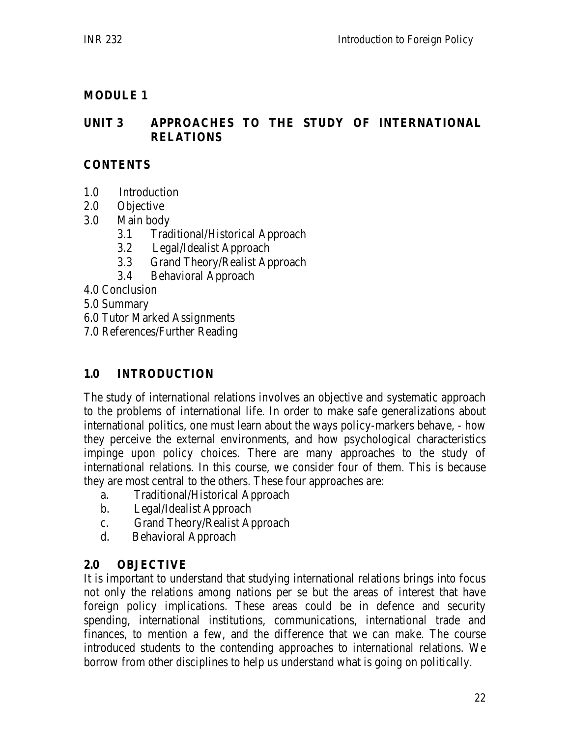## MODULE 1

## UNIT 3 APPROACHES TO THE STUDY OF INTERNATIONAL RELATIONS

### CONTENTS

1.0 Introduction
2.0 Objective
3.0 Main body
 3.1 Traditional/Historical Approach
 3.2 Legal/Idealist Approach
 3.3 Grand Theory/Realist Approach
 3.4 Behavioral Approach
4.0 Conclusion
5.0 Summary
6.0 Tutor Marked Assignments
7.0 References/Further Reading

### 1.0 INTRODUCTION

The study of international relations involves an objective and systematic approach to the problems of international life. In order to make safe generalizations about international politics, one must learn about the ways policy-markers behave, - how they perceive the external environments, and how psychological characteristics impinge upon policy choices. There are many approaches to the study of international relations. In this course, we consider four of them. This is because they are most central to the others. These four approaches are:

a. Traditional/Historical Approach
b. Legal/Idealist Approach
c. Grand Theory/Realist Approach
d. Behavioral Approach

### 2.0 OBJECTIVE

It is important to understand that studying international relations brings into focus not only the relations among nations per se but the areas of interest that have foreign policy implications. These areas could be in defence and security spending, international institutions, communications, international trade and finances, to mention a few, and the difference that we can make. The course introduced students to the contending approaches to international relations. We borrow from other disciplines to help us understand what is going on politically.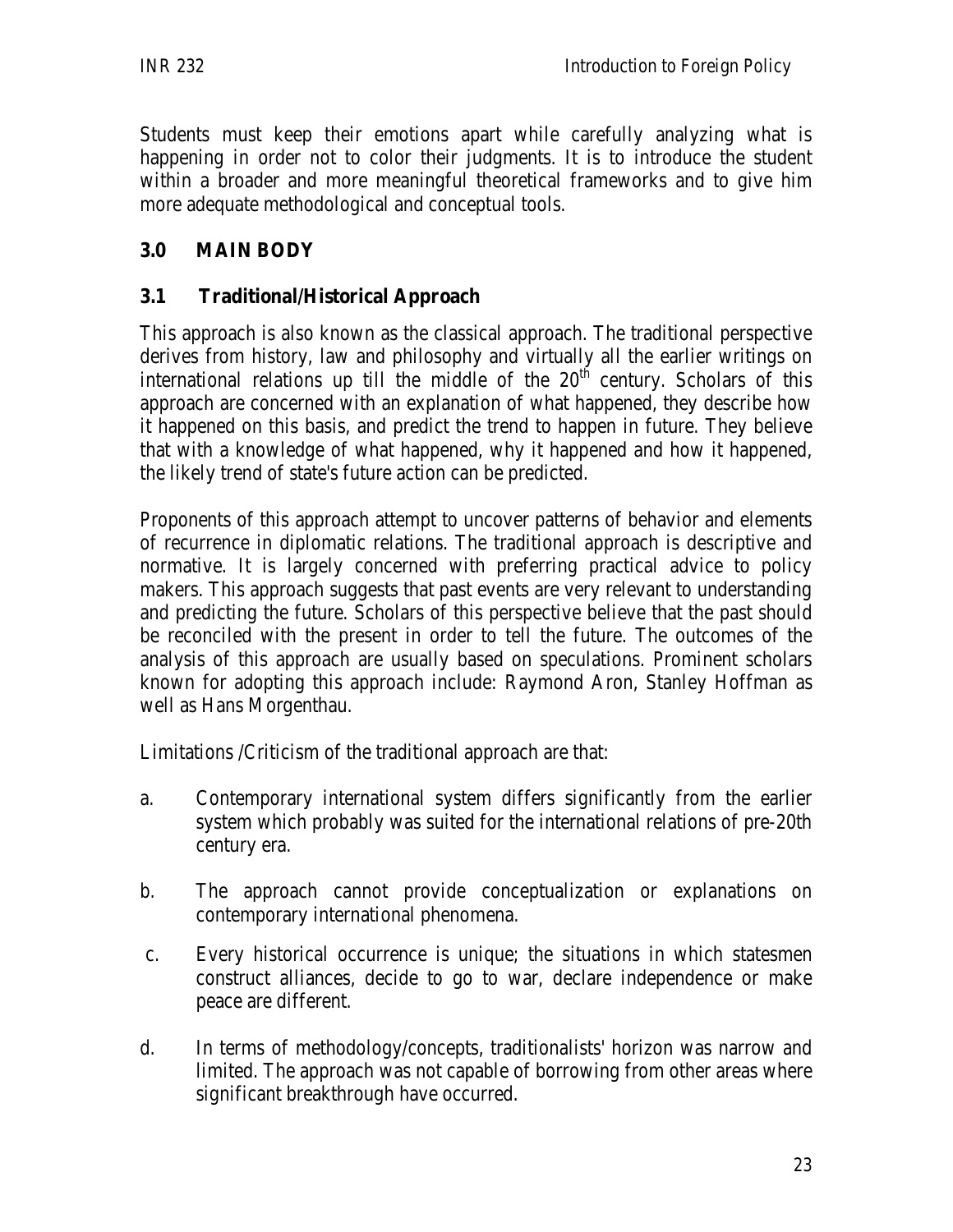Students must keep their emotions apart while carefully analyzing what is happening in order not to color their judgments. It is to introduce the student within a broader and more meaningful theoretical frameworks and to give him more adequate methodological and conceptual tools.

## 3.0 MAIN BODY

### 3.1 Traditional/Historical Approach

This approach is also known as the classical approach. The traditional perspective derives from history, law and philosophy and virtually all the earlier writings on international relations up till the middle of the 20th century. Scholars of this approach are concerned with an explanation of what happened, they describe how it happened on this basis, and predict the trend to happen in future. They believe that with a knowledge of what happened, why it happened and how it happened, the likely trend of state's future action can be predicted.

Proponents of this approach attempt to uncover patterns of behavior and elements of recurrence in diplomatic relations. The traditional approach is descriptive and normative. It is largely concerned with preferring practical advice to policy makers. This approach suggests that past events are very relevant to understanding and predicting the future. Scholars of this perspective believe that the past should be reconciled with the present in order to tell the future. The outcomes of the analysis of this approach are usually based on speculations. Prominent scholars known for adopting this approach include: Raymond Aron, Stanley Hoffman as well as Hans Morgenthau.

Limitations /Criticism of the traditional approach are that:

a. Contemporary international system differs significantly from the earlier system which probably was suited for the international relations of pre-20th century era.

b. The approach cannot provide conceptualization or explanations on contemporary international phenomena.

c. Every historical occurrence is unique; the situations in which statesmen construct alliances, decide to go to war, declare independence or make peace are different.

d. In terms of methodology/concepts, traditionalists' horizon was narrow and limited. The approach was not capable of borrowing from other areas where significant breakthrough have occurred.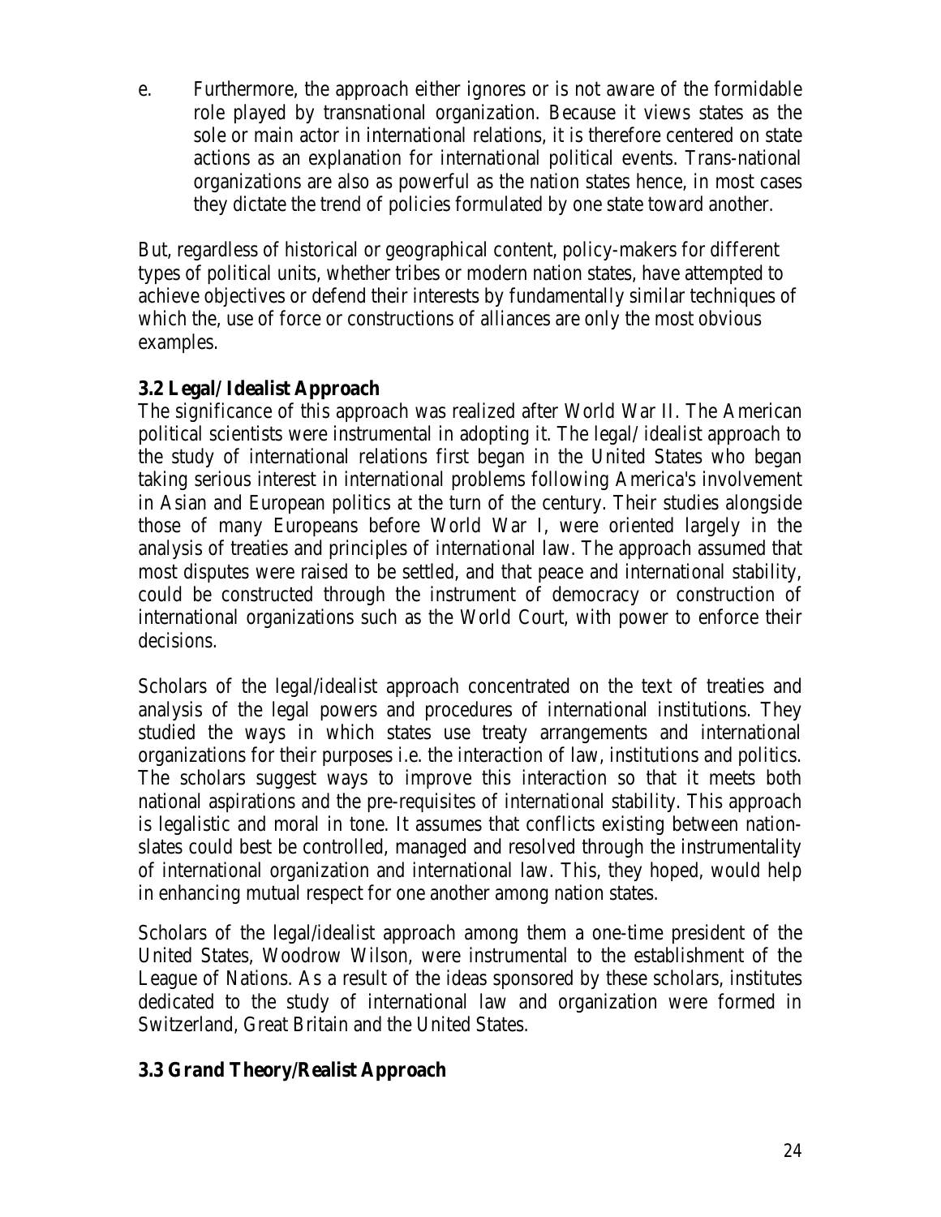e. Furthermore, the approach either ignores or is not aware of the formidable role played by transnational organization. Because it views states as the sole or main actor in international relations, it is therefore centered on state actions as an explanation for international political events. Trans-national organizations are also as powerful as the nation states hence, in most cases they dictate the trend of policies formulated by one state toward another.

But, regardless of historical or geographical content, policy-makers for different types of political units, whether tribes or modern nation states, have attempted to achieve objectives or defend their interests by fundamentally similar techniques of which the, use of force or constructions of alliances are only the most obvious examples.

### 3.2 Legal/ Idealist Approach

The significance of this approach was realized after World War II. The American political scientists were instrumental in adopting it. The legal/ idealist approach to the study of international relations first began in the United States who began taking serious interest in international problems following America's involvement in Asian and European politics at the turn of the century. Their studies alongside those of many Europeans before World War I, were oriented largely in the analysis of treaties and principles of international law. The approach assumed that most disputes were raised to be settled, and that peace and international stability, could be constructed through the instrument of democracy or construction of international organizations such as the World Court, with power to enforce their decisions.

Scholars of the legal/idealist approach concentrated on the text of treaties and analysis of the legal powers and procedures of international institutions. They studied the ways in which states use treaty arrangements and international organizations for their purposes i.e. the interaction of law, institutions and politics. The scholars suggest ways to improve this interaction so that it meets both national aspirations and the pre-requisites of international stability. This approach is legalistic and moral in tone. It assumes that conflicts existing between nation-slates could best be controlled, managed and resolved through the instrumentality of international organization and international law. This, they hoped, would help in enhancing mutual respect for one another among nation states.

Scholars of the legal/idealist approach among them a one-time president of the United States, Woodrow Wilson, were instrumental to the establishment of the League of Nations. As a result of the ideas sponsored by these scholars, institutes dedicated to the study of international law and organization were formed in Switzerland, Great Britain and the United States.

### 3.3 Grand Theory/Realist Approach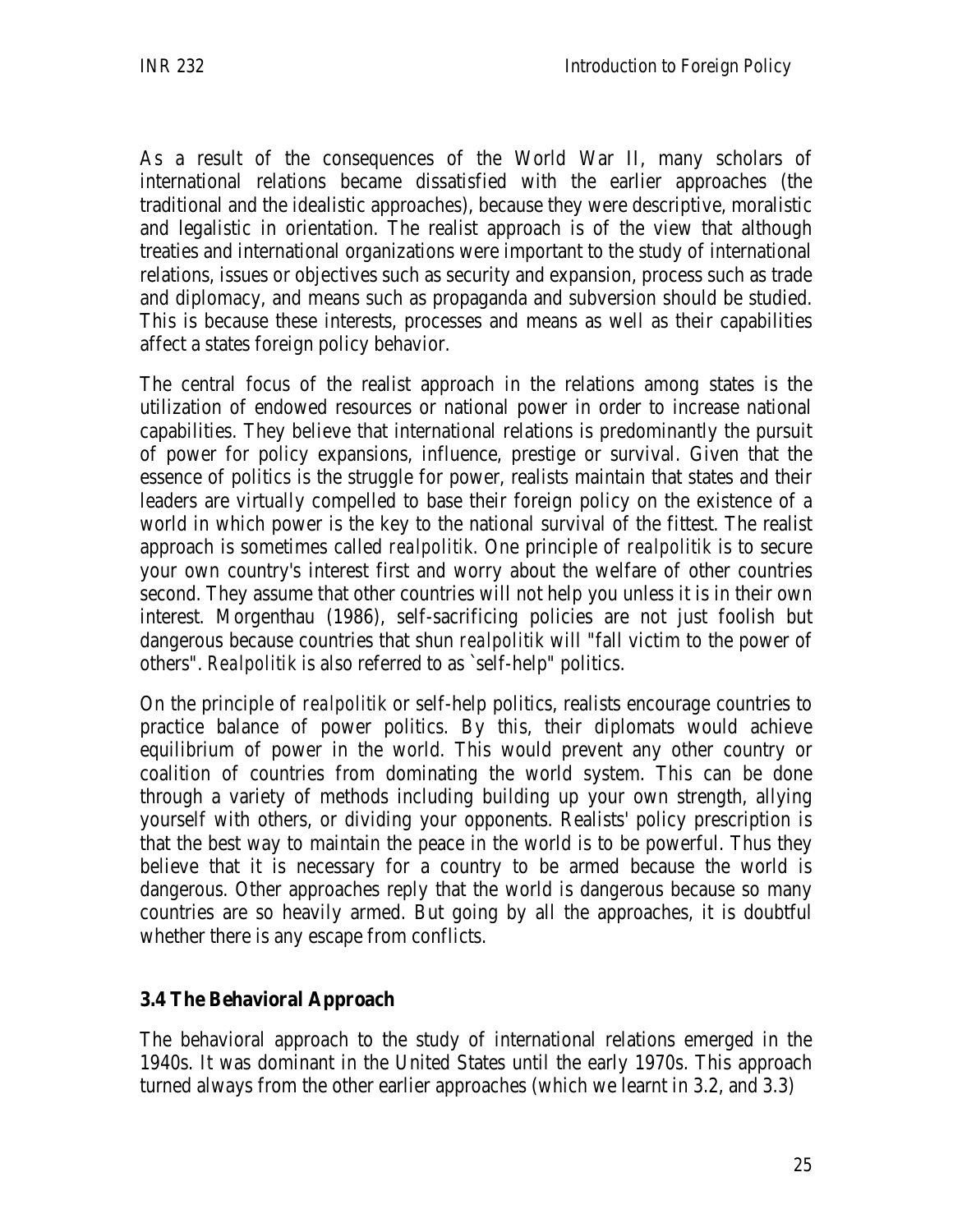As a result of the consequences of the World War II, many scholars of international relations became dissatisfied with the earlier approaches (the traditional and the idealistic approaches), because they were descriptive, moralistic and legalistic in orientation. The realist approach is of the view that although treaties and international organizations were important to the study of international relations, issues or objectives such as security and expansion, process such as trade and diplomacy, and means such as propaganda and subversion should be studied. This is because these interests, processes and means as well as their capabilities affect a states foreign policy behavior.

The central focus of the realist approach in the relations among states is the utilization of endowed resources or national power in order to increase national capabilities. They believe that international relations is predominantly the pursuit of power for policy expansions, influence, prestige or survival. Given that the essence of politics is the struggle for power, realists maintain that states and their leaders are virtually compelled to base their foreign policy on the existence of a world in which power is the key to the national survival of the fittest. The realist approach is sometimes called *realpolitik*. One principle of *realpolitik* is to secure your own country's interest first and worry about the welfare of other countries second. They assume that other countries will not help you unless it is in their own interest. Morgenthau (1986), self-sacrificing policies are not just foolish but dangerous because countries that shun *realpolitik* will "fall victim to the power of others". *Realpolitik* is also referred to as `self-help" politics.

On the principle of *realpolitik* or self-help politics, realists encourage countries to practice balance of power politics. By this, their diplomats would achieve equilibrium of power in the world. This would prevent any other country or coalition of countries from dominating the world system. This can be done through a variety of methods including building up your own strength, allying yourself with others, or dividing your opponents. Realists' policy prescription is that the best way to maintain the peace in the world is to be powerful. Thus they believe that it is necessary for a country to be armed because the world is dangerous. Other approaches reply that the world is dangerous because so many countries are so heavily armed. But going by all the approaches, it is doubtful whether there is any escape from conflicts.

### 3.4 The Behavioral Approach

The behavioral approach to the study of international relations emerged in the 1940s. It was dominant in the United States until the early 1970s. This approach turned always from the other earlier approaches (which we learnt in 3.2, and 3.3)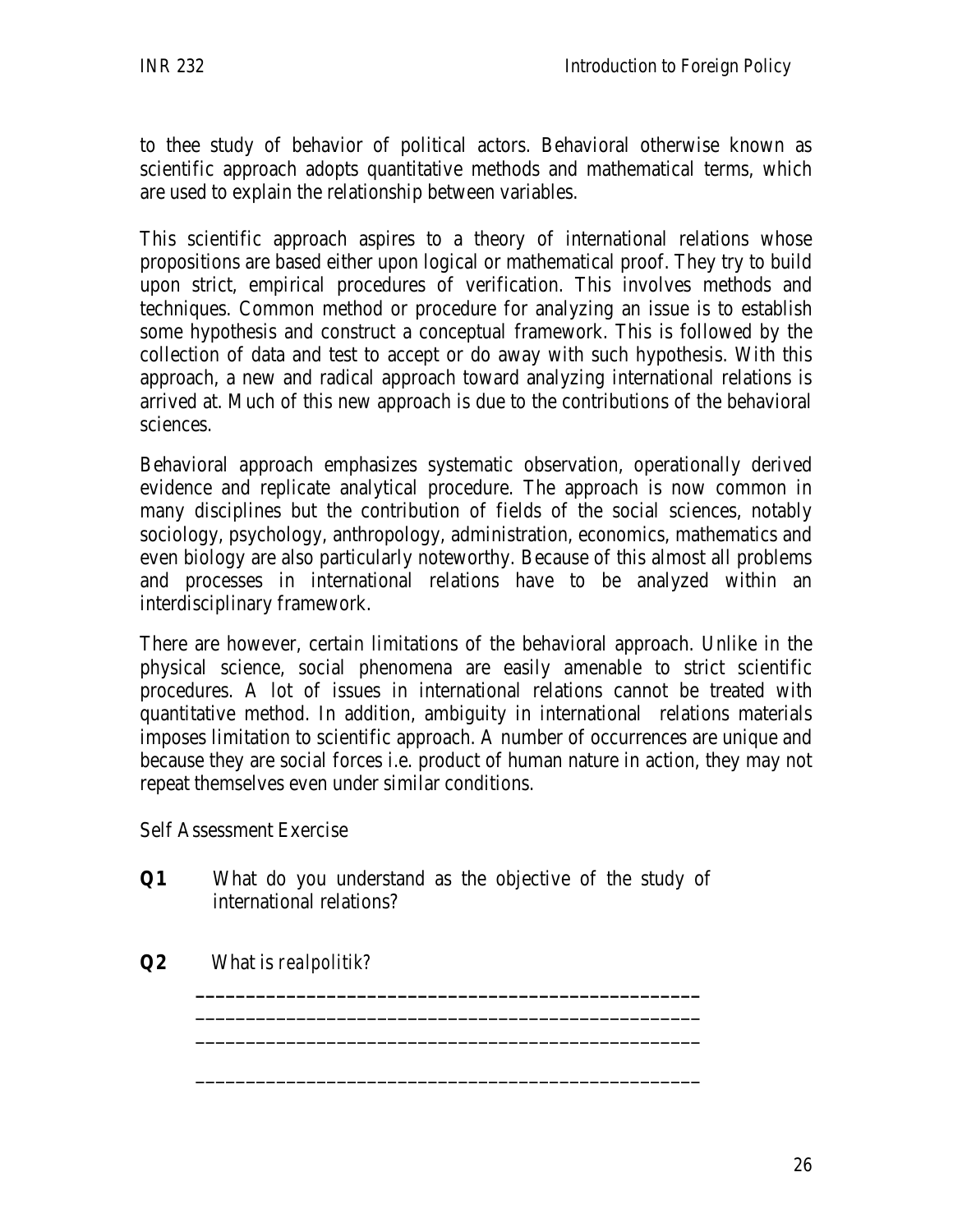to thee study of behavior of political actors. Behavioral otherwise known as scientific approach adopts quantitative methods and mathematical terms, which are used to explain the relationship between variables.

This scientific approach aspires to a theory of international relations whose propositions are based either upon logical or mathematical proof. They try to build upon strict, empirical procedures of verification. This involves methods and techniques. Common method or procedure for analyzing an issue is to establish some hypothesis and construct a conceptual framework. This is followed by the collection of data and test to accept or do away with such hypothesis. With this approach, a new and radical approach toward analyzing international relations is arrived at. Much of this new approach is due to the contributions of the behavioral sciences.

Behavioral approach emphasizes systematic observation, operationally derived evidence and replicate analytical procedure. The approach is now common in many disciplines but the contribution of fields of the social sciences, notably sociology, psychology, anthropology, administration, economics, mathematics and even biology are also particularly noteworthy. Because of this almost all problems and processes in international relations have to be analyzed within an interdisciplinary framework.

There are however, certain limitations of the behavioral approach. Unlike in the physical science, social phenomena are easily amenable to strict scientific procedures. A lot of issues in international relations cannot be treated with quantitative method. In addition, ambiguity in international relations materials imposes limitation to scientific approach. A number of occurrences are unique and because they are social forces i.e. product of human nature in action, they may not repeat themselves even under similar conditions.

Self Assessment Exercise

**Q1** What do you understand as the objective of the study of international relations?

**Q2** What is *realpolitik*?

_______________________________________________

_______________________________________________

_______________________________________________

_______________________________________________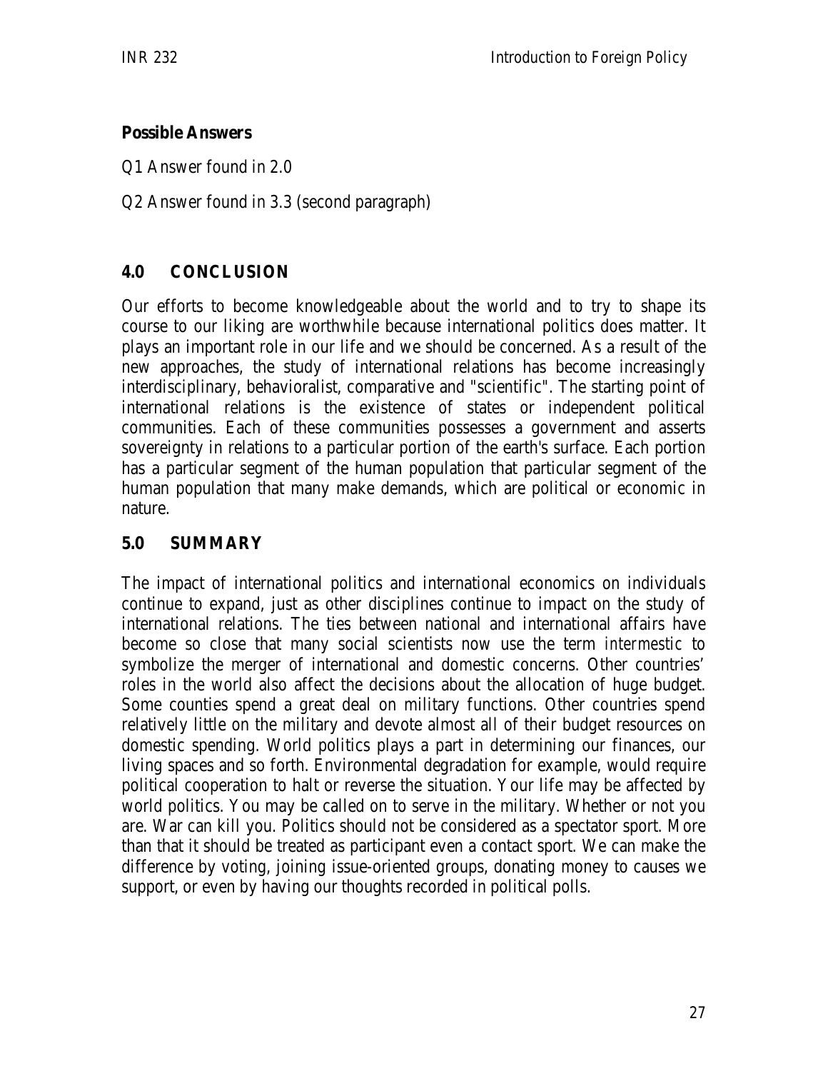**Possible Answers**

Q1 Answer found in 2.0

Q2 Answer found in 3.3 (second paragraph)

## 4.0 CONCLUSION

Our efforts to become knowledgeable about the world and to try to shape its course to our liking are worthwhile because international politics does matter. It plays an important role in our life and we should be concerned. As a result of the new approaches, the study of international relations has become increasingly interdisciplinary, behavioralist, comparative and "scientific". The starting point of international relations is the existence of states or independent political communities. Each of these communities possesses a government and asserts sovereignty in relations to a particular portion of the earth's surface. Each portion has a particular segment of the human population that particular segment of the human population that many make demands, which are political or economic in nature.

## 5.0 SUMMARY

The impact of international politics and international economics on individuals continue to expand, just as other disciplines continue to impact on the study of international relations. The ties between national and international affairs have become so close that many social scientists now use the term *intermestic* to symbolize the merger of international and domestic concerns. Other countries' roles in the world also affect the decisions about the allocation of huge budget. Some counties spend a great deal on military functions. Other countries spend relatively little on the military and devote almost all of their budget resources on domestic spending. World politics plays a part in determining our finances, our living spaces and so forth. Environmental degradation for example, would require political cooperation to halt or reverse the situation. Your life may be affected by world politics. You may be called on to serve in the military. Whether or not you are. War can kill you. Politics should not be considered as a spectator sport. More than that it should be treated as participant even a contact sport. We can make the difference by voting, joining issue-oriented groups, donating money to causes we support, or even by having our thoughts recorded in political polls.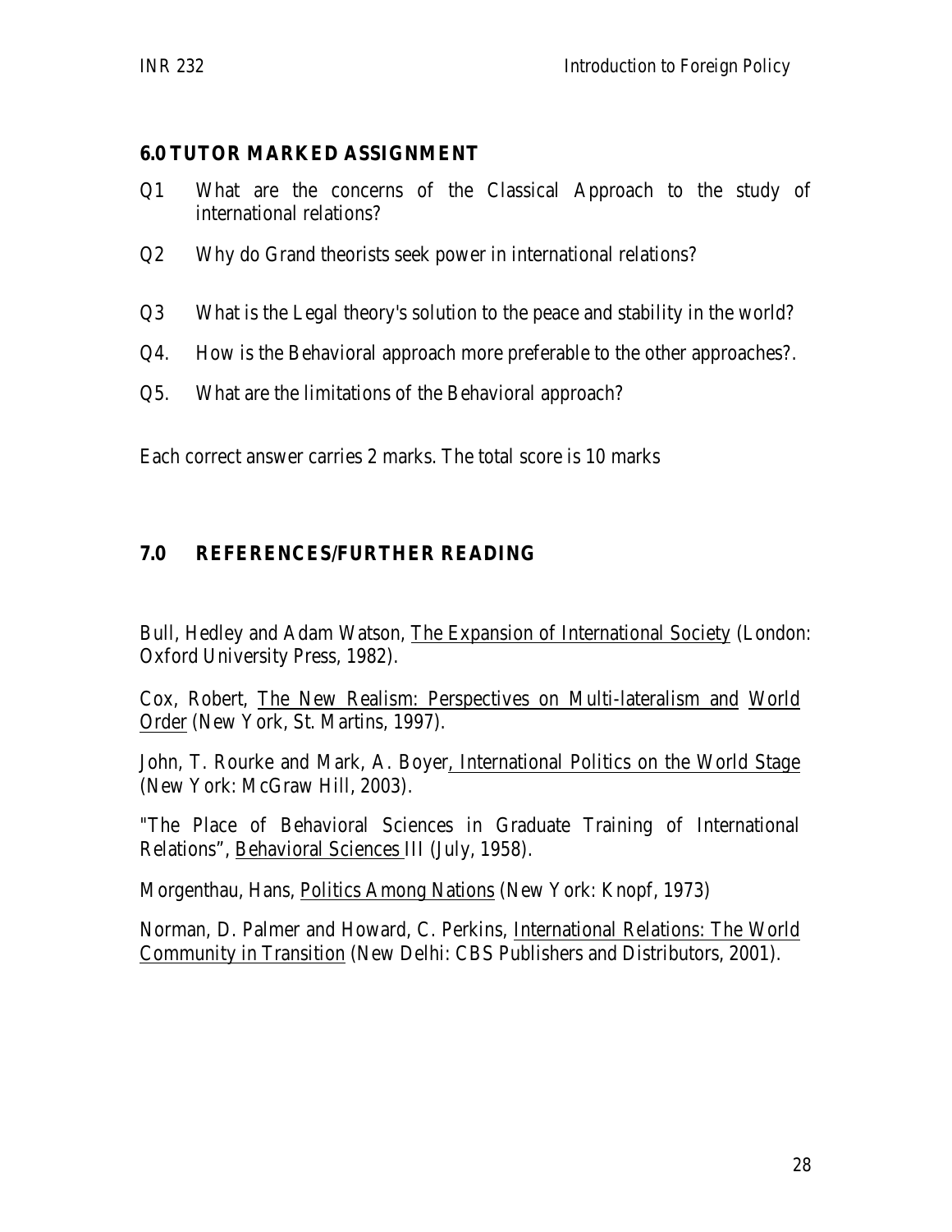## 6.0 TUTOR MARKED ASSIGNMENT

Q1 What are the concerns of the Classical Approach to the study of international relations?

Q2 Why do Grand theorists seek power in international relations?

Q3 What is the Legal theory's solution to the peace and stability in the world?

Q4. How is the Behavioral approach more preferable to the other approaches?.

Q5. What are the limitations of the Behavioral approach?

Each correct answer carries 2 marks. The total score is 10 marks

## 7.0 REFERENCES/FURTHER READING

Bull, Hedley and Adam Watson, The Expansion of International Society (London: Oxford University Press, 1982).

Cox, Robert, The New Realism: Perspectives on Multi-lateralism and World Order (New York, St. Martins, 1997).

John, T. Rourke and Mark, A. Boyer, International Politics on the World Stage (New York: McGraw Hill, 2003).

"The Place of Behavioral Sciences in Graduate Training of International Relations", Behavioral Sciences III (July, 1958).

Morgenthau, Hans, Politics Among Nations (New York: Knopf, 1973)

Norman, D. Palmer and Howard, C. Perkins, International Relations: The World Community in Transition (New Delhi: CBS Publishers and Distributors, 2001).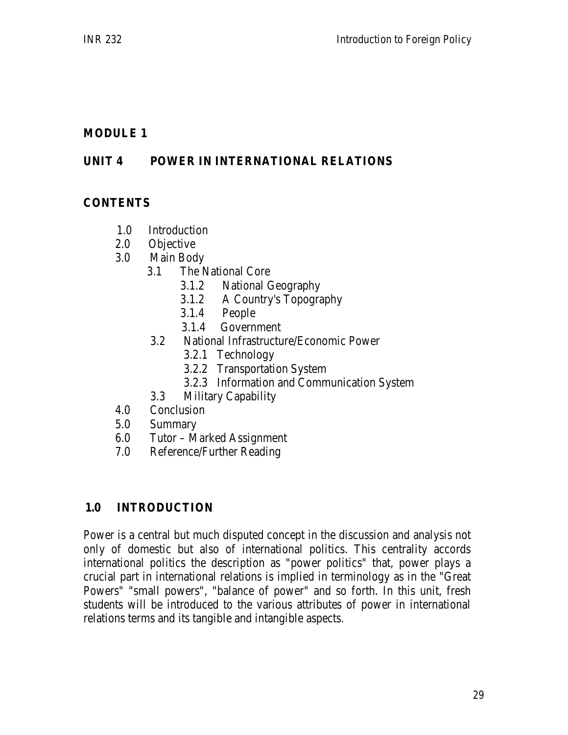## MODULE 1

## UNIT 4 POWER IN INTERNATIONAL RELATIONS

### CONTENTS

- 1.0 Introduction
- 2.0 Objective
- 3.0 Main Body
    - 3.1 The National Core
        - 3.1.2 National Geography
        - 3.1.2 A Country's Topography
        - 3.1.4 People
        - 3.1.4 Government
    - 3.2 National Infrastructure/Economic Power
        - 3.2.1 Technology
        - 3.2.2 Transportation System
        - 3.2.3 Information and Communication System
    - 3.3 Military Capability
- 4.0 Conclusion
- 5.0 Summary
- 6.0 Tutor – Marked Assignment
- 7.0 Reference/Further Reading

### 1.0 INTRODUCTION

Power is a central but much disputed concept in the discussion and analysis not only of domestic but also of international politics. This centrality accords international politics the description as "power politics" that, power plays a crucial part in international relations is implied in terminology as in the "Great Powers" "small powers", "balance of power" and so forth. In this unit, fresh students will be introduced to the various attributes of power in international relations terms and its tangible and intangible aspects.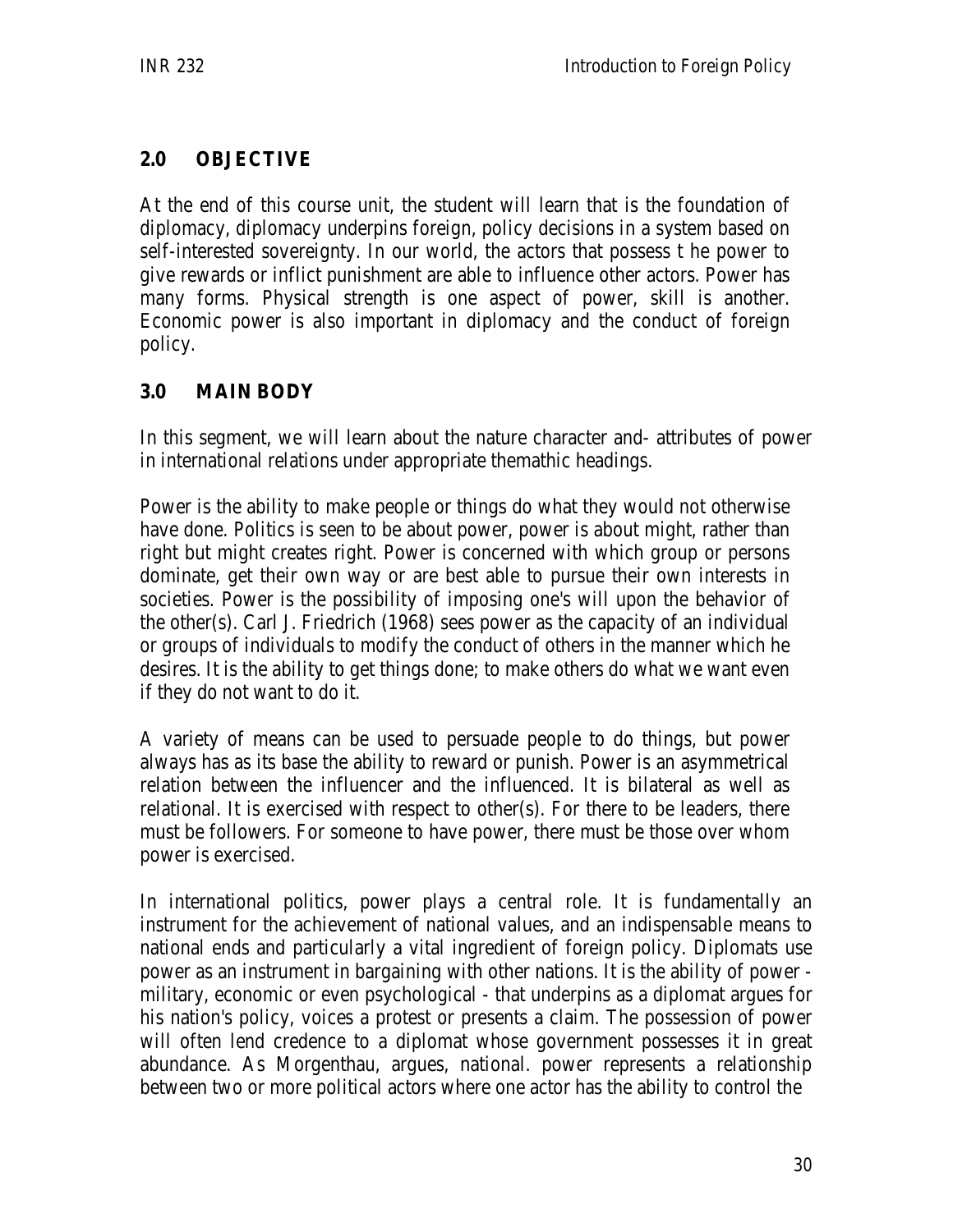## 2.0 OBJECTIVE

At the end of this course unit, the student will learn that is the foundation of diplomacy, diplomacy underpins foreign, policy decisions in a system based on self-interested sovereignty. In our world, the actors that possess t he power to give rewards or inflict punishment are able to influence other actors. Power has many forms. Physical strength is one aspect of power, skill is another. Economic power is also important in diplomacy and the conduct of foreign policy.

## 3.0 MAIN BODY

In this segment, we will learn about the nature character and- attributes of power in international relations under appropriate themathic headings.

Power is the ability to make people or things do what they would not otherwise have done. Politics is seen to be about power, power is about might, rather than right but might creates right. Power is concerned with which group or persons dominate, get their own way or are best able to pursue their own interests in societies. Power is the possibility of imposing one's will upon the behavior of the other(s). Carl J. Friedrich (1968) sees power as the capacity of an individual or groups of individuals to modify the conduct of others in the manner which he desires. It is the ability to get things done; to make others do what we want even if they do not want to do it.

A variety of means can be used to persuade people to do things, but power always has as its base the ability to reward or punish. Power is an asymmetrical relation between the influencer and the influenced. It is bilateral as well as relational. It is exercised with respect to other(s). For there to be leaders, there must be followers. For someone to have power, there must be those over whom power is exercised.

In international politics, power plays a central role. It is fundamentally an instrument for the achievement of national values, and an indispensable means to national ends and particularly a vital ingredient of foreign policy. Diplomats use power as an instrument in bargaining with other nations. It is the ability of power - military, economic or even psychological - that underpins as a diplomat argues for his nation's policy, voices a protest or presents a claim. The possession of power will often lend credence to a diplomat whose government possesses it in great abundance. As Morgenthau, argues, national. power represents a relationship between two or more political actors where one actor has the ability to control the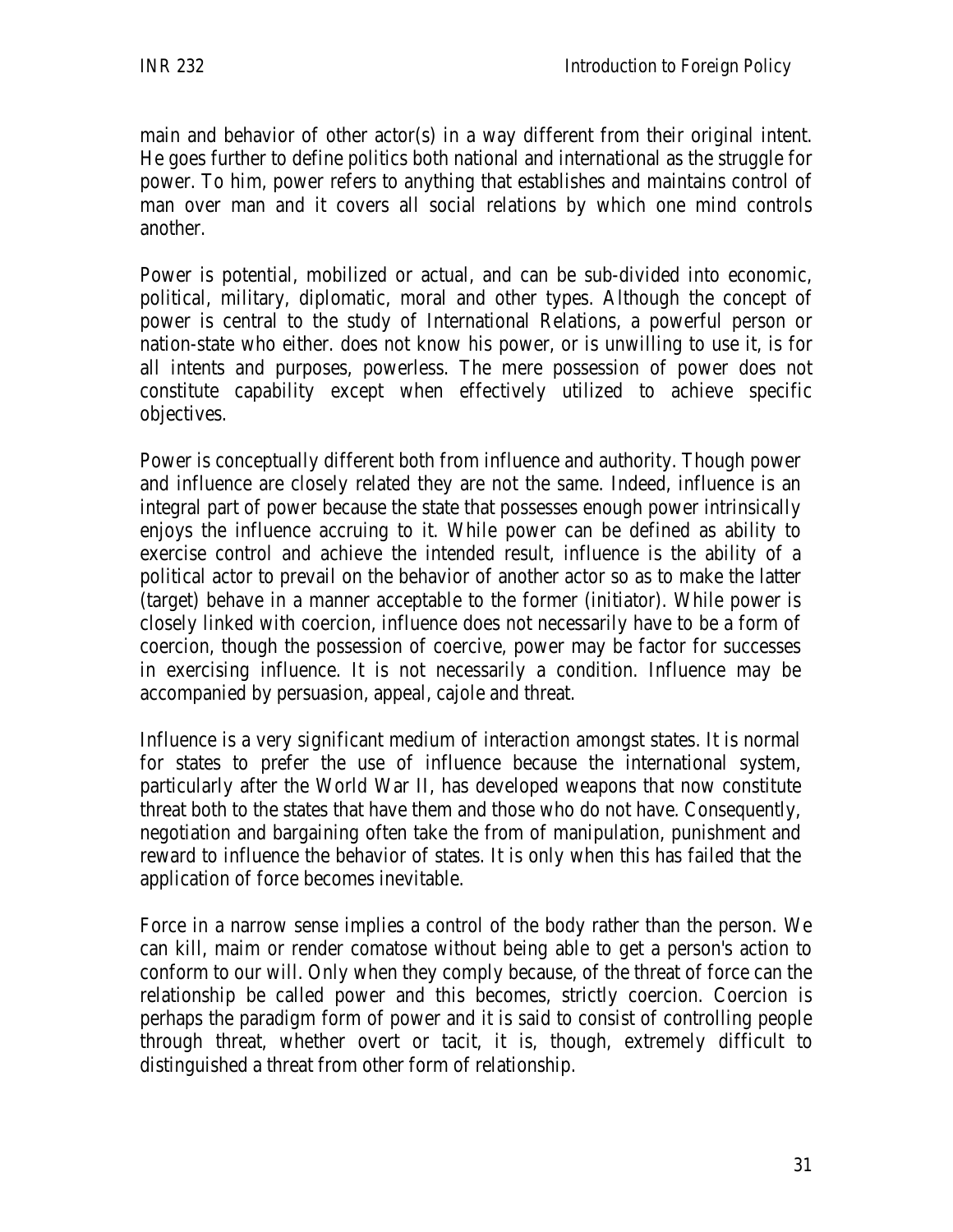main and behavior of other actor(s) in a way different from their original intent. He goes further to define politics both national and international as the struggle for power. To him, power refers to anything that establishes and maintains control of man over man and it covers all social relations by which one mind controls another.

Power is potential, mobilized or actual, and can be sub-divided into economic, political, military, diplomatic, moral and other types. Although the concept of power is central to the study of International Relations, a powerful person or nation-state who either. does not know his power, or is unwilling to use it, is for all intents and purposes, powerless. The mere possession of power does not constitute capability except when effectively utilized to achieve specific objectives.

Power is conceptually different both from influence and authority. Though power and influence are closely related they are not the same. Indeed, influence is an integral part of power because the state that possesses enough power intrinsically enjoys the influence accruing to it. While power can be defined as ability to exercise control and achieve the intended result, influence is the ability of a political actor to prevail on the behavior of another actor so as to make the latter (target) behave in a manner acceptable to the former (initiator). While power is closely linked with coercion, influence does not necessarily have to be a form of coercion, though the possession of coercive, power may be factor for successes in exercising influence. It is not necessarily a condition. Influence may be accompanied by persuasion, appeal, cajole and threat.

Influence is a very significant medium of interaction amongst states. It is normal for states to prefer the use of influence because the international system, particularly after the World War II, has developed weapons that now constitute threat both to the states that have them and those who do not have. Consequently, negotiation and bargaining often take the from of manipulation, punishment and reward to influence the behavior of states. It is only when this has failed that the application of force becomes inevitable.

Force in a narrow sense implies a control of the body rather than the person. We can kill, maim or render comatose without being able to get a person's action to conform to our will. Only when they comply because, of the threat of force can the relationship be called power and this becomes, strictly coercion. Coercion is perhaps the paradigm form of power and it is said to consist of controlling people through threat, whether overt or tacit, it is, though, extremely difficult to distinguished a threat from other form of relationship.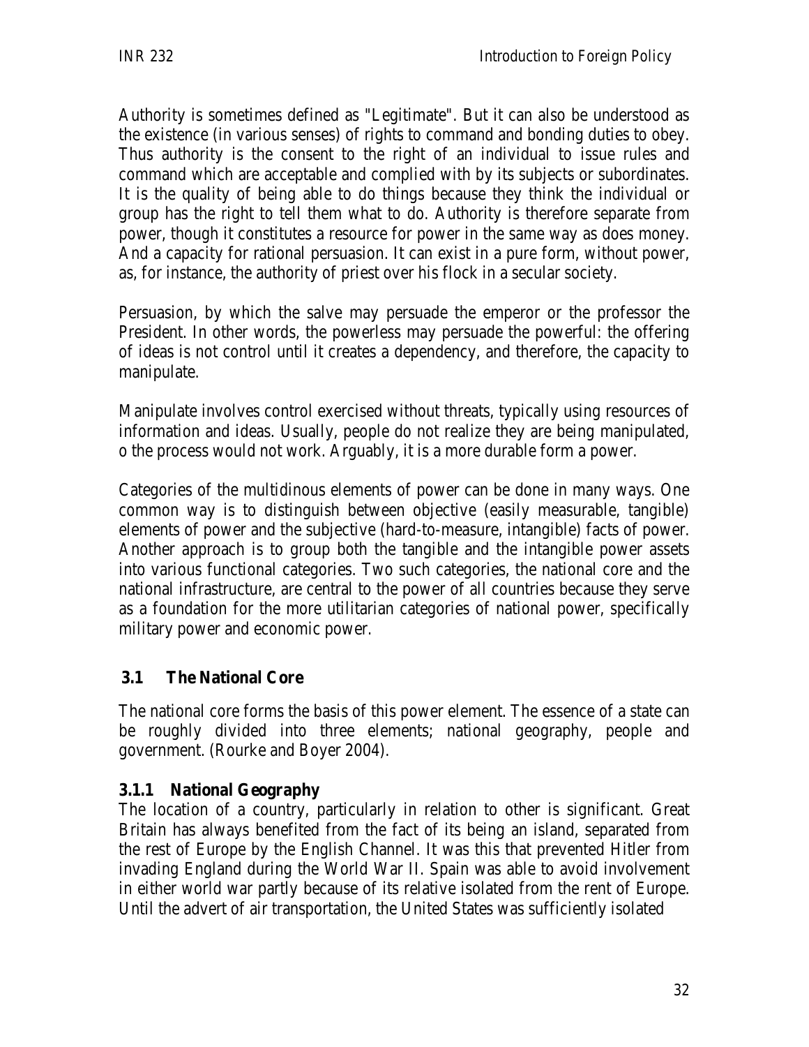Authority is sometimes defined as "Legitimate". But it can also be understood as the existence (in various senses) of rights to command and bonding duties to obey. Thus authority is the consent to the right of an individual to issue rules and command which are acceptable and complied with by its subjects or subordinates. It is the quality of being able to do things because they think the individual or group has the right to tell them what to do. Authority is therefore separate from power, though it constitutes a resource for power in the same way as does money. And a capacity for rational persuasion. It can exist in a pure form, without power, as, for instance, the authority of priest over his flock in a secular society.

Persuasion, by which the salve may persuade the emperor or the professor the President. In other words, the powerless may persuade the powerful: the offering of ideas is not control until it creates a dependency, and therefore, the capacity to manipulate.

Manipulate involves control exercised without threats, typically using resources of information and ideas. Usually, people do not realize they are being manipulated, o the process would not work. Arguably, it is a more durable form a power.

Categories of the multidinous elements of power can be done in many ways. One common way is to distinguish between objective (easily measurable, tangible) elements of power and the subjective (hard-to-measure, intangible) facts of power. Another approach is to group both the tangible and the intangible power assets into various functional categories. Two such categories, the national core and the national infrastructure, are central to the power of all countries because they serve as a foundation for the more utilitarian categories of national power, specifically military power and economic power.

## 3.1 The National Core

The national core forms the basis of this power element. The essence of a state can be roughly divided into three elements; national geography, people and government. (Rourke and Boyer 2004).

### 3.1.1 National Geography

The location of a country, particularly in relation to other is significant. Great Britain has always benefited from the fact of its being an island, separated from the rest of Europe by the English Channel. It was this that prevented Hitler from invading England during the World War II. Spain was able to avoid involvement in either world war partly because of its relative isolated from the rent of Europe. Until the advert of air transportation, the United States was sufficiently isolated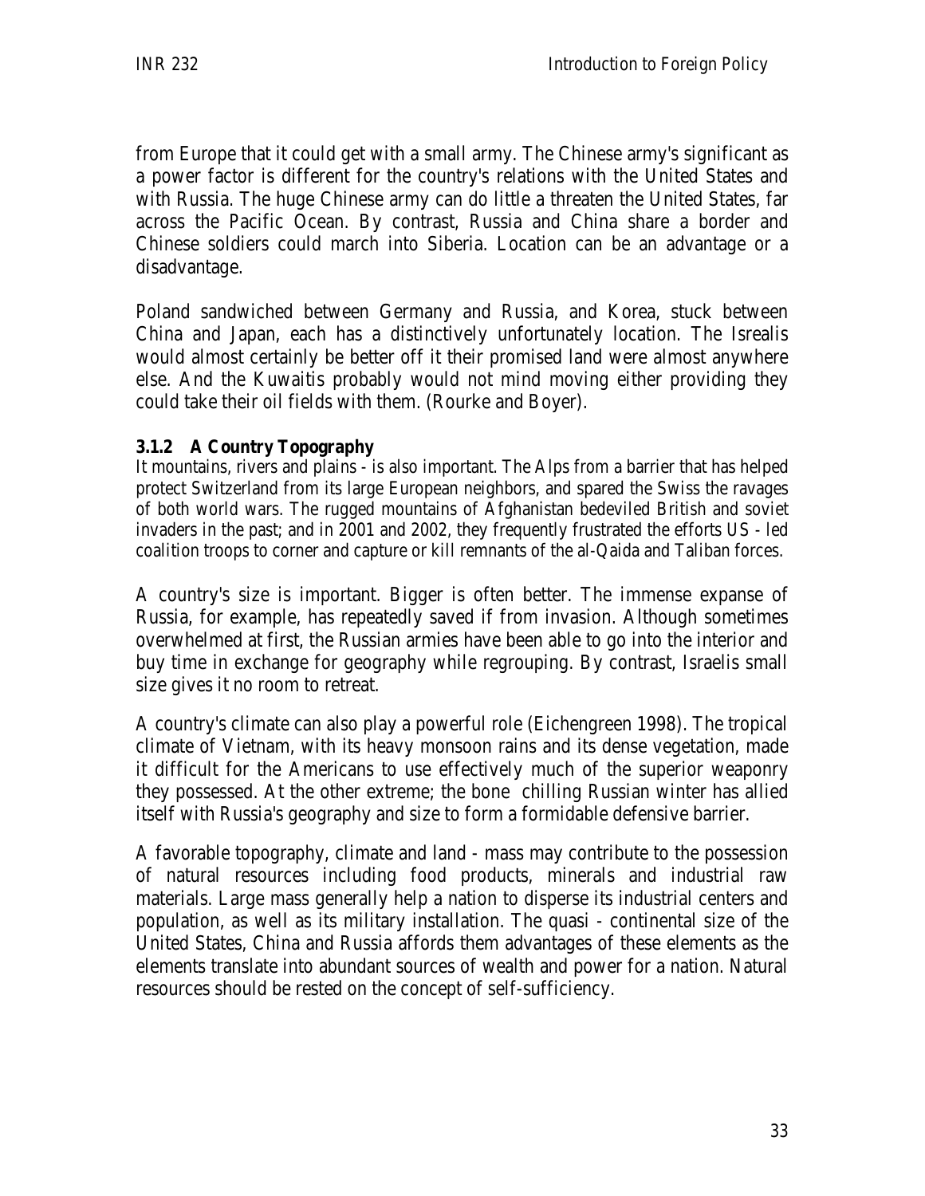from Europe that it could get with a small army. The Chinese army's significant as a power factor is different for the country's relations with the United States and with Russia. The huge Chinese army can do little a threaten the United States, far across the Pacific Ocean. By contrast, Russia and China share a border and Chinese soldiers could march into Siberia. Location can be an advantage or a disadvantage.

Poland sandwiched between Germany and Russia, and Korea, stuck between China and Japan, each has a distinctively unfortunately location. The Isrealis would almost certainly be better off it their promised land were almost anywhere else. And the Kuwaitis probably would not mind moving either providing they could take their oil fields with them. (Rourke and Boyer).

### 3.1.2 A Country Topography

It mountains, rivers and plains - is also important. The Alps from a barrier that has helped protect Switzerland from its large European neighbors, and spared the Swiss the ravages of both world wars. The rugged mountains of Afghanistan bedeviled British and soviet invaders in the past; and in 2001 and 2002, they frequently frustrated the efforts US - led coalition troops to corner and capture or kill remnants of the al-Qaida and Taliban forces.

A country's size is important. Bigger is often better. The immense expanse of Russia, for example, has repeatedly saved if from invasion. Although sometimes overwhelmed at first, the Russian armies have been able to go into the interior and buy time in exchange for geography while regrouping. By contrast, Israelis small size gives it no room to retreat.

A country's climate can also play a powerful role (Eichengreen 1998). The tropical climate of Vietnam, with its heavy monsoon rains and its dense vegetation, made it difficult for the Americans to use effectively much of the superior weaponry they possessed. At the other extreme; the bone chilling Russian winter has allied itself with Russia's geography and size to form a formidable defensive barrier.

A favorable topography, climate and land - mass may contribute to the possession of natural resources including food products, minerals and industrial raw materials. Large mass generally help a nation to disperse its industrial centers and population, as well as its military installation. The quasi - continental size of the United States, China and Russia affords them advantages of these elements as the elements translate into abundant sources of wealth and power for a nation. Natural resources should be rested on the concept of self-sufficiency.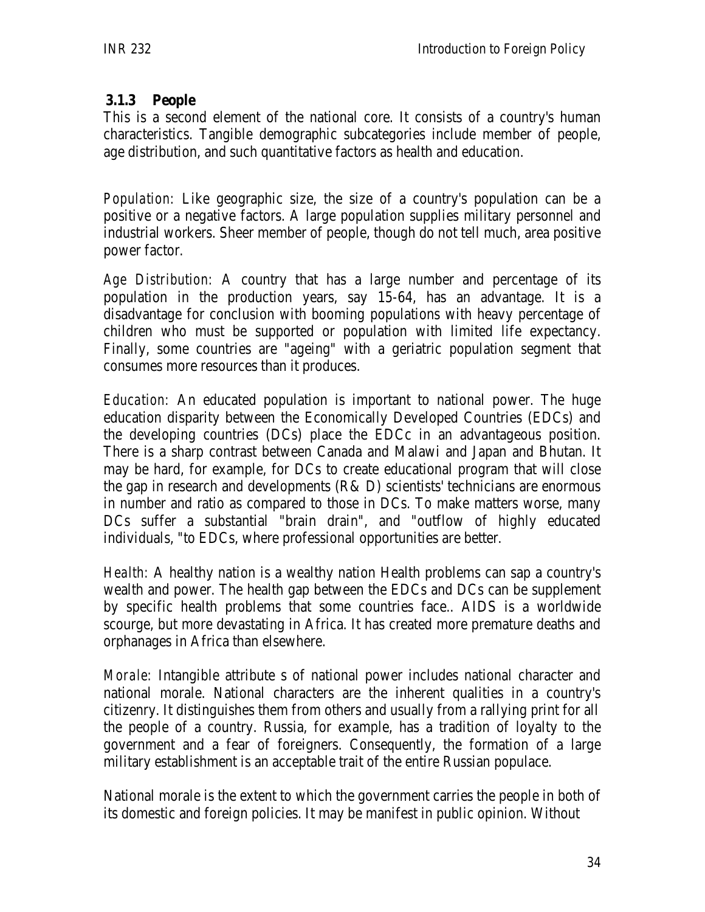### 3.1.3 People

This is a second element of the national core. It consists of a country's human characteristics. Tangible demographic subcategories include member of people, age distribution, and such quantitative factors as health and education.

*Population:* Like geographic size, the size of a country's population can be a positive or a negative factors. A large population supplies military personnel and industrial workers. Sheer member of people, though do not tell much, area positive power factor.

*Age Distribution:* A country that has a large number and percentage of its population in the production years, say 15-64, has an advantage. It is a disadvantage for conclusion with booming populations with heavy percentage of children who must be supported or population with limited life expectancy. Finally, some countries are "ageing" with a geriatric population segment that consumes more resources than it produces.

*Education:* An educated population is important to national power. The huge education disparity between the Economically Developed Countries (EDCs) and the developing countries (DCs) place the EDCc in an advantageous position. There is a sharp contrast between Canada and Malawi and Japan and Bhutan. It may be hard, for example, for DCs to create educational program that will close the gap in research and developments (R& D) scientists' technicians are enormous in number and ratio as compared to those in DCs. To make matters worse, many DCs suffer a substantial "brain drain", and "outflow of highly educated individuals, "to EDCs, where professional opportunities are better.

*Health:* A healthy nation is a wealthy nation Health problems can sap a country's wealth and power. The health gap between the EDCs and DCs can be supplement by specific health problems that some countries face.. AIDS is a worldwide scourge, but more devastating in Africa. It has created more premature deaths and orphanages in Africa than elsewhere.

*Morale*: Intangible attribute s of national power includes national character and national morale. National characters are the inherent qualities in a country's citizenry. It distinguishes them from others and usually from a rallying print for all the people of a country. Russia, for example, has a tradition of loyalty to the government and a fear of foreigners. Consequently, the formation of a large military establishment is an acceptable trait of the entire Russian populace.

National morale is the extent to which the government carries the people in both of its domestic and foreign policies. It may be manifest in public opinion. Without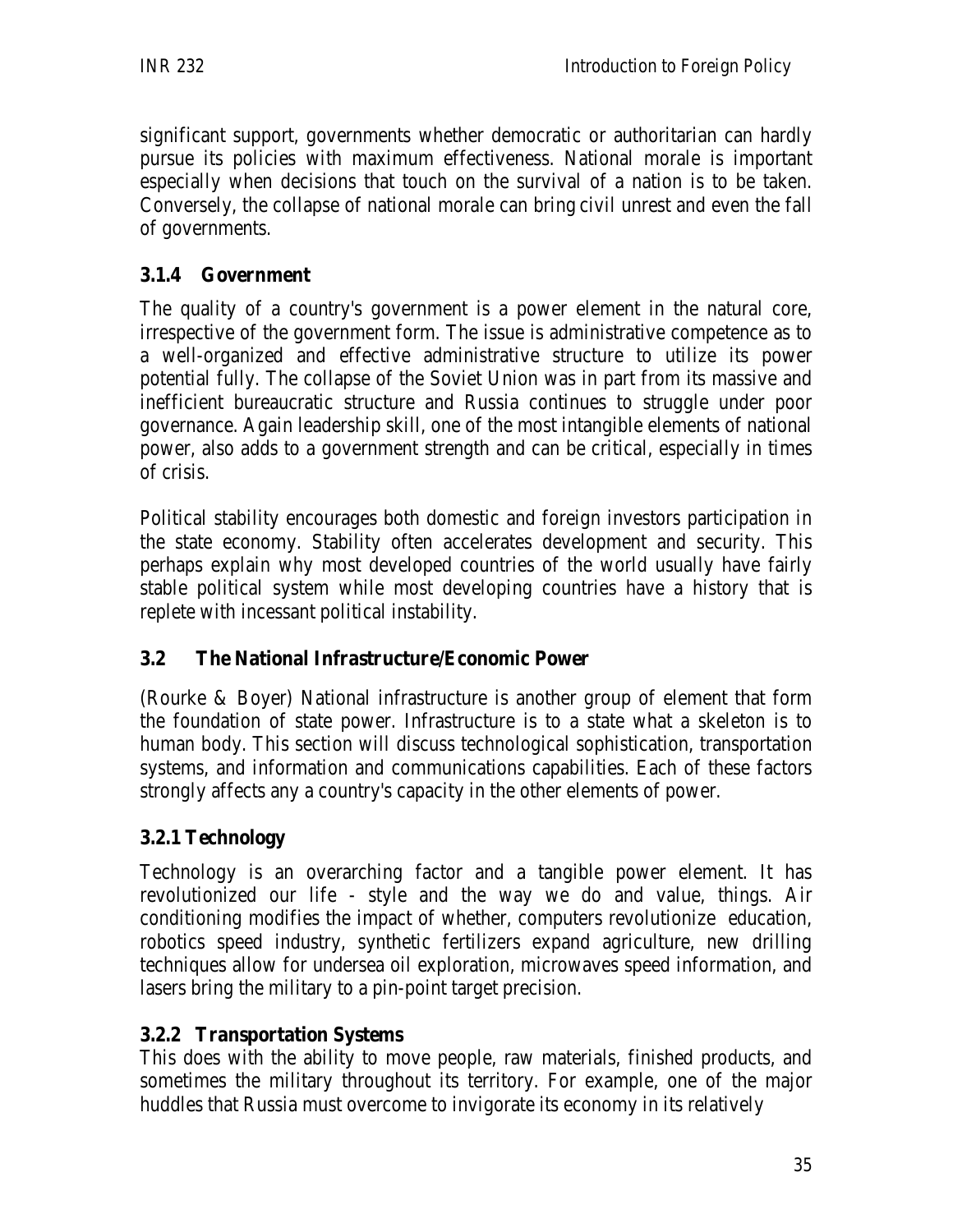significant support, governments whether democratic or authoritarian can hardly pursue its policies with maximum effectiveness. National morale is important especially when decisions that touch on the survival of a nation is to be taken. Conversely, the collapse of national morale can bring civil unrest and even the fall of governments.

### 3.1.4 Government

The quality of a country's government is a power element in the natural core, irrespective of the government form. The issue is administrative competence as to a well-organized and effective administrative structure to utilize its power potential fully. The collapse of the Soviet Union was in part from its massive and inefficient bureaucratic structure and Russia continues to struggle under poor governance. Again leadership skill, one of the most intangible elements of national power, also adds to a government strength and can be critical, especially in times of crisis.

Political stability encourages both domestic and foreign investors participation in the state economy. Stability often accelerates development and security. This perhaps explain why most developed countries of the world usually have fairly stable political system while most developing countries have a history that is replete with incessant political instability.

## 3.2 The National Infrastructure/Economic Power

(Rourke & Boyer) National infrastructure is another group of element that form the foundation of state power. Infrastructure is to a state what a skeleton is to human body. This section will discuss technological sophistication, transportation systems, and information and communications capabilities. Each of these factors strongly affects any a country's capacity in the other elements of power.

### 3.2.1 Technology

Technology is an overarching factor and a tangible power element. It has revolutionized our life - style and the way we do and value, things. Air conditioning modifies the impact of whether, computers revolutionize education, robotics speed industry, synthetic fertilizers expand agriculture, new drilling techniques allow for undersea oil exploration, microwaves speed information, and lasers bring the military to a pin-point target precision.

### 3.2.2 Transportation Systems

This does with the ability to move people, raw materials, finished products, and sometimes the military throughout its territory. For example, one of the major huddles that Russia must overcome to invigorate its economy in its relatively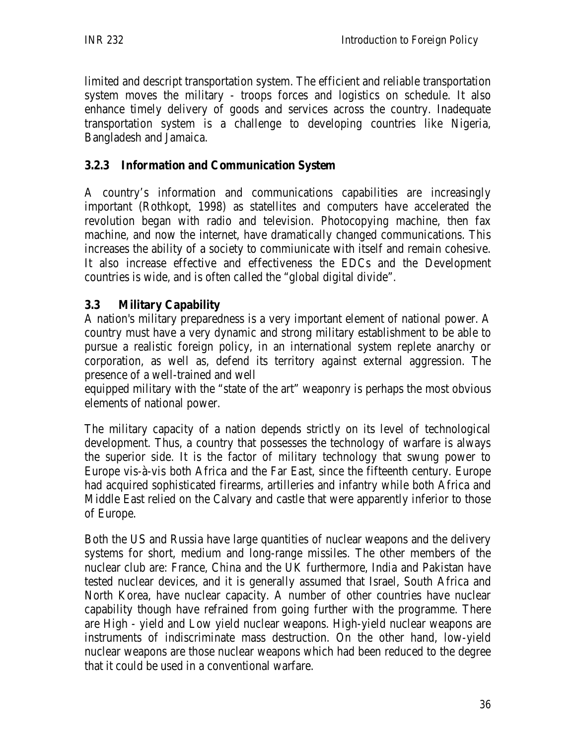limited and descript transportation system. The efficient and reliable transportation system moves the military - troops forces and logistics on schedule. It also enhance timely delivery of goods and services across the country. Inadequate transportation system is a challenge to developing countries like Nigeria, Bangladesh and Jamaica.

### 3.2.3 Information and Communication System

A country's information and communications capabilities are increasingly important (Rothkopt, 1998) as statellites and computers have accelerated the revolution began with radio and television. Photocopying machine, then fax machine, and now the internet, have dramatically changed communications. This increases the ability of a society to commiunicate with itself and remain cohesive. It also increase effective and effectiveness the EDCs and the Development countries is wide, and is often called the "global digital divide".

## 3.3 Military Capability

A nation's military preparedness is a very important element of national power. A country must have a very dynamic and strong military establishment to be able to pursue a realistic foreign policy, in an international system replete anarchy or corporation, as well as, defend its territory against external aggression. The presence of a well-trained and well equipped military with the "state of the art" weaponry is perhaps the most obvious elements of national power.

The military capacity of a nation depends strictly on its level of technological development. Thus, a country that possesses the technology of warfare is always the superior side. It is the factor of military technology that swung power to Europe vis-à-vis both Africa and the Far East, since the fifteenth century. Europe had acquired sophisticated firearms, artilleries and infantry while both Africa and Middle East relied on the Calvary and castle that were apparently inferior to those of Europe.

Both the US and Russia have large quantities of nuclear weapons and the delivery systems for short, medium and long-range missiles. The other members of the nuclear club are: France, China and the UK furthermore, India and Pakistan have tested nuclear devices, and it is generally assumed that Israel, South Africa and North Korea, have nuclear capacity. A number of other countries have nuclear capability though have refrained from going further with the programme. There are High - yield and Low yield nuclear weapons. High-yield nuclear weapons are instruments of indiscriminate mass destruction. On the other hand, low-yield nuclear weapons are those nuclear weapons which had been reduced to the degree that it could be used in a conventional warfare.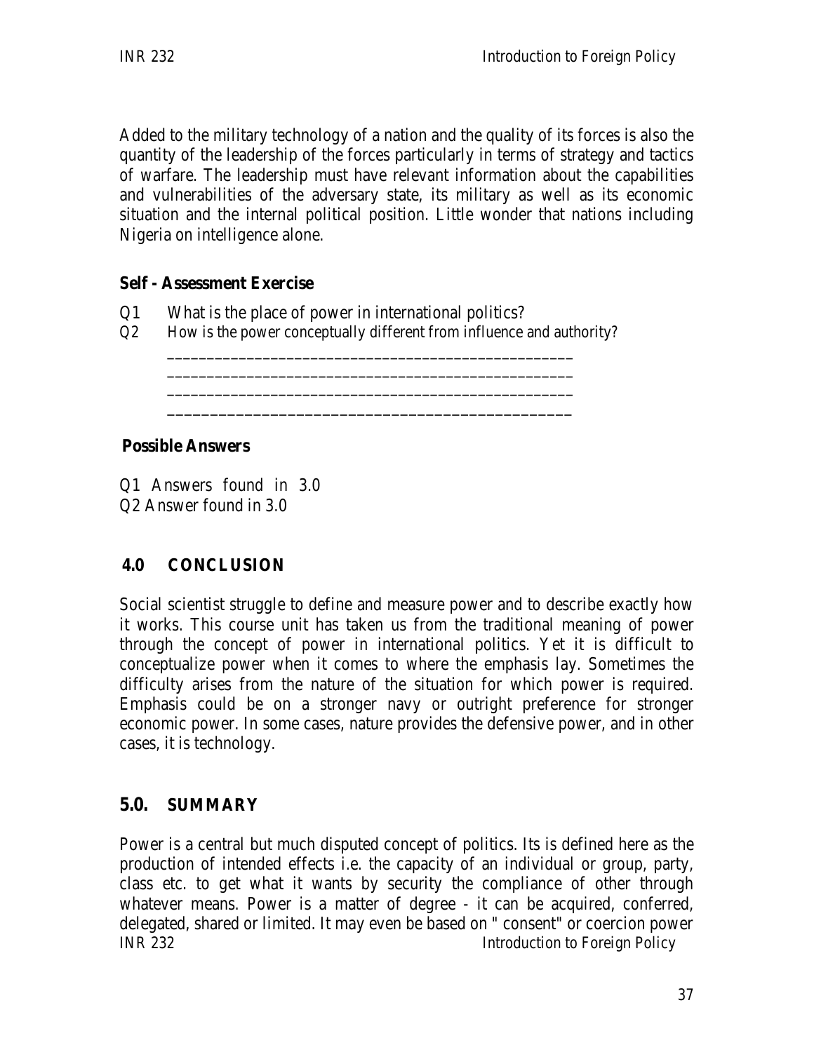Added to the military technology of a nation and the quality of its forces is also the quantity of the leadership of the forces particularly in terms of strategy and tactics of warfare. The leadership must have relevant information about the capabilities and vulnerabilities of the adversary state, its military as well as its economic situation and the internal political position. Little wonder that nations including Nigeria on intelligence alone.

**Self - Assessment Exercise**

Q1 What is the place of power in international politics?
Q2 How is the power conceptually different from influence and authority?

\_\_\_\_\_\_\_\_\_\_\_\_\_\_\_\_\_\_\_\_\_\_\_\_\_\_\_\_\_\_\_\_\_\_\_\_\_\_\_\_\_\_\_\_\_\_\_\_\_\_
\_\_\_\_\_\_\_\_\_\_\_\_\_\_\_\_\_\_\_\_\_\_\_\_\_\_\_\_\_\_\_\_\_\_\_\_\_\_\_\_\_\_\_\_\_\_\_\_\_\_
\_\_\_\_\_\_\_\_\_\_\_\_\_\_\_\_\_\_\_\_\_\_\_\_\_\_\_\_\_\_\_\_\_\_\_\_\_\_\_\_\_\_\_\_\_\_\_\_\_\_
\_\_\_\_\_\_\_\_\_\_\_\_\_\_\_\_\_\_\_\_\_\_\_\_\_\_\_\_\_\_\_\_\_\_\_\_\_\_\_\_\_\_\_\_\_\_\_\_\_\_

**Possible Answers**

Q1 Answers found in 3.0
Q2 Answer found in 3.0

## 4.0 CONCLUSION

Social scientist struggle to define and measure power and to describe exactly how it works. This course unit has taken us from the traditional meaning of power through the concept of power in international politics. Yet it is difficult to conceptualize power when it comes to where the emphasis lay. Sometimes the difficulty arises from the nature of the situation for which power is required. Emphasis could be on a stronger navy or outright preference for stronger economic power. In some cases, nature provides the defensive power, and in other cases, it is technology.

## 5.0. SUMMARY

Power is a central but much disputed concept of politics. Its is defined here as the production of intended effects i.e. the capacity of an individual or group, party, class etc. to get what it wants by security the compliance of other through whatever means. Power is a matter of degree - it can be acquired, conferred, delegated, shared or limited. It may even be based on " consent" or coercion power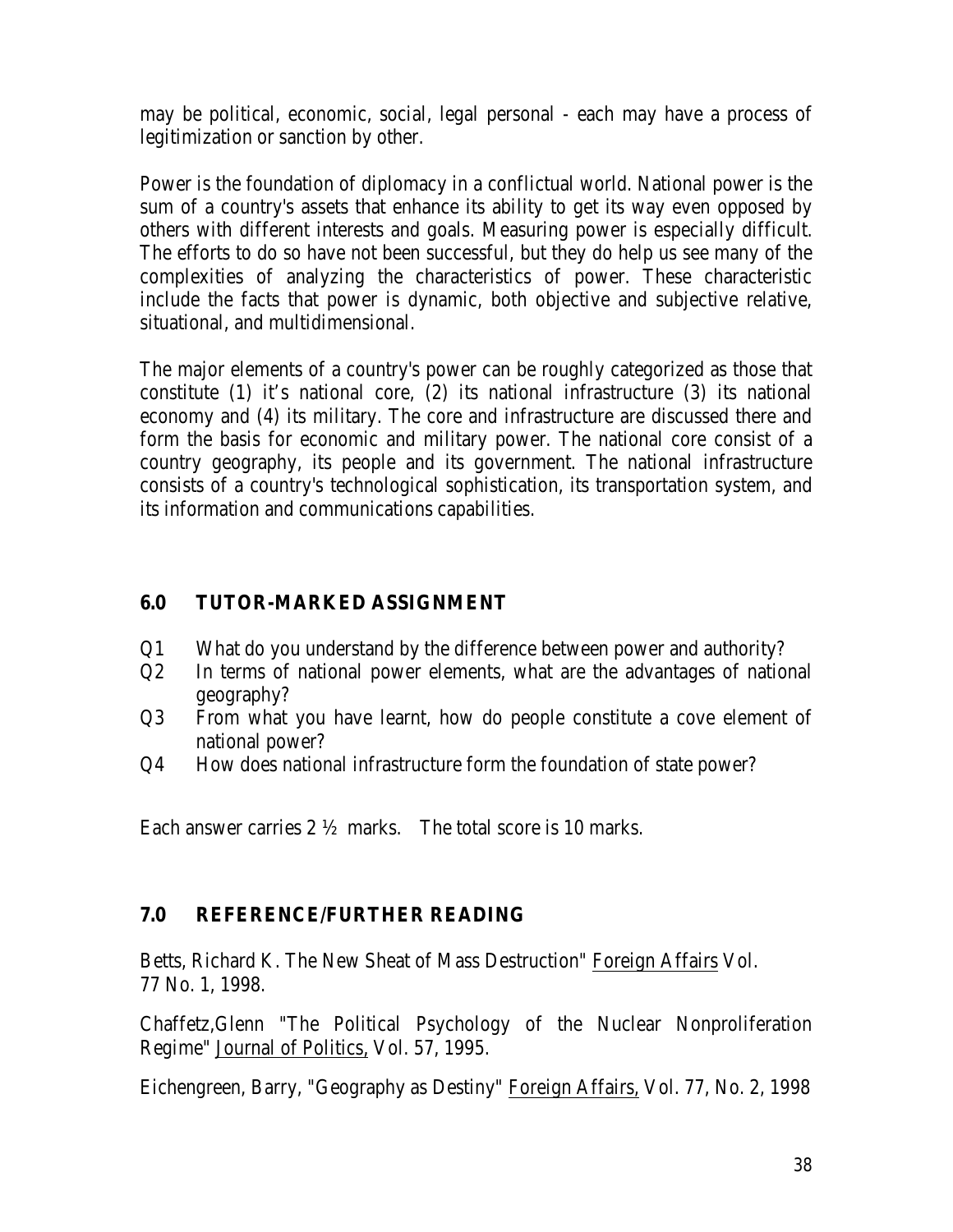may be political, economic, social, legal personal - each may have a process of legitimization or sanction by other.

Power is the foundation of diplomacy in a conflictual world. National power is the sum of a country's assets that enhance its ability to get its way even opposed by others with different interests and goals. Measuring power is especially difficult. The efforts to do so have not been successful, but they do help us see many of the complexities of analyzing the characteristics of power. These characteristic include the facts that power is dynamic, both objective and subjective relative, situational, and multidimensional.

The major elements of a country's power can be roughly categorized as those that constitute (1) it's national core, (2) its national infrastructure (3) its national economy and (4) its military. The core and infrastructure are discussed there and form the basis for economic and military power. The national core consist of a country geography, its people and its government. The national infrastructure consists of a country's technological sophistication, its transportation system, and its information and communications capabilities.

## 6.0 TUTOR-MARKED ASSIGNMENT

- Q1 What do you understand by the difference between power and authority?
- Q2 In terms of national power elements, what are the advantages of national geography?
- Q3 From what you have learnt, how do people constitute a cove element of national power?
- Q4 How does national infrastructure form the foundation of state power?

Each answer carries 2 ½ marks. The total score is 10 marks.

## 7.0 REFERENCE/FURTHER READING

Betts, Richard K. The New Sheat of Mass Destruction" Foreign Affairs Vol. 77 No. 1, 1998.

Chaffetz,Glenn "The Political Psychology of the Nuclear Nonproliferation Regime" Journal of Politics, Vol. 57, 1995.

Eichengreen, Barry, "Geography as Destiny" Foreign Affairs, Vol. 77, No. 2, 1998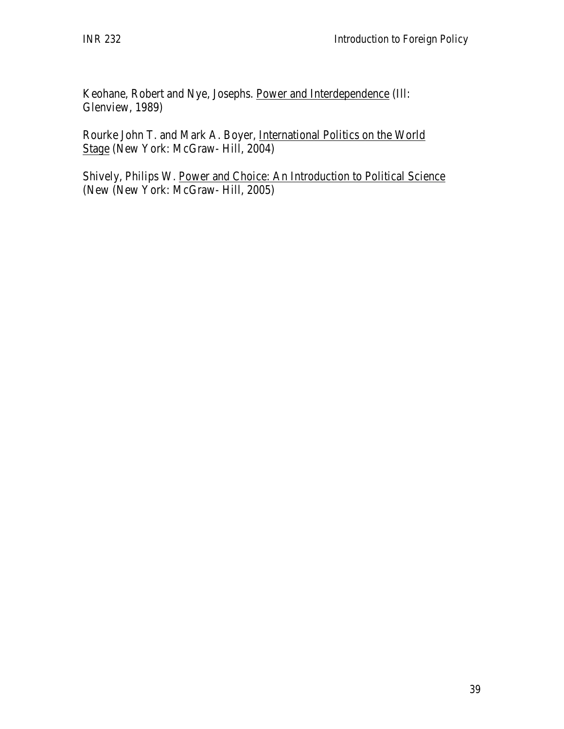Keohane, Robert and Nye, Josephs. Power and Interdependence (Ill: Glenview, 1989)

Rourke John T. and Mark A. Boyer, International Politics on the World Stage (New York: McGraw- Hill, 2004)

Shively, Philips W. Power and Choice: An Introduction to Political Science (New (New York: McGraw- Hill, 2005)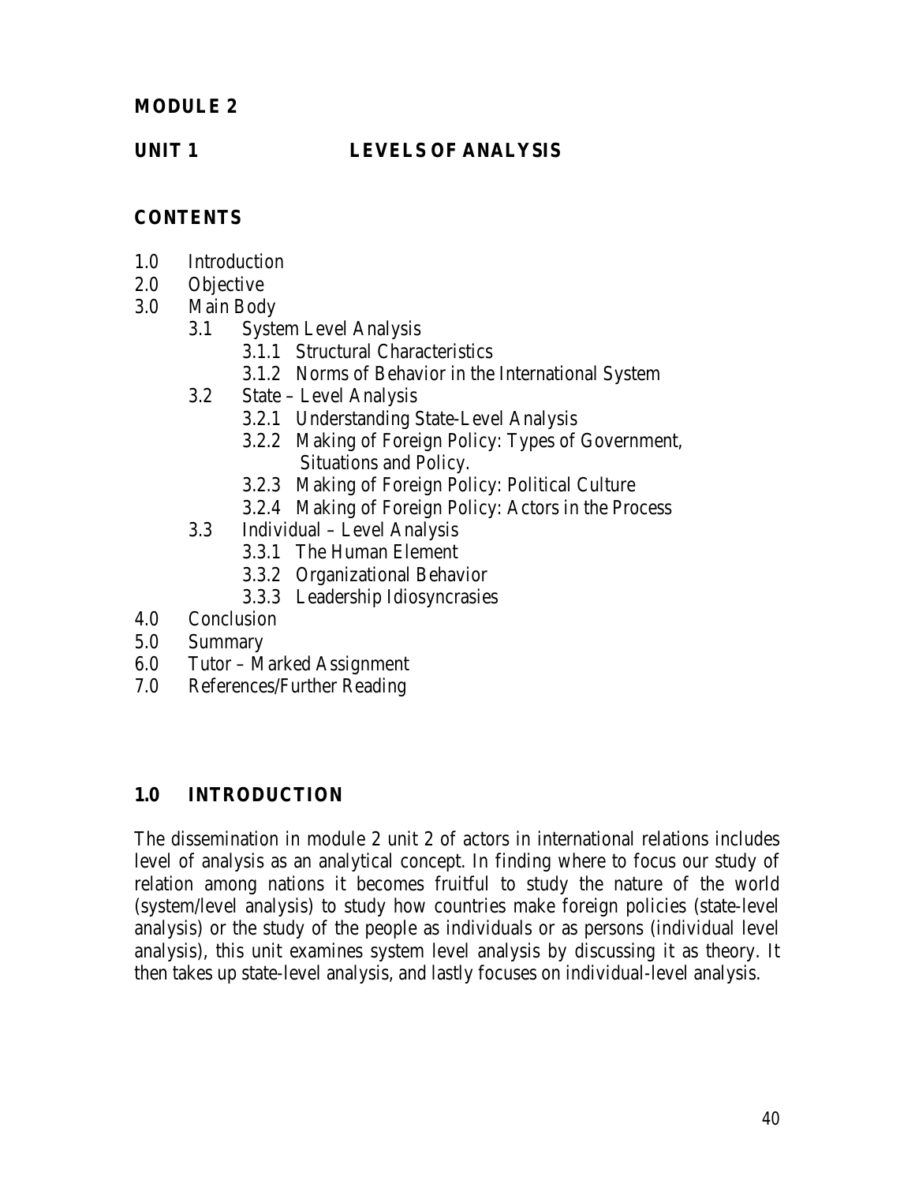**MODULE 2**

## UNIT 1 LEVELS OF ANALYSIS

**CONTENTS**

- 1.0 Introduction
- 2.0 Objective
- 3.0 Main Body
  - 3.1 System Level Analysis
    - 3.1.1 Structural Characteristics
    - 3.1.2 Norms of Behavior in the International System
  - 3.2 State – Level Analysis
    - 3.2.1 Understanding State-Level Analysis
    - 3.2.2 Making of Foreign Policy: Types of Government, Situations and Policy.
    - 3.2.3 Making of Foreign Policy: Political Culture
    - 3.2.4 Making of Foreign Policy: Actors in the Process
  - 3.3 Individual – Level Analysis
    - 3.3.1 The Human Element
    - 3.3.2 Organizational Behavior
    - 3.3.3 Leadership Idiosyncrasies
- 4.0 Conclusion
- 5.0 Summary
- 6.0 Tutor – Marked Assignment
- 7.0 References/Further Reading

### 1.0 INTRODUCTION

The dissemination in module 2 unit 2 of actors in international relations includes level of analysis as an analytical concept. In finding where to focus our study of relation among nations it becomes fruitful to study the nature of the world (system/level analysis) to study how countries make foreign policies (state-level analysis) or the study of the people as individuals or as persons (individual level analysis), this unit examines system level analysis by discussing it as theory. It then takes up state-level analysis, and lastly focuses on individual-level analysis.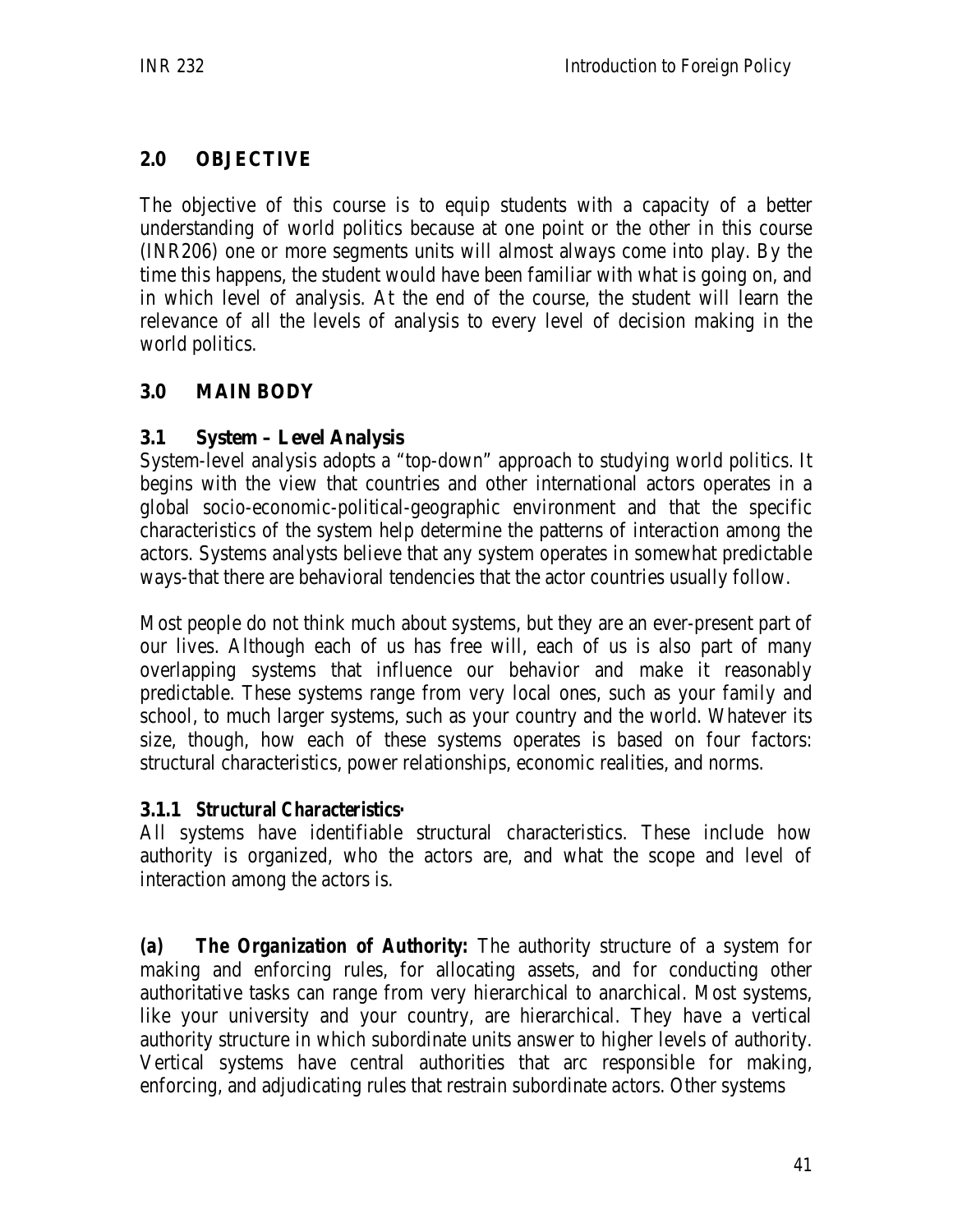## 2.0 OBJECTIVE

The objective of this course is to equip students with a capacity of a better understanding of world politics because at one point or the other in this course (INR206) one or more segments units will almost always come into play. By the time this happens, the student would have been familiar with what is going on, and in which level of analysis. At the end of the course, the student will learn the relevance of all the levels of analysis to every level of decision making in the world politics.

## 3.0 MAIN BODY

### 3.1 System – Level Analysis

System-level analysis adopts a "top-down" approach to studying world politics. It begins with the view that countries and other international actors operates in a global socio-economic-political-geographic environment and that the specific characteristics of the system help determine the patterns of interaction among the actors. Systems analysts believe that any system operates in somewhat predictable ways-that there are behavioral tendencies that the actor countries usually follow.

Most people do not think much about systems, but they are an ever-present part of our lives. Although each of us has free will, each of us is also part of many overlapping systems that influence our behavior and make it reasonably predictable. These systems range from very local ones, such as your family and school, to much larger systems, such as your country and the world. Whatever its size, though, how each of these systems operates is based on four factors: structural characteristics, power relationships, economic realities, and norms.

#### 3.1.1 Structural Characteristics·

All systems have identifiable structural characteristics. These include how authority is organized, who the actors are, and what the scope and level of interaction among the actors is.

**(a) The Organization of Authority:** The authority structure of a system for making and enforcing rules, for allocating assets, and for conducting other authoritative tasks can range from very hierarchical to anarchical. Most systems, like your university and your country, are hierarchical. They have a vertical authority structure in which subordinate units answer to higher levels of authority. Vertical systems have central authorities that arc responsible for making, enforcing, and adjudicating rules that restrain subordinate actors. Other systems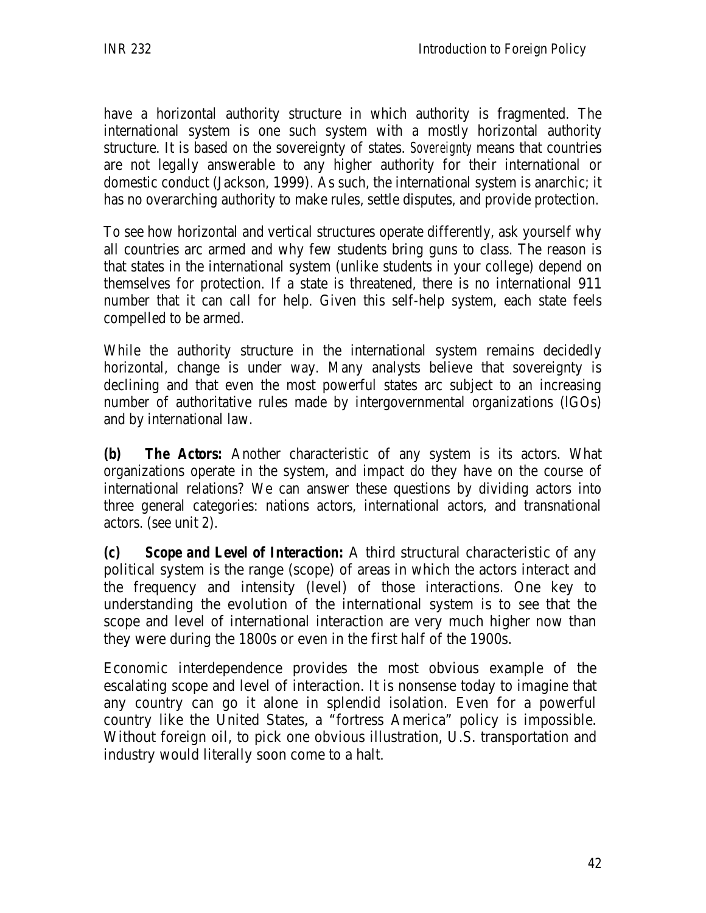have a horizontal authority structure in which authority is fragmented. The international system is one such system with a mostly horizontal authority structure. It is based on the sovereignty of states. *Sovereignty* means that countries are not legally answerable to any higher authority for their international or domestic conduct (Jackson, 1999). As such, the international system is anarchic; it has no overarching authority to make rules, settle disputes, and provide protection.

To see how horizontal and vertical structures operate differently, ask yourself why all countries arc armed and why few students bring guns to class. The reason is that states in the international system (unlike students in your college) depend on themselves for protection. If a state is threatened, there is no international 911 number that it can call for help. Given this self-help system, each state feels compelled to be armed.

While the authority structure in the international system remains decidedly horizontal, change is under way. Many analysts believe that sovereignty is declining and that even the most powerful states arc subject to an increasing number of authoritative rules made by intergovernmental organizations (lGOs) and by international law.

***(b) The Actors:*** Another characteristic of any system is its actors. What organizations operate in the system, and impact do they have on the course of international relations? We can answer these questions by dividing actors into three general categories: nations actors, international actors, and transnational actors. (see unit 2).

***(c) Scope and Level of Interaction:*** A third structural characteristic of any political system is the range (scope) of areas in which the actors interact and the frequency and intensity (level) of those interactions. One key to understanding the evolution of the international system is to see that the scope and level of international interaction are very much higher now than they were during the 1800s or even in the first half of the 1900s.

Economic interdependence provides the most obvious example of the escalating scope and level of interaction. It is nonsense today to imagine that any country can go it alone in splendid isolation. Even for a powerful country like the United States, a "fortress America" policy is impossible. Without foreign oil, to pick one obvious illustration, U.S. transportation and industry would literally soon come to a halt.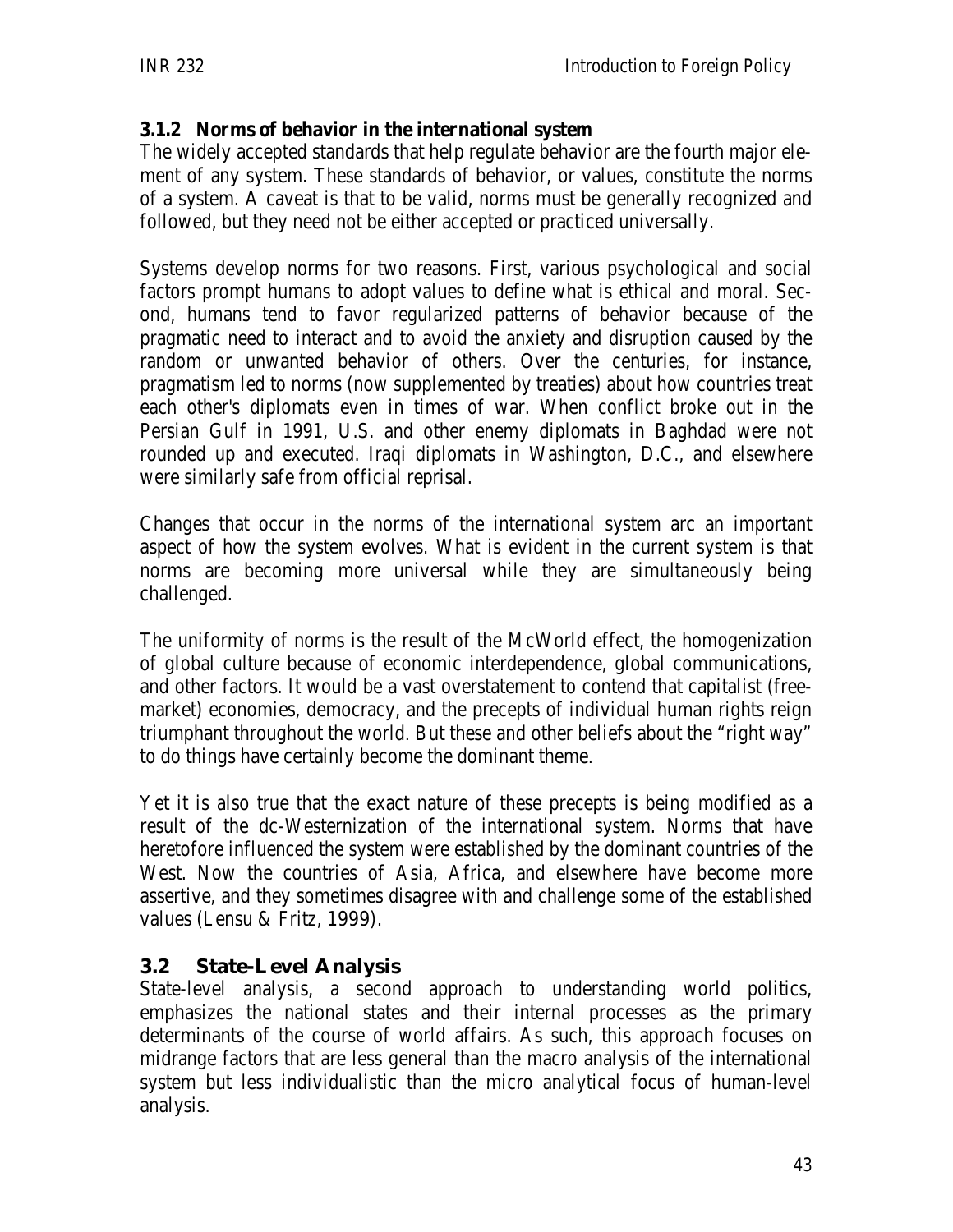### 3.1.2 Norms of behavior in the international system

The widely accepted standards that help regulate behavior are the fourth major element of any system. These standards of behavior, or values, constitute the norms of a system. A caveat is that to be valid, norms must be generally recognized and followed, but they need not be either accepted or practiced universally.

Systems develop norms for two reasons. First, various psychological and social factors prompt humans to adopt values to define what is ethical and moral. Second, humans tend to favor regularized patterns of behavior because of the pragmatic need to interact and to avoid the anxiety and disruption caused by the random or unwanted behavior of others. Over the centuries, for instance, pragmatism led to norms (now supplemented by treaties) about how countries treat each other's diplomats even in times of war. When conflict broke out in the Persian Gulf in 1991, U.S. and other enemy diplomats in Baghdad were not rounded up and executed. Iraqi diplomats in Washington, D.C., and elsewhere were similarly safe from official reprisal.

Changes that occur in the norms of the international system arc an important aspect of how the system evolves. What is evident in the current system is that norms are becoming more universal while they are simultaneously being challenged.

The uniformity of norms is the result of the McWorld effect, the homogenization of global culture because of economic interdependence, global communications, and other factors. It would be a vast overstatement to contend that capitalist (free-market) economies, democracy, and the precepts of individual human rights reign triumphant throughout the world. But these and other beliefs about the "right way" to do things have certainly become the dominant theme.

Yet it is also true that the exact nature of these precepts is being modified as a result of the dc-Westernization of the international system. Norms that have heretofore influenced the system were established by the dominant countries of the West. Now the countries of Asia, Africa, and elsewhere have become more assertive, and they sometimes disagree with and challenge some of the established values (Lensu & Fritz, 1999).

## 3.2 State-Level Analysis

State-level analysis, a second approach to understanding world politics, emphasizes the national states and their internal processes as the primary determinants of the course of world affairs. As such, this approach focuses on midrange factors that are less general than the macro analysis of the international system but less individualistic than the micro analytical focus of human-level analysis.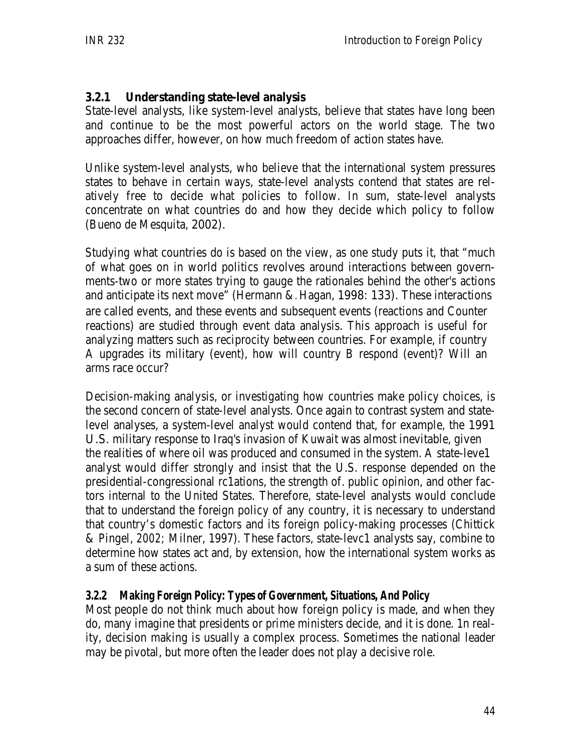### 3.2.1 Understanding state-level analysis

State-level analysts, like system-level analysts, believe that states have long been and continue to be the most powerful actors on the world stage. The two approaches differ, however, on how much freedom of action states have.

Unlike system-level analysts, who believe that the international system pressures states to behave in certain ways, state-level analysts contend that states are relatively free to decide what policies to follow. In sum, state-level analysts concentrate on what countries do and how they decide which policy to follow (Bueno de Mesquita, 2002).

Studying what countries do is based on the view, as one study puts it, that "much of what goes on in world politics revolves around interactions between governments-two or more states trying to gauge the rationales behind the other's actions and anticipate its next move" (Hermann & Hagan, 1998: 133). These interactions are called events, and these events and subsequent events (reactions and Counter reactions) are studied through event data analysis. This approach is useful for analyzing matters such as reciprocity between countries. For example, if country A upgrades its military (event), how will country B respond (event)? Will an arms race occur?

Decision-making analysis, or investigating how countries make policy choices, is the second concern of state-level analysts. Once again to contrast system and state-level analyses, a system-level analyst would contend that, for example, the 1991 U.S. military response to Iraq's invasion of Kuwait was almost inevitable, given the realities of where oil was produced and consumed in the system. A state-leve1 analyst would differ strongly and insist that the U.S. response depended on the presidential-congressional rc1ations, the strength of. public opinion, and other factors internal to the United States. Therefore, state-level analysts would conclude that to understand the foreign policy of any country, it is necessary to understand that country's domestic factors and its foreign policy-making processes (Chittick & Pingel, 2002; Milner, 1997). These factors, state-levc1 analysts say, combine to determine how states act and, by extension, how the international system works as a sum of these actions.

### 3.2.2 Making Foreign Policy: Types of Government, Situations, And Policy

Most people do not think much about how foreign policy is made, and when they do, many imagine that presidents or prime ministers decide, and it is done. 1n reality, decision making is usually a complex process. Sometimes the national leader may be pivotal, but more often the leader does not play a decisive role.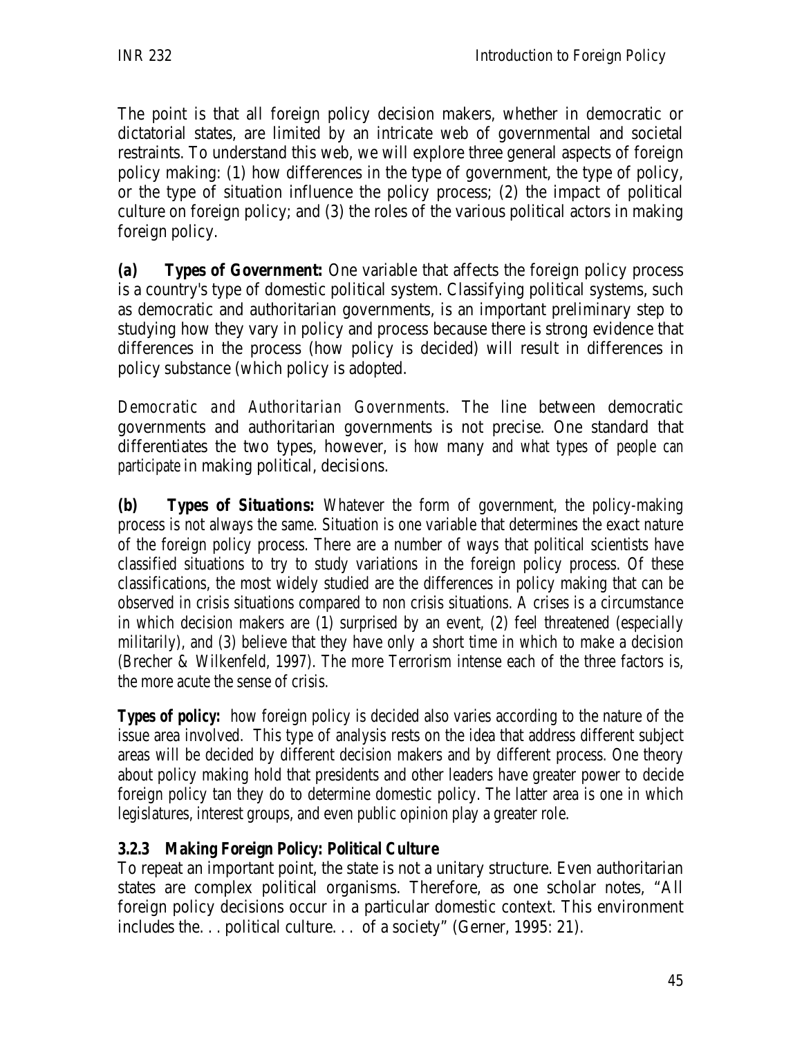The point is that all foreign policy decision makers, whether in democratic or dictatorial states, are limited by an intricate web of governmental and societal restraints. To understand this web, we will explore three general aspects of foreign policy making: (1) how differences in the type of government, the type of policy, or the type of situation influence the policy process; (2) the impact of political culture on foreign policy; and (3) the roles of the various political actors in making foreign policy.

**(a) Types of Government:** One variable that affects the foreign policy process is a country's type of domestic political system. Classifying political systems, such as democratic and authoritarian governments, is an important preliminary step to studying how they vary in policy and process because there is strong evidence that differences in the process (how policy is decided) will result in differences in policy substance (which policy is adopted.

*Democratic and Authoritarian Governments*. The line between democratic governments and authoritarian governments is not precise. One standard that differentiates the two types, however, is *how* many *and what types* of *people can participate* in making political, decisions.

**(b) Types of Situations:** Whatever the form of government, the policy-making process is not always the same. Situation is one variable that determines the exact nature of the foreign policy process. There are a number of ways that political scientists have classified situations to try to study variations in the foreign policy process. Of these classifications, the most widely studied are the differences in policy making that can be observed in crisis situations compared to non crisis situations. A crises is a circumstance in which decision makers are (1) surprised by an event, (2) feel threatened (especially militarily), and (3) believe that they have only a short time in which to make a decision (Brecher & Wilkenfeld, 1997). The more Terrorism intense each of the three factors is, the more acute the sense of crisis.

**Types of policy:** how foreign policy is decided also varies according to the nature of the issue area involved. This type of analysis rests on the idea that address different subject areas will be decided by different decision makers and by different process. One theory about policy making hold that presidents and other leaders have greater power to decide foreign policy tan they do to determine domestic policy. The latter area is one in which legislatures, interest groups, and even public opinion play a greater role.

### 3.2.3 Making Foreign Policy: Political Culture

To repeat an important point, the state is not a unitary structure. Even authoritarian states are complex political organisms. Therefore, as one scholar notes, "All foreign policy decisions occur in a particular domestic context. This environment includes the. . . political culture. . . of a society" (Gerner, 1995: 21).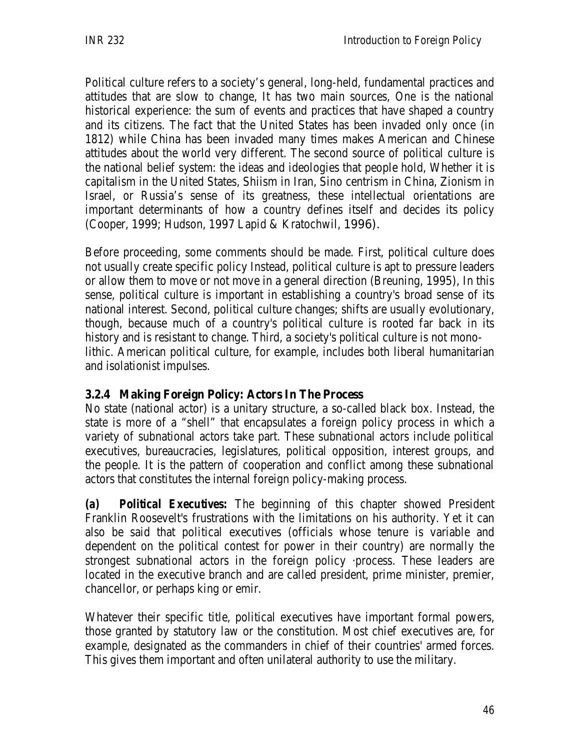Political culture refers to a society's general, long-held, fundamental practices and attitudes that are slow to change, It has two main sources, One is the national historical experience: the sum of events and practices that have shaped a country and its citizens. The fact that the United States has been invaded only once (in 1812) while China has been invaded many times makes American and Chinese attitudes about the world very different. The second source of political culture is the national belief system: the ideas and ideologies that people hold, Whether it is capitalism in the United States, Shiism in Iran, Sino centrism in China, Zionism in Israel, or Russia's sense of its greatness, these intellectual orientations are important determinants of how a country defines itself and decides its policy (Cooper, 1999; Hudson, 1997 Lapid & Kratochwil, 1996).

Before proceeding, some comments should be made. First, political culture does not usually create specific policy Instead, political culture is apt to pressure leaders or allow them to move or not move in a general direction (Breuning, 1995), In this sense, political culture is important in establishing a country's broad sense of its national interest. Second, political culture changes; shifts are usually evolutionary, though, because much of a country's political culture is rooted far back in its history and is resistant to change. Third, a society's political culture is not mono-lithic. American political culture, for example, includes both liberal humanitarian and isolationist impulses.

### 3.2.4 Making Foreign Policy: Actors In The Process

No state (national actor) is a unitary structure, a so-called black box. Instead, the state is more of a "shell" that encapsulates a foreign policy process in which a variety of subnational actors take part. These subnational actors include political executives, bureaucracies, legislatures, political opposition, interest groups, and the people. It is the pattern of cooperation and conflict among these subnational actors that constitutes the internal foreign policy-making process.

***(a) Political Executives:*** The beginning of this chapter showed President Franklin Roosevelt's frustrations with the limitations on his authority. Yet it can also be said that political executives (officials whose tenure is variable and dependent on the political contest for power in their country) are normally the strongest subnational actors in the foreign policy ·process. These leaders are located in the executive branch and are called president, prime minister, premier, chancellor, or perhaps king or emir.

Whatever their specific title, political executives have important formal powers, those granted by statutory law or the constitution. Most chief executives are, for example, designated as the commanders in chief of their countries' armed forces. This gives them important and often unilateral authority to use the military.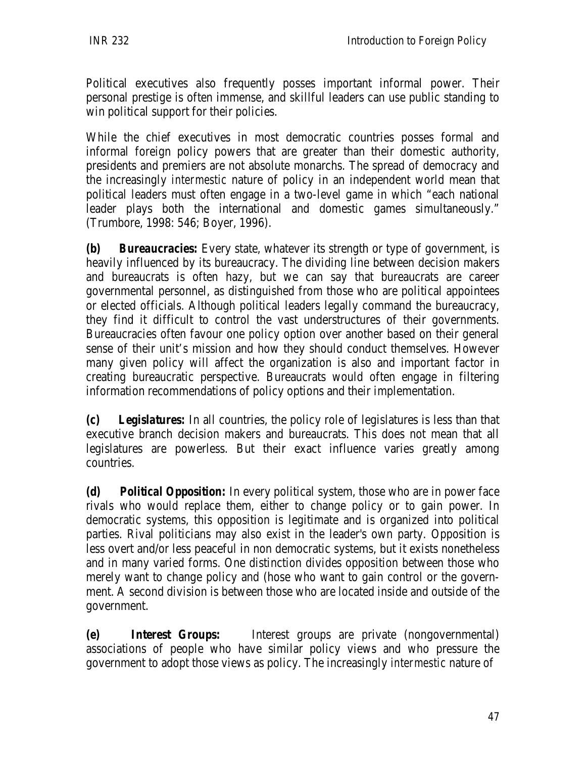Political executives also frequently posses important informal power. Their personal prestige is often immense, and skillful leaders can use public standing to win political support for their policies.

While the chief executives in most democratic countries posses formal and informal foreign policy powers that are greater than their domestic authority, presidents and premiers are not absolute monarchs. The spread of democracy and the increasingly *intermestic* nature of policy in an independent world mean that political leaders must often engage in a two-level game in which "each national leader plays both the international and domestic games simultaneously." (Trumbore, 1998: 546; Boyer, 1996).

***(b) Bureaucracies:*** Every state, whatever its strength or type of government, is heavily influenced by its bureaucracy. The dividing line between decision makers and bureaucrats is often hazy, but we can say that bureaucrats are career governmental personnel, as distinguished from those who are political appointees or elected officials. Although political leaders legally command the bureaucracy, they find it difficult to control the vast understructures of their governments. Bureaucracies often favour one policy option over another based on their general sense of their unit's mission and how they should conduct themselves. However many given policy will affect the organization is also and important factor in creating bureaucratic perspective. Bureaucrats would often engage in filtering information recommendations of policy options and their implementation.

***(c) Legislatures:*** In all countries, the policy role of legislatures is less than that executive branch decision makers and bureaucrats. This does not mean that all legislatures are powerless. But their exact influence varies greatly among countries.

***(d) Political Opposition:*** In every political system, those who are in power face rivals who would replace them, either to change policy or to gain power. In democratic systems, this opposition is legitimate and is organized into political parties. Rival politicians may also exist in the leader's own party. Opposition is less overt and/or less peaceful in non democratic systems, but it exists nonetheless and in many varied forms. One distinction divides opposition between those who merely want to change policy and (hose who want to gain control or the government. A second division is between those who are located inside and outside of the government.

***(e) Interest Groups:*** Interest groups are private (nongovernmental) associations of people who have similar policy views and who pressure the government to adopt those views as policy. The increasingly *intermestic* nature of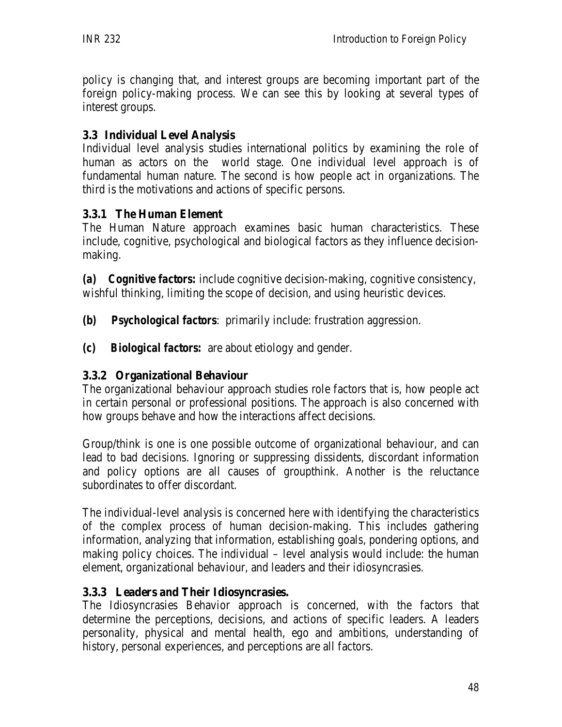policy is changing that, and interest groups are becoming important part of the foreign policy-making process. We can see this by looking at several types of interest groups.

### 3.3 Individual Level Analysis

Individual level analysis studies international politics by examining the role of human as actors on the world stage. One individual level approach is of fundamental human nature. The second is how people act in organizations. The third is the motivations and actions of specific persons.

#### 3.3.1 The Human Element

The Human Nature approach examines basic human characteristics. These include, cognitive, psychological and biological factors as they influence decision-making.

**(a)** ***Cognitive factors:*** include cognitive decision-making, cognitive consistency, wishful thinking, limiting the scope of decision, and using heuristic devices.

**(b)** ***Psychological factors***: primarily include: frustration aggression.

**(c)** ***Biological factors:*** are about etiology and gender.

#### 3.3.2 Organizational Behaviour

The organizational behaviour approach studies role factors that is, how people act in certain personal or professional positions. The approach is also concerned with how groups behave and how the interactions affect decisions.

Group/think is one is one possible outcome of organizational behaviour, and can lead to bad decisions. Ignoring or suppressing dissidents, discordant information and policy options are all causes of groupthink. Another is the reluctance subordinates to offer discordant.

The individual-level analysis is concerned here with identifying the characteristics of the complex process of human decision-making. This includes gathering information, analyzing that information, establishing goals, pondering options, and making policy choices. The individual – level analysis would include: the human element, organizational behaviour, and leaders and their idiosyncrasies.

#### 3.3.3 Leaders and Their Idiosyncrasies.

The Idiosyncrasies Behavior approach is concerned, with the factors that determine the perceptions, decisions, and actions of specific leaders. A leaders personality, physical and mental health, ego and ambitions, understanding of history, personal experiences, and perceptions are all factors.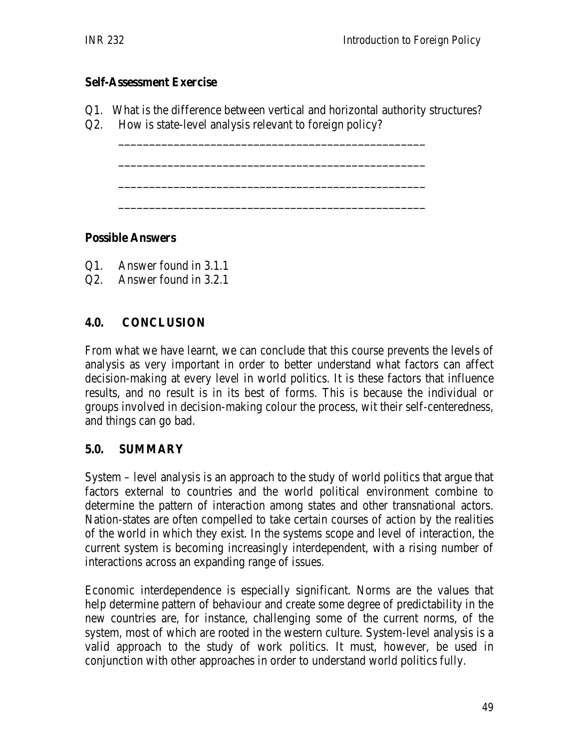**Self-Assessment Exercise**

Q1. What is the difference between vertical and horizontal authority structures?
Q2. How is state-level analysis relevant to foreign policy?

_______________________________________________

_______________________________________________

_______________________________________________

_______________________________________________

**Possible Answers**

Q1. Answer found in 3.1.1
Q2. Answer found in 3.2.1

## 4.0. CONCLUSION

From what we have learnt, we can conclude that this course prevents the levels of analysis as very important in order to better understand what factors can affect decision-making at every level in world politics. It is these factors that influence results, and no result is in its best of forms. This is because the individual or groups involved in decision-making colour the process, wit their self-centeredness, and things can go bad.

## 5.0. SUMMARY

System – level analysis is an approach to the study of world politics that argue that factors external to countries and the world political environment combine to determine the pattern of interaction among states and other transnational actors. Nation-states are often compelled to take certain courses of action by the realities of the world in which they exist. In the systems scope and level of interaction, the current system is becoming increasingly interdependent, with a rising number of interactions across an expanding range of issues.

Economic interdependence is especially significant. Norms are the values that help determine pattern of behaviour and create some degree of predictability in the new countries are, for instance, challenging some of the current norms, of the system, most of which are rooted in the western culture. System-level analysis is a valid approach to the study of work politics. It must, however, be used in conjunction with other approaches in order to understand world politics fully.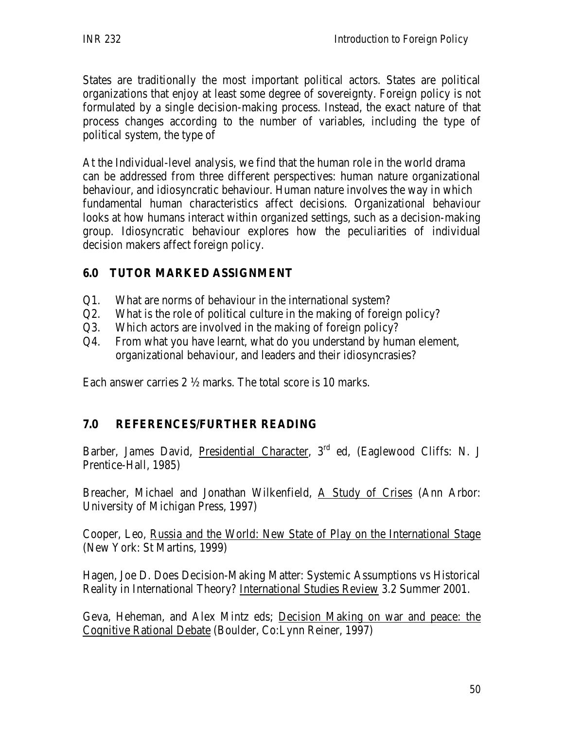States are traditionally the most important political actors. States are political organizations that enjoy at least some degree of sovereignty. Foreign policy is not formulated by a single decision-making process. Instead, the exact nature of that process changes according to the number of variables, including the type of political system, the type of

At the Individual-level analysis, we find that the human role in the world drama can be addressed from three different perspectives: human nature organizational behaviour, and idiosyncratic behaviour. Human nature involves the way in which fundamental human characteristics affect decisions. Organizational behaviour looks at how humans interact within organized settings, such as a decision-making group. Idiosyncratic behaviour explores how the peculiarities of individual decision makers affect foreign policy.

## 6.0 TUTOR MARKED ASSIGNMENT

Q1. What are norms of behaviour in the international system?
Q2. What is the role of political culture in the making of foreign policy?
Q3. Which actors are involved in the making of foreign policy?
Q4. From what you have learnt, what do you understand by human element, organizational behaviour, and leaders and their idiosyncrasies?

Each answer carries 2 ½ marks. The total score is 10 marks.

## 7.0 REFERENCES/FURTHER READING

Barber, James David, Presidential Character, 3rd ed, (Eaglewood Cliffs: N. J Prentice-Hall, 1985)

Breacher, Michael and Jonathan Wilkenfield, A Study of Crises (Ann Arbor: University of Michigan Press, 1997)

Cooper, Leo, Russia and the World: New State of Play on the International Stage (New York: St Martins, 1999)

Hagen, Joe D. Does Decision-Making Matter: Systemic Assumptions vs Historical Reality in International Theory? International Studies Review 3.2 Summer 2001.

Geva, Heheman, and Alex Mintz eds; Decision Making on war and peace: the Cognitive Rational Debate (Boulder, Co:Lynn Reiner, 1997)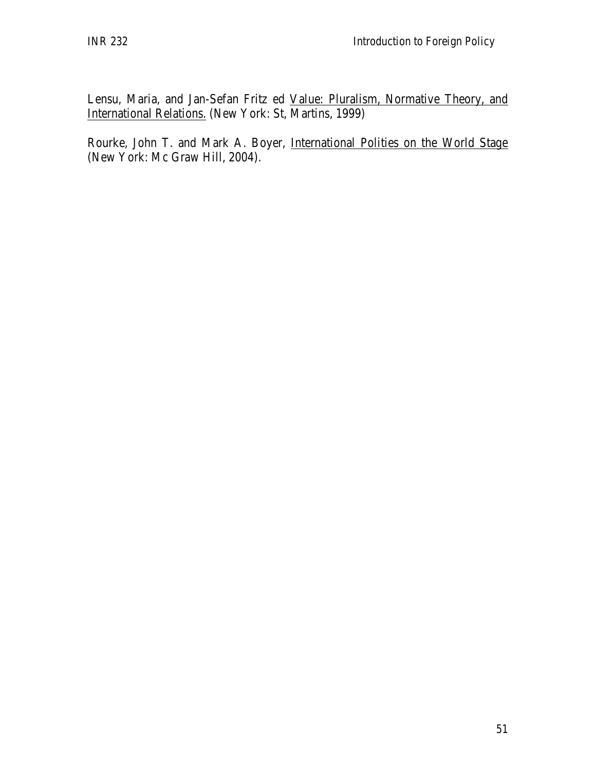Lensu, Maria, and Jan-Sefan Fritz ed Value: Pluralism, Normative Theory, and International Relations. (New York: St, Martins, 1999)

Rourke, John T. and Mark A. Boyer, International Polities on the World Stage (New York: Mc Graw Hill, 2004).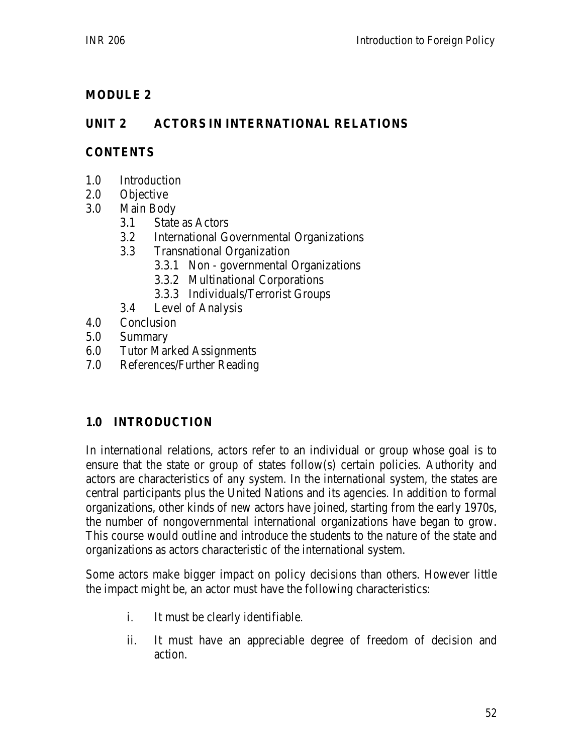## MODULE 2

## UNIT 2 ACTORS IN INTERNATIONAL RELATIONS

### CONTENTS

- 1.0 Introduction
- 2.0 Objective
- 3.0 Main Body
  - 3.1 State as Actors
  - 3.2 International Governmental Organizations
  - 3.3 Transnational Organization
    - 3.3.1 Non - governmental Organizations
    - 3.3.2 Multinational Corporations
    - 3.3.3 Individuals/Terrorist Groups
  - 3.4 Level of Analysis
- 4.0 Conclusion
- 5.0 Summary
- 6.0 Tutor Marked Assignments
- 7.0 References/Further Reading

### 1.0 INTRODUCTION

In international relations, actors refer to an individual or group whose goal is to ensure that the state or group of states follow(s) certain policies. Authority and actors are characteristics of any system. In the international system, the states are central participants plus the United Nations and its agencies. In addition to formal organizations, other kinds of new actors have joined, starting from the early 1970s, the number of nongovernmental international organizations have began to grow. This course would outline and introduce the students to the nature of the state and organizations as actors characteristic of the international system.

Some actors make bigger impact on policy decisions than others. However little the impact might be, an actor must have the following characteristics:

i. It must be clearly identifiable.

ii. It must have an appreciable degree of freedom of decision and action.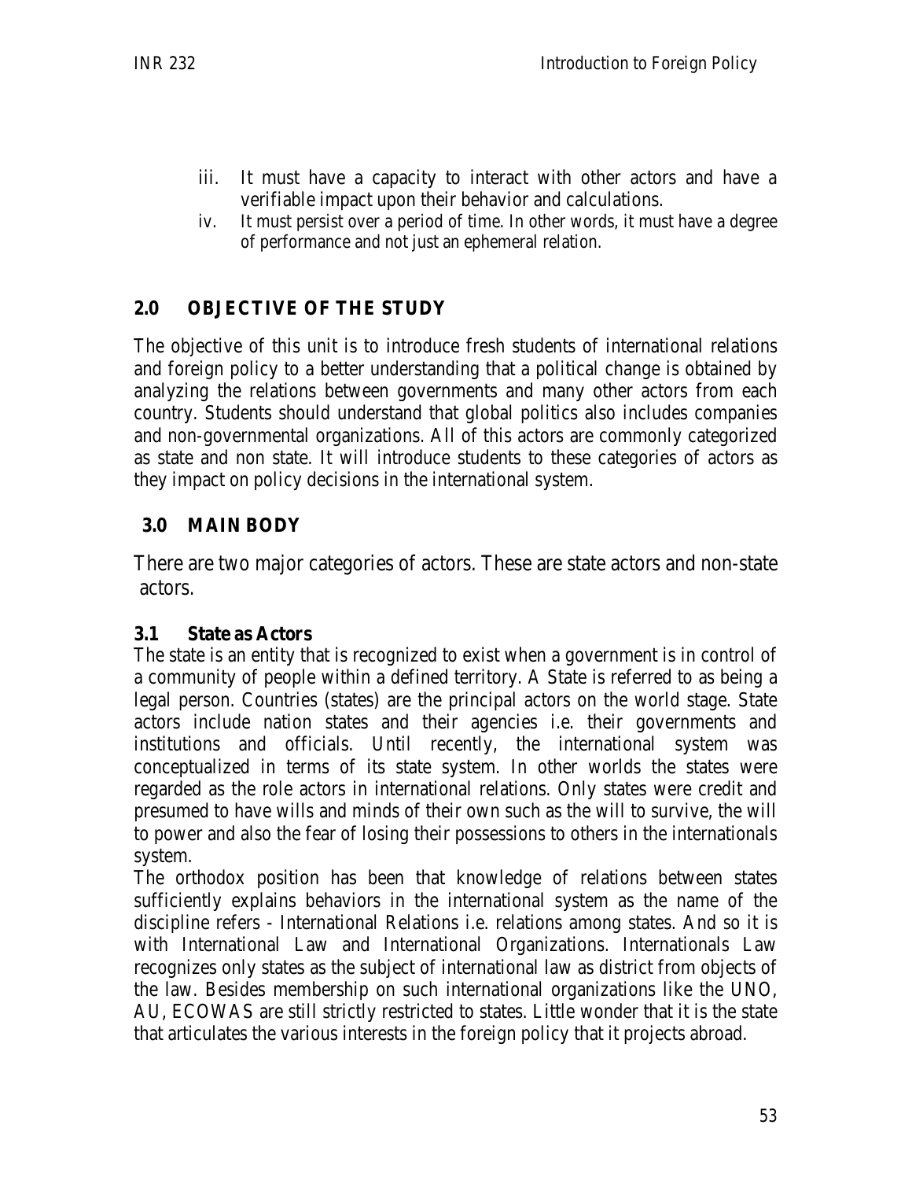iii. It must have a capacity to interact with other actors and have a verifiable impact upon their behavior and calculations.
iv. It must persist over a period of time. In other words, it must have a degree of performance and not just an ephemeral relation.

## 2.0 OBJECTIVE OF THE STUDY

The objective of this unit is to introduce fresh students of international relations and foreign policy to a better understanding that a political change is obtained by analyzing the relations between governments and many other actors from each country. Students should understand that global politics also includes companies and non-governmental organizations. All of this actors are commonly categorized as state and non state. It will introduce students to these categories of actors as they impact on policy decisions in the international system.

## 3.0 MAIN BODY

There are two major categories of actors. These are state actors and non-state actors.

### 3.1 State as Actors

The state is an entity that is recognized to exist when a government is in control of a community of people within a defined territory. A State is referred to as being a legal person. Countries (states) are the principal actors on the world stage. State actors include nation states and their agencies i.e. their governments and institutions and officials. Until recently, the international system was conceptualized in terms of its state system. In other worlds the states were regarded as the role actors in international relations. Only states were credit and presumed to have wills and minds of their own such as the will to survive, the will to power and also the fear of losing their possessions to others in the internationals system.

The orthodox position has been that knowledge of relations between states sufficiently explains behaviors in the international system as the name of the discipline refers - International Relations i.e. relations among states. And so it is with International Law and International Organizations. Internationals Law recognizes only states as the subject of international law as district from objects of the law. Besides membership on such international organizations like the UNO, AU, ECOWAS are still strictly restricted to states. Little wonder that it is the state that articulates the various interests in the foreign policy that it projects abroad.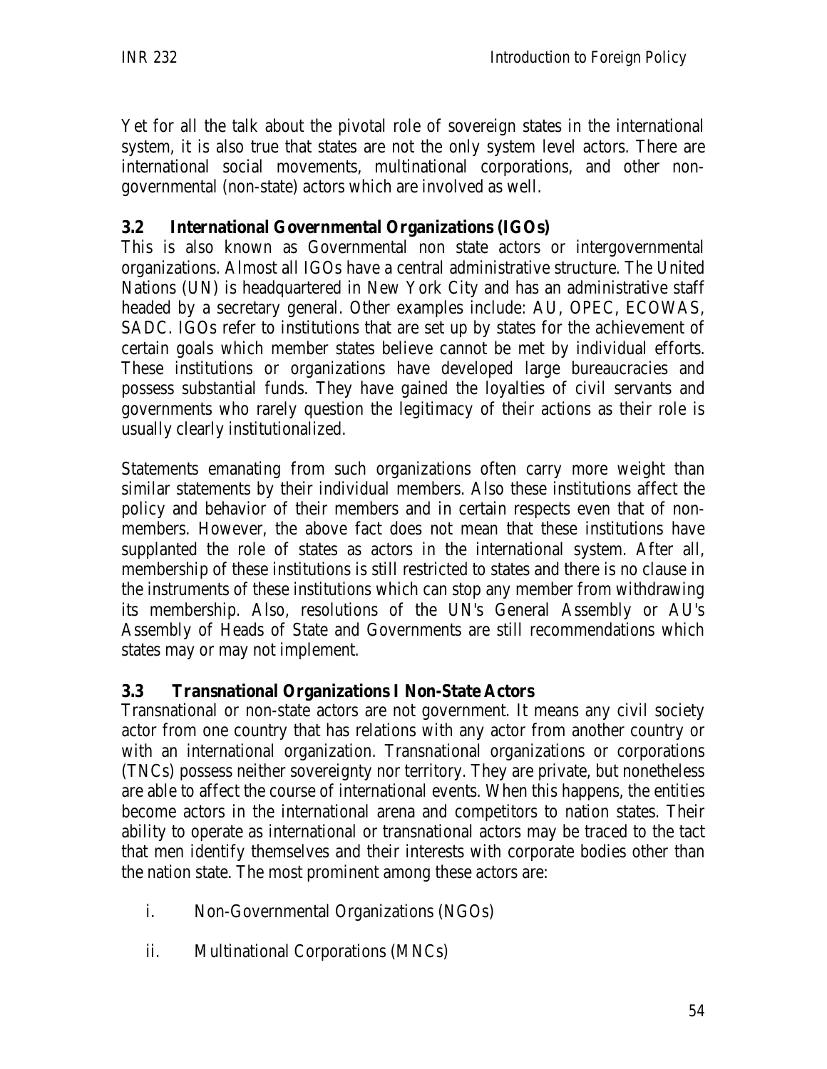Yet for all the talk about the pivotal role of sovereign states in the international system, it is also true that states are not the only system level actors. There are international social movements, multinational corporations, and other non-governmental (non-state) actors which are involved as well.

### 3.2 International Governmental Organizations (IGOs)

This is also known as Governmental non state actors or intergovernmental organizations. Almost all IGOs have a central administrative structure. The United Nations (UN) is headquartered in New York City and has an administrative staff headed by a secretary general. Other examples include: AU, OPEC, ECOWAS, SADC. IGOs refer to institutions that are set up by states for the achievement of certain goals which member states believe cannot be met by individual efforts. These institutions or organizations have developed large bureaucracies and possess substantial funds. They have gained the loyalties of civil servants and governments who rarely question the legitimacy of their actions as their role is usually clearly institutionalized.

Statements emanating from such organizations often carry more weight than similar statements by their individual members. Also these institutions affect the policy and behavior of their members and in certain respects even that of non-members. However, the above fact does not mean that these institutions have supplanted the role of states as actors in the international system. After all, membership of these institutions is still restricted to states and there is no clause in the instruments of these institutions which can stop any member from withdrawing its membership. Also, resolutions of the UN's General Assembly or AU's Assembly of Heads of State and Governments are still recommendations which states may or may not implement.

### 3.3 Transnational Organizations I Non-State Actors

Transnational or non-state actors are not government. It means any civil society actor from one country that has relations with any actor from another country or with an international organization. Transnational organizations or corporations (TNCs) possess neither sovereignty nor territory. They are private, but nonetheless are able to affect the course of international events. When this happens, the entities become actors in the international arena and competitors to nation states. Their ability to operate as international or transnational actors may be traced to the tact that men identify themselves and their interests with corporate bodies other than the nation state. The most prominent among these actors are:

i. Non-Governmental Organizations (NGOs)

ii. Multinational Corporations (MNCs)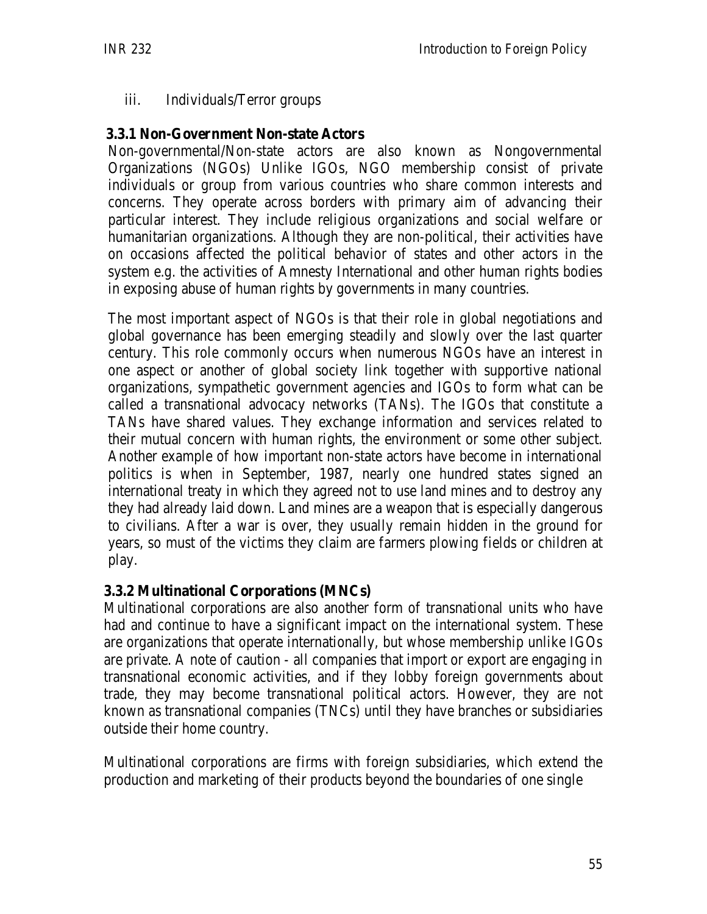iii. Individuals/Terror groups

### 3.3.1 Non-Government Non-state Actors

Non-governmental/Non-state actors are also known as Nongovernmental Organizations (NGOs) Unlike IGOs, NGO membership consist of private individuals or group from various countries who share common interests and concerns. They operate across borders with primary aim of advancing their particular interest. They include religious organizations and social welfare or humanitarian organizations. Although they are non-political, their activities have on occasions affected the political behavior of states and other actors in the system e.g. the activities of Amnesty International and other human rights bodies in exposing abuse of human rights by governments in many countries.

The most important aspect of NGOs is that their role in global negotiations and global governance has been emerging steadily and slowly over the last quarter century. This role commonly occurs when numerous NGOs have an interest in one aspect or another of global society link together with supportive national organizations, sympathetic government agencies and IGOs to form what can be called a transnational advocacy networks (TANs). The IGOs that constitute a TANs have shared values. They exchange information and services related to their mutual concern with human rights, the environment or some other subject. Another example of how important non-state actors have become in international politics is when in September, 1987, nearly one hundred states signed an international treaty in which they agreed not to use land mines and to destroy any they had already laid down. Land mines are a weapon that is especially dangerous to civilians. After a war is over, they usually remain hidden in the ground for years, so must of the victims they claim are farmers plowing fields or children at play.

### 3.3.2 Multinational Corporations (MNCs)

Multinational corporations are also another form of transnational units who have had and continue to have a significant impact on the international system. These are organizations that operate internationally, but whose membership unlike IGOs are private. A note of caution - all companies that import or export are engaging in transnational economic activities, and if they lobby foreign governments about trade, they may become transnational political actors. However, they are not known as transnational companies (TNCs) until they have branches or subsidiaries outside their home country.

Multinational corporations are firms with foreign subsidiaries, which extend the production and marketing of their products beyond the boundaries of one single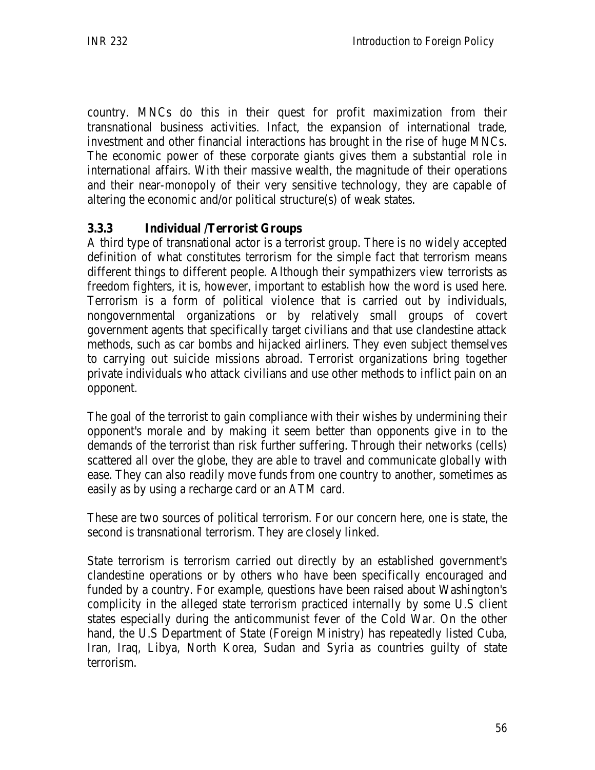country. MNCs do this in their quest for profit maximization from their transnational business activities. Infact, the expansion of international trade, investment and other financial interactions has brought in the rise of huge MNCs. The economic power of these corporate giants gives them a substantial role in international affairs. With their massive wealth, the magnitude of their operations and their near-monopoly of their very sensitive technology, they are capable of altering the economic and/or political structure(s) of weak states.

### 3.3.3 Individual /Terrorist Groups

A third type of transnational actor is a terrorist group. There is no widely accepted definition of what constitutes terrorism for the simple fact that terrorism means different things to different people. Although their sympathizers view terrorists as freedom fighters, it is, however, important to establish how the word is used here. Terrorism is a form of political violence that is carried out by individuals, nongovernmental organizations or by relatively small groups of covert government agents that specifically target civilians and that use clandestine attack methods, such as car bombs and hijacked airliners. They even subject themselves to carrying out suicide missions abroad. Terrorist organizations bring together private individuals who attack civilians and use other methods to inflict pain on an opponent.

The goal of the terrorist to gain compliance with their wishes by undermining their opponent's morale and by making it seem better than opponents give in to the demands of the terrorist than risk further suffering. Through their networks (cells) scattered all over the globe, they are able to travel and communicate globally with ease. They can also readily move funds from one country to another, sometimes as easily as by using a recharge card or an ATM card.

These are two sources of political terrorism. For our concern here, one is state, the second is transnational terrorism. They are closely linked.

State terrorism is terrorism carried out directly by an established government's clandestine operations or by others who have been specifically encouraged and funded by a country. For example, questions have been raised about Washington's complicity in the alleged state terrorism practiced internally by some U.S client states especially during the anticommunist fever of the Cold War. On the other hand, the U.S Department of State (Foreign Ministry) has repeatedly listed Cuba, Iran, Iraq, Libya, North Korea, Sudan and Syria as countries guilty of state terrorism.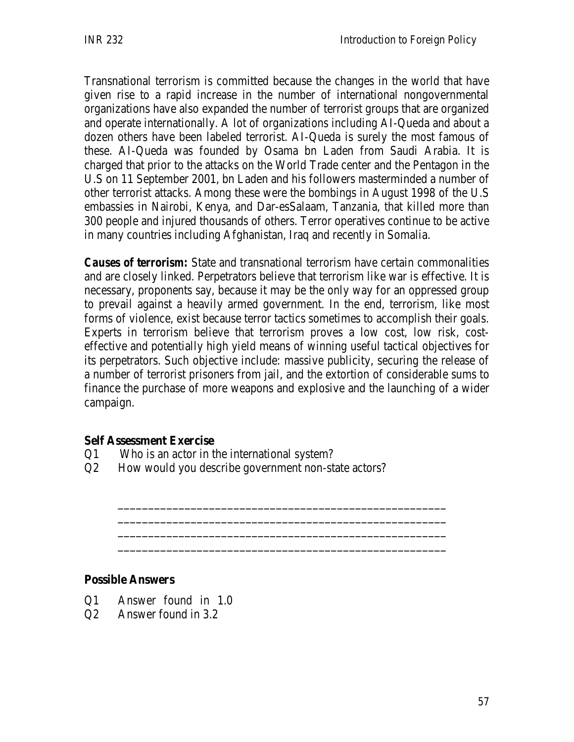Transnational terrorism is committed because the changes in the world that have given rise to a rapid increase in the number of international nongovernmental organizations have also expanded the number of terrorist groups that are organized and operate internationally. A lot of organizations including Al-Queda and about a dozen others have been labeled terrorist. Al-Queda is surely the most famous of these. Al-Queda was founded by Osama bn Laden from Saudi Arabia. It is charged that prior to the attacks on the World Trade center and the Pentagon in the U.S on 11 September 2001, bn Laden and his followers masterminded a number of other terrorist attacks. Among these were the bombings in August 1998 of the U.S embassies in Nairobi, Kenya, and Dar-esSalaam, Tanzania, that killed more than 300 people and injured thousands of others. Terror operatives continue to be active in many countries including Afghanistan, Iraq and recently in Somalia.

**Causes of terrorism:** State and transnational terrorism have certain commonalities and are closely linked. Perpetrators believe that terrorism like war is effective. It is necessary, proponents say, because it may be the only way for an oppressed group to prevail against a heavily armed government. In the end, terrorism, like most forms of violence, exist because terror tactics sometimes to accomplish their goals. Experts in terrorism believe that terrorism proves a low cost, low risk, cost-effective and potentially high yield means of winning useful tactical objectives for its perpetrators. Such objective include: massive publicity, securing the release of a number of terrorist prisoners from jail, and the extortion of considerable sums to finance the purchase of more weapons and explosive and the launching of a wider campaign.

**Self Assessment Exercise**

Q1 Who is an actor in the international system?

Q2 How would you describe government non-state actors?

______________________________________________________
______________________________________________________
______________________________________________________
______________________________________________________

**Possible Answers**

Q1 Answer found in 1.0

Q2 Answer found in 3.2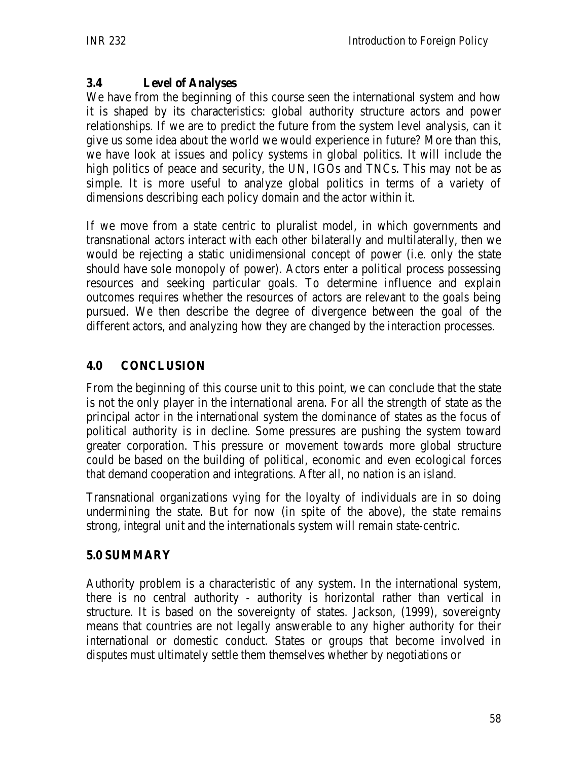### 3.4 Level of Analyses

We have from the beginning of this course seen the international system and how it is shaped by its characteristics: global authority structure actors and power relationships. If we are to predict the future from the system level analysis, can it give us some idea about the world we would experience in future? More than this, we have look at issues and policy systems in global politics. It will include the high politics of peace and security, the UN, IGOs and TNCs. This may not be as simple. It is more useful to analyze global politics in terms of a variety of dimensions describing each policy domain and the actor within it.

If we move from a state centric to pluralist model, in which governments and transnational actors interact with each other bilaterally and multilaterally, then we would be rejecting a static unidimensional concept of power (i.e. only the state should have sole monopoly of power). Actors enter a political process possessing resources and seeking particular goals. To determine influence and explain outcomes requires whether the resources of actors are relevant to the goals being pursued. We then describe the degree of divergence between the goal of the different actors, and analyzing how they are changed by the interaction processes.

## 4.0 CONCLUSION

From the beginning of this course unit to this point, we can conclude that the state is not the only player in the international arena. For all the strength of state as the principal actor in the international system the dominance of states as the focus of political authority is in decline. Some pressures are pushing the system toward greater corporation. This pressure or movement towards more global structure could be based on the building of political, economic and even ecological forces that demand cooperation and integrations. After all, no nation is an island.

Transnational organizations vying for the loyalty of individuals are in so doing undermining the state. But for now (in spite of the above), the state remains strong, integral unit and the internationals system will remain state-centric.

## 5.0 SUMMARY

Authority problem is a characteristic of any system. In the international system, there is no central authority - authority is horizontal rather than vertical in structure. It is based on the sovereignty of states. Jackson, (1999), sovereignty means that countries are not legally answerable to any higher authority for their international or domestic conduct. States or groups that become involved in disputes must ultimately settle them themselves whether by negotiations or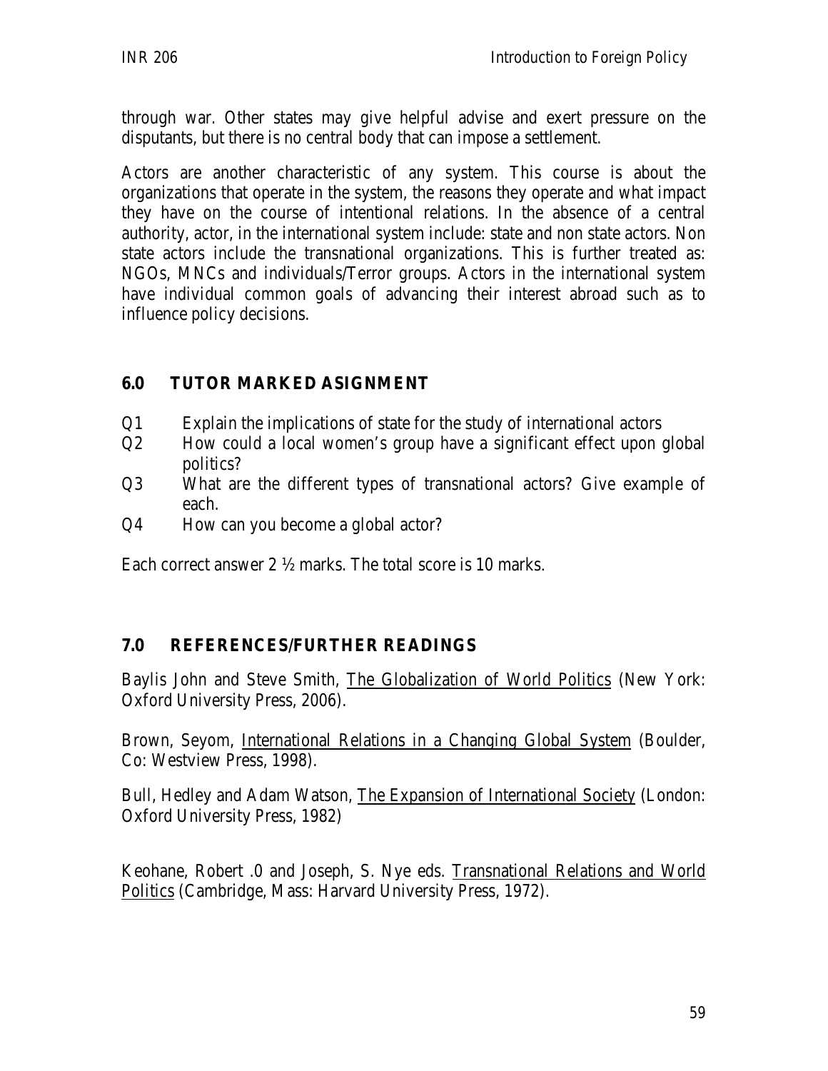through war. Other states may give helpful advise and exert pressure on the disputants, but there is no central body that can impose a settlement.

Actors are another characteristic of any system. This course is about the organizations that operate in the system, the reasons they operate and what impact they have on the course of intentional relations. In the absence of a central authority, actor, in the international system include: state and non state actors. Non state actors include the transnational organizations. This is further treated as: NGOs, MNCs and individuals/Terror groups. Actors in the international system have individual common goals of advancing their interest abroad such as to influence policy decisions.

## 6.0 TUTOR MARKED ASIGNMENT

Q1 Explain the implications of state for the study of international actors

Q2 How could a local women's group have a significant effect upon global politics?

Q3 What are the different types of transnational actors? Give example of each.

Q4 How can you become a global actor?

Each correct answer 2 ½ marks. The total score is 10 marks.

## 7.0 REFERENCES/FURTHER READINGS

Baylis John and Steve Smith, The Globalization of World Politics (New York: Oxford University Press, 2006).

Brown, Seyom, International Relations in a Changing Global System (Boulder, Co: Westview Press, 1998).

Bull, Hedley and Adam Watson, The Expansion of International Society (London: Oxford University Press, 1982)

Keohane, Robert .0 and Joseph, S. Nye eds. Transnational Relations and World Politics (Cambridge, Mass: Harvard University Press, 1972).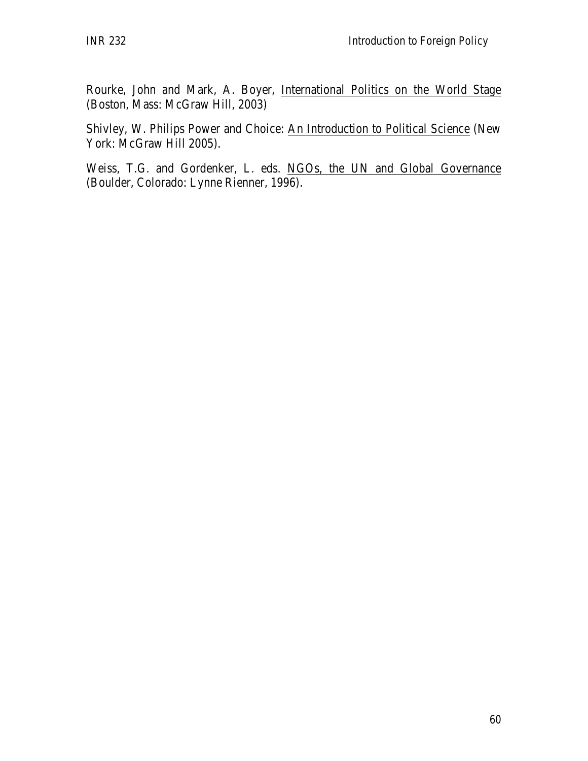Rourke, John and Mark, A. Boyer, <u>International Politics on the World Stage</u> (Boston, Mass: McGraw Hill, 2003)

Shivley, W. Philips Power and Choice: <u>An Introduction to Political Science</u> (New York: McGraw Hill 2005).

Weiss, T.G. and Gordenker, L. eds. <u>NGOs, the UN and Global Governance</u> (Boulder, Colorado: Lynne Rienner, 1996).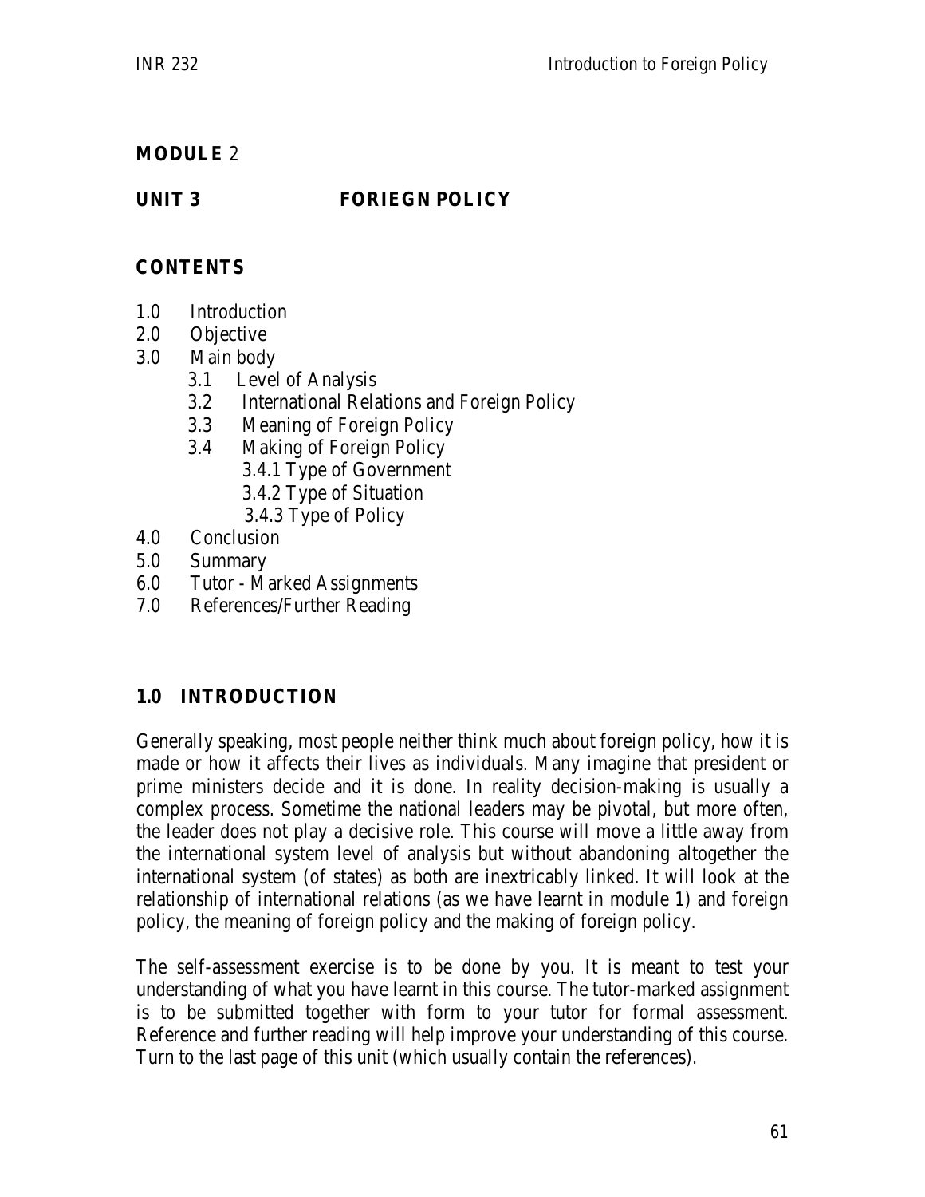## MODULE 2

## UNIT 3 FORIEGN POLICY

### CONTENTS

1.0 Introduction
2.0 Objective
3.0 Main body
   - 3.1 Level of Analysis
   - 3.2 International Relations and Foreign Policy
   - 3.3 Meaning of Foreign Policy
   - 3.4 Making of Foreign Policy
     - 3.4.1 Type of Government
     - 3.4.2 Type of Situation
     - 3.4.3 Type of Policy

4.0 Conclusion
5.0 Summary
6.0 Tutor - Marked Assignments
7.0 References/Further Reading

### 1.0 INTRODUCTION

Generally speaking, most people neither think much about foreign policy, how it is made or how it affects their lives as individuals. Many imagine that president or prime ministers decide and it is done. In reality decision-making is usually a complex process. Sometime the national leaders may be pivotal, but more often, the leader does not play a decisive role. This course will move a little away from the international system level of analysis but without abandoning altogether the international system (of states) as both are inextricably linked. It will look at the relationship of international relations (as we have learnt in module 1) and foreign policy, the meaning of foreign policy and the making of foreign policy.

The self-assessment exercise is to be done by you. It is meant to test your understanding of what you have learnt in this course. The tutor-marked assignment is to be submitted together with form to your tutor for formal assessment. Reference and further reading will help improve your understanding of this course. Turn to the last page of this unit (which usually contain the references).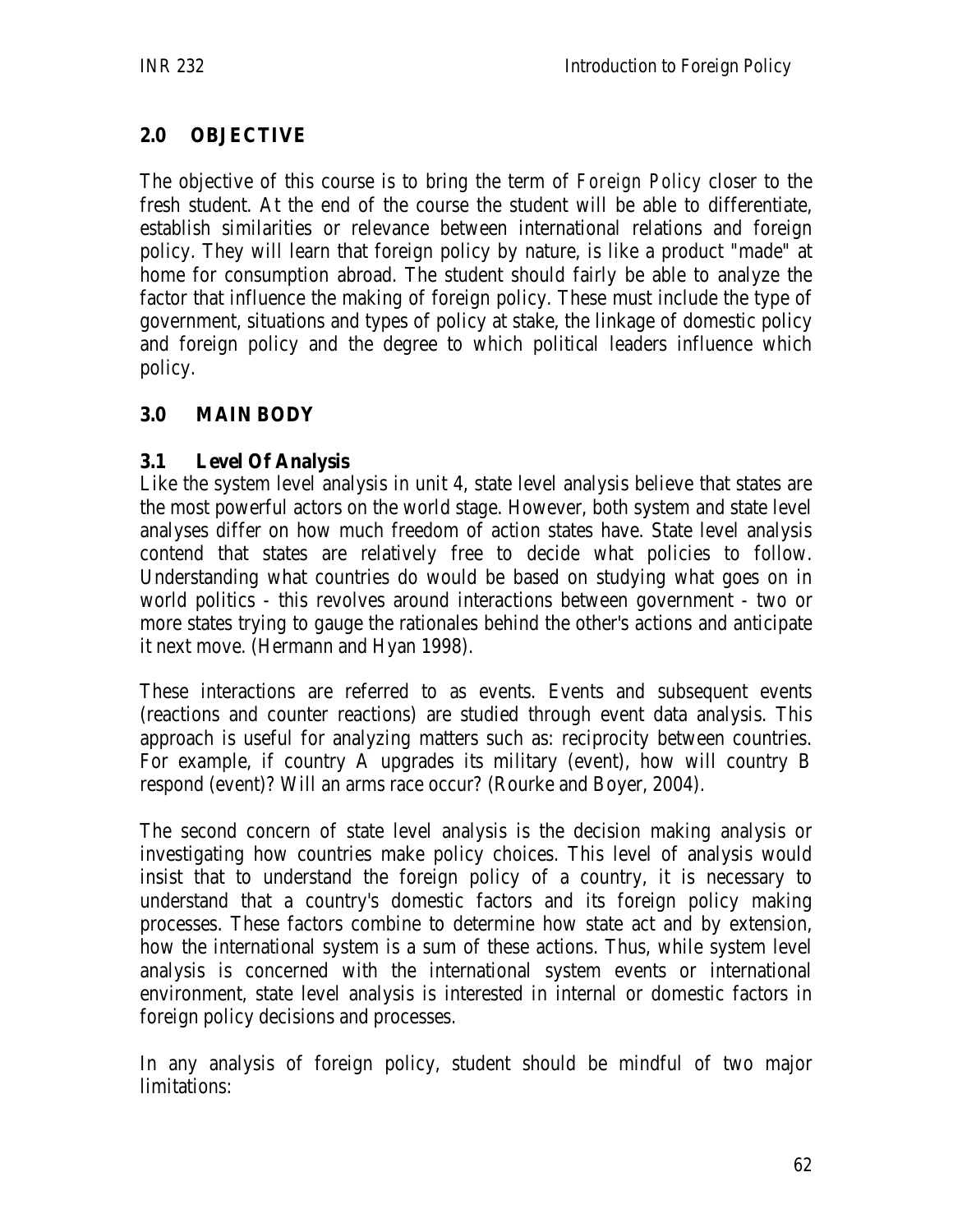## 2.0 OBJECTIVE

The objective of this course is to bring the term of *Foreign Policy* closer to the fresh student. At the end of the course the student will be able to differentiate, establish similarities or relevance between international relations and foreign policy. They will learn that foreign policy by nature, is like a product "made" at home for consumption abroad. The student should fairly be able to analyze the factor that influence the making of foreign policy. These must include the type of government, situations and types of policy at stake, the linkage of domestic policy and foreign policy and the degree to which political leaders influence which policy.

## 3.0 MAIN BODY

### 3.1 Level Of Analysis

Like the system level analysis in unit 4, state level analysis believe that states are the most powerful actors on the world stage. However, both system and state level analyses differ on how much freedom of action states have. State level analysis contend that states are relatively free to decide what policies to follow. Understanding what countries do would be based on studying what goes on in world politics - this revolves around interactions between government - two or more states trying to gauge the rationales behind the other's actions and anticipate it next move. (Hermann and Hyan 1998).

These interactions are referred to as events. Events and subsequent events (reactions and counter reactions) are studied through event data analysis. This approach is useful for analyzing matters such as: reciprocity between countries. For example, if country A upgrades its military (event), how will country B respond (event)? Will an arms race occur? (Rourke and Boyer, 2004).

The second concern of state level analysis is the decision making analysis or investigating how countries make policy choices. This level of analysis would insist that to understand the foreign policy of a country, it is necessary to understand that a country's domestic factors and its foreign policy making processes. These factors combine to determine how state act and by extension, how the international system is a sum of these actions. Thus, while system level analysis is concerned with the international system events or international environment, state level analysis is interested in internal or domestic factors in foreign policy decisions and processes.

In any analysis of foreign policy, student should be mindful of two major limitations: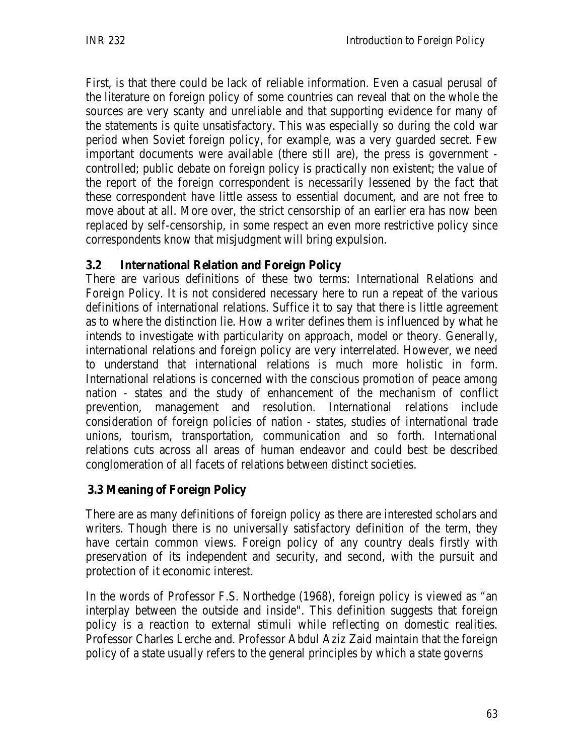First, is that there could be lack of reliable information. Even a casual perusal of the literature on foreign policy of some countries can reveal that on the whole the sources are very scanty and unreliable and that supporting evidence for many of the statements is quite unsatisfactory. This was especially so during the cold war period when Soviet foreign policy, for example, was a very guarded secret. Few important documents were available (there still are), the press is government - controlled; public debate on foreign policy is practically non existent; the value of the report of the foreign correspondent is necessarily lessened by the fact that these correspondent have little assess to essential document, and are not free to move about at all. More over, the strict censorship of an earlier era has now been replaced by self-censorship, in some respect an even more restrictive policy since correspondents know that misjudgment will bring expulsion.

### 3.2 International Relation and Foreign Policy

There are various definitions of these two terms: International Relations and Foreign Policy. It is not considered necessary here to run a repeat of the various definitions of international relations. Suffice it to say that there is little agreement as to where the distinction lie. How a writer defines them is influenced by what he intends to investigate with particularity on approach, model or theory. Generally, international relations and foreign policy are very interrelated. However, we need to understand that international relations is much more holistic in form. International relations is concerned with the conscious promotion of peace among nation - states and the study of enhancement of the mechanism of conflict prevention, management and resolution. International relations include consideration of foreign policies of nation - states, studies of international trade unions, tourism, transportation, communication and so forth. International relations cuts across all areas of human endeavor and could best be described conglomeration of all facets of relations between distinct societies.

### 3.3 Meaning of Foreign Policy

There are as many definitions of foreign policy as there are interested scholars and writers. Though there is no universally satisfactory definition of the term, they have certain common views. Foreign policy of any country deals firstly with preservation of its independent and security, and second, with the pursuit and protection of it economic interest.

In the words of Professor F.S. Northedge (1968), foreign policy is viewed as "an interplay between the outside and inside". This definition suggests that foreign policy is a reaction to external stimuli while reflecting on domestic realities. Professor Charles Lerche and. Professor Abdul Aziz Zaid maintain that the foreign policy of a state usually refers to the general principles by which a state governs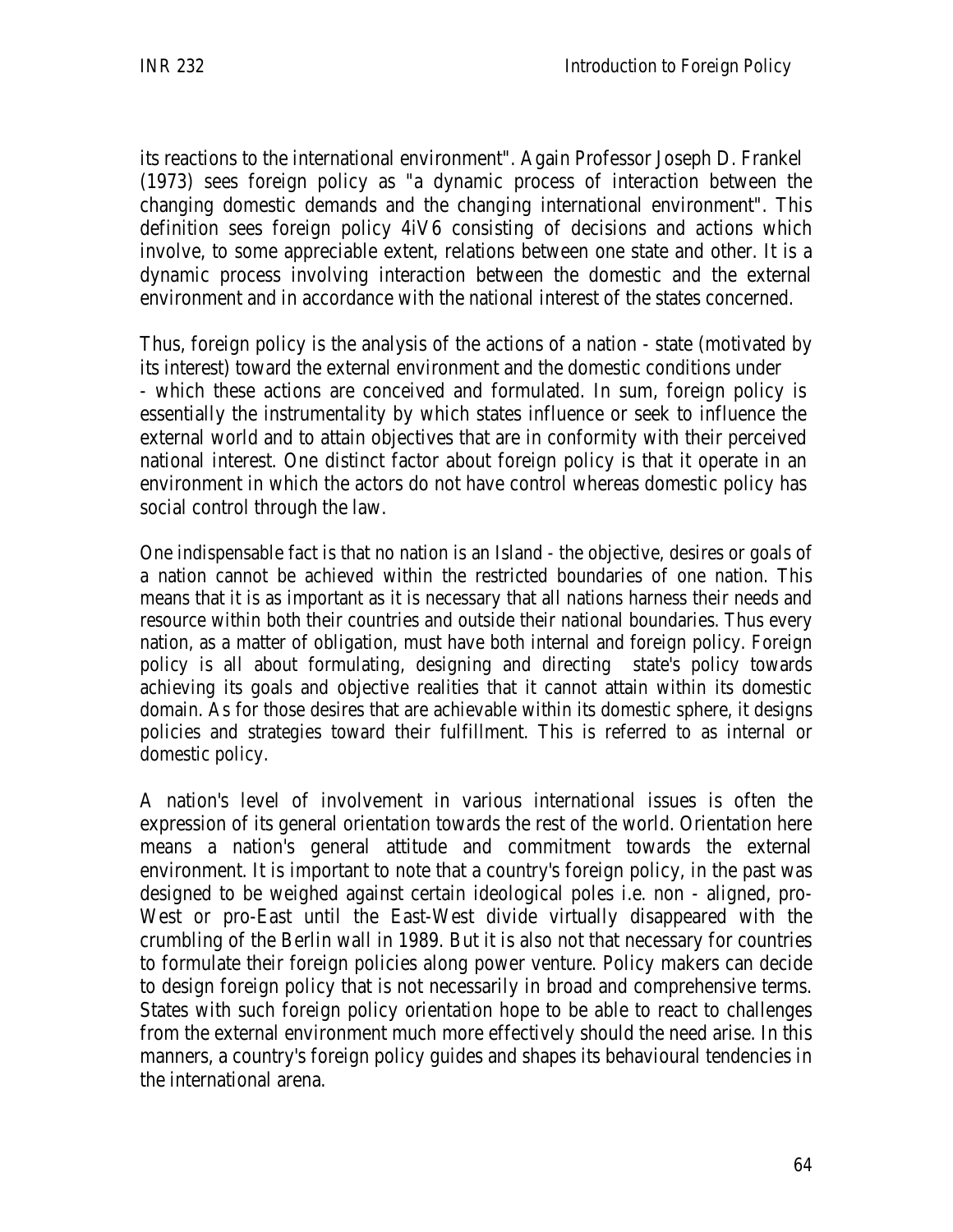its reactions to the international environment". Again Professor Joseph D. Frankel (1973) sees foreign policy as "a dynamic process of interaction between the changing domestic demands and the changing international environment". This definition sees foreign policy 4iV6 consisting of decisions and actions which involve, to some appreciable extent, relations between one state and other. It is a dynamic process involving interaction between the domestic and the external environment and in accordance with the national interest of the states concerned.

Thus, foreign policy is the analysis of the actions of a nation - state (motivated by its interest) toward the external environment and the domestic conditions under - which these actions are conceived and formulated. In sum, foreign policy is essentially the instrumentality by which states influence or seek to influence the external world and to attain objectives that are in conformity with their perceived national interest. One distinct factor about foreign policy is that it operate in an environment in which the actors do not have control whereas domestic policy has social control through the law.

One indispensable fact is that no nation is an Island - the objective, desires or goals of a nation cannot be achieved within the restricted boundaries of one nation. This means that it is as important as it is necessary that all nations harness their needs and resource within both their countries and outside their national boundaries. Thus every nation, as a matter of obligation, must have both internal and foreign policy. Foreign policy is all about formulating, designing and directing state's policy towards achieving its goals and objective realities that it cannot attain within its domestic domain. As for those desires that are achievable within its domestic sphere, it designs policies and strategies toward their fulfillment. This is referred to as internal or domestic policy.

A nation's level of involvement in various international issues is often the expression of its general orientation towards the rest of the world. Orientation here means a nation's general attitude and commitment towards the external environment. It is important to note that a country's foreign policy, in the past was designed to be weighed against certain ideological poles i.e. non - aligned, pro-West or pro-East until the East-West divide virtually disappeared with the crumbling of the Berlin wall in 1989. But it is also not that necessary for countries to formulate their foreign policies along power venture. Policy makers can decide to design foreign policy that is not necessarily in broad and comprehensive terms. States with such foreign policy orientation hope to be able to react to challenges from the external environment much more effectively should the need arise. In this manners, a country's foreign policy guides and shapes its behavioural tendencies in the international arena.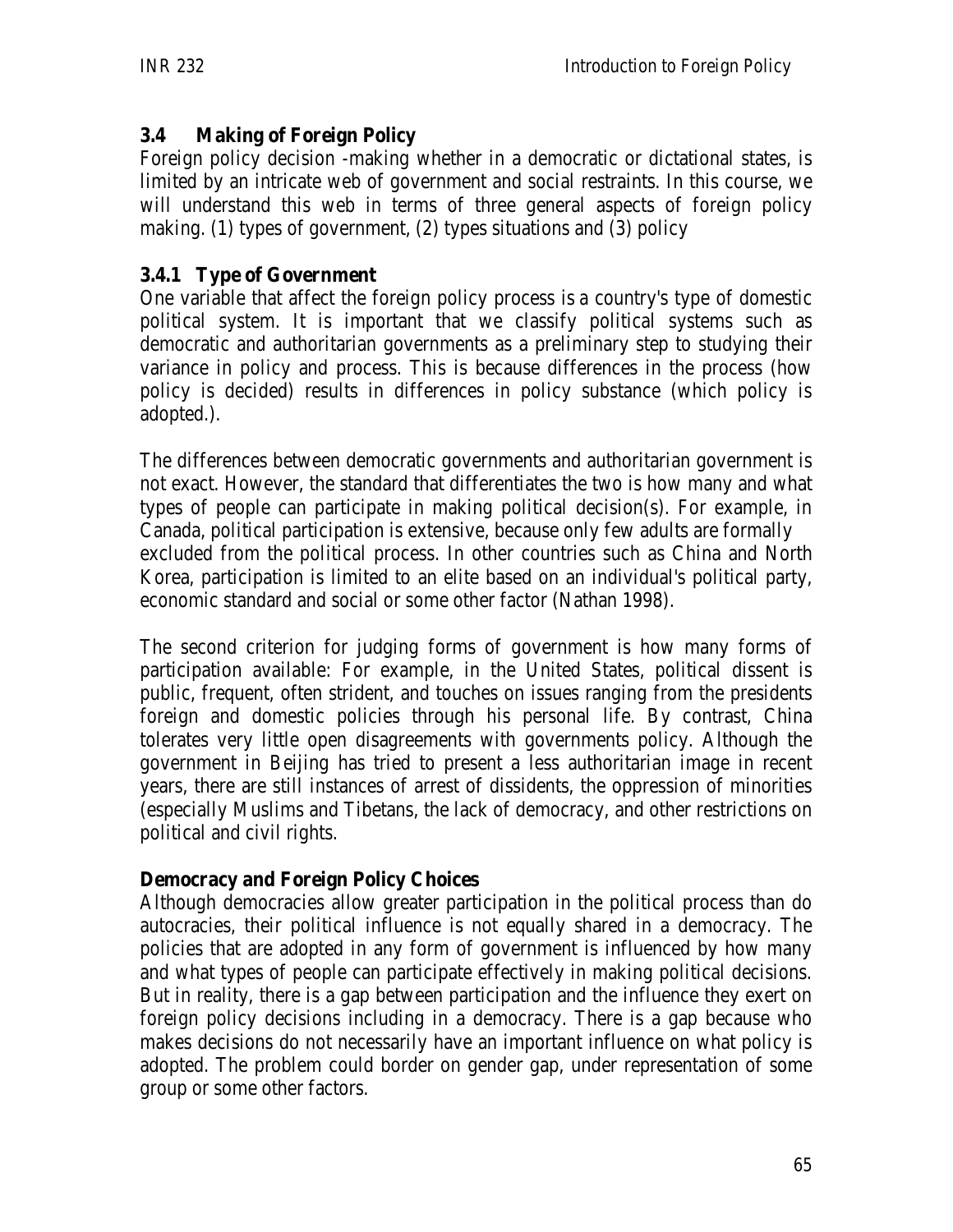## 3.4 Making of Foreign Policy

Foreign policy decision -making whether in a democratic or dictational states, is limited by an intricate web of government and social restraints. In this course, we will understand this web in terms of three general aspects of foreign policy making. (1) types of government, (2) types situations and (3) policy

### 3.4.1 Type of Government

One variable that affect the foreign policy process is a country's type of domestic political system. It is important that we classify political systems such as democratic and authoritarian governments as a preliminary step to studying their variance in policy and process. This is because differences in the process (how policy is decided) results in differences in policy substance (which policy is adopted.).

The differences between democratic governments and authoritarian government is not exact. However, the standard that differentiates the two is how many and what types of people can participate in making political decision(s). For example, in Canada, political participation is extensive, because only few adults are formally excluded from the political process. In other countries such as China and North Korea, participation is limited to an elite based on an individual's political party, economic standard and social or some other factor (Nathan 1998).

The second criterion for judging forms of government is how many forms of participation available: For example, in the United States, political dissent is public, frequent, often strident, and touches on issues ranging from the presidents foreign and domestic policies through his personal life. By contrast, China tolerates very little open disagreements with governments policy. Although the government in Beijing has tried to present a less authoritarian image in recent years, there are still instances of arrest of dissidents, the oppression of minorities (especially Muslims and Tibetans, the lack of democracy, and other restrictions on political and civil rights.

**Democracy and Foreign Policy Choices**

Although democracies allow greater participation in the political process than do autocracies, their political influence is not equally shared in a democracy. The policies that are adopted in any form of government is influenced by how many and what types of people can participate effectively in making political decisions. But in reality, there is a gap between participation and the influence they exert on foreign policy decisions including in a democracy. There is a gap because who makes decisions do not necessarily have an important influence on what policy is adopted. The problem could border on gender gap, under representation of some group or some other factors.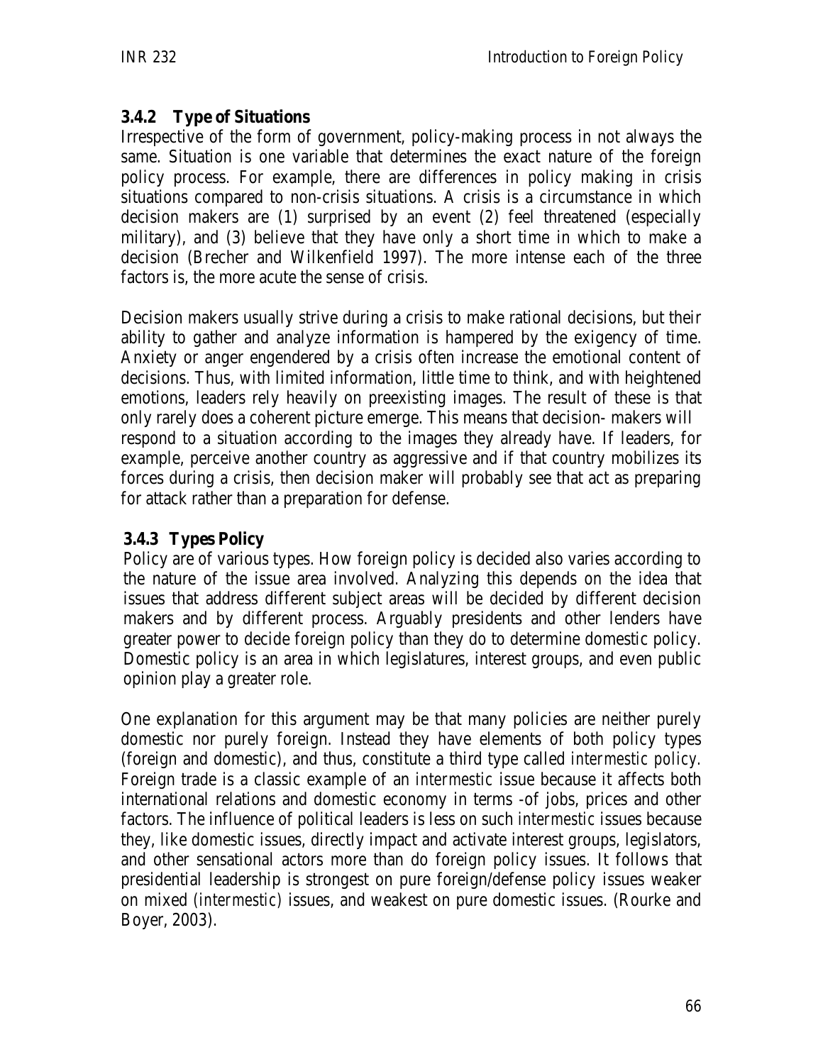### 3.4.2 Type of Situations

Irrespective of the form of government, policy-making process in not always the same. Situation is one variable that determines the exact nature of the foreign policy process. For example, there are differences in policy making in crisis situations compared to non-crisis situations. A crisis is a circumstance in which decision makers are (1) surprised by an event (2) feel threatened (especially military), and (3) believe that they have only a short time in which to make a decision (Brecher and Wilkenfield 1997). The more intense each of the three factors is, the more acute the sense of crisis.

Decision makers usually strive during a crisis to make rational decisions, but their ability to gather and analyze information is hampered by the exigency of time. Anxiety or anger engendered by a crisis often increase the emotional content of decisions. Thus, with limited information, little time to think, and with heightened emotions, leaders rely heavily on preexisting images. The result of these is that only rarely does a coherent picture emerge. This means that decision- makers will respond to a situation according to the images they already have. If leaders, for example, perceive another country as aggressive and if that country mobilizes its forces during a crisis, then decision maker will probably see that act as preparing for attack rather than a preparation for defense.

### 3.4.3 Types Policy

Policy are of various types. How foreign policy is decided also varies according to the nature of the issue area involved. Analyzing this depends on the idea that issues that address different subject areas will be decided by different decision makers and by different process. Arguably presidents and other lenders have greater power to decide foreign policy than they do to determine domestic policy. Domestic policy is an area in which legislatures, interest groups, and even public opinion play a greater role.

One explanation for this argument may be that many policies are neither purely domestic nor purely foreign. Instead they have elements of both policy types (foreign and domestic), and thus, constitute a third type called *intermestic policy.* Foreign trade is a classic example of an *intermestic* issue because it affects both international relations and domestic economy in terms -of jobs, prices and other factors. The influence of political leaders is less on such *intermestic* issues because they, like domestic issues, directly impact and activate interest groups, legislators, and other sensational actors more than do foreign policy issues. It follows that presidential leadership is strongest on pure foreign/defense policy issues weaker on mixed (*intermestic*) issues, and weakest on pure domestic issues. (Rourke and Boyer, 2003).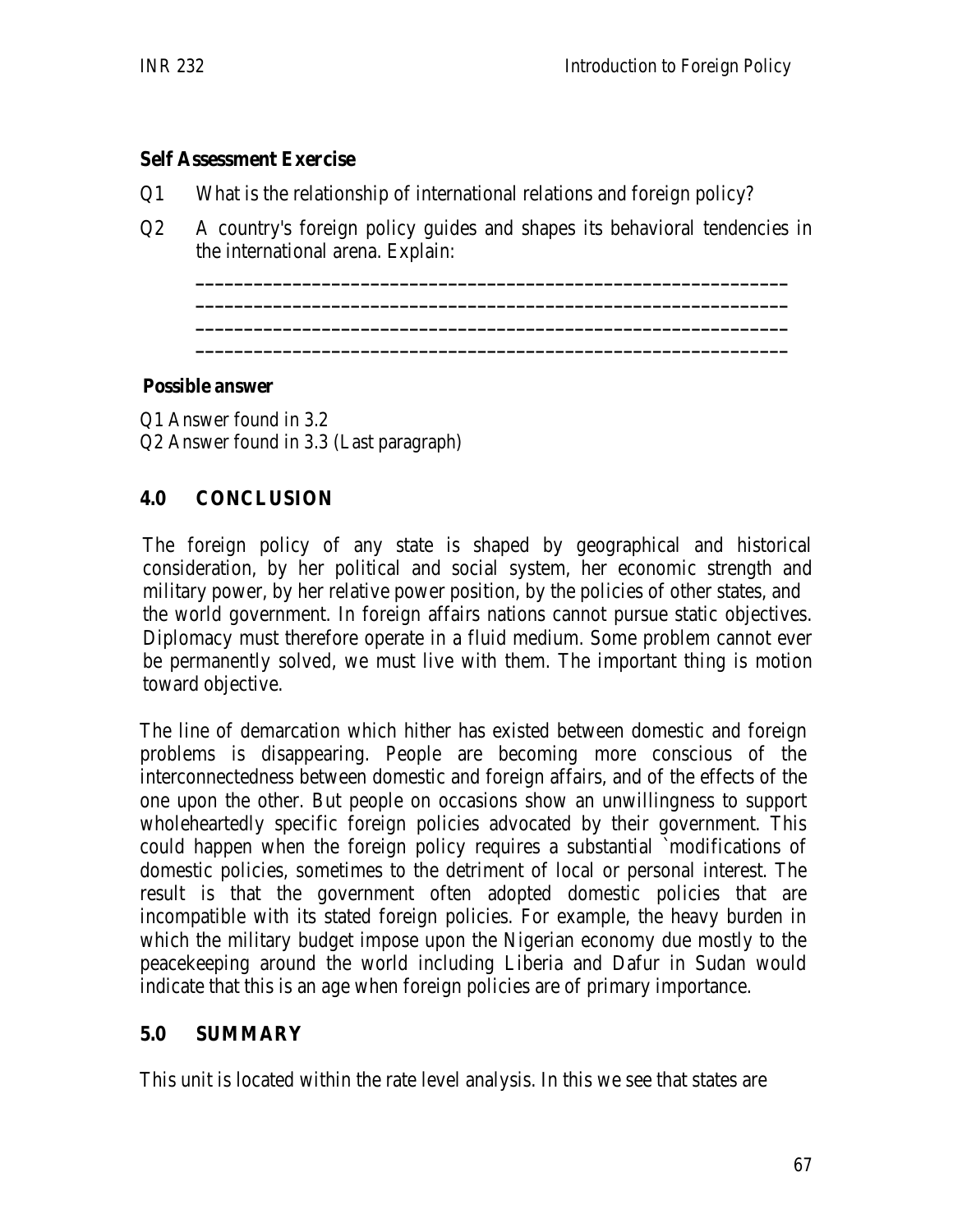**Self Assessment Exercise**

Q1 What is the relationship of international relations and foreign policy?

Q2 A country's foreign policy guides and shapes its behavioral tendencies in the international arena. Explain:

________________________________________________________________
________________________________________________________________
________________________________________________________________
________________________________________________________________

**Possible answer**

Q1 Answer found in 3.2
Q2 Answer found in 3.3 (Last paragraph)

## 4.0 CONCLUSION

The foreign policy of any state is shaped by geographical and historical consideration, by her political and social system, her economic strength and military power, by her relative power position, by the policies of other states, and the world government. In foreign affairs nations cannot pursue static objectives. Diplomacy must therefore operate in a fluid medium. Some problem cannot ever be permanently solved, we must live with them. The important thing is motion toward objective.

The line of demarcation which hither has existed between domestic and foreign problems is disappearing. People are becoming more conscious of the interconnectedness between domestic and foreign affairs, and of the effects of the one upon the other. But people on occasions show an unwillingness to support wholeheartedly specific foreign policies advocated by their government. This could happen when the foreign policy requires a substantial `modifications of domestic policies, sometimes to the detriment of local or personal interest. The result is that the government often adopted domestic policies that are incompatible with its stated foreign policies. For example, the heavy burden in which the military budget impose upon the Nigerian economy due mostly to the peacekeeping around the world including Liberia and Dafur in Sudan would indicate that this is an age when foreign policies are of primary importance.

## 5.0 SUMMARY

This unit is located within the rate level analysis. In this we see that states are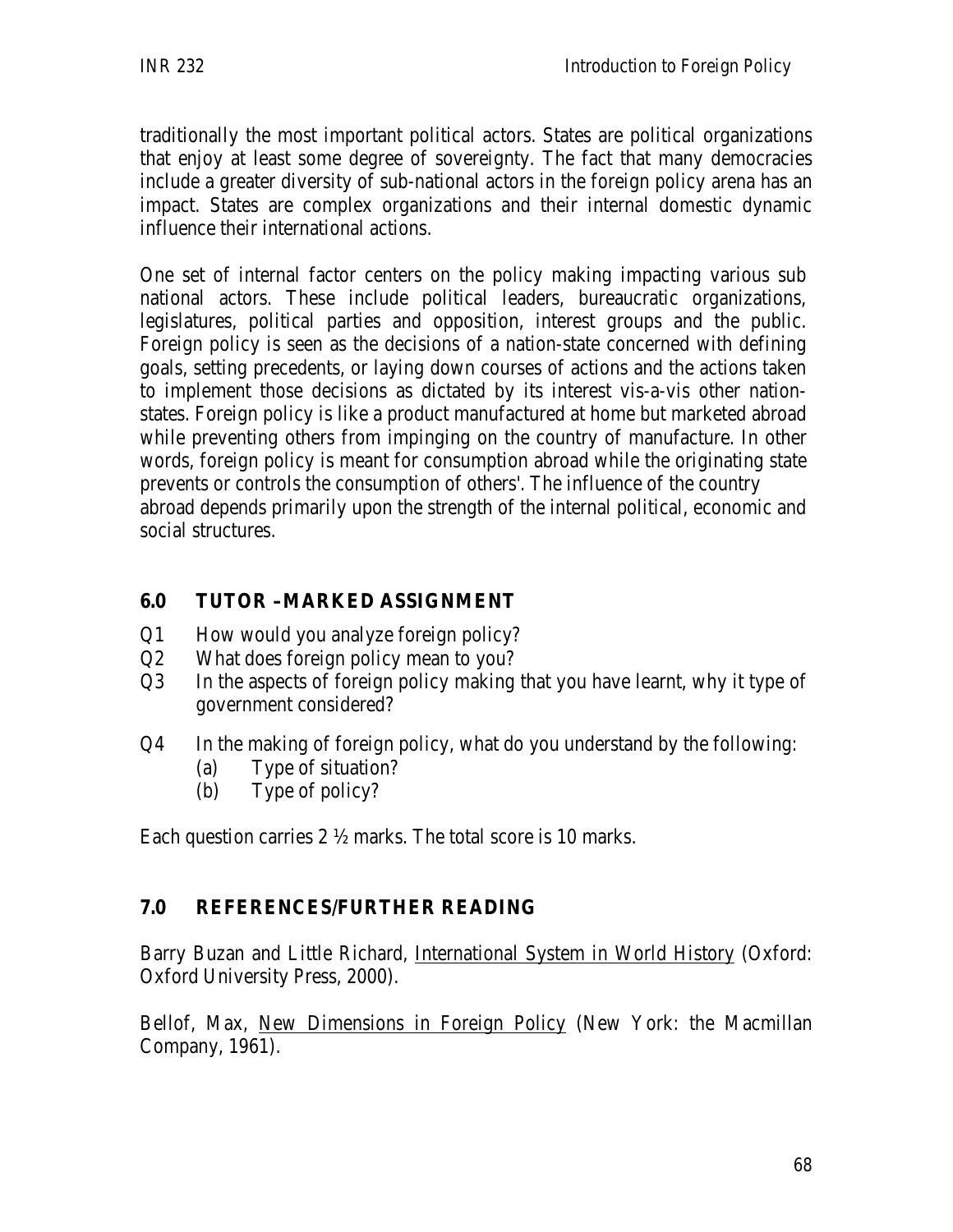traditionally the most important political actors. States are political organizations that enjoy at least some degree of sovereignty. The fact that many democracies include a greater diversity of sub-national actors in the foreign policy arena has an impact. States are complex organizations and their internal domestic dynamic influence their international actions.

One set of internal factor centers on the policy making impacting various sub national actors. These include political leaders, bureaucratic organizations, legislatures, political parties and opposition, interest groups and the public. Foreign policy is seen as the decisions of a nation-state concerned with defining goals, setting precedents, or laying down courses of actions and the actions taken to implement those decisions as dictated by its interest vis-a-vis other nation-states. Foreign policy is like a product manufactured at home but marketed abroad while preventing others from impinging on the country of manufacture. In other words, foreign policy is meant for consumption abroad while the originating state prevents or controls the consumption of others'. The influence of the country abroad depends primarily upon the strength of the internal political, economic and social structures.

## 6.0 TUTOR –MARKED ASSIGNMENT

Q1 How would you analyze foreign policy?

Q2 What does foreign policy mean to you?

Q3 In the aspects of foreign policy making that you have learnt, why it type of government considered?

Q4 In the making of foreign policy, what do you understand by the following:
- (a) Type of situation?
- (b) Type of policy?

Each question carries 2 ½ marks. The total score is 10 marks.

## 7.0 REFERENCES/FURTHER READING

Barry Buzan and Little Richard, International System in World History (Oxford: Oxford University Press, 2000).

Bellof, Max, New Dimensions in Foreign Policy (New York: the Macmillan Company, 1961).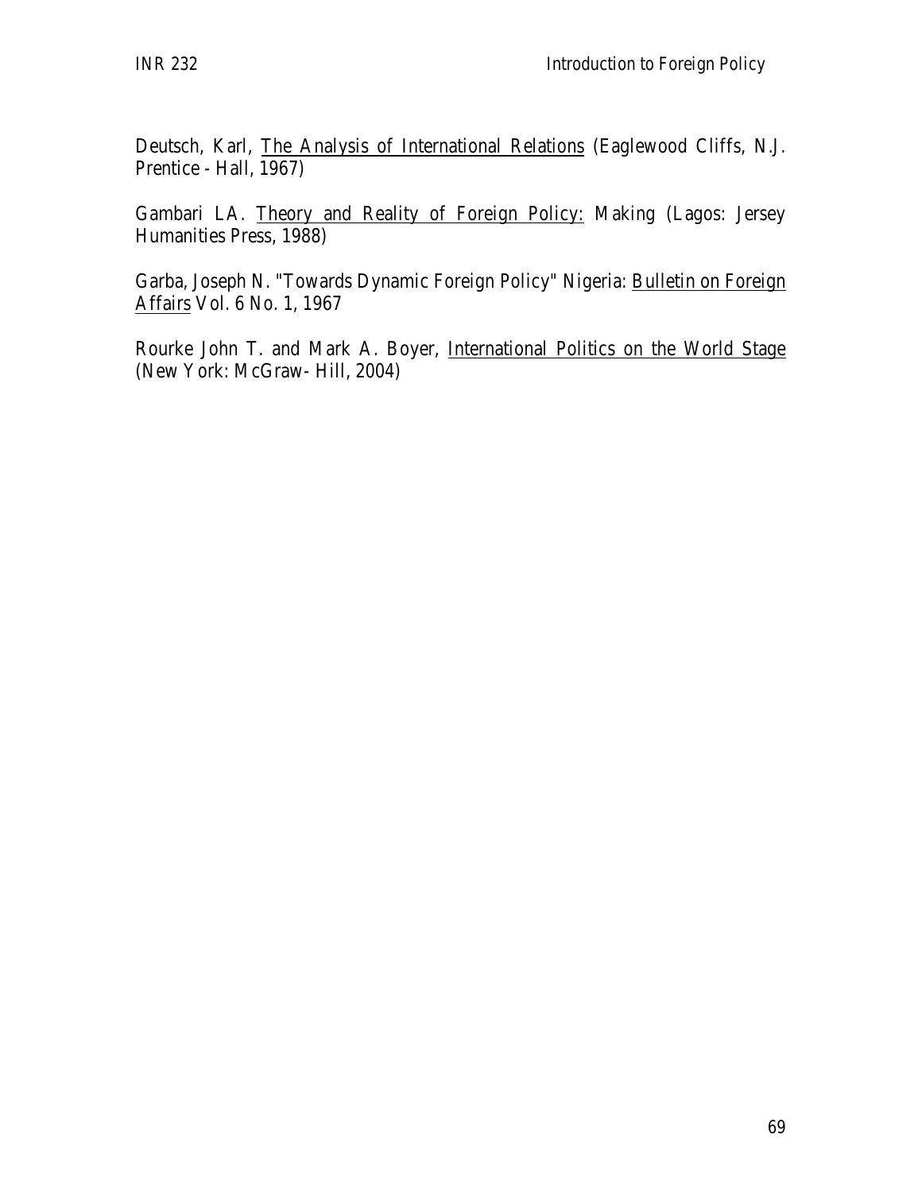Deutsch, Karl, The Analysis of International Relations (Eaglewood Cliffs, N.J. Prentice - Hall, 1967)

Gambari I.A. Theory and Reality of Foreign Policy: Making (Lagos: Jersey Humanities Press, 1988)

Garba, Joseph N. "Towards Dynamic Foreign Policy" Nigeria: Bulletin on Foreign Affairs Vol. 6 No. 1, 1967

Rourke John T. and Mark A. Boyer, International Politics on the World Stage (New York: McGraw- Hill, 2004)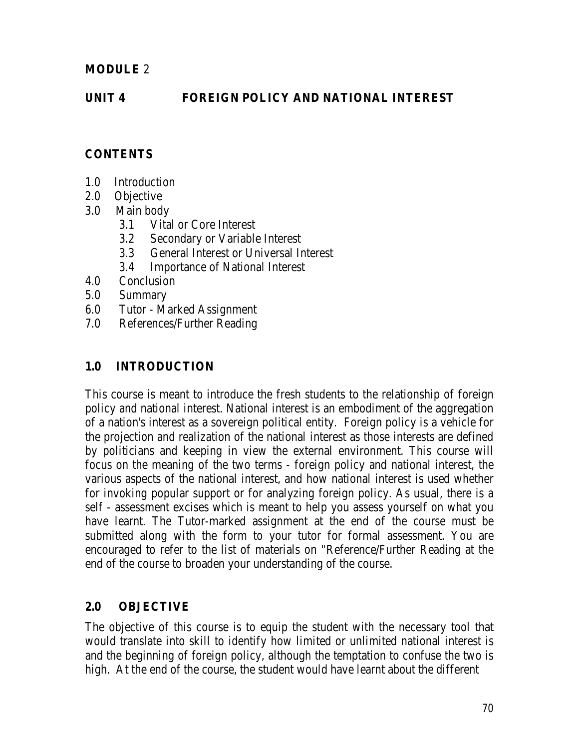**MODULE** 2

## UNIT 4 FOREIGN POLICY AND NATIONAL INTEREST

### CONTENTS

1.0 Introduction
2.0 Objective
3.0 Main body
  3.1 Vital or Core Interest
  3.2 Secondary or Variable Interest
  3.3 General Interest or Universal Interest
  3.4 Importance of National Interest
4.0 Conclusion
5.0 Summary
6.0 Tutor - Marked Assignment
7.0 References/Further Reading

### 1.0 INTRODUCTION

This course is meant to introduce the fresh students to the relationship of foreign policy and national interest. National interest is an embodiment of the aggregation of a nation's interest as a sovereign political entity. Foreign policy is a vehicle for the projection and realization of the national interest as those interests are defined by politicians and keeping in view the external environment. This course will focus on the meaning of the two terms - foreign policy and national interest, the various aspects of the national interest, and how national interest is used whether for invoking popular support or for analyzing foreign policy. As usual, there is a self - assessment excises which is meant to help you assess yourself on what you have learnt. The Tutor-marked assignment at the end of the course must be submitted along with the form to your tutor for formal assessment. You are encouraged to refer to the list of materials on "Reference/Further Reading at the end of the course to broaden your understanding of the course.

### 2.0 OBJECTIVE

The objective of this course is to equip the student with the necessary tool that would translate into skill to identify how limited or unlimited national interest is and the beginning of foreign policy, although the temptation to confuse the two is high. At the end of the course, the student would have learnt about the different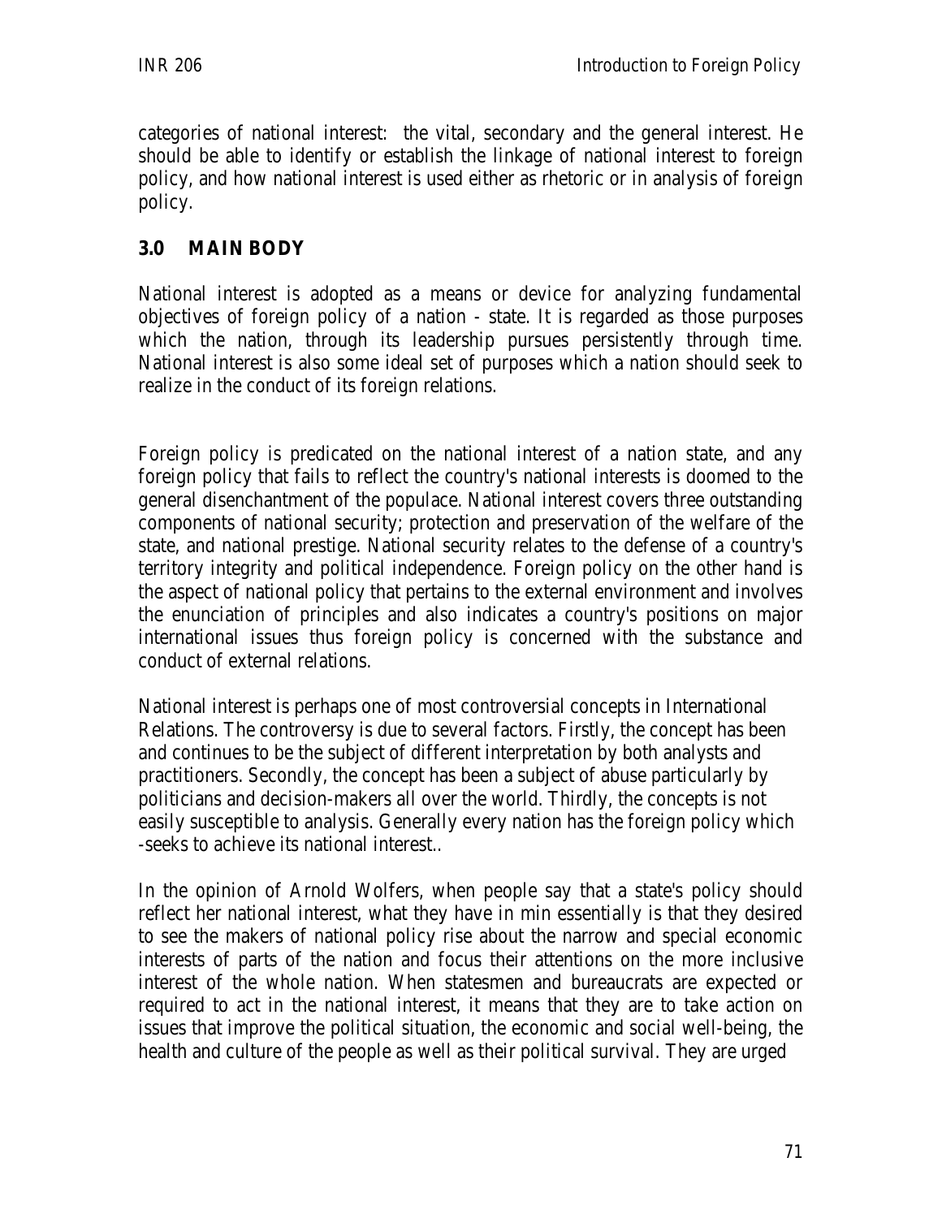categories of national interest: the vital, secondary and the general interest. He should be able to identify or establish the linkage of national interest to foreign policy, and how national interest is used either as rhetoric or in analysis of foreign policy.

## 3.0 MAIN BODY

National interest is adopted as a means or device for analyzing fundamental objectives of foreign policy of a nation - state. It is regarded as those purposes which the nation, through its leadership pursues persistently through time. National interest is also some ideal set of purposes which a nation should seek to realize in the conduct of its foreign relations.

Foreign policy is predicated on the national interest of a nation state, and any foreign policy that fails to reflect the country's national interests is doomed to the general disenchantment of the populace. National interest covers three outstanding components of national security; protection and preservation of the welfare of the state, and national prestige. National security relates to the defense of a country's territory integrity and political independence. Foreign policy on the other hand is the aspect of national policy that pertains to the external environment and involves the enunciation of principles and also indicates a country's positions on major international issues thus foreign policy is concerned with the substance and conduct of external relations.

National interest is perhaps one of most controversial concepts in International Relations. The controversy is due to several factors. Firstly, the concept has been and continues to be the subject of different interpretation by both analysts and practitioners. Secondly, the concept has been a subject of abuse particularly by politicians and decision-makers all over the world. Thirdly, the concepts is not easily susceptible to analysis. Generally every nation has the foreign policy which -seeks to achieve its national interest..

In the opinion of Arnold Wolfers, when people say that a state's policy should reflect her national interest, what they have in min essentially is that they desired to see the makers of national policy rise about the narrow and special economic interests of parts of the nation and focus their attentions on the more inclusive interest of the whole nation. When statesmen and bureaucrats are expected or required to act in the national interest, it means that they are to take action on issues that improve the political situation, the economic and social well-being, the health and culture of the people as well as their political survival. They are urged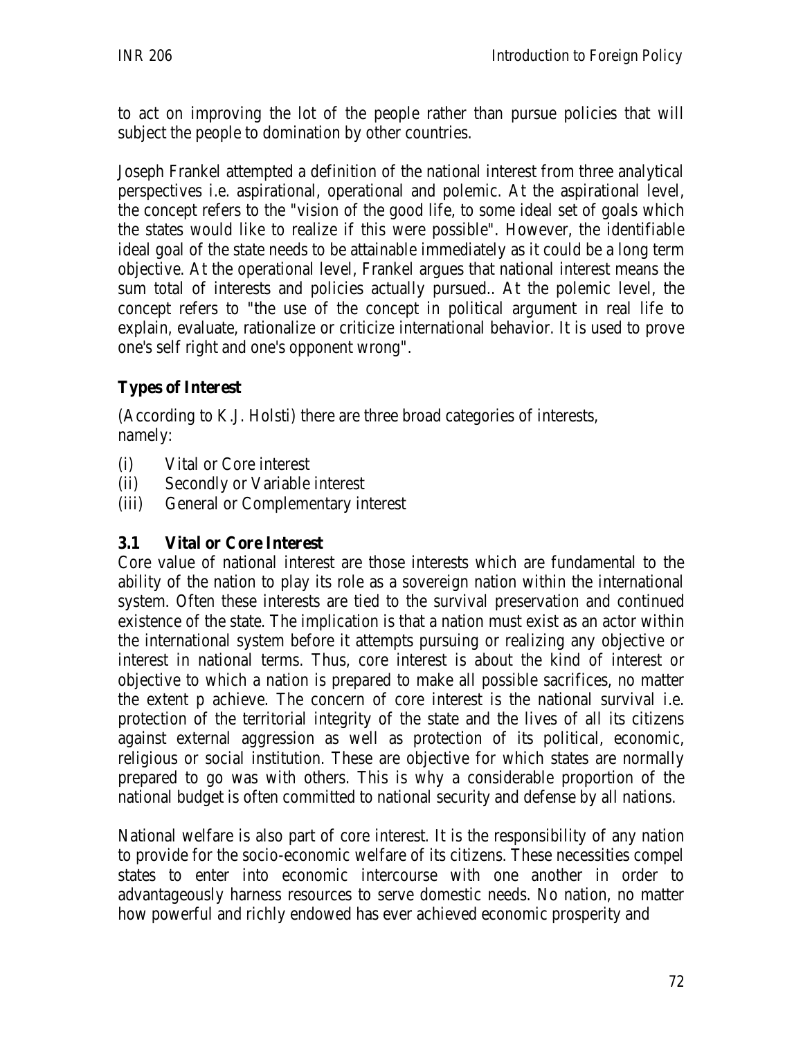to act on improving the lot of the people rather than pursue policies that will subject the people to domination by other countries.

Joseph Frankel attempted a definition of the national interest from three analytical perspectives i.e. aspirational, operational and polemic. At the aspirational level, the concept refers to the "vision of the good life, to some ideal set of goals which the states would like to realize if this were possible". However, the identifiable ideal goal of the state needs to be attainable immediately as it could be a long term objective. At the operational level, Frankel argues that national interest means the sum total of interests and policies actually pursued.. At the polemic level, the concept refers to "the use of the concept in political argument in real life to explain, evaluate, rationalize or criticize international behavior. It is used to prove one's self right and one's opponent wrong".

**Types of Interest**

(According to K.J. Holsti) there are three broad categories of interests, namely:

(i) Vital or Core interest
(ii) Secondly or Variable interest
(iii) General or Complementary interest

### 3.1 Vital or Core Interest

Core value of national interest are those interests which are fundamental to the ability of the nation to play its role as a sovereign nation within the international system. Often these interests are tied to the survival preservation and continued existence of the state. The implication is that a nation must exist as an actor within the international system before it attempts pursuing or realizing any objective or interest in national terms. Thus, core interest is about the kind of interest or objective to which a nation is prepared to make all possible sacrifices, no matter the extent p achieve. The concern of core interest is the national survival i.e. protection of the territorial integrity of the state and the lives of all its citizens against external aggression as well as protection of its political, economic, religious or social institution. These are objective for which states are normally prepared to go was with others. This is why a considerable proportion of the national budget is often committed to national security and defense by all nations.

National welfare is also part of core interest. It is the responsibility of any nation to provide for the socio-economic welfare of its citizens. These necessities compel states to enter into economic intercourse with one another in order to advantageously harness resources to serve domestic needs. No nation, no matter how powerful and richly endowed has ever achieved economic prosperity and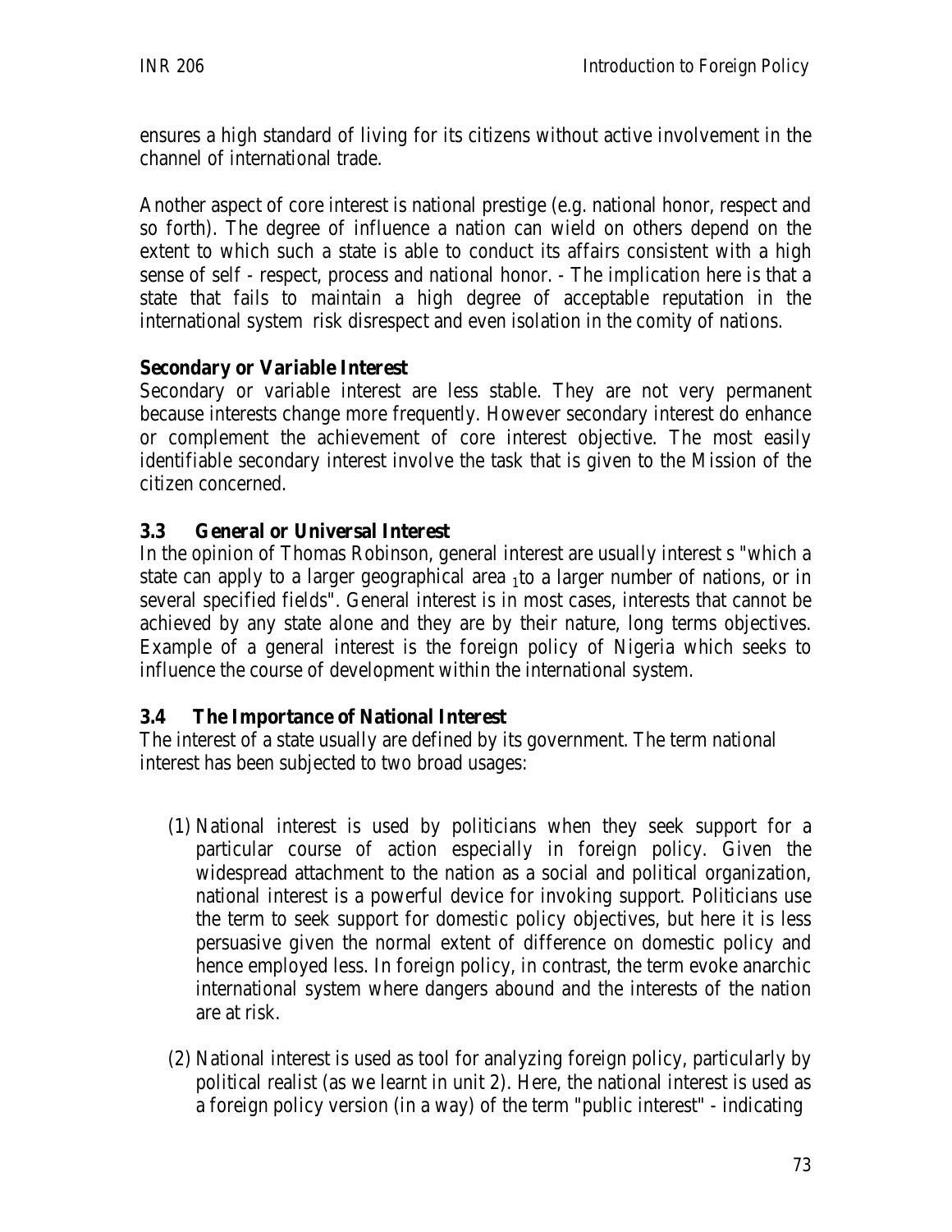ensures a high standard of living for its citizens without active involvement in the channel of international trade.

Another aspect of core interest is national prestige (e.g. national honor, respect and so forth). The degree of influence a nation can wield on others depend on the extent to which such a state is able to conduct its affairs consistent with a high sense of self - respect, process and national honor. - The implication here is that a state that fails to maintain a high degree of acceptable reputation in the international system risk disrespect and even isolation in the comity of nations.

**Secondary or Variable Interest**

Secondary or variable interest are less stable. They are not very permanent because interests change more frequently. However secondary interest do enhance or complement the achievement of core interest objective. The most easily identifiable secondary interest involve the task that is given to the Mission of the citizen concerned.

## 3.3 General or Universal Interest

In the opinion of Thomas Robinson, general interest are usually interest s "which a state can apply to a larger geographical area $_1$to a larger number of nations, or in several specified fields". General interest is in most cases, interests that cannot be achieved by any state alone and they are by their nature, long terms objectives. Example of a general interest is the foreign policy of Nigeria which seeks to influence the course of development within the international system.

## 3.4 The Importance of National Interest

The interest of a state usually are defined by its government. The term national interest has been subjected to two broad usages:

(1) National interest is used by politicians when they seek support for a particular course of action especially in foreign policy. Given the widespread attachment to the nation as a social and political organization, national interest is a powerful device for invoking support. Politicians use the term to seek support for domestic policy objectives, but here it is less persuasive given the normal extent of difference on domestic policy and hence employed less. In foreign policy, in contrast, the term evoke anarchic international system where dangers abound and the interests of the nation are at risk.

(2) National interest is used as tool for analyzing foreign policy, particularly by political realist (as we learnt in unit 2). Here, the national interest is used as a foreign policy version (in a way) of the term "public interest" - indicating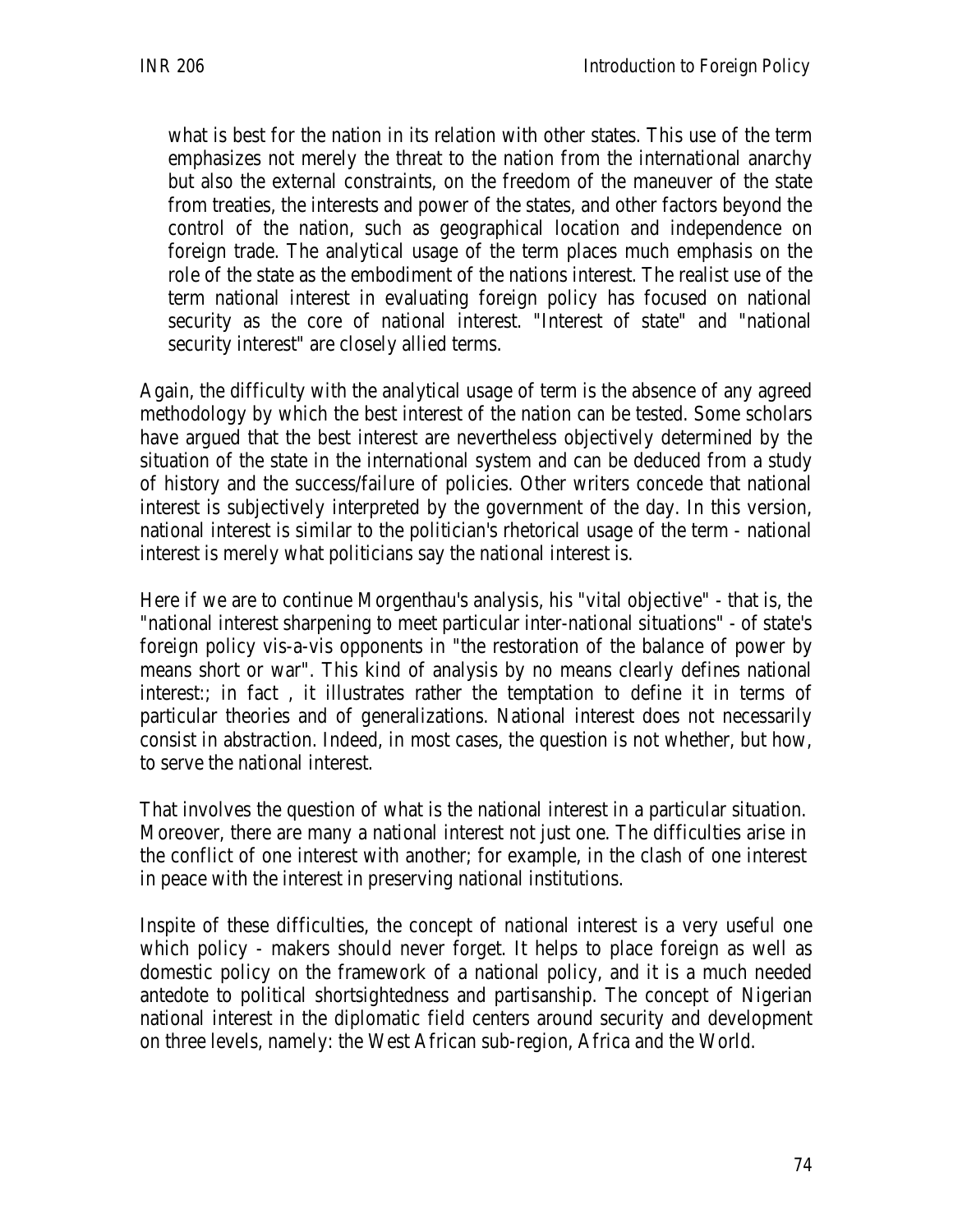what is best for the nation in its relation with other states. This use of the term emphasizes not merely the threat to the nation from the international anarchy but also the external constraints, on the freedom of the maneuver of the state from treaties, the interests and power of the states, and other factors beyond the control of the nation, such as geographical location and independence on foreign trade. The analytical usage of the term places much emphasis on the role of the state as the embodiment of the nations interest. The realist use of the term national interest in evaluating foreign policy has focused on national security as the core of national interest. "Interest of state" and "national security interest" are closely allied terms.

Again, the difficulty with the analytical usage of term is the absence of any agreed methodology by which the best interest of the nation can be tested. Some scholars have argued that the best interest are nevertheless objectively determined by the situation of the state in the international system and can be deduced from a study of history and the success/failure of policies. Other writers concede that national interest is subjectively interpreted by the government of the day. In this version, national interest is similar to the politician's rhetorical usage of the term - national interest is merely what politicians say the national interest is.

Here if we are to continue Morgenthau's analysis, his "vital objective" - that is, the "national interest sharpening to meet particular inter-national situations" - of state's foreign policy vis-a-vis opponents in "the restoration of the balance of power by means short or war". This kind of analysis by no means clearly defines national interest:; in fact , it illustrates rather the temptation to define it in terms of particular theories and of generalizations. National interest does not necessarily consist in abstraction. Indeed, in most cases, the question is not whether, but how, to serve the national interest.

That involves the question of what is the national interest in a particular situation. Moreover, there are many a national interest not just one. The difficulties arise in the conflict of one interest with another; for example, in the clash of one interest in peace with the interest in preserving national institutions.

Inspite of these difficulties, the concept of national interest is a very useful one which policy - makers should never forget. It helps to place foreign as well as domestic policy on the framework of a national policy, and it is a much needed antedote to political shortsightedness and partisanship. The concept of Nigerian national interest in the diplomatic field centers around security and development on three levels, namely: the West African sub-region, Africa and the World.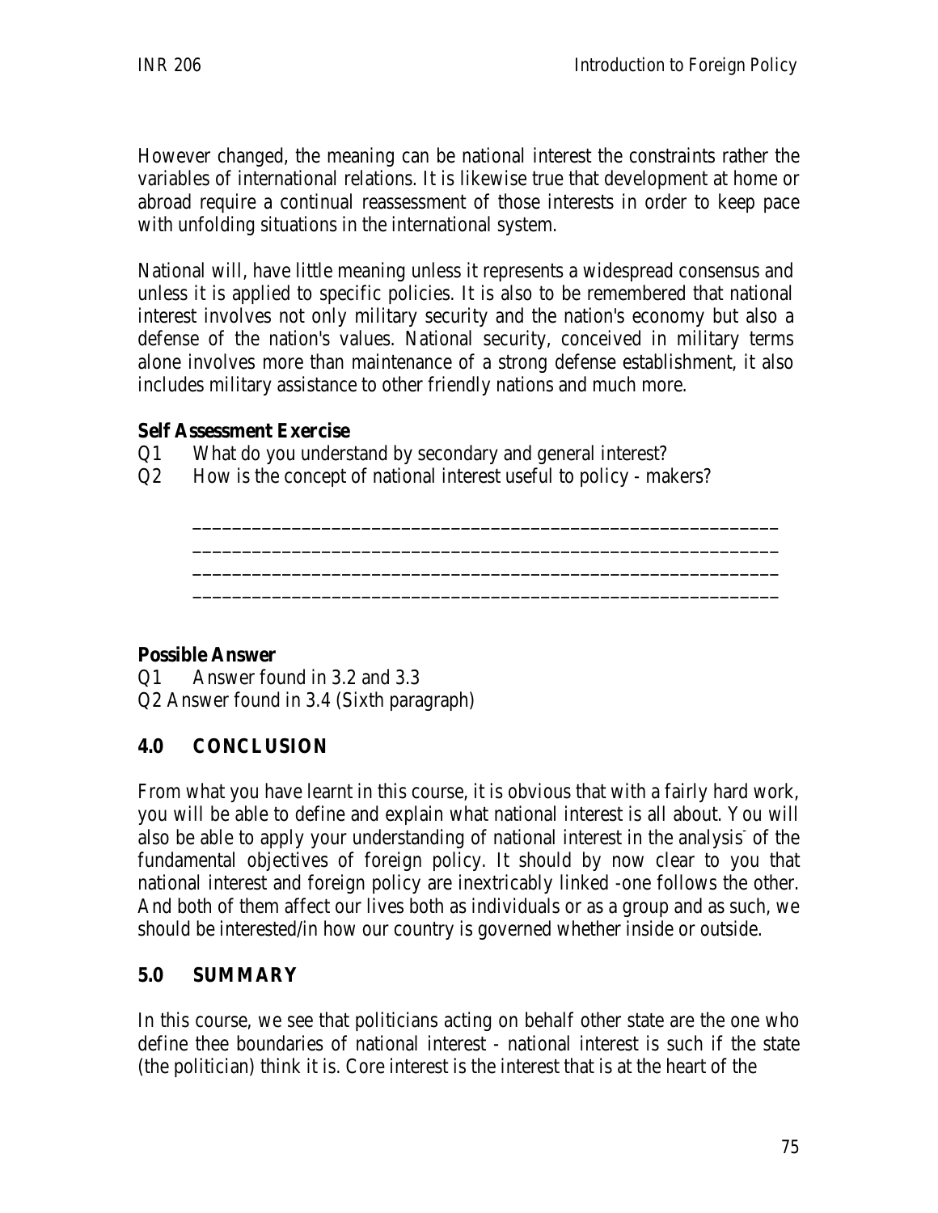However changed, the meaning can be national interest the constraints rather the variables of international relations. It is likewise true that development at home or abroad require a continual reassessment of those interests in order to keep pace with unfolding situations in the international system.

National will, have little meaning unless it represents a widespread consensus and unless it is applied to specific policies. It is also to be remembered that national interest involves not only military security and the nation's economy but also a defense of the nation's values. National security, conceived in military terms alone involves more than maintenance of a strong defense establishment, it also includes military assistance to other friendly nations and much more.

**Self Assessment Exercise**

Q1 What do you understand by secondary and general interest?

Q2 How is the concept of national interest useful to policy - makers?

____________________________________________________________
____________________________________________________________
____________________________________________________________
____________________________________________________________

**Possible Answer**

Q1 Answer found in 3.2 and 3.3

Q2 Answer found in 3.4 (Sixth paragraph)

## 4.0 CONCLUSION

From what you have learnt in this course, it is obvious that with a fairly hard work, you will be able to define and explain what national interest is all about. You will also be able to apply your understanding of national interest in the analysis of the fundamental objectives of foreign policy. It should by now clear to you that national interest and foreign policy are inextricably linked -one follows the other. And both of them affect our lives both as individuals or as a group and as such, we should be interested/in how our country is governed whether inside or outside.

## 5.0 SUMMARY

In this course, we see that politicians acting on behalf other state are the one who define thee boundaries of national interest - national interest is such if the state (the politician) think it is. Core interest is the interest that is at the heart of the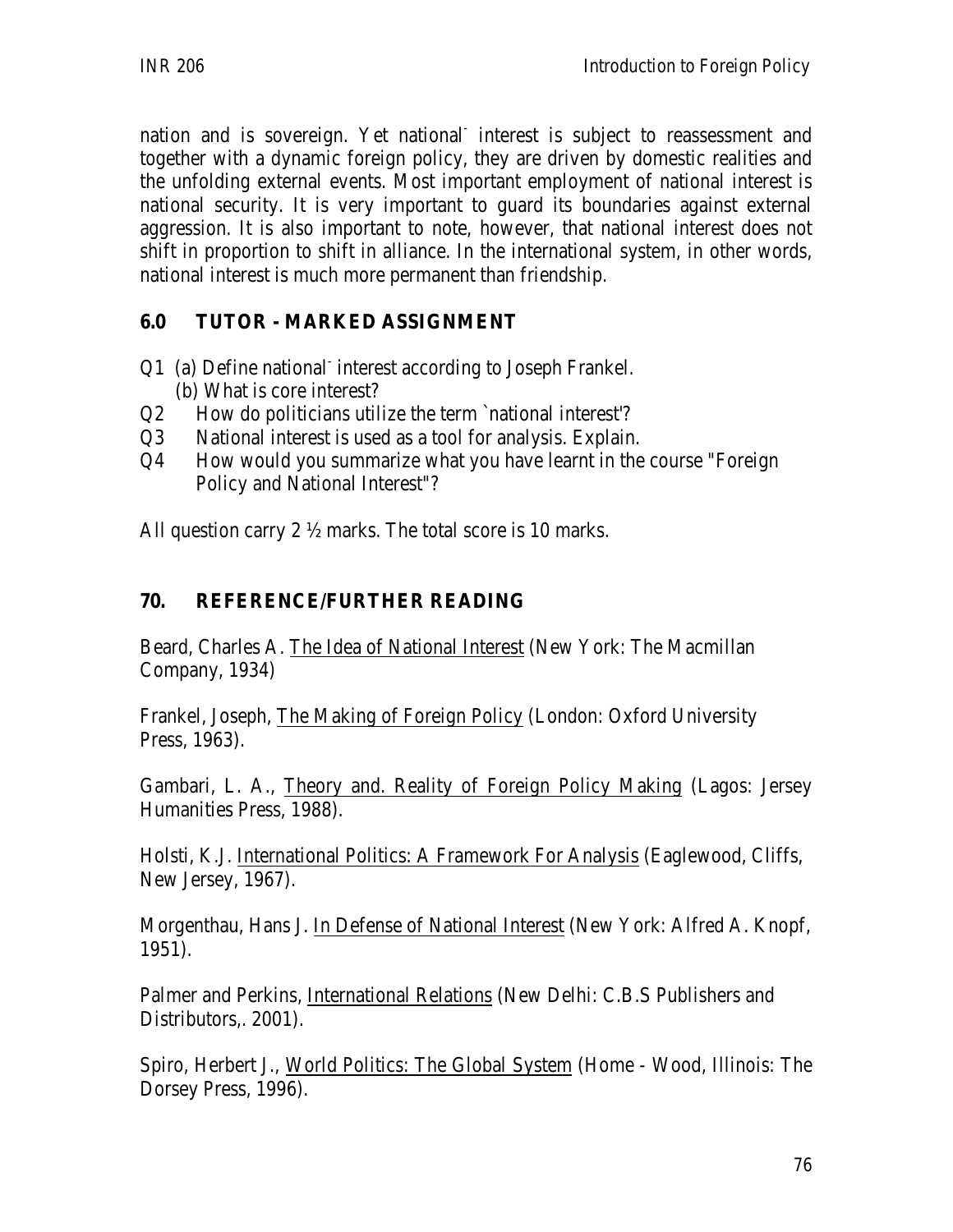nation and is sovereign. Yet national interest is subject to reassessment and together with a dynamic foreign policy, they are driven by domestic realities and the unfolding external events. Most important employment of national interest is national security. It is very important to guard its boundaries against external aggression. It is also important to note, however, that national interest does not shift in proportion to shift in alliance. In the international system, in other words, national interest is much more permanent than friendship.

## 6.0 TUTOR - MARKED ASSIGNMENT

Q1 (a) Define national interest according to Joseph Frankel.
  (b) What is core interest?
Q2 How do politicians utilize the term `national interest'?
Q3 National interest is used as a tool for analysis. Explain.
Q4 How would you summarize what you have learnt in the course "Foreign Policy and National Interest"?

All question carry 2 ½ marks. The total score is 10 marks.

## 70. REFERENCE/FURTHER READING

Beard, Charles A. The Idea of National Interest (New York: The Macmillan Company, 1934)

Frankel, Joseph, The Making of Foreign Policy (London: Oxford University Press, 1963).

Gambari, L. A., Theory and. Reality of Foreign Policy Making (Lagos: Jersey Humanities Press, 1988).

Holsti, K.J. International Politics: A Framework For Analysis (Eaglewood, Cliffs, New Jersey, 1967).

Morgenthau, Hans J. In Defense of National Interest (New York: Alfred A. Knopf, 1951).

Palmer and Perkins, International Relations (New Delhi: C.B.S Publishers and Distributors,. 2001).

Spiro, Herbert J., World Politics: The Global System (Home - Wood, Illinois: The Dorsey Press, 1996).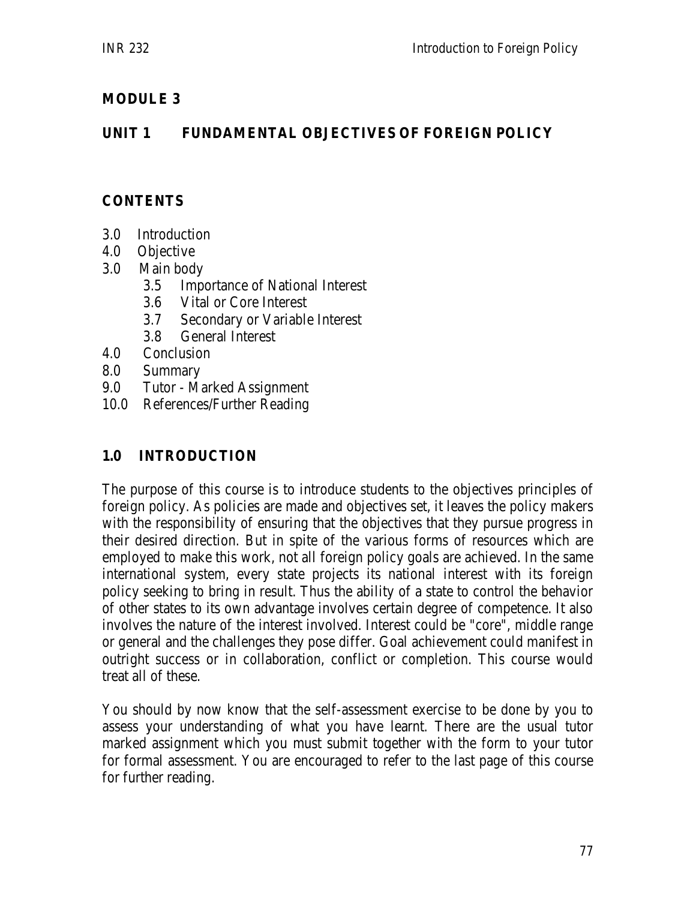## MODULE 3

## UNIT 1 FUNDAMENTAL OBJECTIVES OF FOREIGN POLICY

### CONTENTS

3.0 Introduction
4.0 Objective
3.0 Main body
  3.5 Importance of National Interest
  3.6 Vital or Core Interest
  3.7 Secondary or Variable Interest
  3.8 General Interest
4.0 Conclusion
8.0 Summary
9.0 Tutor - Marked Assignment
10.0 References/Further Reading

### 1.0 INTRODUCTION

The purpose of this course is to introduce students to the objectives principles of foreign policy. As policies are made and objectives set, it leaves the policy makers with the responsibility of ensuring that the objectives that they pursue progress in their desired direction. But in spite of the various forms of resources which are employed to make this work, not all foreign policy goals are achieved. In the same international system, every state projects its national interest with its foreign policy seeking to bring in result. Thus the ability of a state to control the behavior of other states to its own advantage involves certain degree of competence. It also involves the nature of the interest involved. Interest could be "core", middle range or general and the challenges they pose differ. Goal achievement could manifest in outright success or in collaboration, conflict or completion. This course would treat all of these.

You should by now know that the self-assessment exercise to be done by you to assess your understanding of what you have learnt. There are the usual tutor marked assignment which you must submit together with the form to your tutor for formal assessment. You are encouraged to refer to the last page of this course for further reading.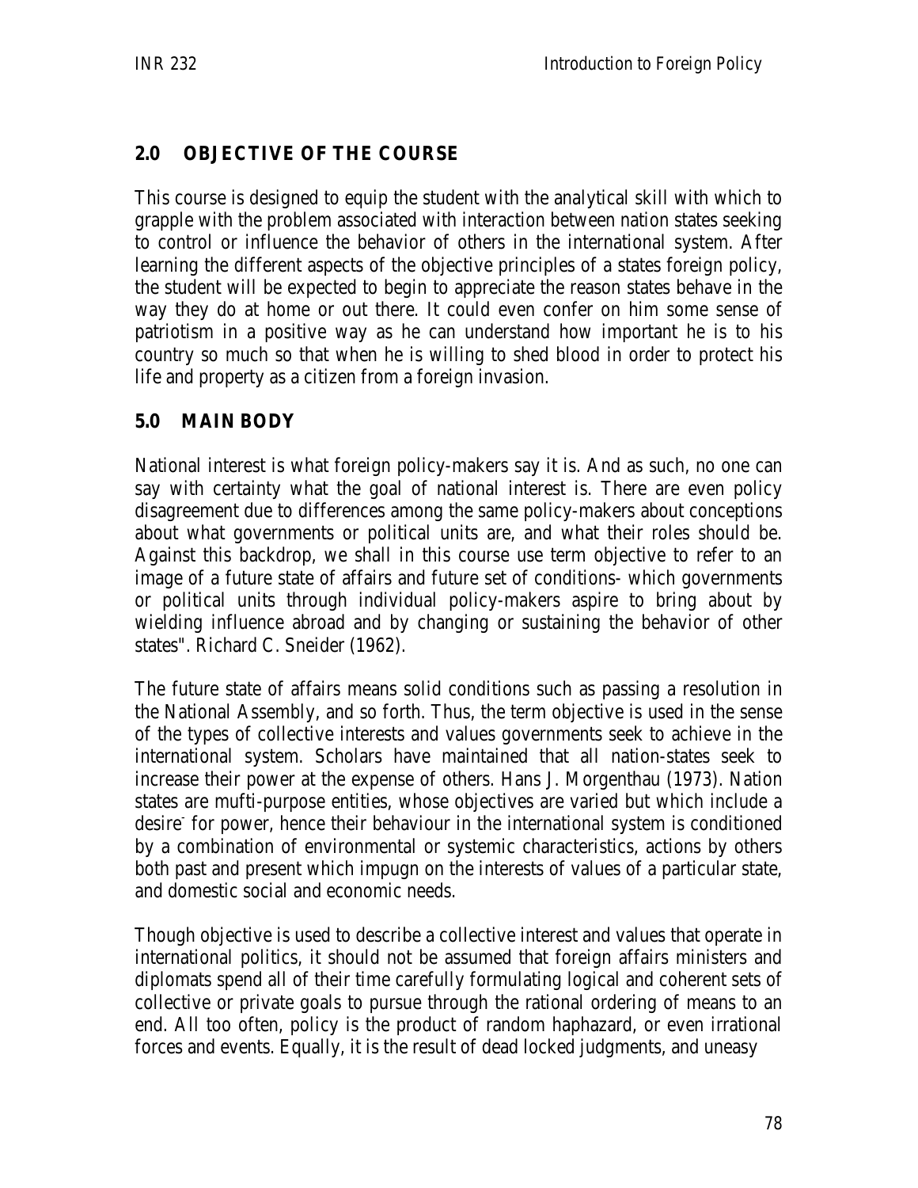## 2.0 OBJECTIVE OF THE COURSE

This course is designed to equip the student with the analytical skill with which to grapple with the problem associated with interaction between nation states seeking to control or influence the behavior of others in the international system. After learning the different aspects of the objective principles of a states foreign policy, the student will be expected to begin to appreciate the reason states behave in the way they do at home or out there. It could even confer on him some sense of patriotism in a positive way as he can understand how important he is to his country so much so that when he is willing to shed blood in order to protect his life and property as a citizen from a foreign invasion.

## 5.0 MAIN BODY

National interest is what foreign policy-makers say it is. And as such, no one can say with certainty what the goal of national interest is. There are even policy disagreement due to differences among the same policy-makers about conceptions about what governments or political units are, and what their roles should be. Against this backdrop, we shall in this course use term objective to refer to an image of a future state of affairs and future set of conditions- which governments or political units through individual policy-makers aspire to bring about by wielding influence abroad and by changing or sustaining the behavior of other states". Richard C. Sneider (1962).

The future state of affairs means solid conditions such as passing a resolution in the National Assembly, and so forth. Thus, the term objective is used in the sense of the types of collective interests and values governments seek to achieve in the international system. Scholars have maintained that all nation-states seek to increase their power at the expense of others. Hans J. Morgenthau (1973). Nation states are mufti-purpose entities, whose objectives are varied but which include a desire for power, hence their behaviour in the international system is conditioned by a combination of environmental or systemic characteristics, actions by others both past and present which impugn on the interests of values of a particular state, and domestic social and economic needs.

Though objective is used to describe a collective interest and values that operate in international politics, it should not be assumed that foreign affairs ministers and diplomats spend all of their time carefully formulating logical and coherent sets of collective or private goals to pursue through the rational ordering of means to an end. All too often, policy is the product of random haphazard, or even irrational forces and events. Equally, it is the result of dead locked judgments, and uneasy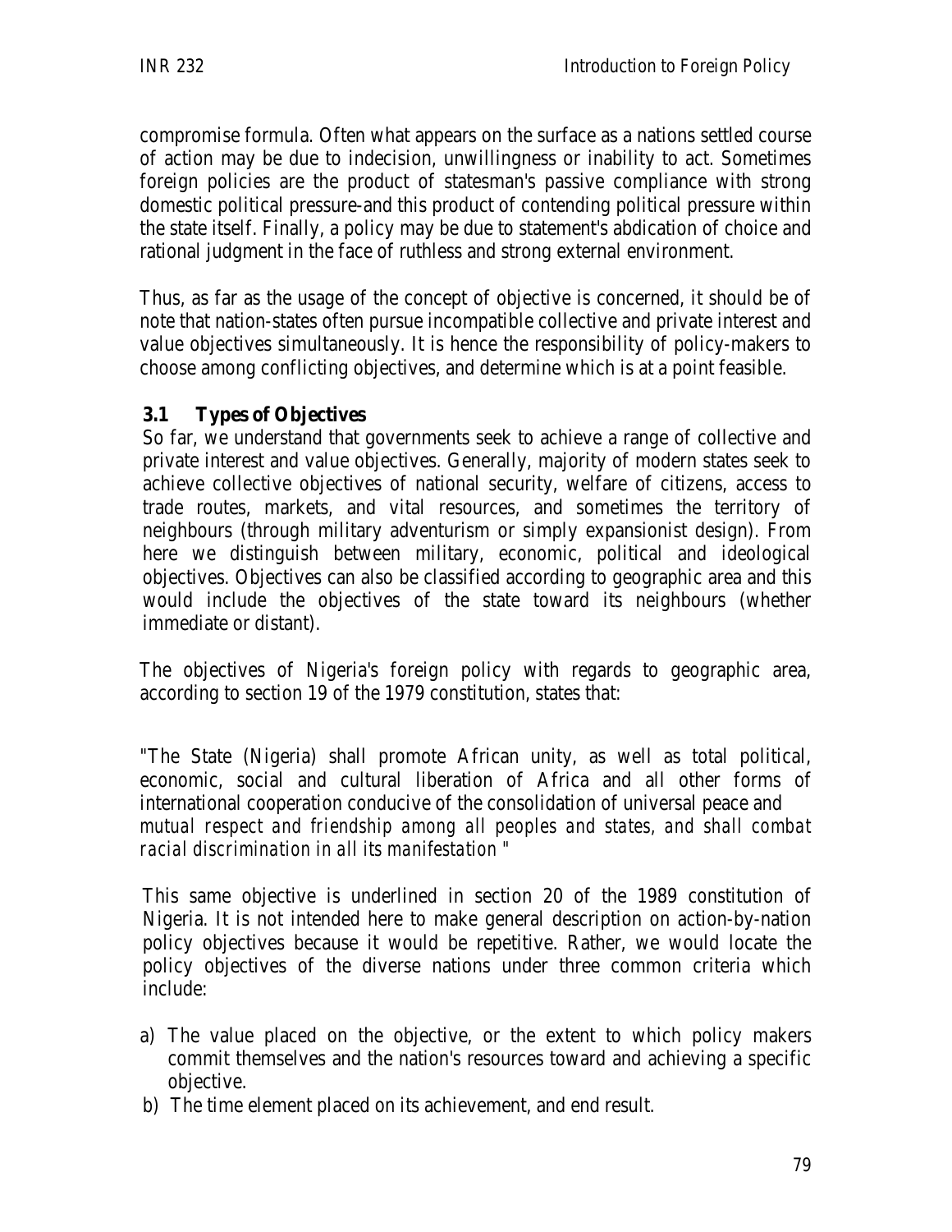compromise formula. Often what appears on the surface as a nations settled course of action may be due to indecision, unwillingness or inability to act. Sometimes foreign policies are the product of statesman's passive compliance with strong domestic political pressure-and this product of contending political pressure within the state itself. Finally, a policy may be due to statement's abdication of choice and rational judgment in the face of ruthless and strong external environment.

Thus, as far as the usage of the concept of objective is concerned, it should be of note that nation-states often pursue incompatible collective and private interest and value objectives simultaneously. It is hence the responsibility of policy-makers to choose among conflicting objectives, and determine which is at a point feasible.

### 3.1 Types of Objectives

So far, we understand that governments seek to achieve a range of collective and private interest and value objectives. Generally, majority of modern states seek to achieve collective objectives of national security, welfare of citizens, access to trade routes, markets, and vital resources, and sometimes the territory of neighbours (through military adventurism or simply expansionist design). From here we distinguish between military, economic, political and ideological objectives. Objectives can also be classified according to geographic area and this would include the objectives of the state toward its neighbours (whether immediate or distant).

The objectives of Nigeria's foreign policy with regards to geographic area, according to section 19 of the 1979 constitution, states that:

"The State (Nigeria) shall promote African unity, as well as total political, economic, social and cultural liberation of Africa and all other forms of international cooperation conducive of the consolidation of universal peace and *mutual respect and friendship among all peoples and states, and shall combat racial discrimination in all its manifestation "*

This same objective is underlined in section 20 of the 1989 constitution of Nigeria. It is not intended here to make general description on action-by-nation policy objectives because it would be repetitive. Rather, we would locate the policy objectives of the diverse nations under three common criteria which include:

a) The value placed on the objective, or the extent to which policy makers commit themselves and the nation's resources toward and achieving a specific objective.
b) The time element placed on its achievement, and end result.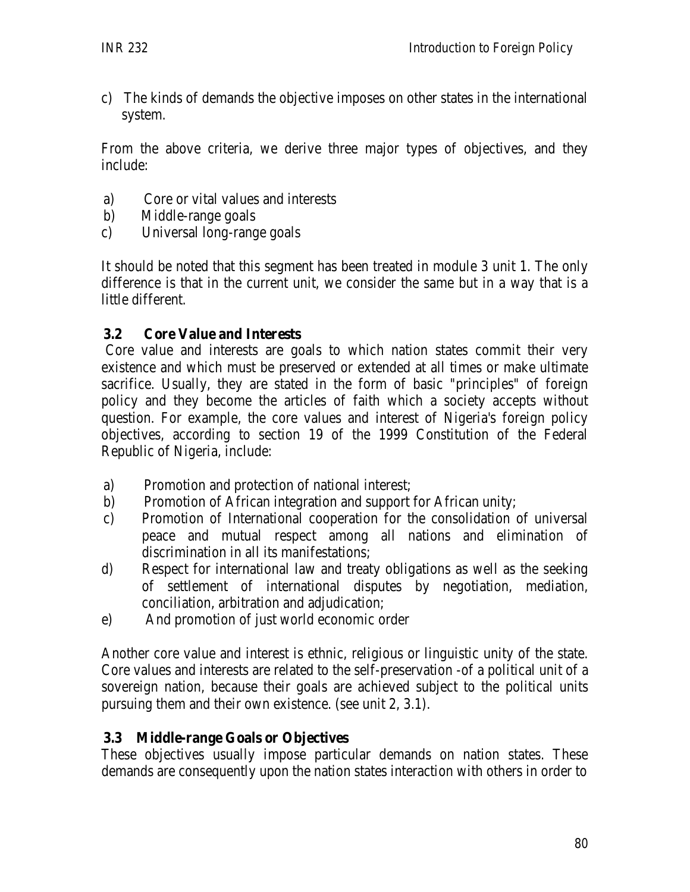c) The kinds of demands the objective imposes on other states in the international system.

From the above criteria, we derive three major types of objectives, and they include:

a) Core or vital values and interests
b) Middle-range goals
c) Universal long-range goals

It should be noted that this segment has been treated in module 3 unit 1. The only difference is that in the current unit, we consider the same but in a way that is a little different.

### 3.2 Core Value and Interests

Core value and interests are goals to which nation states commit their very existence and which must be preserved or extended at all times or make ultimate sacrifice. Usually, they are stated in the form of basic "principles" of foreign policy and they become the articles of faith which a society accepts without question. For example, the core values and interest of Nigeria's foreign policy objectives, according to section 19 of the 1999 Constitution of the Federal Republic of Nigeria, include:

a) Promotion and protection of national interest;
b) Promotion of African integration and support for African unity;
c) Promotion of International cooperation for the consolidation of universal peace and mutual respect among all nations and elimination of discrimination in all its manifestations;
d) Respect for international law and treaty obligations as well as the seeking of settlement of international disputes by negotiation, mediation, conciliation, arbitration and adjudication;
e) And promotion of just world economic order

Another core value and interest is ethnic, religious or linguistic unity of the state. Core values and interests are related to the self-preservation -of a political unit of a sovereign nation, because their goals are achieved subject to the political units pursuing them and their own existence. (see unit 2, 3.1).

### 3.3 Middle-range Goals or Objectives

These objectives usually impose particular demands on nation states. These demands are consequently upon the nation states interaction with others in order to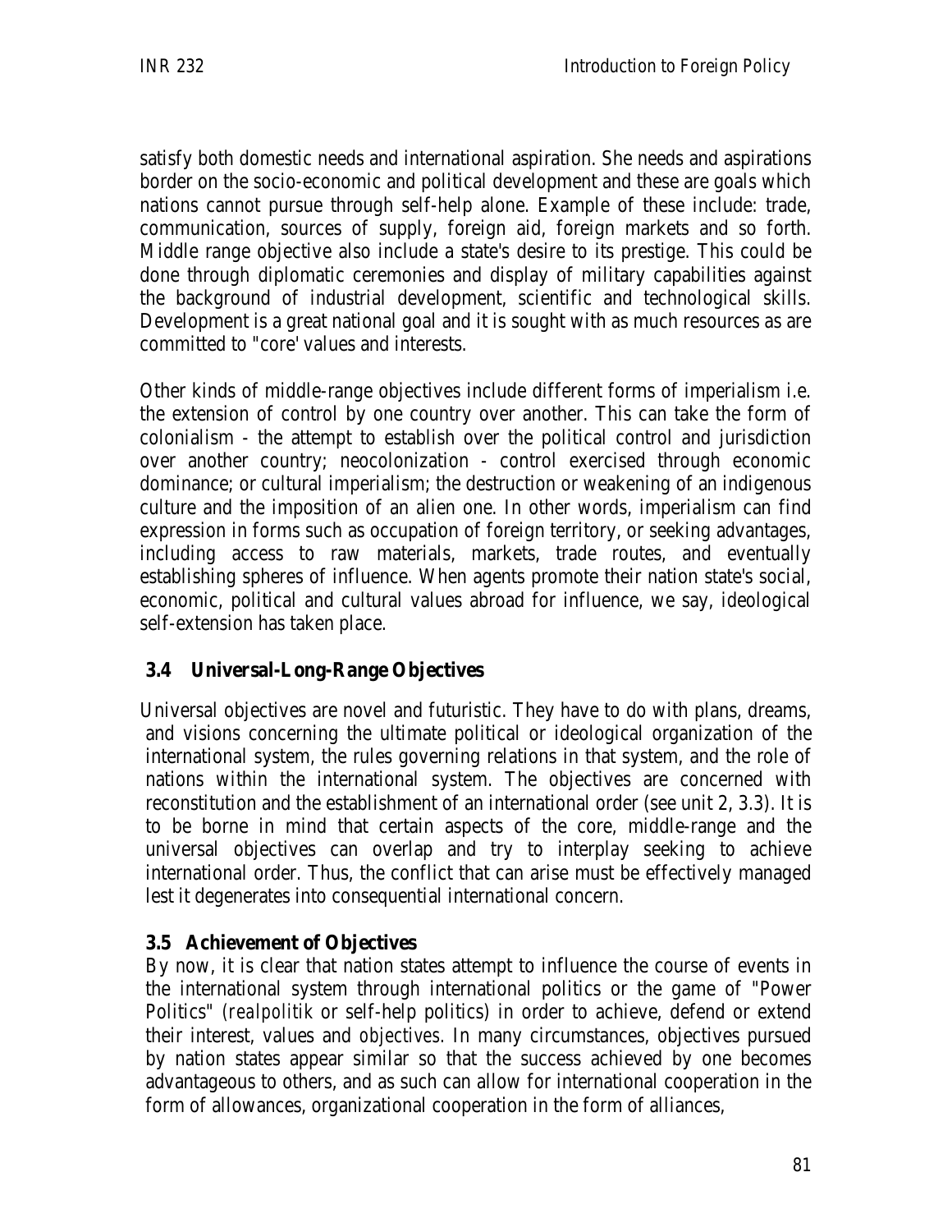satisfy both domestic needs and international aspiration. She needs and aspirations border on the socio-economic and political development and these are goals which nations cannot pursue through self-help alone. Example of these include: trade, communication, sources of supply, foreign aid, foreign markets and so forth. Middle range objective also include a state's desire to its prestige. This could be done through diplomatic ceremonies and display of military capabilities against the background of industrial development, scientific and technological skills. Development is a great national goal and it is sought with as much resources as are committed to "core' values and interests.

Other kinds of middle-range objectives include different forms of imperialism i.e. the extension of control by one country over another. This can take the form of colonialism - the attempt to establish over the political control and jurisdiction over another country; neocolonization - control exercised through economic dominance; or cultural imperialism; the destruction or weakening of an indigenous culture and the imposition of an alien one. In other words, imperialism can find expression in forms such as occupation of foreign territory, or seeking advantages, including access to raw materials, markets, trade routes, and eventually establishing spheres of influence. When agents promote their nation state's social, economic, political and cultural values abroad for influence, we say, ideological self-extension has taken place.

### 3.4 Universal-Long-Range Objectives

Universal objectives are novel and futuristic. They have to do with plans, dreams, and visions concerning the ultimate political or ideological organization of the international system, the rules governing relations in that system, and the role of nations within the international system. The objectives are concerned with reconstitution and the establishment of an international order (see unit 2, 3.3). It is to be borne in mind that certain aspects of the core, middle-range and the universal objectives can overlap and try to interplay seeking to achieve international order. Thus, the conflict that can arise must be effectively managed lest it degenerates into consequential international concern.

### 3.5 Achievement of Objectives

By now, it is clear that nation states attempt to influence the course of events in the international system through international politics or the game of "Power Politics" (*realpolitik* or self-help politics) in order to achieve, defend or extend their interest, values and *objectives.* In many circumstances, objectives pursued by nation states appear similar so that the success achieved by one becomes advantageous to others, and as such can allow for international cooperation in the form of allowances, organizational cooperation in the form of alliances,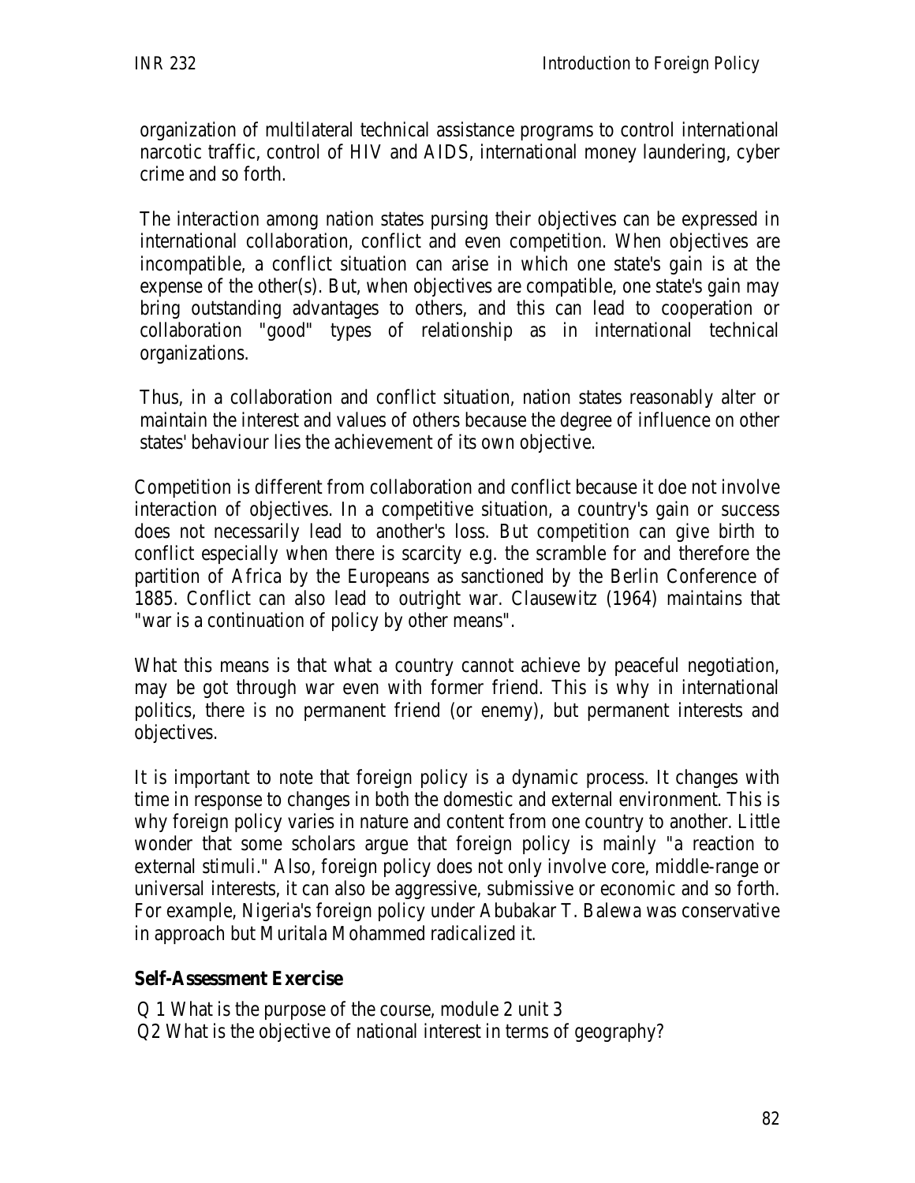organization of multilateral technical assistance programs to control international narcotic traffic, control of HIV and AIDS, international money laundering, cyber crime and so forth.

The interaction among nation states pursing their objectives can be expressed in international collaboration, conflict and even competition. When objectives are incompatible, a conflict situation can arise in which one state's gain is at the expense of the other(s). But, when objectives are compatible, one state's gain may bring outstanding advantages to others, and this can lead to cooperation or collaboration "good" types of relationship as in international technical organizations.

Thus, in a collaboration and conflict situation, nation states reasonably alter or maintain the interest and values of others because the degree of influence on other states' behaviour lies the achievement of its own objective.

Competition is different from collaboration and conflict because it doe not involve interaction of objectives. In a competitive situation, a country's gain or success does not necessarily lead to another's loss. But competition can give birth to conflict especially when there is scarcity e.g. the scramble for and therefore the partition of Africa by the Europeans as sanctioned by the Berlin Conference of 1885. Conflict can also lead to outright war. Clausewitz (1964) maintains that "war is a continuation of policy by other means".

What this means is that what a country cannot achieve by peaceful negotiation, may be got through war even with former friend. This is why in international politics, there is no permanent friend (or enemy), but permanent interests and objectives.

It is important to note that foreign policy is a dynamic process. It changes with time in response to changes in both the domestic and external environment. This is why foreign policy varies in nature and content from one country to another. Little wonder that some scholars argue that foreign policy is mainly "a reaction to external stimuli." Also, foreign policy does not only involve core, middle-range or universal interests, it can also be aggressive, submissive or economic and so forth. For example, Nigeria's foreign policy under Abubakar T. Balewa was conservative in approach but Muritala Mohammed radicalized it.

**Self-Assessment Exercise**

Q 1 What is the purpose of the course, module 2 unit 3
Q2 What is the objective of national interest in terms of geography?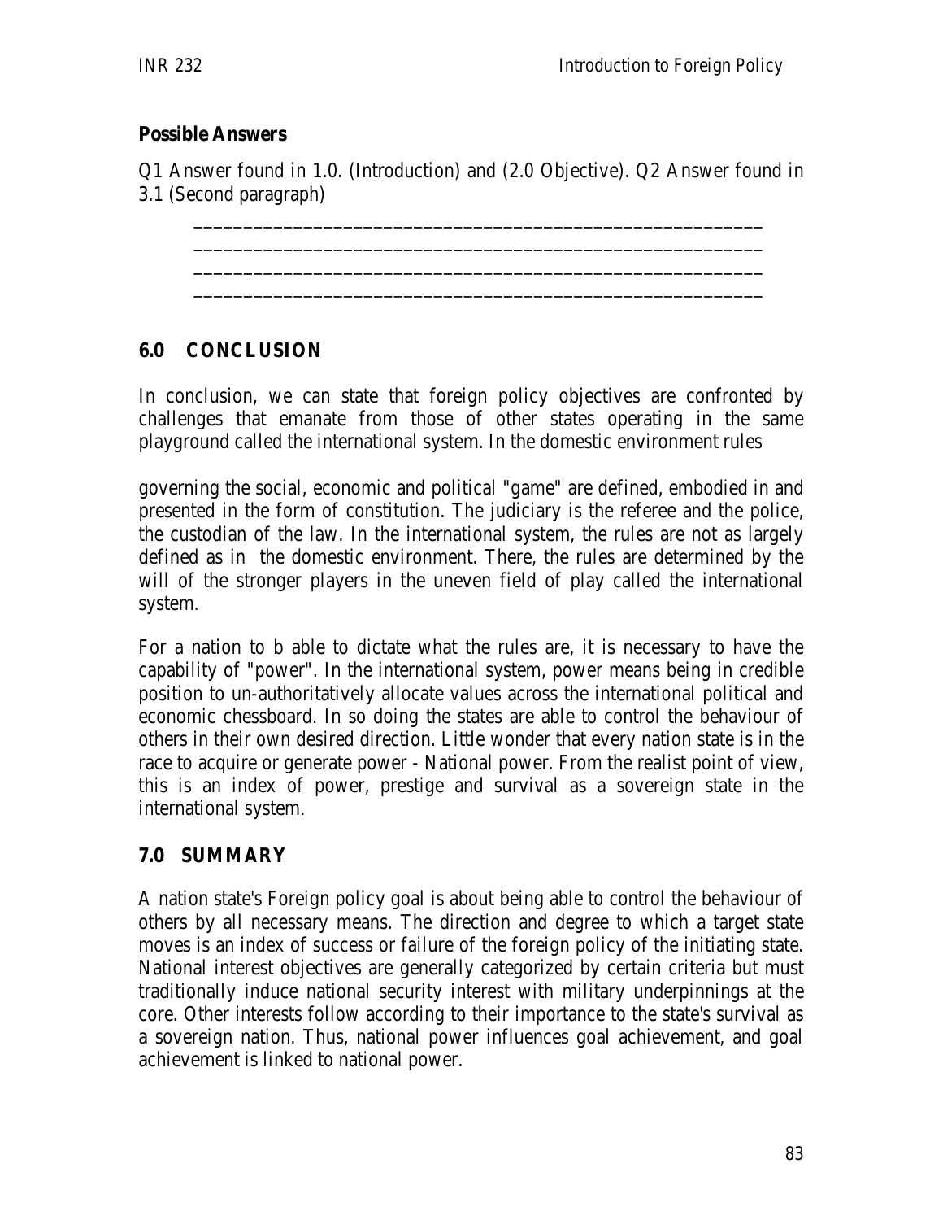**Possible Answers**

Q1 Answer found in 1.0. (Introduction) and (2.0 Objective). Q2 Answer found in 3.1 (Second paragraph)

________________________________________________________
________________________________________________________
________________________________________________________
________________________________________________________

## 6.0 CONCLUSION

In conclusion, we can state that foreign policy objectives are confronted by challenges that emanate from those of other states operating in the same playground called the international system. In the domestic environment rules governing the social, economic and political "game" are defined, embodied in and presented in the form of constitution. The judiciary is the referee and the police, the custodian of the law. In the international system, the rules are not as largely defined as in the domestic environment. There, the rules are determined by the will of the stronger players in the uneven field of play called the international system.

For a nation to b able to dictate what the rules are, it is necessary to have the capability of "power". In the international system, power means being in credible position to un-authoritatively allocate values across the international political and economic chessboard. In so doing the states are able to control the behaviour of others in their own desired direction. Little wonder that every nation state is in the race to acquire or generate power - National power. From the realist point of view, this is an index of power, prestige and survival as a sovereign state in the international system.

## 7.0 SUMMARY

A nation state's Foreign policy goal is about being able to control the behaviour of others by all necessary means. The direction and degree to which a target state moves is an index of success or failure of the foreign policy of the initiating state. National interest objectives are generally categorized by certain criteria but must traditionally induce national security interest with military underpinnings at the core. Other interests follow according to their importance to the state's survival as a sovereign nation. Thus, national power influences goal achievement, and goal achievement is linked to national power.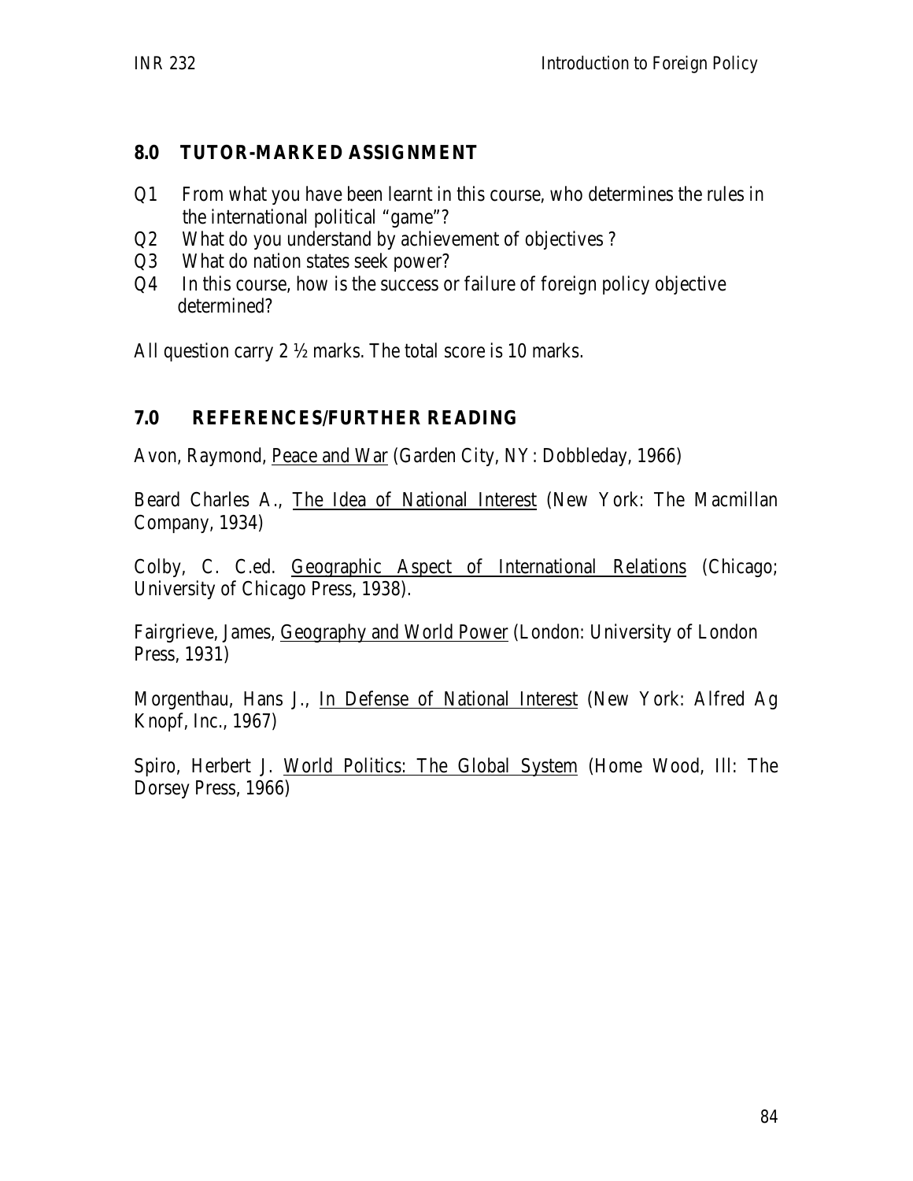## 8.0 TUTOR-MARKED ASSIGNMENT

Q1 From what you have been learnt in this course, who determines the rules in the international political "game"?

Q2 What do you understand by achievement of objectives ?

Q3 What do nation states seek power?

Q4 In this course, how is the success or failure of foreign policy objective determined?

All question carry 2 ½ marks. The total score is 10 marks.

## 7.0 REFERENCES/FURTHER READING

Avon, Raymond, Peace and War (Garden City, NY: Dobbleday, 1966)

Beard Charles A., The Idea of National Interest (New York: The Macmillan Company, 1934)

Colby, C. C.ed. Geographic Aspect of International Relations (Chicago; University of Chicago Press, 1938).

Fairgrieve, James, Geography and World Power (London: University of London Press, 1931)

Morgenthau, Hans J., In Defense of National Interest (New York: Alfred Ag Knopf, Inc., 1967)

Spiro, Herbert J. World Politics: The Global System (Home Wood, Ill: The Dorsey Press, 1966)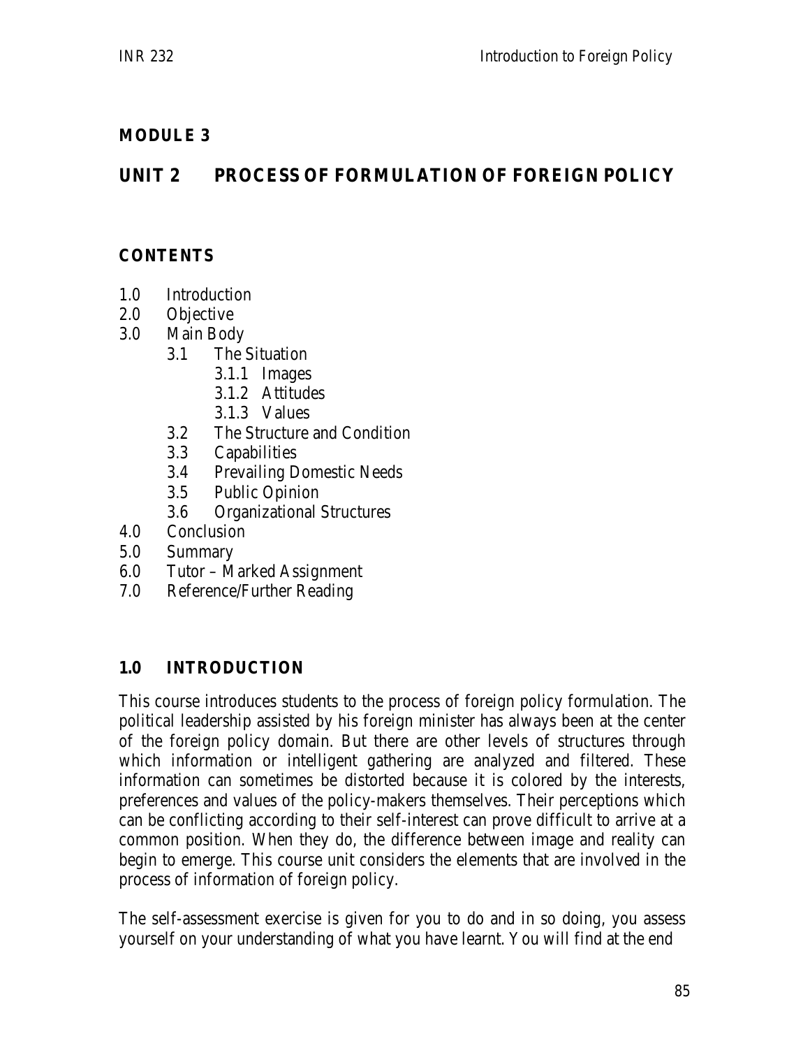# MODULE 3

## UNIT 2 PROCESS OF FORMULATION OF FOREIGN POLICY

### CONTENTS

- 1.0 Introduction
- 2.0 Objective
- 3.0 Main Body
    - 3.1 The Situation
        - 3.1.1 Images
        - 3.1.2 Attitudes
        - 3.1.3 Values
    - 3.2 The Structure and Condition
    - 3.3 Capabilities
    - 3.4 Prevailing Domestic Needs
    - 3.5 Public Opinion
    - 3.6 Organizational Structures
- 4.0 Conclusion
- 5.0 Summary
- 6.0 Tutor – Marked Assignment
- 7.0 Reference/Further Reading

### 1.0 INTRODUCTION

This course introduces students to the process of foreign policy formulation. The political leadership assisted by his foreign minister has always been at the center of the foreign policy domain. But there are other levels of structures through which information or intelligent gathering are analyzed and filtered. These information can sometimes be distorted because it is colored by the interests, preferences and values of the policy-makers themselves. Their perceptions which can be conflicting according to their self-interest can prove difficult to arrive at a common position. When they do, the difference between image and reality can begin to emerge. This course unit considers the elements that are involved in the process of information of foreign policy.

The self-assessment exercise is given for you to do and in so doing, you assess yourself on your understanding of what you have learnt. You will find at the end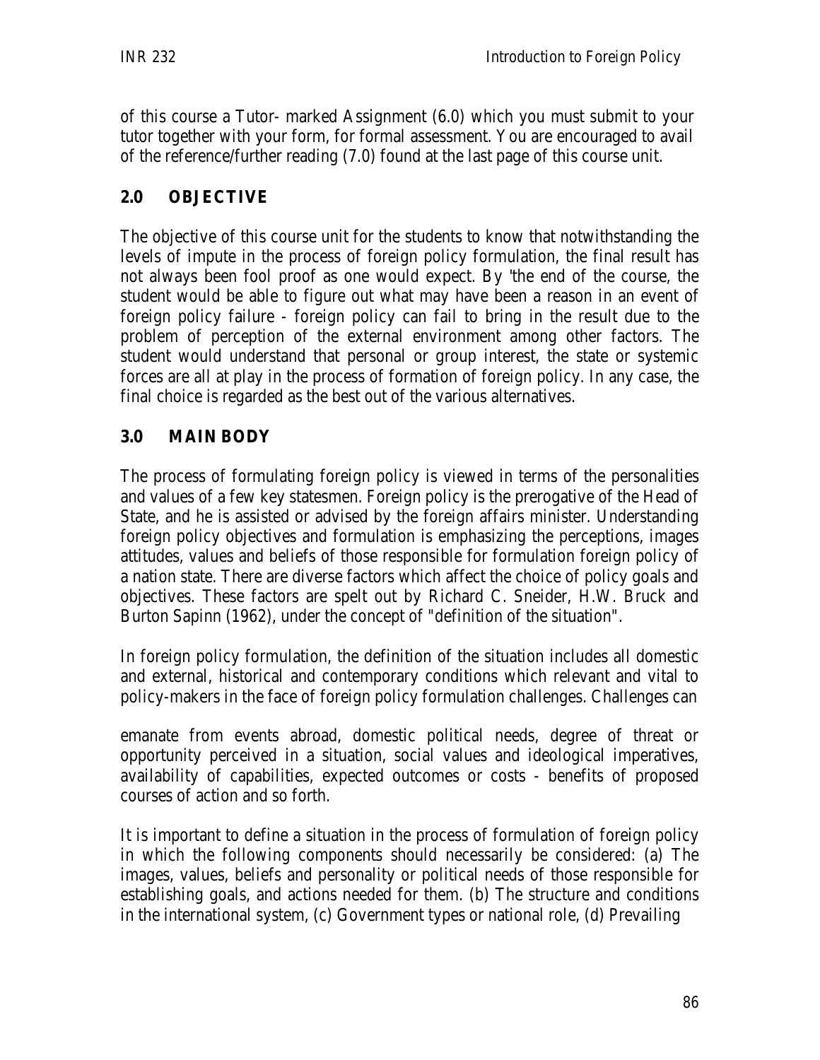of this course a Tutor- marked Assignment (6.0) which you must submit to your tutor together with your form, for formal assessment. You are encouraged to avail of the reference/further reading (7.0) found at the last page of this course unit.

## 2.0 OBJECTIVE

The objective of this course unit for the students to know that notwithstanding the levels of impute in the process of foreign policy formulation, the final result has not always been fool proof as one would expect. By 'the end of the course, the student would be able to figure out what may have been a reason in an event of foreign policy failure - foreign policy can fail to bring in the result due to the problem of perception of the external environment among other factors. The student would understand that personal or group interest, the state or systemic forces are all at play in the process of formation of foreign policy. In any case, the final choice is regarded as the best out of the various alternatives.

## 3.0 MAIN BODY

The process of formulating foreign policy is viewed in terms of the personalities and values of a few key statesmen. Foreign policy is the prerogative of the Head of State, and he is assisted or advised by the foreign affairs minister. Understanding foreign policy objectives and formulation is emphasizing the perceptions, images attitudes, values and beliefs of those responsible for formulation foreign policy of a nation state. There are diverse factors which affect the choice of policy goals and objectives. These factors are spelt out by Richard C. Sneider, H.W. Bruck and Burton Sapinn (1962), under the concept of "definition of the situation".

In foreign policy formulation, the definition of the situation includes all domestic and external, historical and contemporary conditions which relevant and vital to policy-makers in the face of foreign policy formulation challenges. Challenges can emanate from events abroad, domestic political needs, degree of threat or opportunity perceived in a situation, social values and ideological imperatives, availability of capabilities, expected outcomes or costs - benefits of proposed courses of action and so forth.

It is important to define a situation in the process of formulation of foreign policy in which the following components should necessarily be considered: (a) The images, values, beliefs and personality or political needs of those responsible for establishing goals, and actions needed for them. (b) The structure and conditions in the international system, (c) Government types or national role, (d) Prevailing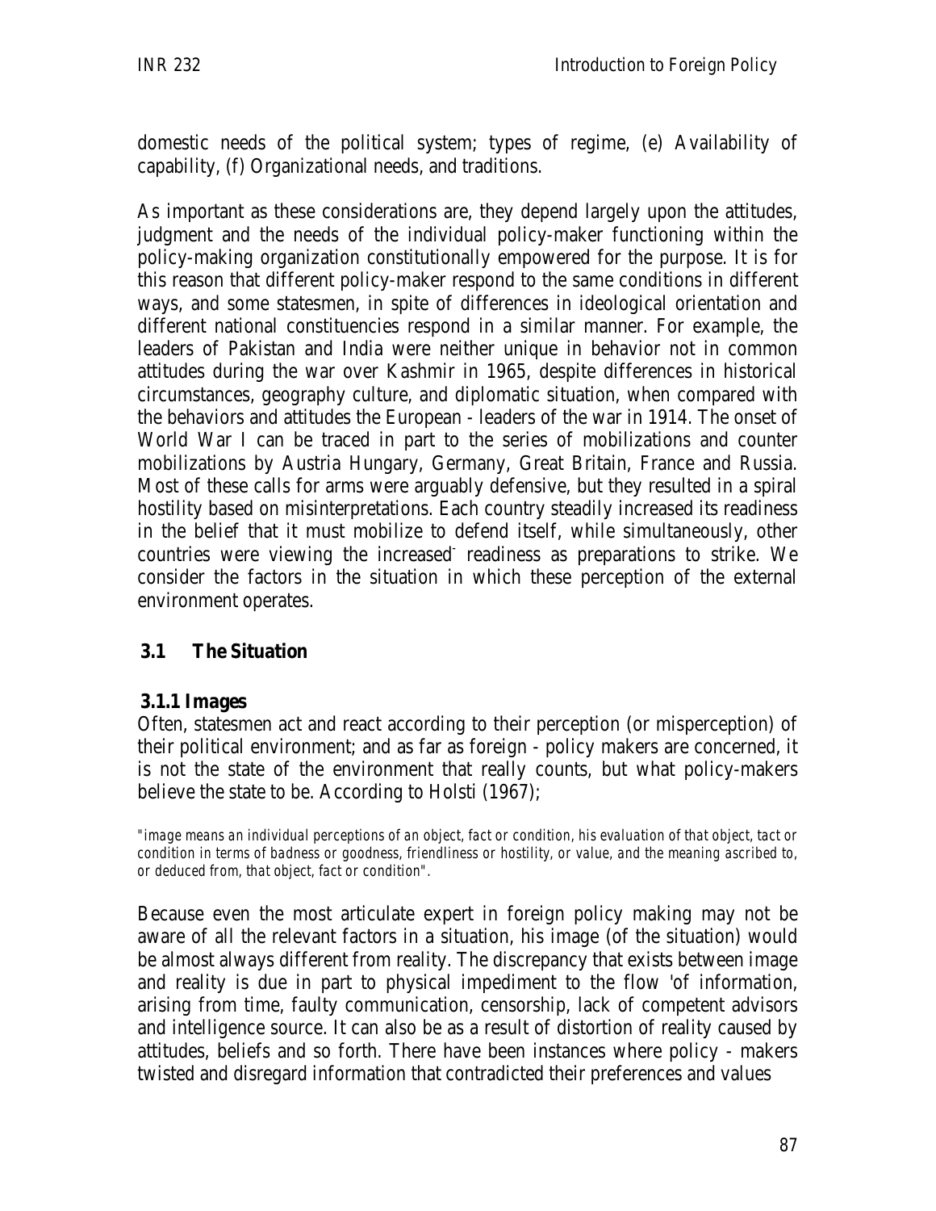domestic needs of the political system; types of regime, (e) Availability of capability, (f) Organizational needs, and traditions.

As important as these considerations are, they depend largely upon the attitudes, judgment and the needs of the individual policy-maker functioning within the policy-making organization constitutionally empowered for the purpose. It is for this reason that different policy-maker respond to the same conditions in different ways, and some statesmen, in spite of differences in ideological orientation and different national constituencies respond in a similar manner. For example, the leaders of Pakistan and India were neither unique in behavior not in common attitudes during the war over Kashmir in 1965, despite differences in historical circumstances, geography culture, and diplomatic situation, when compared with the behaviors and attitudes the European - leaders of the war in 1914. The onset of World War I can be traced in part to the series of mobilizations and counter mobilizations by Austria Hungary, Germany, Great Britain, France and Russia. Most of these calls for arms were arguably defensive, but they resulted in a spiral hostility based on misinterpretations. Each country steadily increased its readiness in the belief that it must mobilize to defend itself, while simultaneously, other countries were viewing the increased readiness as preparations to strike. We consider the factors in the situation in which these perception of the external environment operates.

## 3.1 The Situation

### 3.1.1 Images

Often, statesmen act and react according to their perception (or misperception) of their political environment; and as far as foreign - policy makers are concerned, it is not the state of the environment that really counts, but what policy-makers believe the state to be. According to Holsti (1967);

*"image means an individual perceptions of an object, fact or condition, his evaluation of that object, tact or condition in terms of badness or goodness, friendliness or hostility, or value, and the meaning ascribed to, or deduced from, that object, fact or condition".*

Because even the most articulate expert in foreign policy making may not be aware of all the relevant factors in a situation, his image (of the situation) would be almost always different from reality. The discrepancy that exists between image and reality is due in part to physical impediment to the flow 'of information, arising from time, faulty communication, censorship, lack of competent advisors and intelligence source. It can also be as a result of distortion of reality caused by attitudes, beliefs and so forth. There have been instances where policy - makers twisted and disregard information that contradicted their preferences and values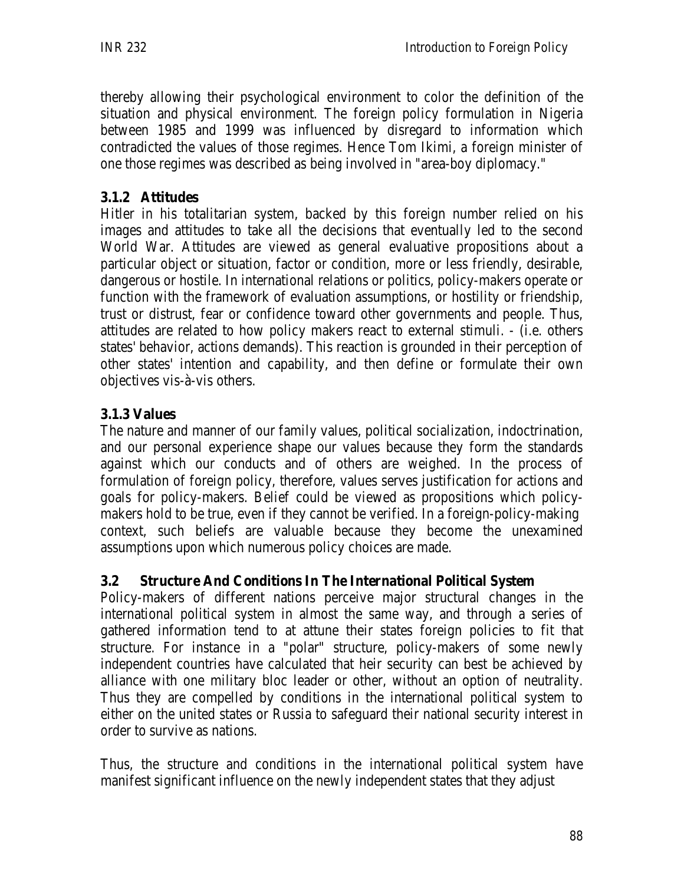thereby allowing their psychological environment to color the definition of the situation and physical environment. The foreign policy formulation in Nigeria between 1985 and 1999 was influenced by disregard to information which contradicted the values of those regimes. Hence Tom Ikimi, a foreign minister of one those regimes was described as being involved in "area-boy diplomacy."

### 3.1.2 Attitudes

Hitler in his totalitarian system, backed by this foreign number relied on his images and attitudes to take all the decisions that eventually led to the second World War. Attitudes are viewed as general evaluative propositions about a particular object or situation, factor or condition, more or less friendly, desirable, dangerous or hostile. In international relations or politics, policy-makers operate or function with the framework of evaluation assumptions, or hostility or friendship, trust or distrust, fear or confidence toward other governments and people. Thus, attitudes are related to how policy makers react to external stimuli. - (i.e. others states' behavior, actions demands). This reaction is grounded in their perception of other states' intention and capability, and then define or formulate their own objectives vis-à-vis others.

### 3.1.3 Values

The nature and manner of our family values, political socialization, indoctrination, and our personal experience shape our values because they form the standards against which our conducts and of others are weighed. In the process of formulation of foreign policy, therefore, values serves justification for actions and goals for policy-makers. Belief could be viewed as propositions which policy-makers hold to be true, even if they cannot be verified. In a foreign-policy-making context, such beliefs are valuable because they become the unexamined assumptions upon which numerous policy choices are made.

## 3.2 Structure And Conditions In The International Political System

Policy-makers of different nations perceive major structural changes in the international political system in almost the same way, and through a series of gathered information tend to at attune their states foreign policies to fit that structure. For instance in a "polar" structure, policy-makers of some newly independent countries have calculated that heir security can best be achieved by alliance with one military bloc leader or other, without an option of neutrality. Thus they are compelled by conditions in the international political system to either on the united states or Russia to safeguard their national security interest in order to survive as nations.

Thus, the structure and conditions in the international political system have manifest significant influence on the newly independent states that they adjust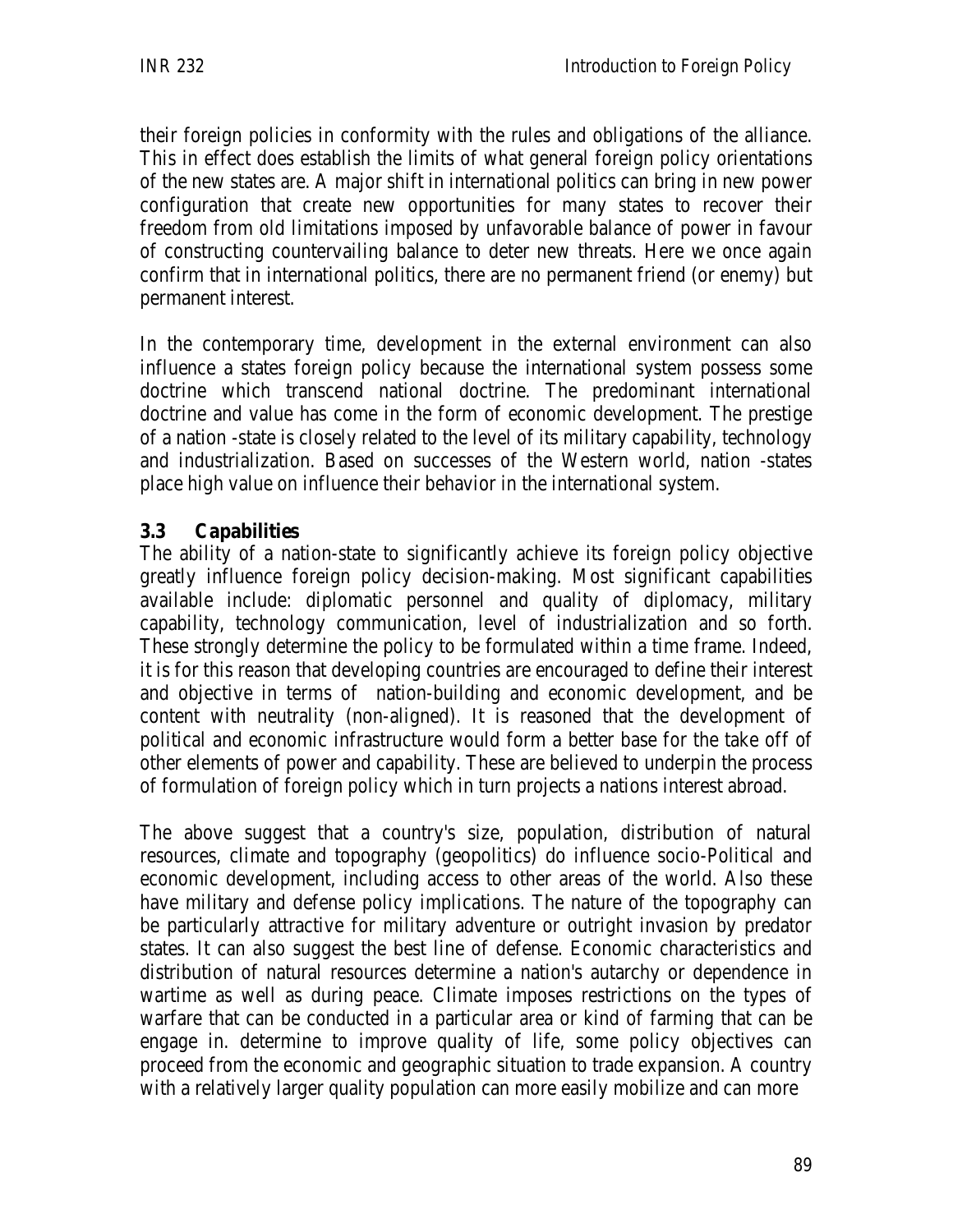their foreign policies in conformity with the rules and obligations of the alliance. This in effect does establish the limits of what general foreign policy orientations of the new states are. A major shift in international politics can bring in new power configuration that create new opportunities for many states to recover their freedom from old limitations imposed by unfavorable balance of power in favour of constructing countervailing balance to deter new threats. Here we once again confirm that in international politics, there are no permanent friend (or enemy) but permanent interest.

In the contemporary time, development in the external environment can also influence a states foreign policy because the international system possess some doctrine which transcend national doctrine. The predominant international doctrine and value has come in the form of economic development. The prestige of a nation -state is closely related to the level of its military capability, technology and industrialization. Based on successes of the Western world, nation -states place high value on influence their behavior in the international system.

### 3.3 Capabilities

The ability of a nation-state to significantly achieve its foreign policy objective greatly influence foreign policy decision-making. Most significant capabilities available include: diplomatic personnel and quality of diplomacy, military capability, technology communication, level of industrialization and so forth. These strongly determine the policy to be formulated within a time frame. Indeed, it is for this reason that developing countries are encouraged to define their interest and objective in terms of nation-building and economic development, and be content with neutrality (non-aligned). It is reasoned that the development of political and economic infrastructure would form a better base for the take off of other elements of power and capability. These are believed to underpin the process of formulation of foreign policy which in turn projects a nations interest abroad.

The above suggest that a country's size, population, distribution of natural resources, climate and topography (geopolitics) do influence socio-Political and economic development, including access to other areas of the world. Also these have military and defense policy implications. The nature of the topography can be particularly attractive for military adventure or outright invasion by predator states. It can also suggest the best line of defense. Economic characteristics and distribution of natural resources determine a nation's autarchy or dependence in wartime as well as during peace. Climate imposes restrictions on the types of warfare that can be conducted in a particular area or kind of farming that can be engage in. determine to improve quality of life, some policy objectives can proceed from the economic and geographic situation to trade expansion. A country with a relatively larger quality population can more easily mobilize and can more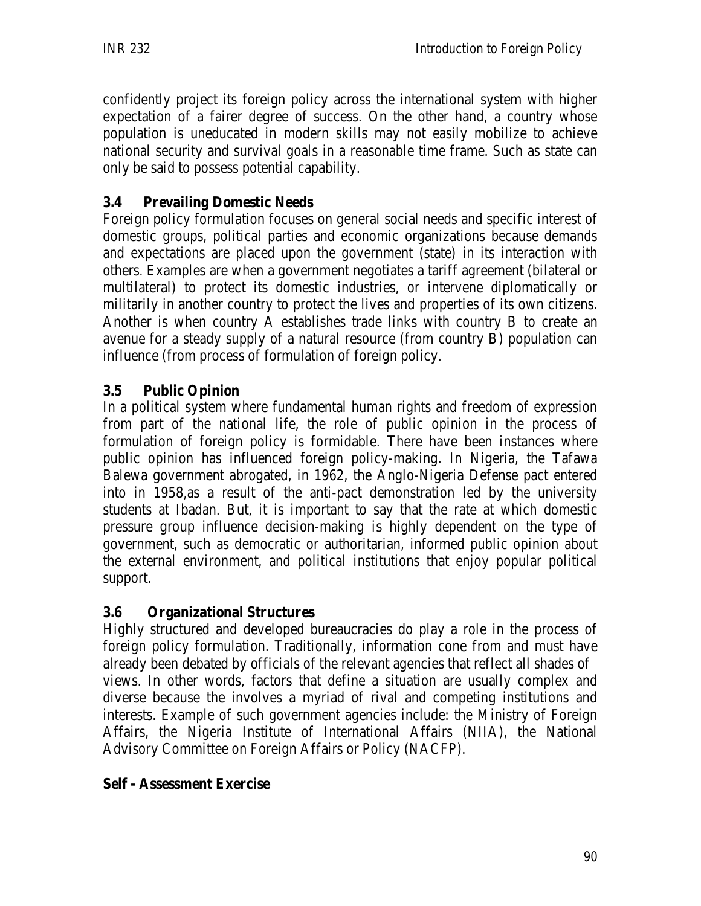confidently project its foreign policy across the international system with higher expectation of a fairer degree of success. On the other hand, a country whose population is uneducated in modern skills may not easily mobilize to achieve national security and survival goals in a reasonable time frame. Such as state can only be said to possess potential capability.

### 3.4 Prevailing Domestic Needs

Foreign policy formulation focuses on general social needs and specific interest of domestic groups, political parties and economic organizations because demands and expectations are placed upon the government (state) in its interaction with others. Examples are when a government negotiates a tariff agreement (bilateral or multilateral) to protect its domestic industries, or intervene diplomatically or militarily in another country to protect the lives and properties of its own citizens. Another is when country A establishes trade links with country B to create an avenue for a steady supply of a natural resource (from country B) population can influence (from process of formulation of foreign policy.

### 3.5 Public Opinion

In a political system where fundamental human rights and freedom of expression from part of the national life, the role of public opinion in the process of formulation of foreign policy is formidable. There have been instances where public opinion has influenced foreign policy-making. In Nigeria, the Tafawa Balewa government abrogated, in 1962, the Anglo-Nigeria Defense pact entered into in 1958,as a result of the anti-pact demonstration led by the university students at Ibadan. But, it is important to say that the rate at which domestic pressure group influence decision-making is highly dependent on the type of government, such as democratic or authoritarian, informed public opinion about the external environment, and political institutions that enjoy popular political support.

### 3.6 Organizational Structures

Highly structured and developed bureaucracies do play a role in the process of foreign policy formulation. Traditionally, information cone from and must have already been debated by officials of the relevant agencies that reflect all shades of views. In other words, factors that define a situation are usually complex and diverse because the involves a myriad of rival and competing institutions and interests. Example of such government agencies include: the Ministry of Foreign Affairs, the Nigeria Institute of International Affairs (NIIA), the National Advisory Committee on Foreign Affairs or Policy (NACFP).

**Self - Assessment Exercise**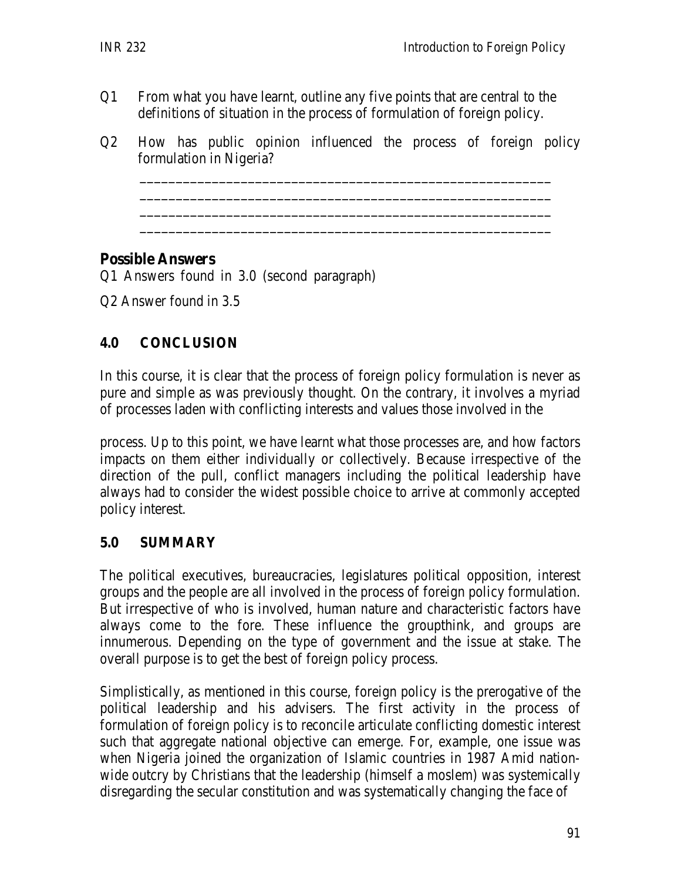Q1 From what you have learnt, outline any five points that are central to the definitions of situation in the process of formulation of foreign policy.

Q2 How has public opinion influenced the process of foreign policy formulation in Nigeria?

_________________________________________________________
_________________________________________________________
_________________________________________________________
_________________________________________________________

**Possible Answers**

Q1 Answers found in 3.0 (second paragraph)

Q2 Answer found in 3.5

## 4.0 CONCLUSION

In this course, it is clear that the process of foreign policy formulation is never as pure and simple as was previously thought. On the contrary, it involves a myriad of processes laden with conflicting interests and values those involved in the process. Up to this point, we have learnt what those processes are, and how factors impacts on them either individually or collectively. Because irrespective of the direction of the pull, conflict managers including the political leadership have always had to consider the widest possible choice to arrive at commonly accepted policy interest.

## 5.0 SUMMARY

The political executives, bureaucracies, legislatures political opposition, interest groups and the people are all involved in the process of foreign policy formulation. But irrespective of who is involved, human nature and characteristic factors have always come to the fore. These influence the groupthink, and groups are innumerous. Depending on the type of government and the issue at stake. The overall purpose is to get the best of foreign policy process.

Simplistically, as mentioned in this course, foreign policy is the prerogative of the political leadership and his advisers. The first activity in the process of formulation of foreign policy is to reconcile articulate conflicting domestic interest such that aggregate national objective can emerge. For, example, one issue was when Nigeria joined the organization of Islamic countries in 1987 Amid nation-wide outcry by Christians that the leadership (himself a moslem) was systemically disregarding the secular constitution and was systematically changing the face of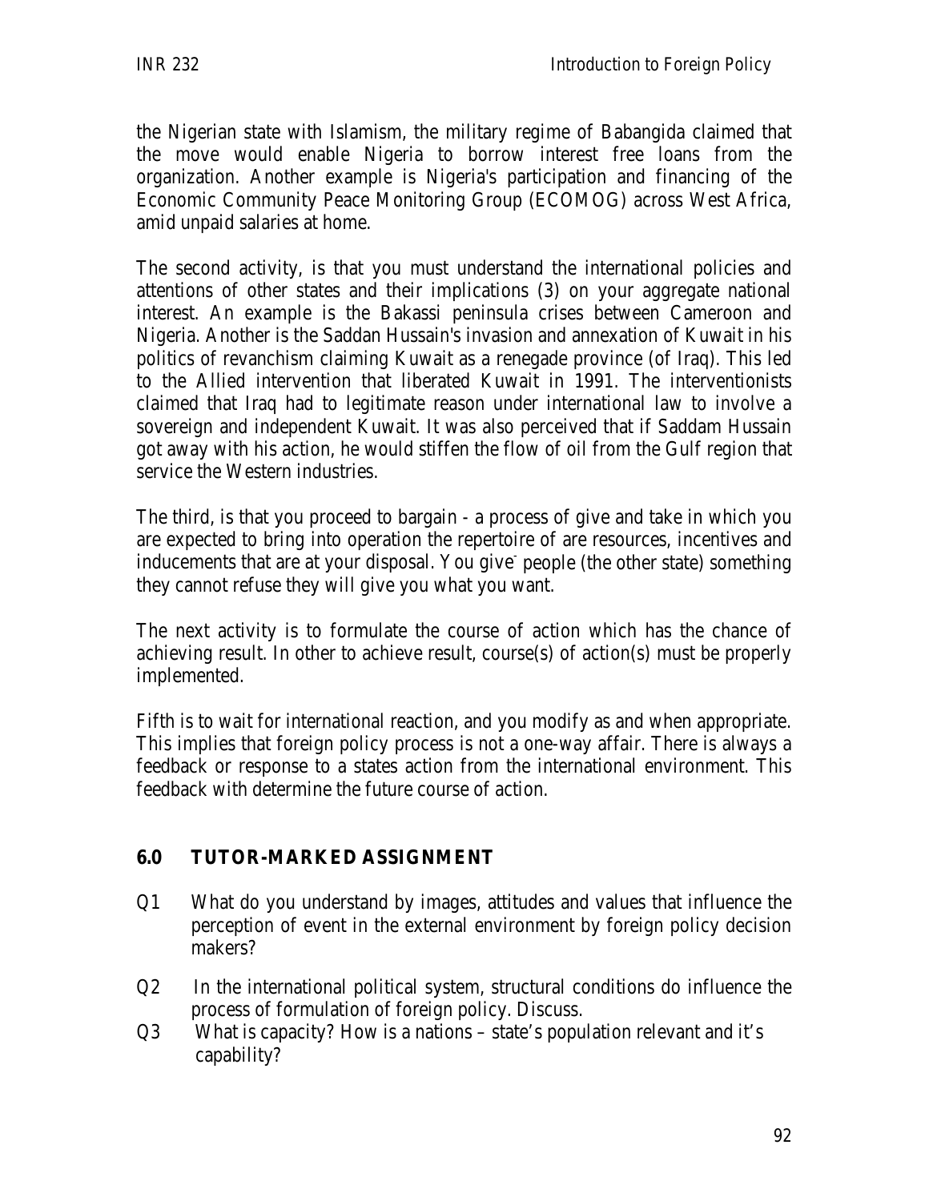the Nigerian state with Islamism, the military regime of Babangida claimed that the move would enable Nigeria to borrow interest free loans from the organization. Another example is Nigeria's participation and financing of the Economic Community Peace Monitoring Group (ECOMOG) across West Africa, amid unpaid salaries at home.

The second activity, is that you must understand the international policies and attentions of other states and their implications (3) on your aggregate national interest. An example is the Bakassi peninsula crises between Cameroon and Nigeria. Another is the Saddan Hussain's invasion and annexation of Kuwait in his politics of revanchism claiming Kuwait as a renegade province (of Iraq). This led to the Allied intervention that liberated Kuwait in 1991. The interventionists claimed that Iraq had to legitimate reason under international law to involve a sovereign and independent Kuwait. It was also perceived that if Saddam Hussain got away with his action, he would stiffen the flow of oil from the Gulf region that service the Western industries.

The third, is that you proceed to bargain - a process of give and take in which you are expected to bring into operation the repertoire of are resources, incentives and inducements that are at your disposal. You give people (the other state) something they cannot refuse they will give you what you want.

The next activity is to formulate the course of action which has the chance of achieving result. In other to achieve result, course(s) of action(s) must be properly implemented.

Fifth is to wait for international reaction, and you modify as and when appropriate. This implies that foreign policy process is not a one-way affair. There is always a feedback or response to a states action from the international environment. This feedback with determine the future course of action.

## 6.0 TUTOR-MARKED ASSIGNMENT

Q1 What do you understand by images, attitudes and values that influence the perception of event in the external environment by foreign policy decision makers?

Q2 In the international political system, structural conditions do influence the process of formulation of foreign policy. Discuss.

Q3 What is capacity? How is a nations – state's population relevant and it's capability?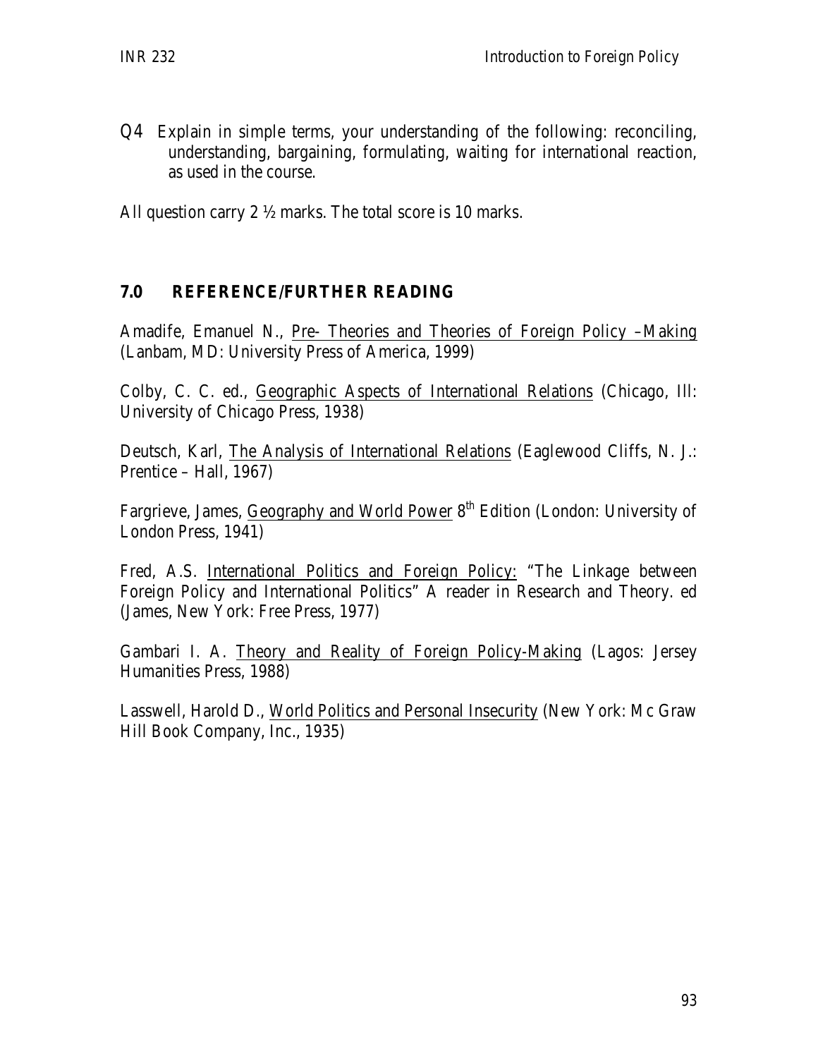Q4 Explain in simple terms, your understanding of the following: reconciling, understanding, bargaining, formulating, waiting for international reaction, as used in the course.

All question carry 2 ½ marks. The total score is 10 marks.

## 7.0 REFERENCE/FURTHER READING

Amadife, Emanuel N., Pre- Theories and Theories of Foreign Policy –Making (Lanbam, MD: University Press of America, 1999)

Colby, C. C. ed., Geographic Aspects of International Relations (Chicago, Ill: University of Chicago Press, 1938)

Deutsch, Karl, The Analysis of International Relations (Eaglewood Cliffs, N. J.: Prentice – Hall, 1967)

Fargrieve, James, Geography and World Power 8th Edition (London: University of London Press, 1941)

Fred, A.S. International Politics and Foreign Policy: "The Linkage between Foreign Policy and International Politics" A reader in Research and Theory. ed (James, New York: Free Press, 1977)

Gambari I. A. Theory and Reality of Foreign Policy-Making (Lagos: Jersey Humanities Press, 1988)

Lasswell, Harold D., World Politics and Personal Insecurity (New York: Mc Graw Hill Book Company, Inc., 1935)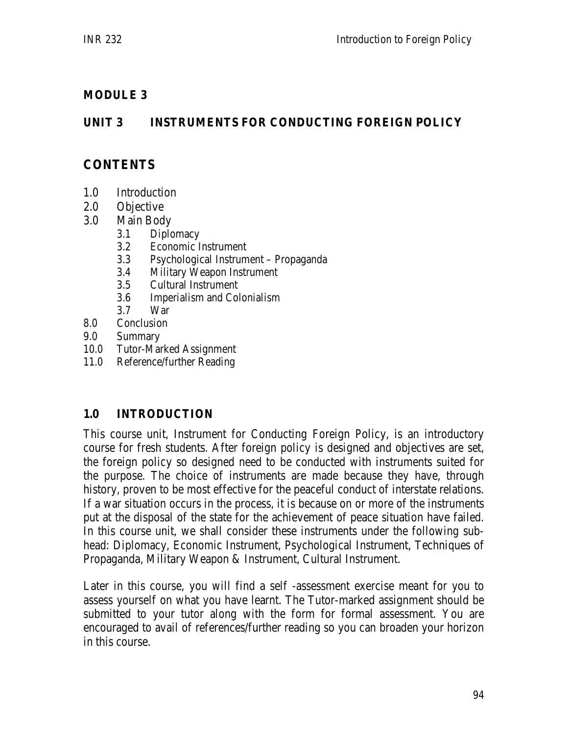## MODULE 3

## UNIT 3 INSTRUMENTS FOR CONDUCTING FOREIGN POLICY

## CONTENTS

1.0 Introduction
2.0 Objective
3.0 Main Body
    3.1 Diplomacy
    3.2 Economic Instrument
    3.3 Psychological Instrument – Propaganda
    3.4 Military Weapon Instrument
    3.5 Cultural Instrument
    3.6 Imperialism and Colonialism
    3.7 War
8.0 Conclusion
9.0 Summary
10.0 Tutor-Marked Assignment
11.0 Reference/further Reading

## 1.0 INTRODUCTION

This course unit, Instrument for Conducting Foreign Policy, is an introductory course for fresh students. After foreign policy is designed and objectives are set, the foreign policy so designed need to be conducted with instruments suited for the purpose. The choice of instruments are made because they have, through history, proven to be most effective for the peaceful conduct of interstate relations. If a war situation occurs in the process, it is because on or more of the instruments put at the disposal of the state for the achievement of peace situation have failed. In this course unit, we shall consider these instruments under the following sub-head: Diplomacy, Economic Instrument, Psychological Instrument, Techniques of Propaganda, Military Weapon & Instrument, Cultural Instrument.

Later in this course, you will find a self -assessment exercise meant for you to assess yourself on what you have learnt. The Tutor-marked assignment should be submitted to your tutor along with the form for formal assessment. You are encouraged to avail of references/further reading so you can broaden your horizon in this course.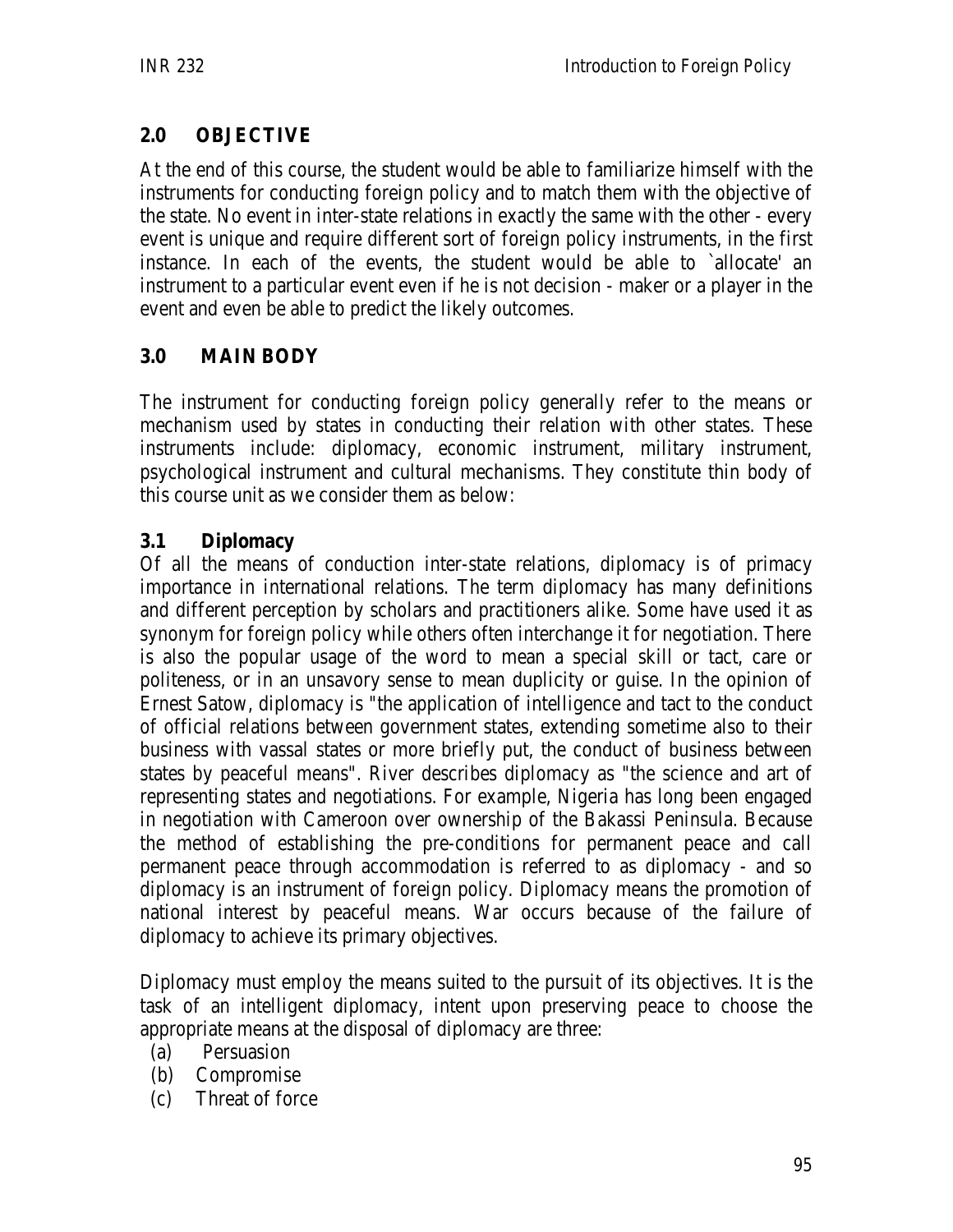## 2.0 OBJECTIVE

At the end of this course, the student would be able to familiarize himself with the instruments for conducting foreign policy and to match them with the objective of the state. No event in inter-state relations in exactly the same with the other - every event is unique and require different sort of foreign policy instruments, in the first instance. In each of the events, the student would be able to `allocate' an instrument to a particular event even if he is not decision - maker or a player in the event and even be able to predict the likely outcomes.

## 3.0 MAIN BODY

The instrument for conducting foreign policy generally refer to the means or mechanism used by states in conducting their relation with other states. These instruments include: diplomacy, economic instrument, military instrument, psychological instrument and cultural mechanisms. They constitute thin body of this course unit as we consider them as below:

### 3.1 Diplomacy

Of all the means of conduction inter-state relations, diplomacy is of primacy importance in international relations. The term diplomacy has many definitions and different perception by scholars and practitioners alike. Some have used it as synonym for foreign policy while others often interchange it for negotiation. There is also the popular usage of the word to mean a special skill or tact, care or politeness, or in an unsavory sense to mean duplicity or guise. In the opinion of Ernest Satow, diplomacy is "the application of intelligence and tact to the conduct of official relations between government states, extending sometime also to their business with vassal states or more briefly put, the conduct of business between states by peaceful means". River describes diplomacy as "the science and art of representing states and negotiations. For example, Nigeria has long been engaged in negotiation with Cameroon over ownership of the Bakassi Peninsula. Because the method of establishing the pre-conditions for permanent peace and call permanent peace through accommodation is referred to as diplomacy - and so diplomacy is an instrument of foreign policy. Diplomacy means the promotion of national interest by peaceful means. War occurs because of the failure of diplomacy to achieve its primary objectives.

Diplomacy must employ the means suited to the pursuit of its objectives. It is the task of an intelligent diplomacy, intent upon preserving peace to choose the appropriate means at the disposal of diplomacy are three:

(a) Persuasion
(b) Compromise
(c) Threat of force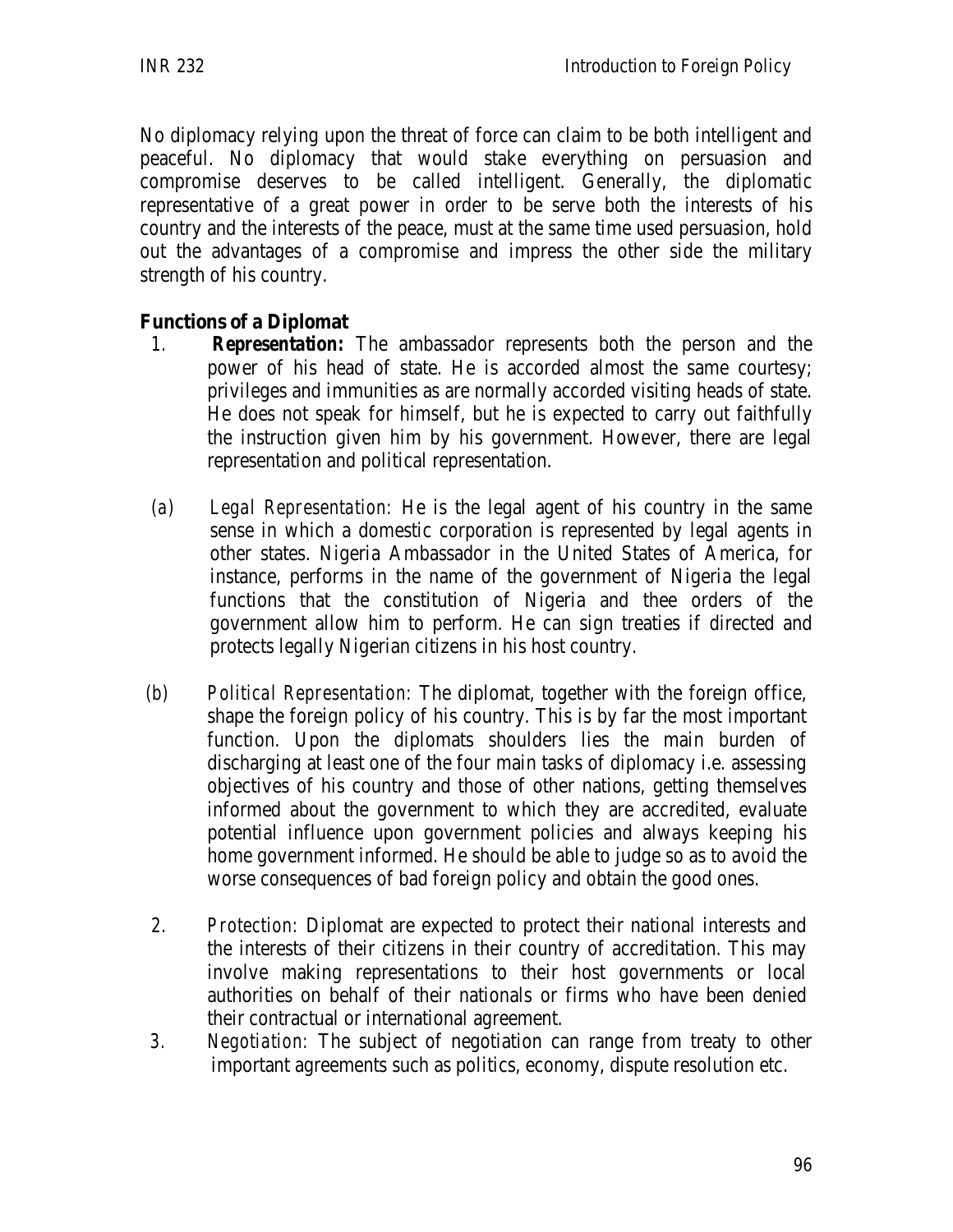No diplomacy relying upon the threat of force can claim to be both intelligent and peaceful. No diplomacy that would stake everything on persuasion and compromise deserves to be called intelligent. Generally, the diplomatic representative of a great power in order to be serve both the interests of his country and the interests of the peace, must at the same time used persuasion, hold out the advantages of a compromise and impress the other side the military strength of his country.

**Functions of a Diplomat**

1. **Representation:** The ambassador represents both the person and the power of his head of state. He is accorded almost the same courtesy; privileges and immunities as are normally accorded visiting heads of state. He does not speak for himself, but he is expected to carry out faithfully the instruction given him by his government. However, there are legal representation and political representation.

   (a) *Legal Representation:* He is the legal agent of his country in the same sense in which a domestic corporation is represented by legal agents in other states. Nigeria Ambassador in the United States of America, for instance, performs in the name of the government of Nigeria the legal functions that the constitution of Nigeria and thee orders of the government allow him to perform. He can sign treaties if directed and protects legally Nigerian citizens in his host country.

   (b) *Political Representation:* The diplomat, together with the foreign office, shape the foreign policy of his country. This is by far the most important function. Upon the diplomats shoulders lies the main burden of discharging at least one of the four main tasks of diplomacy i.e. assessing objectives of his country and those of other nations, getting themselves informed about the government to which they are accredited, evaluate potential influence upon government policies and always keeping his home government informed. He should be able to judge so as to avoid the worse consequences of bad foreign policy and obtain the good ones.

2. *Protection:* Diplomat are expected to protect their national interests and the interests of their citizens in their country of accreditation. This may involve making representations to their host governments or local authorities on behalf of their nationals or firms who have been denied their contractual or international agreement.
3. *Negotiation:* The subject of negotiation can range from treaty to other important agreements such as politics, economy, dispute resolution etc.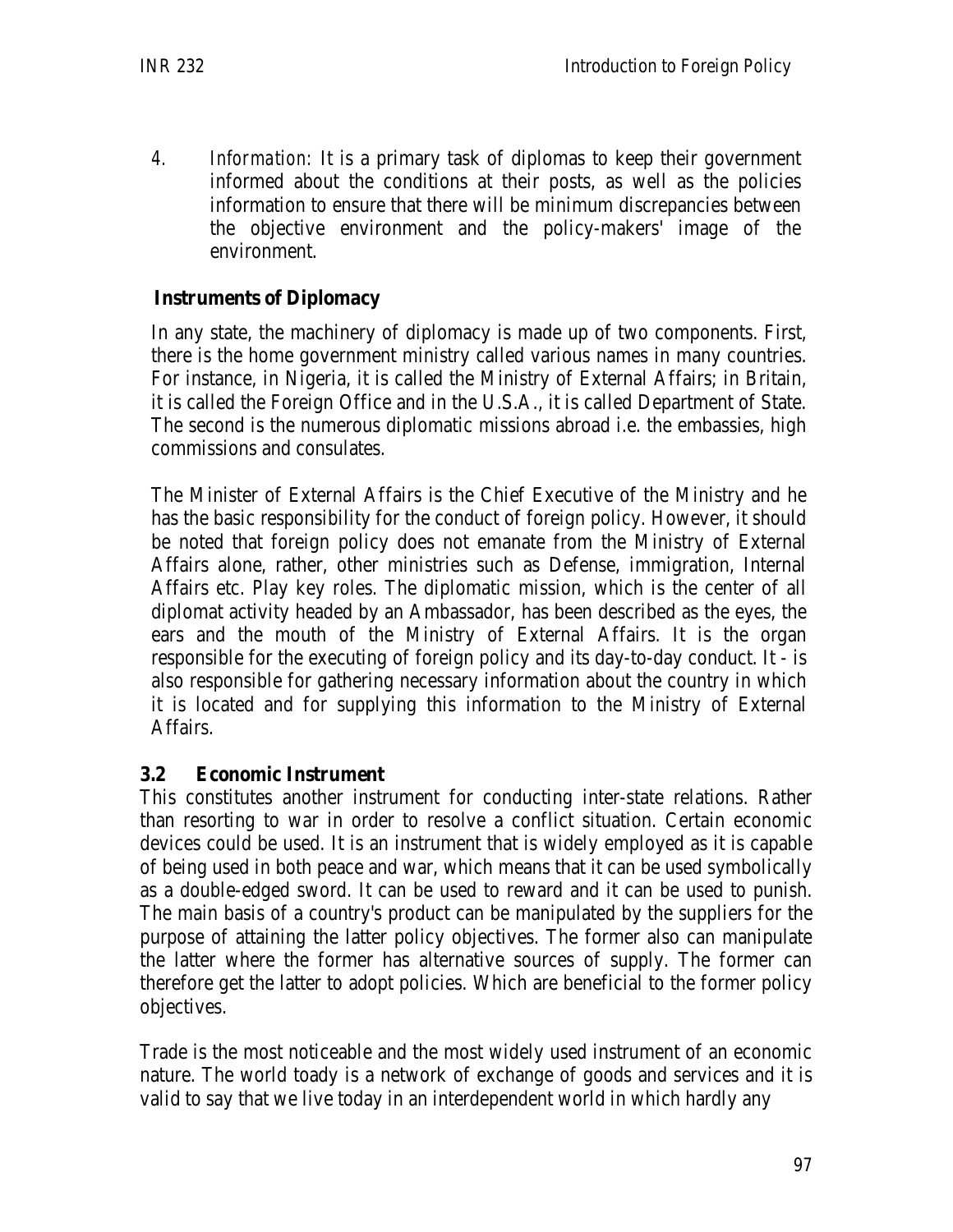4. *Information:* It is a primary task of diplomas to keep their government informed about the conditions at their posts, as well as the policies information to ensure that there will be minimum discrepancies between the objective environment and the policy-makers' image of the environment.

**Instruments of Diplomacy**

In any state, the machinery of diplomacy is made up of two components. First, there is the home government ministry called various names in many countries. For instance, in Nigeria, it is called the Ministry of External Affairs; in Britain, it is called the Foreign Office and in the U.S.A., it is called Department of State. The second is the numerous diplomatic missions abroad i.e. the embassies, high commissions and consulates.

The Minister of External Affairs is the Chief Executive of the Ministry and he has the basic responsibility for the conduct of foreign policy. However, it should be noted that foreign policy does not emanate from the Ministry of External Affairs alone, rather, other ministries such as Defense, immigration, Internal Affairs etc. Play key roles. The diplomatic mission, which is the center of all diplomat activity headed by an Ambassador, has been described as the eyes, the ears and the mouth of the Ministry of External Affairs. It is the organ responsible for the executing of foreign policy and its day-to-day conduct. It - is also responsible for gathering necessary information about the country in which it is located and for supplying this information to the Ministry of External Affairs.

### 3.2 Economic Instrument

This constitutes another instrument for conducting inter-state relations. Rather than resorting to war in order to resolve a conflict situation. Certain economic devices could be used. It is an instrument that is widely employed as it is capable of being used in both peace and war, which means that it can be used symbolically as a double-edged sword. It can be used to reward and it can be used to punish. The main basis of a country's product can be manipulated by the suppliers for the purpose of attaining the latter policy objectives. The former also can manipulate the latter where the former has alternative sources of supply. The former can therefore get the latter to adopt policies. Which are beneficial to the former policy objectives.

Trade is the most noticeable and the most widely used instrument of an economic nature. The world toady is a network of exchange of goods and services and it is valid to say that we live today in an interdependent world in which hardly any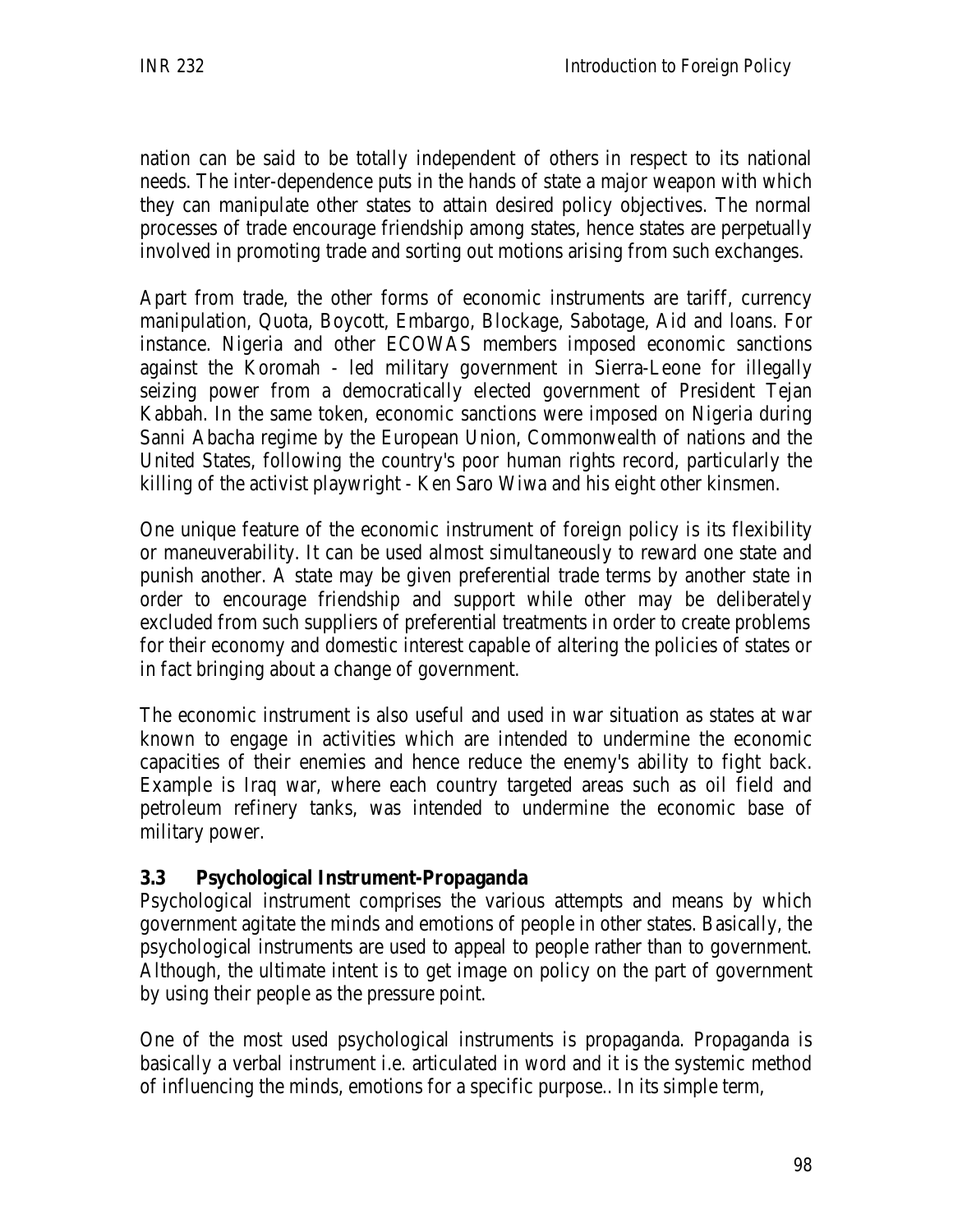nation can be said to be totally independent of others in respect to its national needs. The inter-dependence puts in the hands of state a major weapon with which they can manipulate other states to attain desired policy objectives. The normal processes of trade encourage friendship among states, hence states are perpetually involved in promoting trade and sorting out motions arising from such exchanges.

Apart from trade, the other forms of economic instruments are tariff, currency manipulation, Quota, Boycott, Embargo, Blockage, Sabotage, Aid and loans. For instance. Nigeria and other ECOWAS members imposed economic sanctions against the Koromah - led military government in Sierra-Leone for illegally seizing power from a democratically elected government of President Tejan Kabbah. In the same token, economic sanctions were imposed on Nigeria during Sanni Abacha regime by the European Union, Commonwealth of nations and the United States, following the country's poor human rights record, particularly the killing of the activist playwright - Ken Saro Wiwa and his eight other kinsmen.

One unique feature of the economic instrument of foreign policy is its flexibility or maneuverability. It can be used almost simultaneously to reward one state and punish another. A state may be given preferential trade terms by another state in order to encourage friendship and support while other may be deliberately excluded from such suppliers of preferential treatments in order to create problems for their economy and domestic interest capable of altering the policies of states or in fact bringing about a change of government.

The economic instrument is also useful and used in war situation as states at war known to engage in activities which are intended to undermine the economic capacities of their enemies and hence reduce the enemy's ability to fight back. Example is Iraq war, where each country targeted areas such as oil field and petroleum refinery tanks, was intended to undermine the economic base of military power.

### 3.3 Psychological Instrument-Propaganda

Psychological instrument comprises the various attempts and means by which government agitate the minds and emotions of people in other states. Basically, the psychological instruments are used to appeal to people rather than to government. Although, the ultimate intent is to get image on policy on the part of government by using their people as the pressure point.

One of the most used psychological instruments is propaganda. Propaganda is basically a verbal instrument i.e. articulated in word and it is the systemic method of influencing the minds, emotions for a specific purpose.. In its simple term,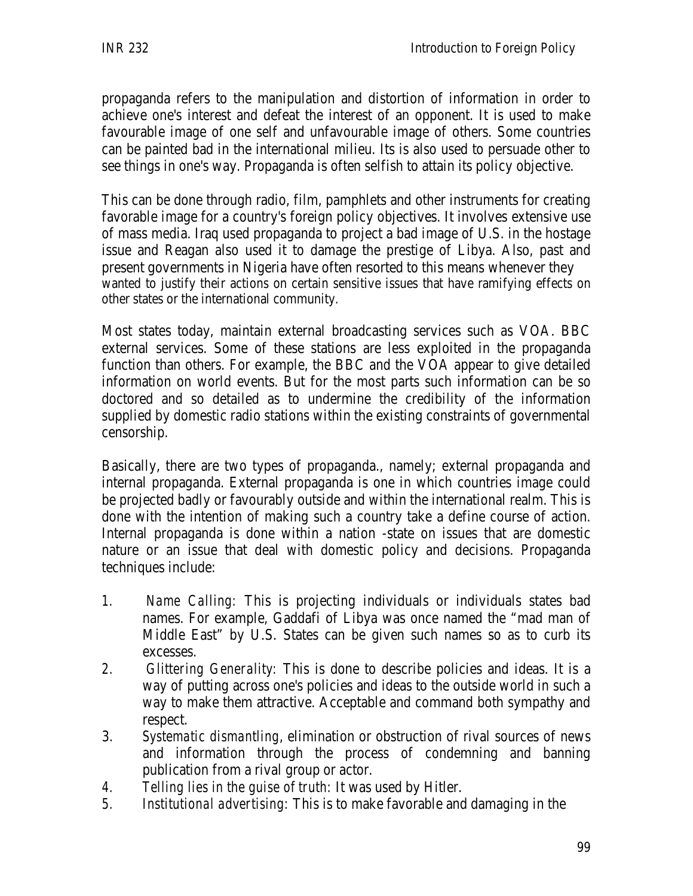propaganda refers to the manipulation and distortion of information in order to achieve one's interest and defeat the interest of an opponent. It is used to make favourable image of one self and unfavourable image of others. Some countries can be painted bad in the international milieu. Its is also used to persuade other to see things in one's way. Propaganda is often selfish to attain its policy objective.

This can be done through radio, film, pamphlets and other instruments for creating favorable image for a country's foreign policy objectives. It involves extensive use of mass media. Iraq used propaganda to project a bad image of U.S. in the hostage issue and Reagan also used it to damage the prestige of Libya. Also, past and present governments in Nigeria have often resorted to this means whenever they wanted to justify their actions on certain sensitive issues that have ramifying effects on other states or the international community.

Most states today, maintain external broadcasting services such as VOA. BBC external services. Some of these stations are less exploited in the propaganda function than others. For example, the BBC and the VOA appear to give detailed information on world events. But for the most parts such information can be so doctored and so detailed as to undermine the credibility of the information supplied by domestic radio stations within the existing constraints of governmental censorship.

Basically, there are two types of propaganda., namely; external propaganda and internal propaganda. External propaganda is one in which countries image could be projected badly or favourably outside and within the international realm. This is done with the intention of making such a country take a define course of action. Internal propaganda is done within a nation -state on issues that are domestic nature or an issue that deal with domestic policy and decisions. Propaganda techniques include:

1. *Name Calling:* This is projecting individuals or individuals states bad names. For example, Gaddafi of Libya was once named the "mad man of Middle East" by U.S. States can be given such names so as to curb its excesses.
2. *Glittering Generality:* This is done to describe policies and ideas. It is a way of putting across one's policies and ideas to the outside world in such a way to make them attractive. Acceptable and command both sympathy and respect.
3. *Systematic dismantling*, elimination or obstruction of rival sources of news and information through the process of condemning and banning publication from a rival group or actor.
4. *Telling lies in the guise of truth:* It was used by Hitler.
5. *Institutional advertising:* This is to make favorable and damaging in the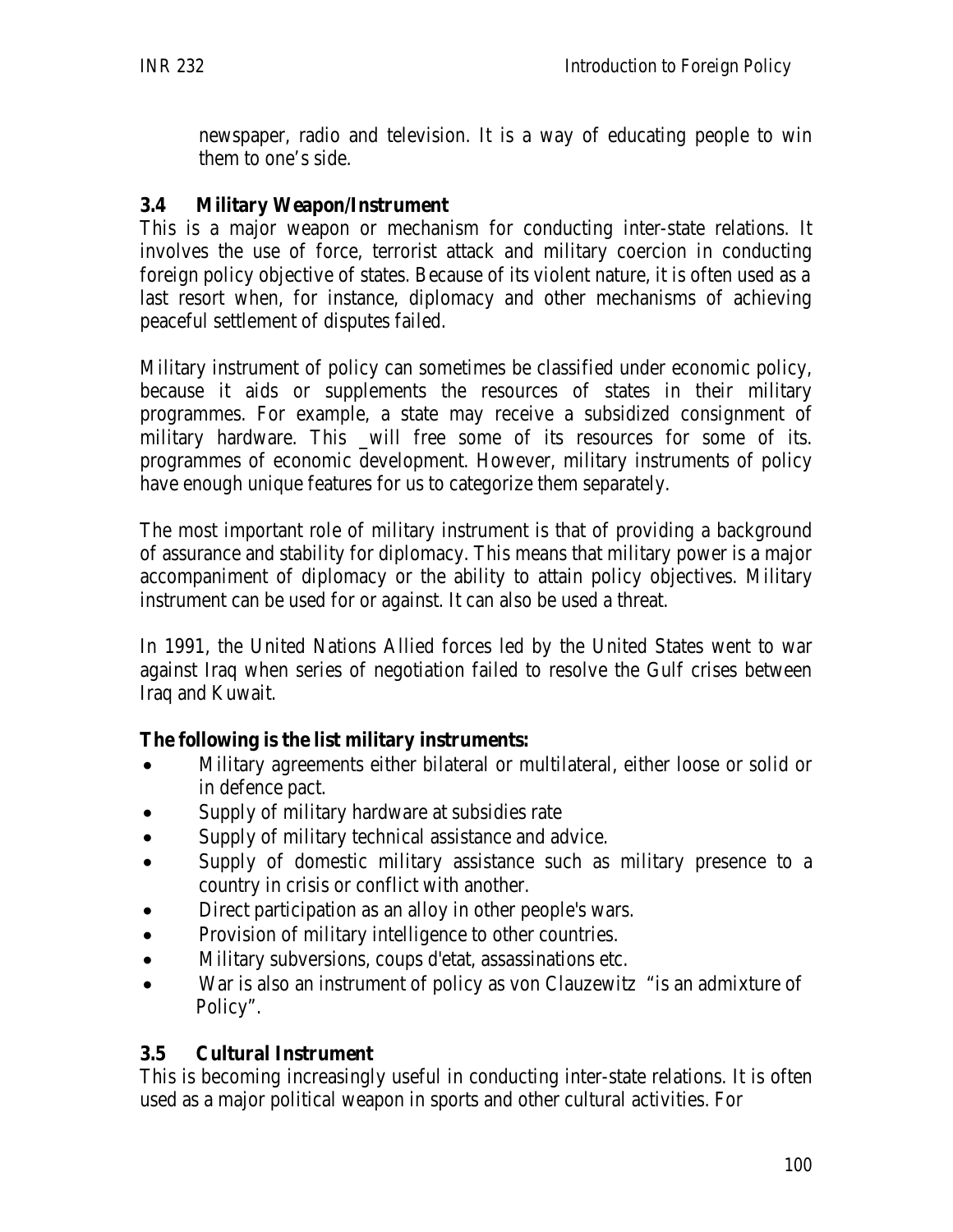newspaper, radio and television. It is a way of educating people to win them to one's side.

### 3.4 Military Weapon/Instrument

This is a major weapon or mechanism for conducting inter-state relations. It involves the use of force, terrorist attack and military coercion in conducting foreign policy objective of states. Because of its violent nature, it is often used as a last resort when, for instance, diplomacy and other mechanisms of achieving peaceful settlement of disputes failed.

Military instrument of policy can sometimes be classified under economic policy, because it aids or supplements the resources of states in their military programmes. For example, a state may receive a subsidized consignment of military hardware. This _will free some of its resources for some of its. programmes of economic development. However, military instruments of policy have enough unique features for us to categorize them separately.

The most important role of military instrument is that of providing a background of assurance and stability for diplomacy. This means that military power is a major accompaniment of diplomacy or the ability to attain policy objectives. Military instrument can be used for or against. It can also be used a threat.

In 1991, the United Nations Allied forces led by the United States went to war against Iraq when series of negotiation failed to resolve the Gulf crises between Iraq and Kuwait.

**The following is the list military instruments:**

- Military agreements either bilateral or multilateral, either loose or solid or in defence pact.
- Supply of military hardware at subsidies rate
- Supply of military technical assistance and advice.
- Supply of domestic military assistance such as military presence to a country in crisis or conflict with another.
- Direct participation as an alloy in other people's wars.
- Provision of military intelligence to other countries.
- Military subversions, coups d'etat, assassinations etc.
- War is also an instrument of policy as von Clauzewitz "is an admixture of Policy".

### 3.5 Cultural Instrument

This is becoming increasingly useful in conducting inter-state relations. It is often used as a major political weapon in sports and other cultural activities. For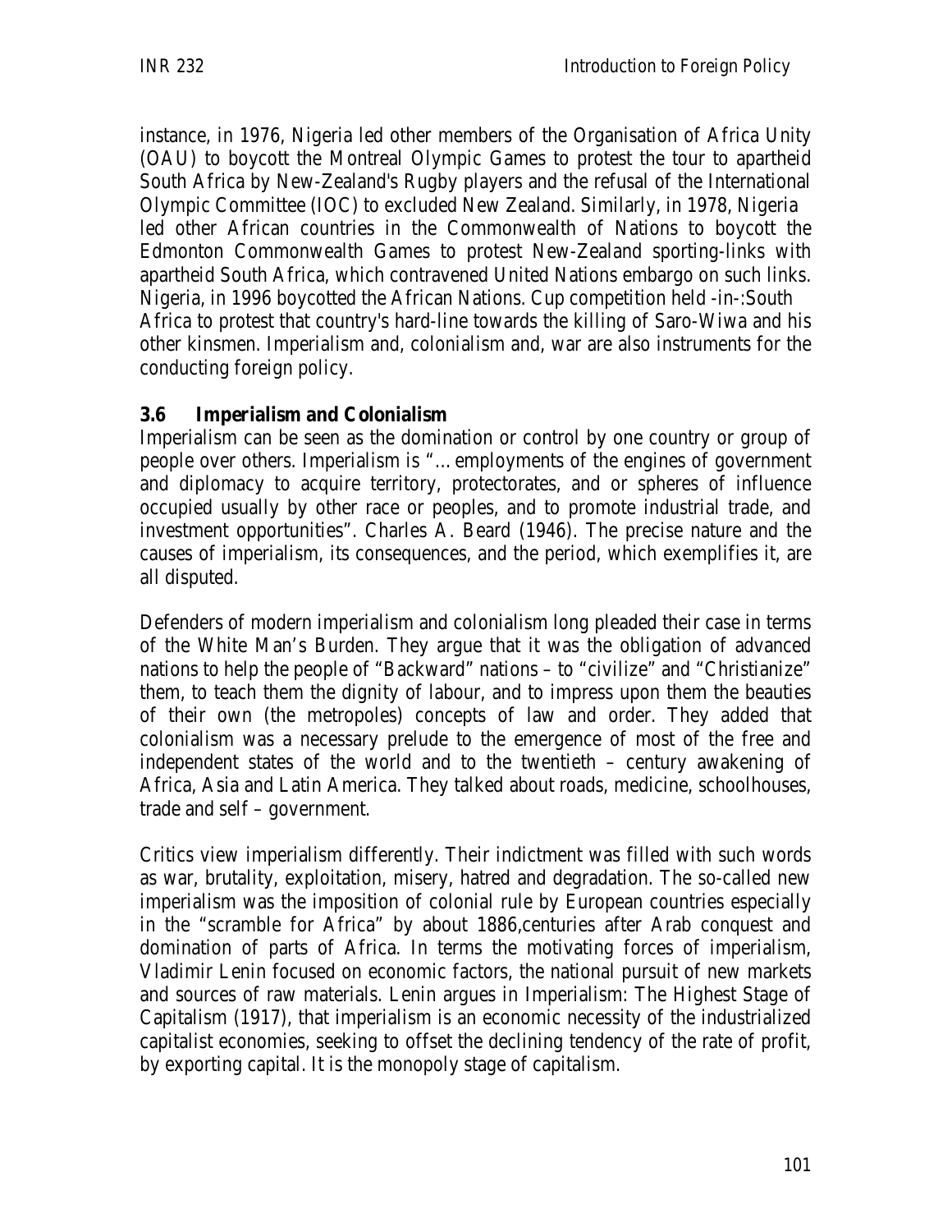instance, in 1976, Nigeria led other members of the Organisation of Africa Unity (OAU) to boycott the Montreal Olympic Games to protest the tour to apartheid South Africa by New-Zealand's Rugby players and the refusal of the International Olympic Committee (IOC) to excluded New Zealand. Similarly, in 1978, Nigeria led other African countries in the Commonwealth of Nations to boycott the Edmonton Commonwealth Games to protest New-Zealand sporting-links with apartheid South Africa, which contravened United Nations embargo on such links. Nigeria, in 1996 boycotted the African Nations. Cup competition held -in-:South Africa to protest that country's hard-line towards the killing of Saro-Wiwa and his other kinsmen. Imperialism and, colonialism and, war are also instruments for the conducting foreign policy.

### 3.6 Imperialism and Colonialism

Imperialism can be seen as the domination or control by one country or group of people over others. Imperialism is "… employments of the engines of government and diplomacy to acquire territory, protectorates, and or spheres of influence occupied usually by other race or peoples, and to promote industrial trade, and investment opportunities". Charles A. Beard (1946). The precise nature and the causes of imperialism, its consequences, and the period, which exemplifies it, are all disputed.

Defenders of modern imperialism and colonialism long pleaded their case in terms of the White Man's Burden. They argue that it was the obligation of advanced nations to help the people of "Backward" nations – to "civilize" and "Christianize" them, to teach them the dignity of labour, and to impress upon them the beauties of their own (the metropoles) concepts of law and order. They added that colonialism was a necessary prelude to the emergence of most of the free and independent states of the world and to the twentieth – century awakening of Africa, Asia and Latin America. They talked about roads, medicine, schoolhouses, trade and self – government.

Critics view imperialism differently. Their indictment was filled with such words as war, brutality, exploitation, misery, hatred and degradation. The so-called new imperialism was the imposition of colonial rule by European countries especially in the "scramble for Africa" by about 1886,centuries after Arab conquest and domination of parts of Africa. In terms the motivating forces of imperialism, Vladimir Lenin focused on economic factors, the national pursuit of new markets and sources of raw materials. Lenin argues in Imperialism: The Highest Stage of Capitalism (1917), that imperialism is an economic necessity of the industrialized capitalist economies, seeking to offset the declining tendency of the rate of profit, by exporting capital. It is the monopoly stage of capitalism.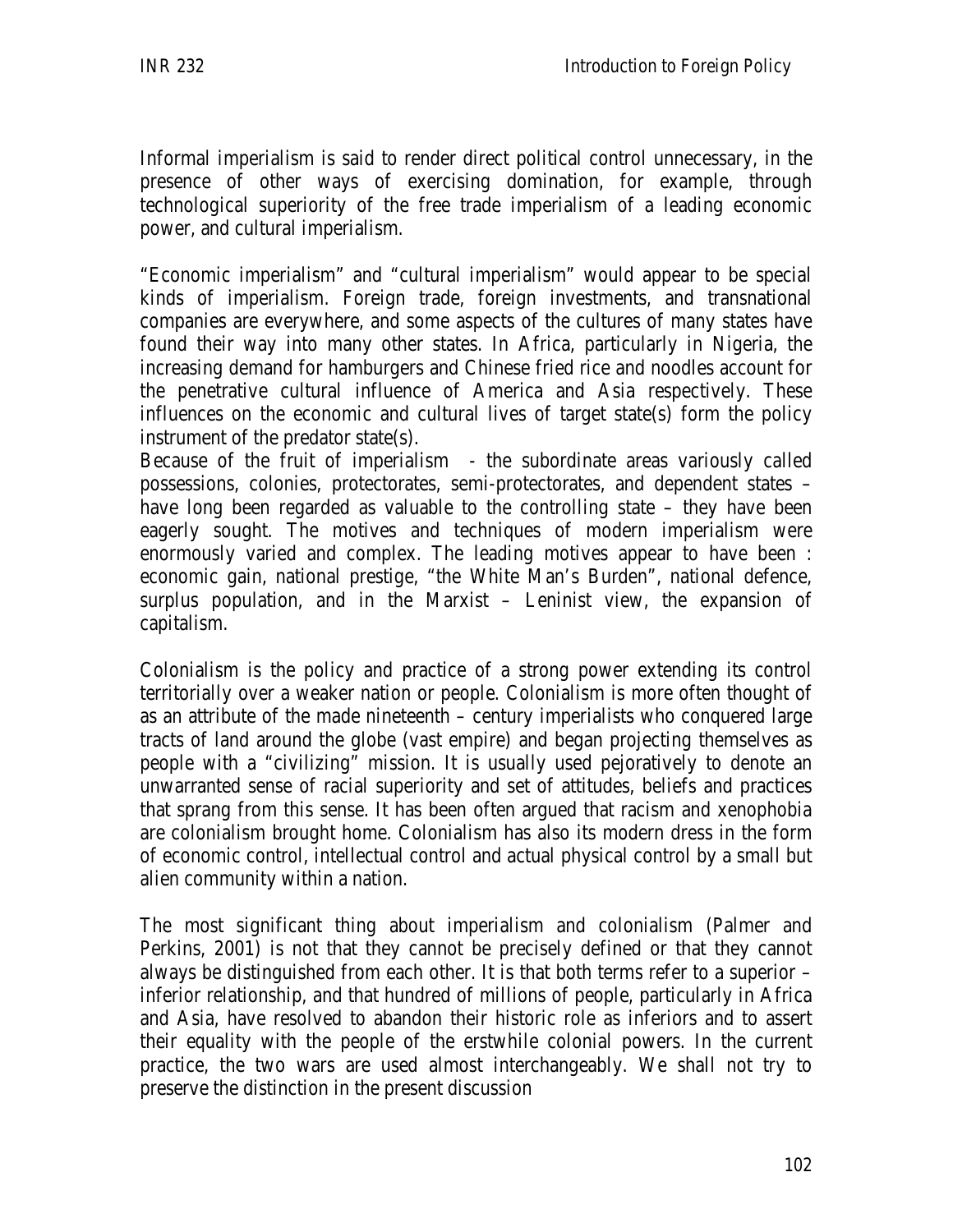Informal imperialism is said to render direct political control unnecessary, in the presence of other ways of exercising domination, for example, through technological superiority of the free trade imperialism of a leading economic power, and cultural imperialism.

"Economic imperialism" and "cultural imperialism" would appear to be special kinds of imperialism. Foreign trade, foreign investments, and transnational companies are everywhere, and some aspects of the cultures of many states have found their way into many other states. In Africa, particularly in Nigeria, the increasing demand for hamburgers and Chinese fried rice and noodles account for the penetrative cultural influence of America and Asia respectively. These influences on the economic and cultural lives of target state(s) form the policy instrument of the predator state(s).

Because of the fruit of imperialism - the subordinate areas variously called possessions, colonies, protectorates, semi-protectorates, and dependent states – have long been regarded as valuable to the controlling state – they have been eagerly sought. The motives and techniques of modern imperialism were enormously varied and complex. The leading motives appear to have been : economic gain, national prestige, "the White Man's Burden", national defence, surplus population, and in the Marxist – Leninist view, the expansion of capitalism.

Colonialism is the policy and practice of a strong power extending its control territorially over a weaker nation or people. Colonialism is more often thought of as an attribute of the made nineteenth – century imperialists who conquered large tracts of land around the globe (vast empire) and began projecting themselves as people with a "civilizing" mission. It is usually used pejoratively to denote an unwarranted sense of racial superiority and set of attitudes, beliefs and practices that sprang from this sense. It has been often argued that racism and xenophobia are colonialism brought home. Colonialism has also its modern dress in the form of economic control, intellectual control and actual physical control by a small but alien community within a nation.

The most significant thing about imperialism and colonialism (Palmer and Perkins, 2001) is not that they cannot be precisely defined or that they cannot always be distinguished from each other. It is that both terms refer to a superior – inferior relationship, and that hundred of millions of people, particularly in Africa and Asia, have resolved to abandon their historic role as inferiors and to assert their equality with the people of the erstwhile colonial powers. In the current practice, the two wars are used almost interchangeably. We shall not try to preserve the distinction in the present discussion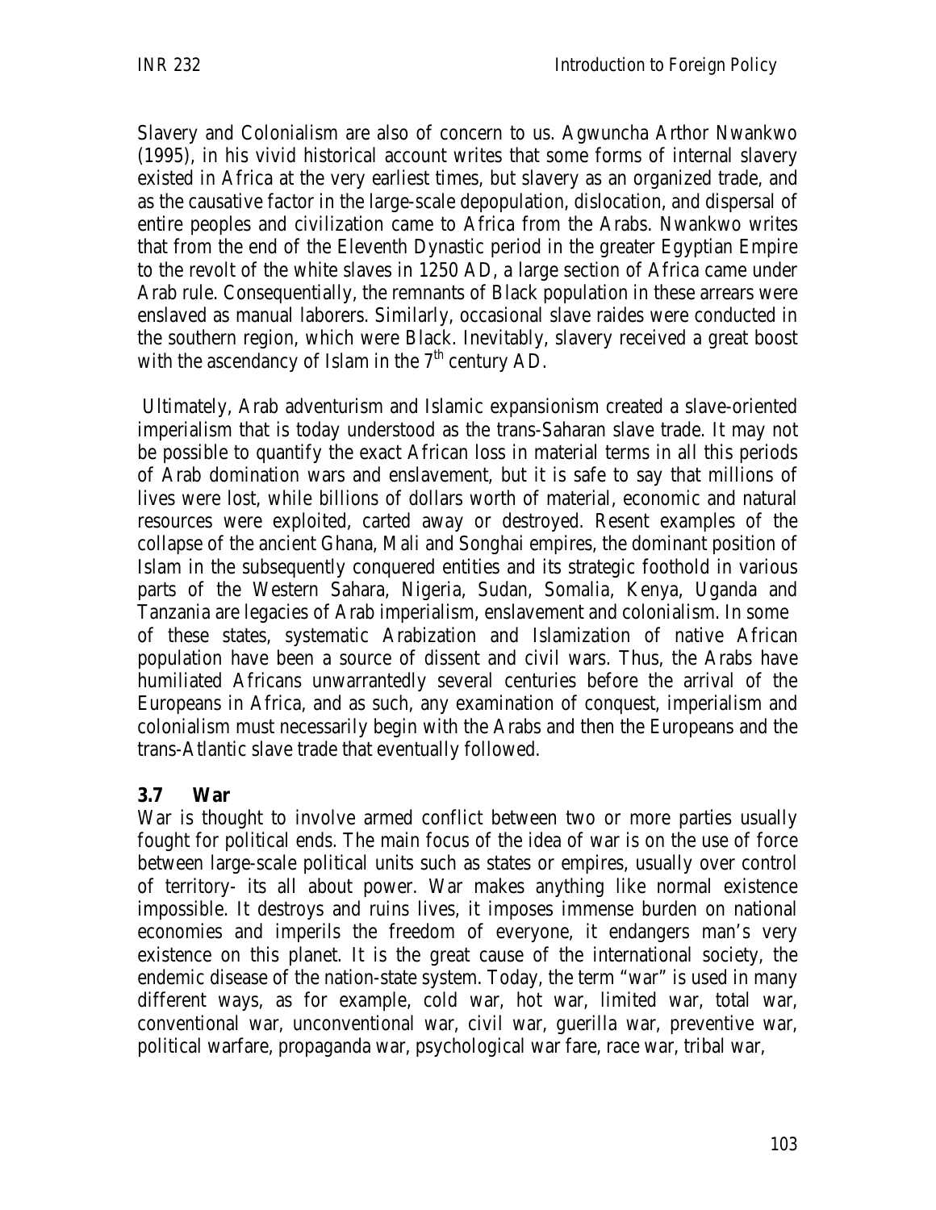Slavery and Colonialism are also of concern to us. Agwuncha Arthor Nwankwo (1995), in his vivid historical account writes that some forms of internal slavery existed in Africa at the very earliest times, but slavery as an organized trade, and as the causative factor in the large-scale depopulation, dislocation, and dispersal of entire peoples and civilization came to Africa from the Arabs. Nwankwo writes that from the end of the Eleventh Dynastic period in the greater Egyptian Empire to the revolt of the white slaves in 1250 AD, a large section of Africa came under Arab rule. Consequentially, the remnants of Black population in these arrears were enslaved as manual laborers. Similarly, occasional slave raides were conducted in the southern region, which were Black. Inevitably, slavery received a great boost with the ascendancy of Islam in the 7th century AD.

Ultimately, Arab adventurism and Islamic expansionism created a slave-oriented imperialism that is today understood as the trans-Saharan slave trade. It may not be possible to quantify the exact African loss in material terms in all this periods of Arab domination wars and enslavement, but it is safe to say that millions of lives were lost, while billions of dollars worth of material, economic and natural resources were exploited, carted away or destroyed. Resent examples of the collapse of the ancient Ghana, Mali and Songhai empires, the dominant position of Islam in the subsequently conquered entities and its strategic foothold in various parts of the Western Sahara, Nigeria, Sudan, Somalia, Kenya, Uganda and Tanzania are legacies of Arab imperialism, enslavement and colonialism. In some of these states, systematic Arabization and Islamization of native African population have been a source of dissent and civil wars. Thus, the Arabs have humiliated Africans unwarrantedly several centuries before the arrival of the Europeans in Africa, and as such, any examination of conquest, imperialism and colonialism must necessarily begin with the Arabs and then the Europeans and the trans-Atlantic slave trade that eventually followed.

### 3.7 War

War is thought to involve armed conflict between two or more parties usually fought for political ends. The main focus of the idea of war is on the use of force between large-scale political units such as states or empires, usually over control of territory- its all about power. War makes anything like normal existence impossible. It destroys and ruins lives, it imposes immense burden on national economies and imperils the freedom of everyone, it endangers man's very existence on this planet. It is the great cause of the international society, the endemic disease of the nation-state system. Today, the term "war" is used in many different ways, as for example, cold war, hot war, limited war, total war, conventional war, unconventional war, civil war, guerilla war, preventive war, political warfare, propaganda war, psychological war fare, race war, tribal war,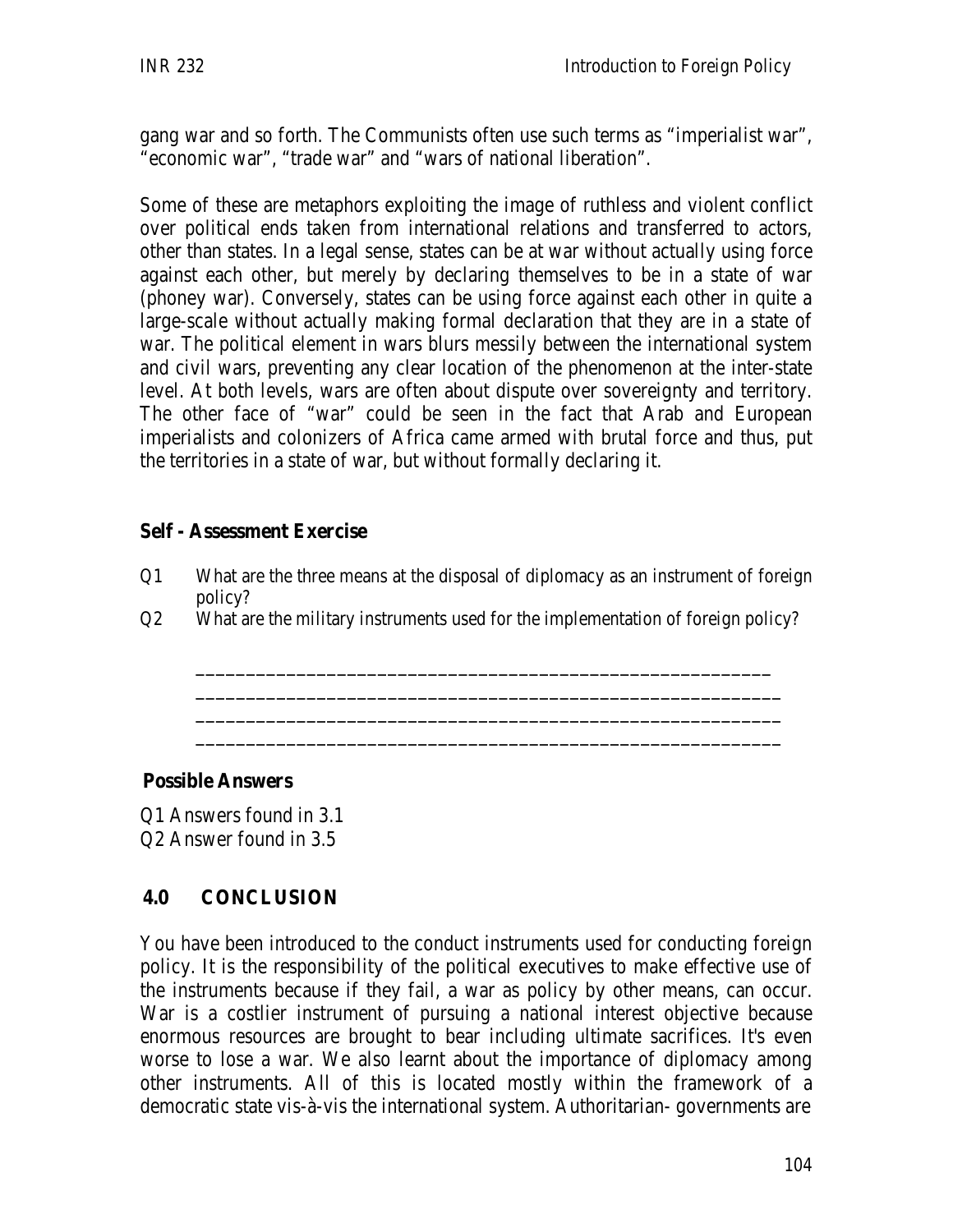gang war and so forth. The Communists often use such terms as "imperialist war", "economic war", "trade war" and "wars of national liberation".

Some of these are metaphors exploiting the image of ruthless and violent conflict over political ends taken from international relations and transferred to actors, other than states. In a legal sense, states can be at war without actually using force against each other, but merely by declaring themselves to be in a state of war (phoney war). Conversely, states can be using force against each other in quite a large-scale without actually making formal declaration that they are in a state of war. The political element in wars blurs messily between the international system and civil wars, preventing any clear location of the phenomenon at the inter-state level. At both levels, wars are often about dispute over sovereignty and territory. The other face of "war" could be seen in the fact that Arab and European imperialists and colonizers of Africa came armed with brutal force and thus, put the territories in a state of war, but without formally declaring it.

**Self - Assessment Exercise**

Q1 What are the three means at the disposal of diplomacy as an instrument of foreign policy?

Q2 What are the military instruments used for the implementation of foreign policy?

\_\_\_\_\_\_\_\_\_\_\_\_\_\_\_\_\_\_\_\_\_\_\_\_\_\_\_\_\_\_\_\_\_\_\_\_\_\_\_\_\_\_\_\_\_\_\_\_\_\_\_\_\_\_\_\_

\_\_\_\_\_\_\_\_\_\_\_\_\_\_\_\_\_\_\_\_\_\_\_\_\_\_\_\_\_\_\_\_\_\_\_\_\_\_\_\_\_\_\_\_\_\_\_\_\_\_\_\_\_\_\_\_

\_\_\_\_\_\_\_\_\_\_\_\_\_\_\_\_\_\_\_\_\_\_\_\_\_\_\_\_\_\_\_\_\_\_\_\_\_\_\_\_\_\_\_\_\_\_\_\_\_\_\_\_\_\_\_\_

\_\_\_\_\_\_\_\_\_\_\_\_\_\_\_\_\_\_\_\_\_\_\_\_\_\_\_\_\_\_\_\_\_\_\_\_\_\_\_\_\_\_\_\_\_\_\_\_\_\_\_\_\_\_\_\_

**Possible Answers**

Q1 Answers found in 3.1
Q2 Answer found in 3.5

## 4.0 CONCLUSION

You have been introduced to the conduct instruments used for conducting foreign policy. It is the responsibility of the political executives to make effective use of the instruments because if they fail, a war as policy by other means, can occur. War is a costlier instrument of pursuing a national interest objective because enormous resources are brought to bear including ultimate sacrifices. It's even worse to lose a war. We also learnt about the importance of diplomacy among other instruments. All of this is located mostly within the framework of a democratic state vis-à-vis the international system. Authoritarian- governments are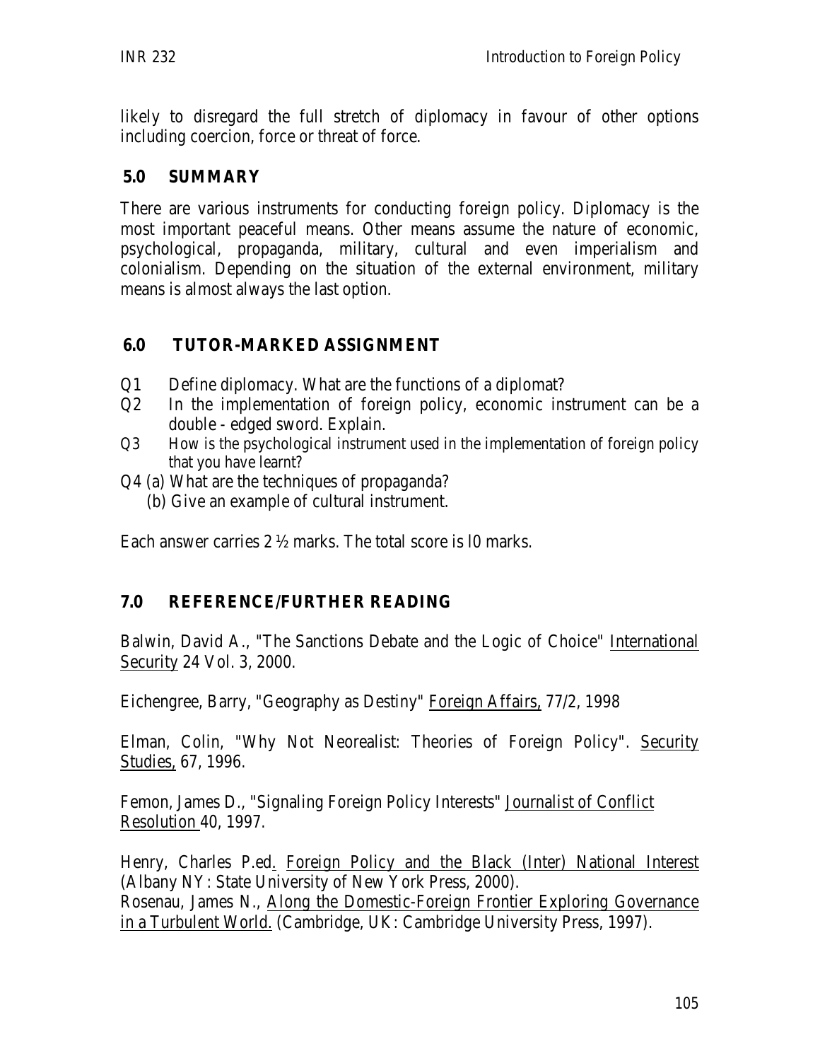likely to disregard the full stretch of diplomacy in favour of other options including coercion, force or threat of force.

## 5.0 SUMMARY

There are various instruments for conducting foreign policy. Diplomacy is the most important peaceful means. Other means assume the nature of economic, psychological, propaganda, military, cultural and even imperialism and colonialism. Depending on the situation of the external environment, military means is almost always the last option.

## 6.0 TUTOR-MARKED ASSIGNMENT

- Q1 Define diplomacy. What are the functions of a diplomat?
- Q2 In the implementation of foreign policy, economic instrument can be a double - edged sword. Explain.
- Q3 How is the psychological instrument used in the implementation of foreign policy that you have learnt?
- Q4 (a) What are the techniques of propaganda?
  (b) Give an example of cultural instrument.

Each answer carries 2 ½ marks. The total score is l0 marks.

## 7.0 REFERENCE/FURTHER READING

Balwin, David A., "The Sanctions Debate and the Logic of Choice" International Security 24 Vol. 3, 2000.

Eichengree, Barry, "Geography as Destiny" Foreign Affairs, 77/2, 1998

Elman, Colin, "Why Not Neorealist: Theories of Foreign Policy". Security Studies, 67, 1996.

Femon, James D., "Signaling Foreign Policy Interests" Journalist of Conflict Resolution 40, 1997.

Henry, Charles P.ed. Foreign Policy and the Black (Inter) National Interest (Albany NY: State University of New York Press, 2000).

Rosenau, James N., Along the Domestic-Foreign Frontier Exploring Governance in a Turbulent World. (Cambridge, UK: Cambridge University Press, 1997).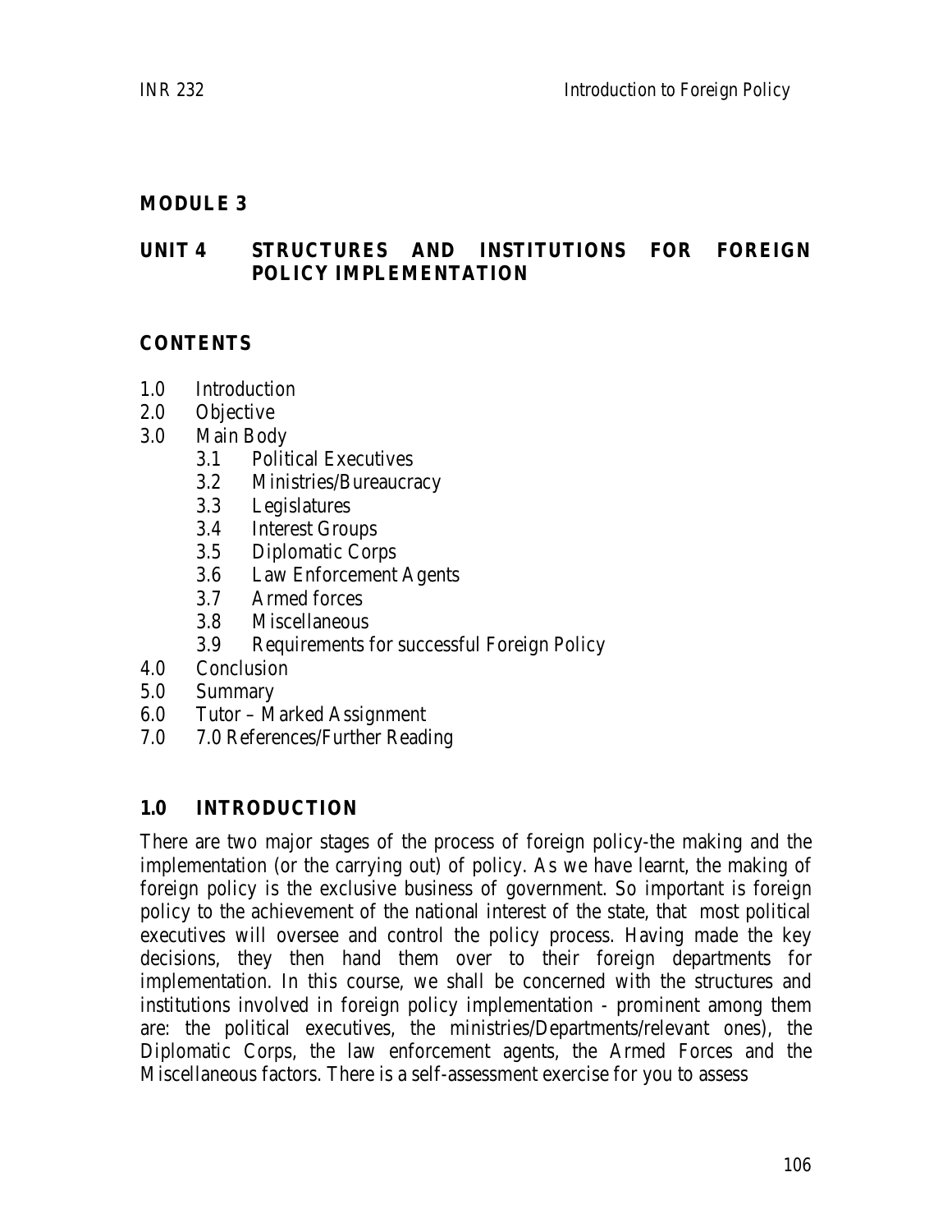## MODULE 3

## UNIT 4 STRUCTURES AND INSTITUTIONS FOR FOREIGN POLICY IMPLEMENTATION

### CONTENTS

1.0 Introduction
2.0 Objective
3.0 Main Body
  - 3.1 Political Executives
  - 3.2 Ministries/Bureaucracy
  - 3.3 Legislatures
  - 3.4 Interest Groups
  - 3.5 Diplomatic Corps
  - 3.6 Law Enforcement Agents
  - 3.7 Armed forces
  - 3.8 Miscellaneous
  - 3.9 Requirements for successful Foreign Policy

4.0 Conclusion
5.0 Summary
6.0 Tutor – Marked Assignment
7.0 7.0 References/Further Reading

### 1.0 INTRODUCTION

There are two major stages of the process of foreign policy-the making and the implementation (or the carrying out) of policy. As we have learnt, the making of foreign policy is the exclusive business of government. So important is foreign policy to the achievement of the national interest of the state, that most political executives will oversee and control the policy process. Having made the key decisions, they then hand them over to their foreign departments for implementation. In this course, we shall be concerned with the structures and institutions involved in foreign policy implementation - prominent among them are: the political executives, the ministries/Departments/relevant ones), the Diplomatic Corps, the law enforcement agents, the Armed Forces and the Miscellaneous factors. There is a self-assessment exercise for you to assess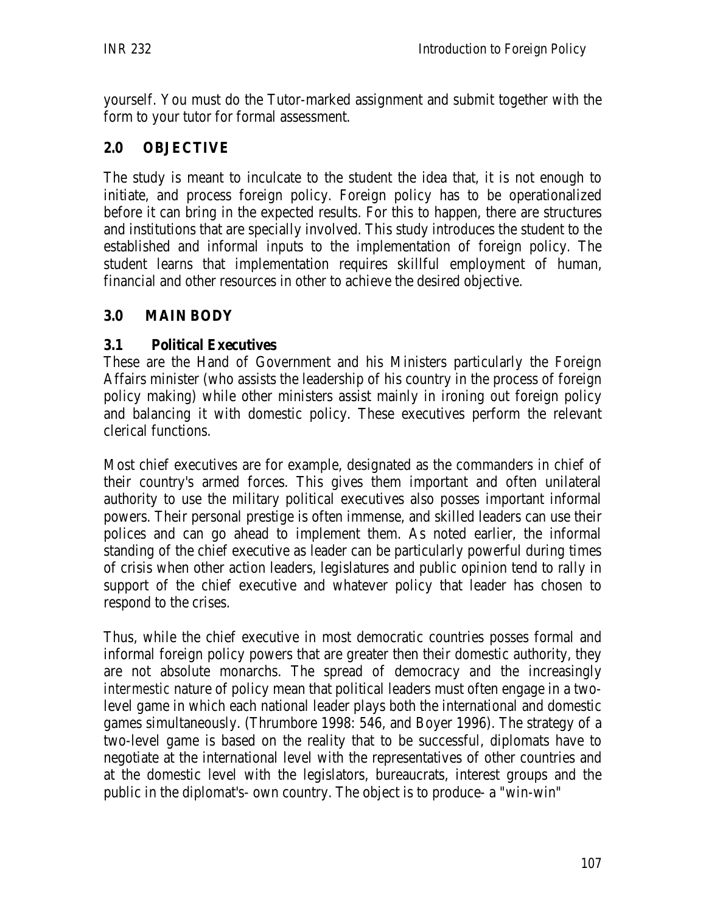yourself. You must do the Tutor-marked assignment and submit together with the form to your tutor for formal assessment.

## 2.0 OBJECTIVE

The study is meant to inculcate to the student the idea that, it is not enough to initiate, and process foreign policy. Foreign policy has to be operationalized before it can bring in the expected results. For this to happen, there are structures and institutions that are specially involved. This study introduces the student to the established and informal inputs to the implementation of foreign policy. The student learns that implementation requires skillful employment of human, financial and other resources in other to achieve the desired objective.

## 3.0 MAIN BODY

### 3.1 Political Executives

These are the Hand of Government and his Ministers particularly the Foreign Affairs minister (who assists the leadership of his country in the process of foreign policy making) while other ministers assist mainly in ironing out foreign policy and balancing it with domestic policy. These executives perform the relevant clerical functions.

Most chief executives are for example, designated as the commanders in chief of their country's armed forces. This gives them important and often unilateral authority to use the military political executives also posses important informal powers. Their personal prestige is often immense, and skilled leaders can use their polices and can go ahead to implement them. As noted earlier, the informal standing of the chief executive as leader can be particularly powerful during times of crisis when other action leaders, legislatures and public opinion tend to rally in support of the chief executive and whatever policy that leader has chosen to respond to the crises.

Thus, while the chief executive in most democratic countries posses formal and informal foreign policy powers that are greater then their domestic authority, they are not absolute monarchs. The spread of democracy and the increasingly *intermestic* nature of policy mean that political leaders must often engage in a two-level game in which each national leader plays both the international and domestic games simultaneously. (Thrumbore 1998: 546, and Boyer 1996). The strategy of a two-level game is based on the reality that to be successful, diplomats have to negotiate at the international level with the representatives of other countries and at the domestic level with the legislators, bureaucrats, interest groups and the public in the diplomat's- own country. The object is to produce- a "win-win"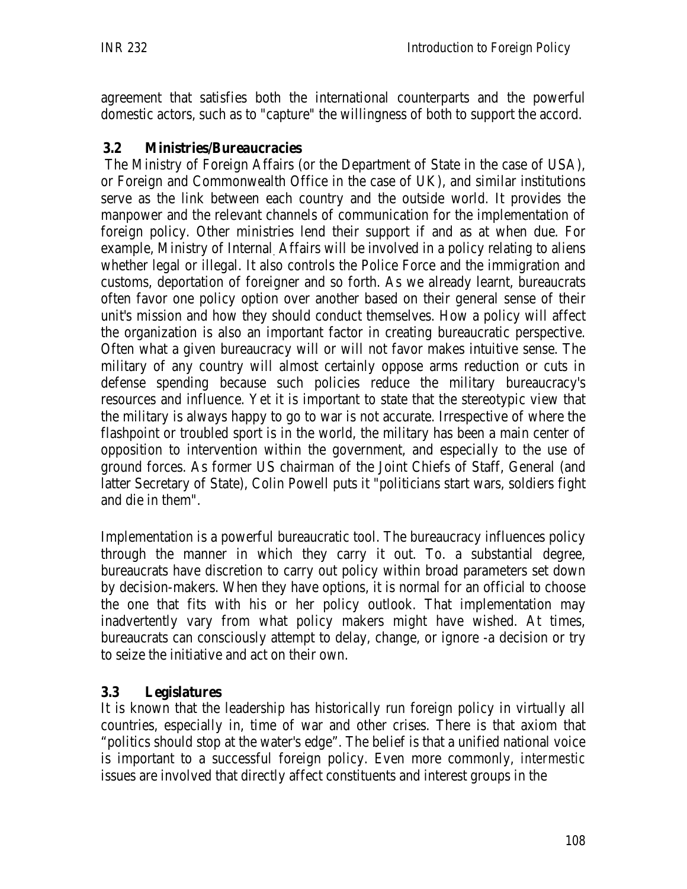agreement that satisfies both the international counterparts and the powerful domestic actors, such as to "capture" the willingness of both to support the accord.

### 3.2 Ministries/Bureaucracies

The Ministry of Foreign Affairs (or the Department of State in the case of USA), or Foreign and Commonwealth Office in the case of UK), and similar institutions serve as the link between each country and the outside world. It provides the manpower and the relevant channels of communication for the implementation of foreign policy. Other ministries lend their support if and as at when due. For example, Ministry of Internal Affairs will be involved in a policy relating to aliens whether legal or illegal. It also controls the Police Force and the immigration and customs, deportation of foreigner and so forth. As we already learnt, bureaucrats often favor one policy option over another based on their general sense of their unit's mission and how they should conduct themselves. How a policy will affect the organization is also an important factor in creating bureaucratic perspective. Often what a given bureaucracy will or will not favor makes intuitive sense. The military of any country will almost certainly oppose arms reduction or cuts in defense spending because such policies reduce the military bureaucracy's resources and influence. Yet it is important to state that the stereotypic view that the military is always happy to go to war is not accurate. Irrespective of where the flashpoint or troubled sport is in the world, the military has been a main center of opposition to intervention within the government, and especially to the use of ground forces. As former US chairman of the Joint Chiefs of Staff, General (and latter Secretary of State), Colin Powell puts it "politicians start wars, soldiers fight and die in them".

Implementation is a powerful bureaucratic tool. The bureaucracy influences policy through the manner in which they carry it out. To. a substantial degree, bureaucrats have discretion to carry out policy within broad parameters set down by decision-makers. When they have options, it is normal for an official to choose the one that fits with his or her policy outlook. That implementation may inadvertently vary from what policy makers might have wished. At times, bureaucrats can consciously attempt to delay, change, or ignore -a decision or try to seize the initiative and act on their own.

### 3.3 Legislatures

It is known that the leadership has historically run foreign policy in virtually all countries, especially in, time of war and other crises. There is that axiom that "politics should stop at the water's edge". The belief is that a unified national voice is important to a successful foreign policy. Even more commonly, intermestic issues are involved that directly affect constituents and interest groups in the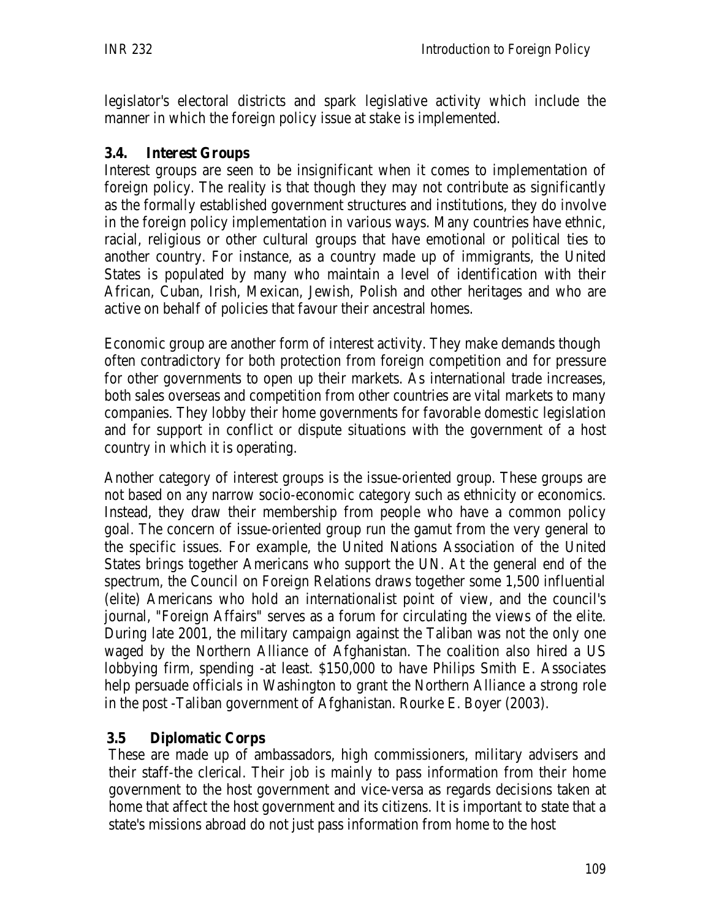legislator's electoral districts and spark legislative activity which include the manner in which the foreign policy issue at stake is implemented.

### 3.4. Interest Groups

Interest groups are seen to be insignificant when it comes to implementation of foreign policy. The reality is that though they may not contribute as significantly as the formally established government structures and institutions, they do involve in the foreign policy implementation in various ways. Many countries have ethnic, racial, religious or other cultural groups that have emotional or political ties to another country. For instance, as a country made up of immigrants, the United States is populated by many who maintain a level of identification with their African, Cuban, Irish, Mexican, Jewish, Polish and other heritages and who are active on behalf of policies that favour their ancestral homes.

Economic group are another form of interest activity. They make demands though often contradictory for both protection from foreign competition and for pressure for other governments to open up their markets. As international trade increases, both sales overseas and competition from other countries are vital markets to many companies. They lobby their home governments for favorable domestic legislation and for support in conflict or dispute situations with the government of a host country in which it is operating.

Another category of interest groups is the issue-oriented group. These groups are not based on any narrow socio-economic category such as ethnicity or economics. Instead, they draw their membership from people who have a common policy goal. The concern of issue-oriented group run the gamut from the very general to the specific issues. For example, the United Nations Association of the United States brings together Americans who support the UN. At the general end of the spectrum, the Council on Foreign Relations draws together some 1,500 influential (elite) Americans who hold an internationalist point of view, and the council's journal, "Foreign Affairs" serves as a forum for circulating the views of the elite. During late 2001, the military campaign against the Taliban was not the only one waged by the Northern Alliance of Afghanistan. The coalition also hired a US lobbying firm, spending -at least. $150,000 to have Philips Smith E. Associates help persuade officials in Washington to grant the Northern Alliance a strong role in the post -Taliban government of Afghanistan. Rourke E. Boyer (2003).

### 3.5 Diplomatic Corps

These are made up of ambassadors, high commissioners, military advisers and their staff-the clerical. Their job is mainly to pass information from their home government to the host government and vice-versa as regards decisions taken at home that affect the host government and its citizens. It is important to state that a state's missions abroad do not just pass information from home to the host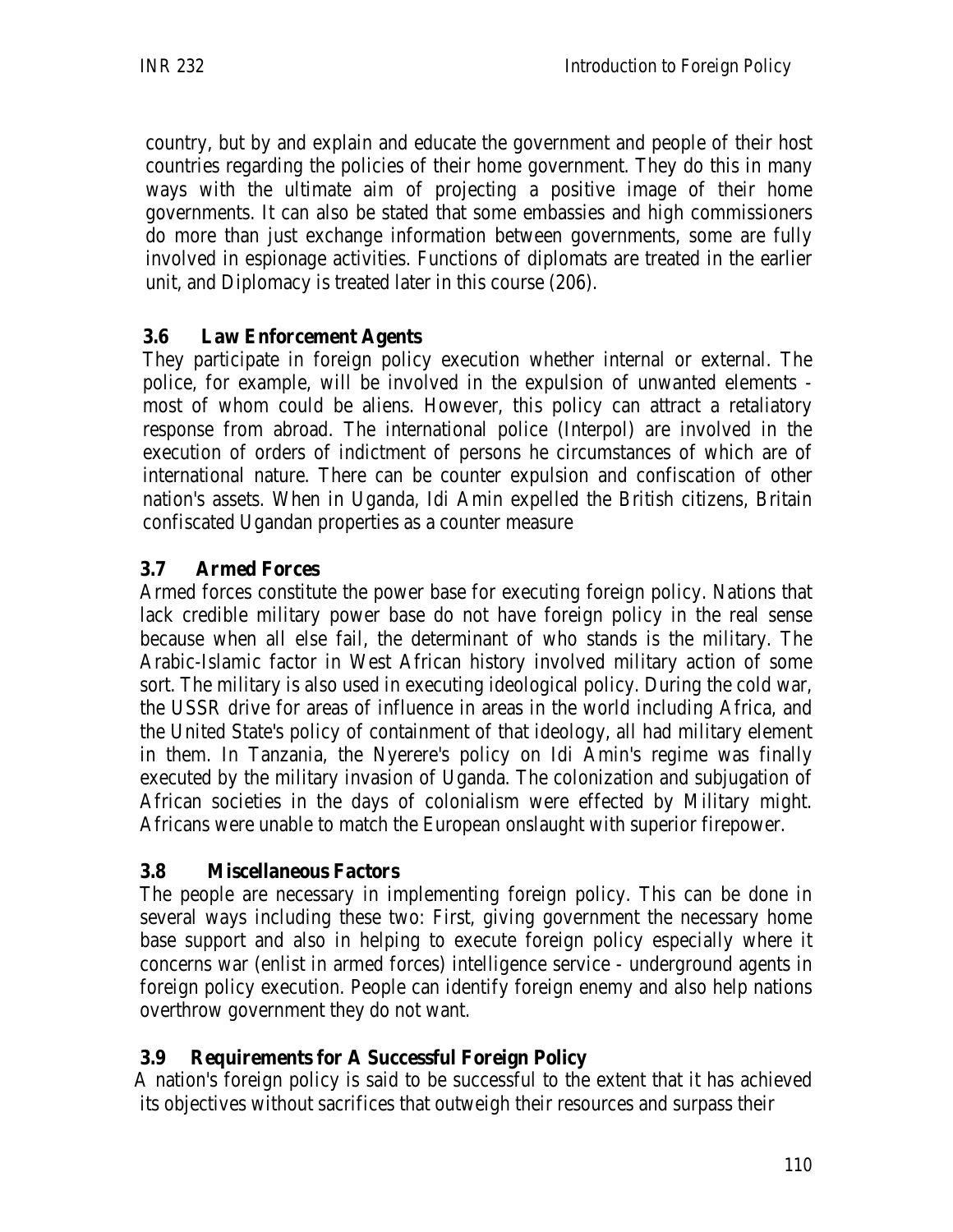country, but by and explain and educate the government and people of their host countries regarding the policies of their home government. They do this in many ways with the ultimate aim of projecting a positive image of their home governments. It can also be stated that some embassies and high commissioners do more than just exchange information between governments, some are fully involved in espionage activities. Functions of diplomats are treated in the earlier unit, and Diplomacy is treated later in this course (206).

### 3.6 Law Enforcement Agents

They participate in foreign policy execution whether internal or external. The police, for example, will be involved in the expulsion of unwanted elements - most of whom could be aliens. However, this policy can attract a retaliatory response from abroad. The international police (Interpol) are involved in the execution of orders of indictment of persons he circumstances of which are of international nature. There can be counter expulsion and confiscation of other nation's assets. When in Uganda, Idi Amin expelled the British citizens, Britain confiscated Ugandan properties as a counter measure

### 3.7 Armed Forces

Armed forces constitute the power base for executing foreign policy. Nations that lack credible military power base do not have foreign policy in the real sense because when all else fail, the determinant of who stands is the military. The Arabic-Islamic factor in West African history involved military action of some sort. The military is also used in executing ideological policy. During the cold war, the USSR drive for areas of influence in areas in the world including Africa, and the United State's policy of containment of that ideology, all had military element in them. In Tanzania, the Nyerere's policy on Idi Amin's regime was finally executed by the military invasion of Uganda. The colonization and subjugation of African societies in the days of colonialism were effected by Military might. Africans were unable to match the European onslaught with superior firepower.

### 3.8 Miscellaneous Factors

The people are necessary in implementing foreign policy. This can be done in several ways including these two: First, giving government the necessary home base support and also in helping to execute foreign policy especially where it concerns war (enlist in armed forces) intelligence service - underground agents in foreign policy execution. People can identify foreign enemy and also help nations overthrow government they do not want.

### 3.9 Requirements for A Successful Foreign Policy

A nation's foreign policy is said to be successful to the extent that it has achieved its objectives without sacrifices that outweigh their resources and surpass their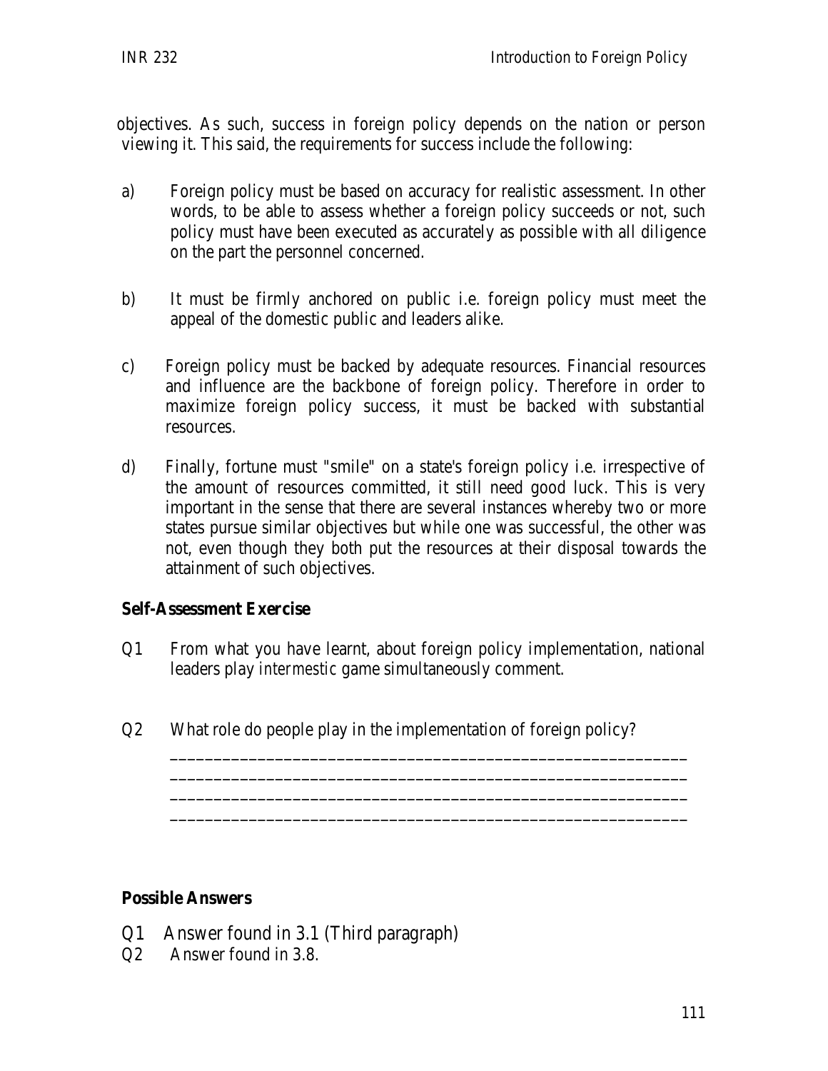objectives. As such, success in foreign policy depends on the nation or person viewing it. This said, the requirements for success include the following:

a) Foreign policy must be based on accuracy for realistic assessment. In other words, to be able to assess whether a foreign policy succeeds or not, such policy must have been executed as accurately as possible with all diligence on the part the personnel concerned.

b) It must be firmly anchored on public i.e. foreign policy must meet the appeal of the domestic public and leaders alike.

c) Foreign policy must be backed by adequate resources. Financial resources and influence are the backbone of foreign policy. Therefore in order to maximize foreign policy success, it must be backed with substantial resources.

d) Finally, fortune must "smile" on a state's foreign policy i.e. irrespective of the amount of resources committed, it still need good luck. This is very important in the sense that there are several instances whereby two or more states pursue similar objectives but while one was successful, the other was not, even though they both put the resources at their disposal towards the attainment of such objectives.

**Self-Assessment Exercise**

Q1 From what you have learnt, about foreign policy implementation, national leaders play *intermestic* game simultaneously comment.

Q2 What role do people play in the implementation of foreign policy?

____________________________________________________________
____________________________________________________________
____________________________________________________________
____________________________________________________________

**Possible Answers**

Q1 Answer found in 3.1 (Third paragraph)
Q2 Answer found in 3.8.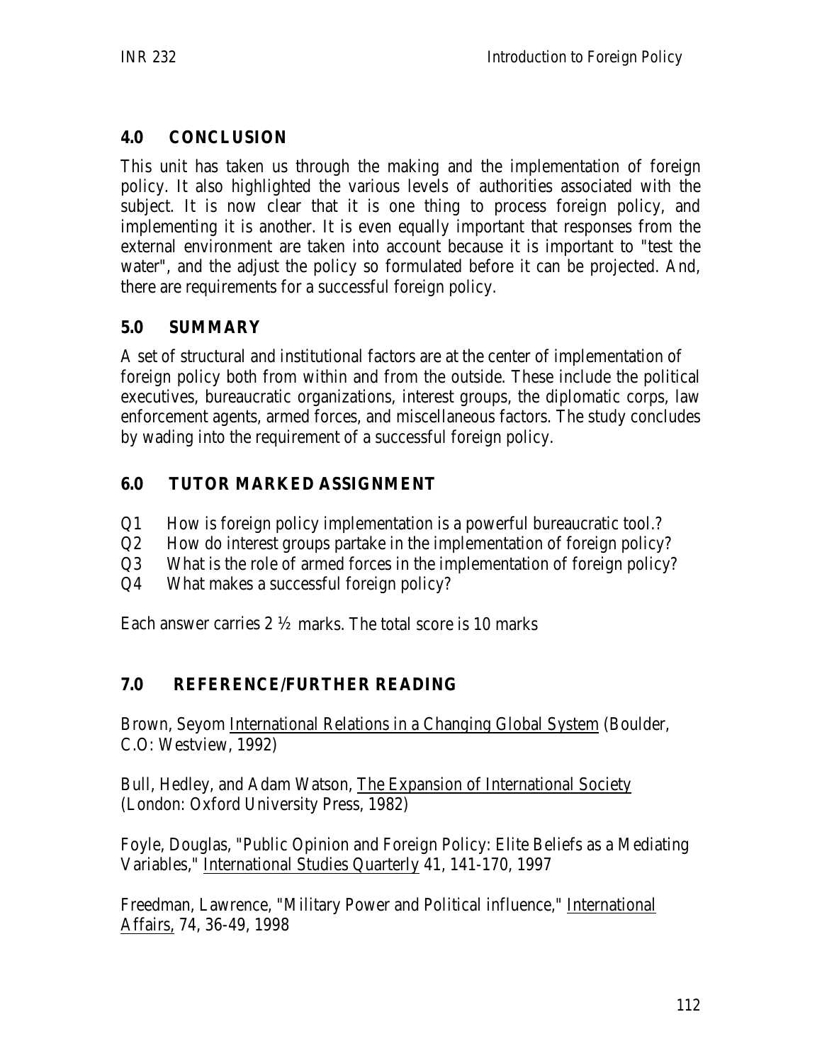## 4.0 CONCLUSION

This unit has taken us through the making and the implementation of foreign policy. It also highlighted the various levels of authorities associated with the subject. It is now clear that it is one thing to process foreign policy, and implementing it is another. It is even equally important that responses from the external environment are taken into account because it is important to "test the water", and the adjust the policy so formulated before it can be projected. And, there are requirements for a successful foreign policy.

## 5.0 SUMMARY

A set of structural and institutional factors are at the center of implementation of foreign policy both from within and from the outside. These include the political executives, bureaucratic organizations, interest groups, the diplomatic corps, law enforcement agents, armed forces, and miscellaneous factors. The study concludes by wading into the requirement of a successful foreign policy.

## 6.0 TUTOR MARKED ASSIGNMENT

Q1 How is foreign policy implementation is a powerful bureaucratic tool.?
Q2 How do interest groups partake in the implementation of foreign policy?
Q3 What is the role of armed forces in the implementation of foreign policy?
Q4 What makes a successful foreign policy?

Each answer carries 2 ½ marks. The total score is 10 marks

## 7.0 REFERENCE/FURTHER READING

Brown, Seyom International Relations in a Changing Global System (Boulder, C.O: Westview, 1992)

Bull, Hedley, and Adam Watson, The Expansion of International Society (London: Oxford University Press, 1982)

Foyle, Douglas, "Public Opinion and Foreign Policy: Elite Beliefs as a Mediating Variables," International Studies Quarterly 41, 141-170, 1997

Freedman, Lawrence, "Military Power and Political influence," International Affairs, 74, 36-49, 1998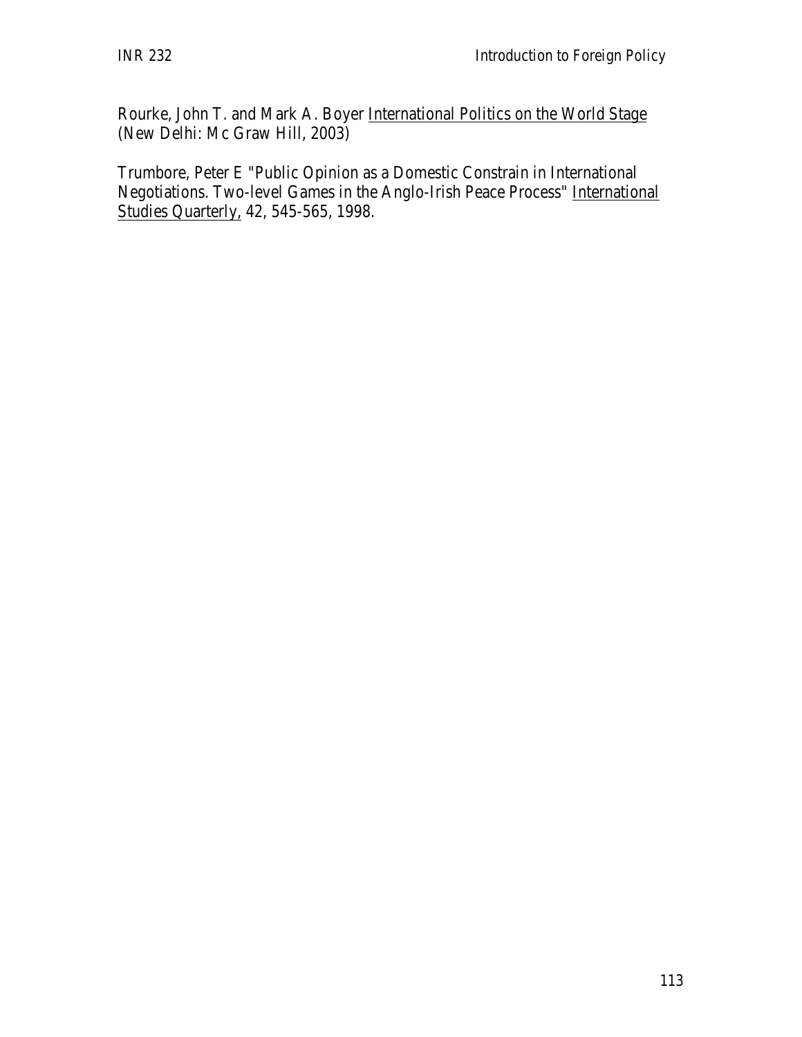Rourke, John T. and Mark A. Boyer International Politics on the World Stage (New Delhi: Mc Graw Hill, 2003)

Trumbore, Peter E "Public Opinion as a Domestic Constrain in International Negotiations. Two-level Games in the Anglo-Irish Peace Process" International Studies Quarterly, 42, 545-565, 1998.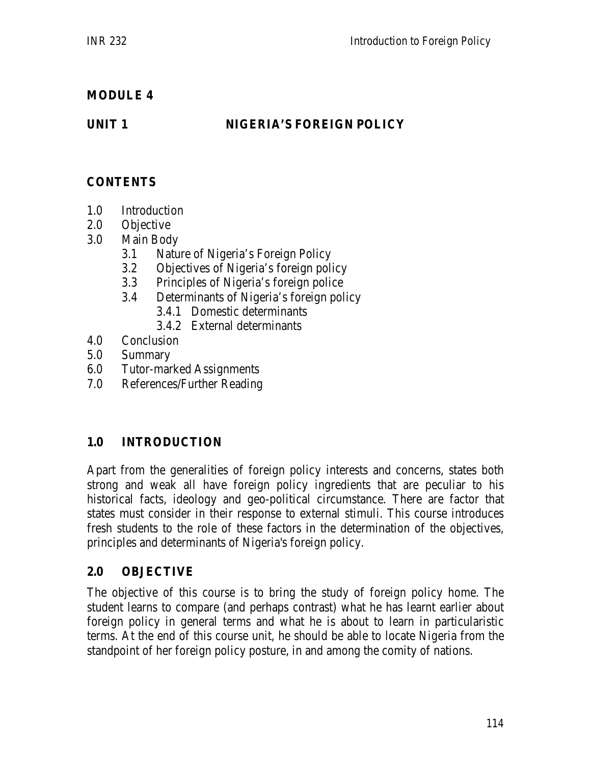# MODULE 4

## UNIT 1 NIGERIA'S FOREIGN POLICY

## CONTENTS

1.0 Introduction
2.0 Objective
3.0 Main Body
   - 3.1 Nature of Nigeria's Foreign Policy
   - 3.2 Objectives of Nigeria's foreign policy
   - 3.3 Principles of Nigeria's foreign police
   - 3.4 Determinants of Nigeria's foreign policy
     - 3.4.1 Domestic determinants
     - 3.4.2 External determinants

4.0 Conclusion
5.0 Summary
6.0 Tutor-marked Assignments
7.0 References/Further Reading

## 1.0 INTRODUCTION

Apart from the generalities of foreign policy interests and concerns, states both strong and weak all have foreign policy ingredients that are peculiar to his historical facts, ideology and geo-political circumstance. There are factor that states must consider in their response to external stimuli. This course introduces fresh students to the role of these factors in the determination of the objectives, principles and determinants of Nigeria's foreign policy.

## 2.0 OBJECTIVE

The objective of this course is to bring the study of foreign policy home. The student learns to compare (and perhaps contrast) what he has learnt earlier about foreign policy in general terms and what he is about to learn in particularistic terms. At the end of this course unit, he should be able to locate Nigeria from the standpoint of her foreign policy posture, in and among the comity of nations.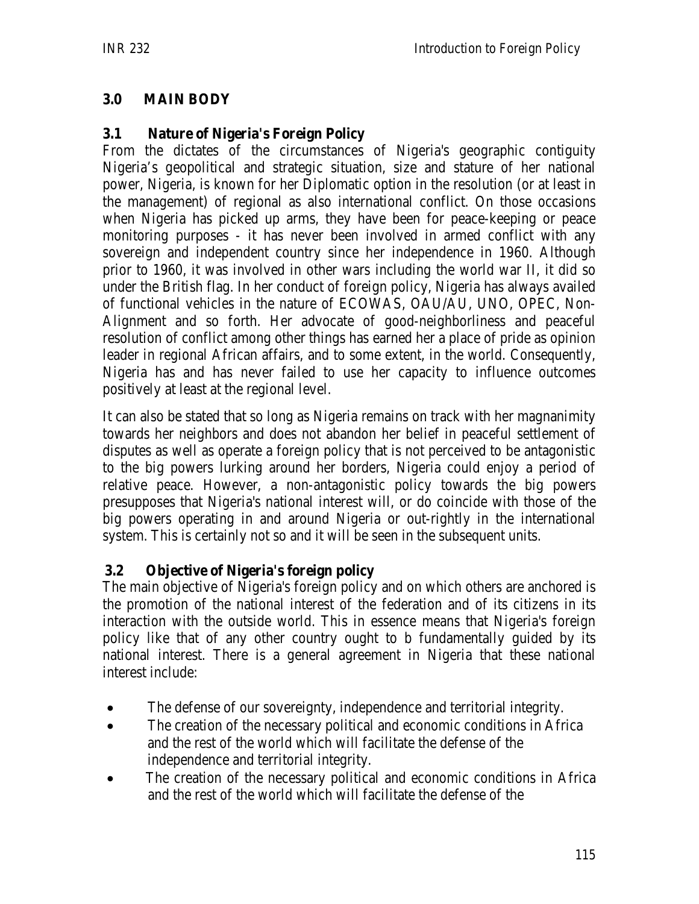## 3.0 MAIN BODY

### 3.1 Nature of Nigeria's Foreign Policy

From the dictates of the circumstances of Nigeria's geographic contiguity Nigeria's geopolitical and strategic situation, size and stature of her national power, Nigeria, is known for her Diplomatic option in the resolution (or at least in the management) of regional as also international conflict. On those occasions when Nigeria has picked up arms, they have been for peace-keeping or peace monitoring purposes - it has never been involved in armed conflict with any sovereign and independent country since her independence in 1960. Although prior to 1960, it was involved in other wars including the world war II, it did so under the British flag. In her conduct of foreign policy, Nigeria has always availed of functional vehicles in the nature of ECOWAS, OAU/AU, UNO, OPEC, Non-Alignment and so forth. Her advocate of good-neighborliness and peaceful resolution of conflict among other things has earned her a place of pride as opinion leader in regional African affairs, and to some extent, in the world. Consequently, Nigeria has and has never failed to use her capacity to influence outcomes positively at least at the regional level.

It can also be stated that so long as Nigeria remains on track with her magnanimity towards her neighbors and does not abandon her belief in peaceful settlement of disputes as well as operate a foreign policy that is not perceived to be antagonistic to the big powers lurking around her borders, Nigeria could enjoy a period of relative peace. However, a non-antagonistic policy towards the big powers presupposes that Nigeria's national interest will, or do coincide with those of the big powers operating in and around Nigeria or out-rightly in the international system. This is certainly not so and it will be seen in the subsequent units.

### 3.2 Objective of Nigeria's foreign policy

The main objective of Nigeria's foreign policy and on which others are anchored is the promotion of the national interest of the federation and of its citizens in its interaction with the outside world. This in essence means that Nigeria's foreign policy like that of any other country ought to b fundamentally guided by its national interest. There is a general agreement in Nigeria that these national interest include:

- The defense of our sovereignty, independence and territorial integrity.
- The creation of the necessary political and economic conditions in Africa and the rest of the world which will facilitate the defense of the independence and territorial integrity.
- The creation of the necessary political and economic conditions in Africa and the rest of the world which will facilitate the defense of the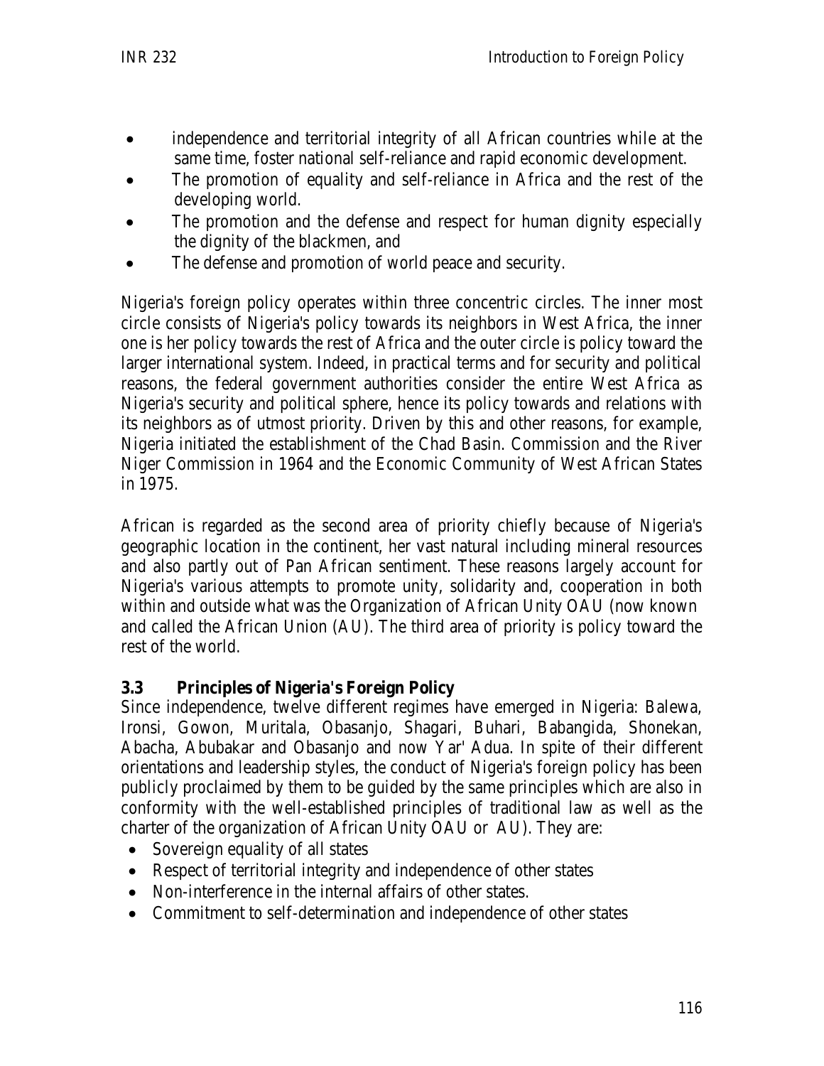- independence and territorial integrity of all African countries while at the same time, foster national self-reliance and rapid economic development.
- The promotion of equality and self-reliance in Africa and the rest of the developing world.
- The promotion and the defense and respect for human dignity especially the dignity of the blackmen, and
- The defense and promotion of world peace and security.

Nigeria's foreign policy operates within three concentric circles. The inner most circle consists of Nigeria's policy towards its neighbors in West Africa, the inner one is her policy towards the rest of Africa and the outer circle is policy toward the larger international system. Indeed, in practical terms and for security and political reasons, the federal government authorities consider the entire West Africa as Nigeria's security and political sphere, hence its policy towards and relations with its neighbors as of utmost priority. Driven by this and other reasons, for example, Nigeria initiated the establishment of the Chad Basin. Commission and the River Niger Commission in 1964 and the Economic Community of West African States in 1975.

African is regarded as the second area of priority chiefly because of Nigeria's geographic location in the continent, her vast natural including mineral resources and also partly out of Pan African sentiment. These reasons largely account for Nigeria's various attempts to promote unity, solidarity and, cooperation in both within and outside what was the Organization of African Unity OAU (now known and called the African Union (AU). The third area of priority is policy toward the rest of the world.

### 3.3 Principles of Nigeria's Foreign Policy

Since independence, twelve different regimes have emerged in Nigeria: Balewa, Ironsi, Gowon, Muritala, Obasanjo, Shagari, Buhari, Babangida, Shonekan, Abacha, Abubakar and Obasanjo and now Yar' Adua. In spite of their different orientations and leadership styles, the conduct of Nigeria's foreign policy has been publicly proclaimed by them to be guided by the same principles which are also in conformity with the well-established principles of traditional law as well as the charter of the organization of African Unity OAU or AU). They are:

- Sovereign equality of all states
- Respect of territorial integrity and independence of other states
- Non-interference in the internal affairs of other states.
- Commitment to self-determination and independence of other states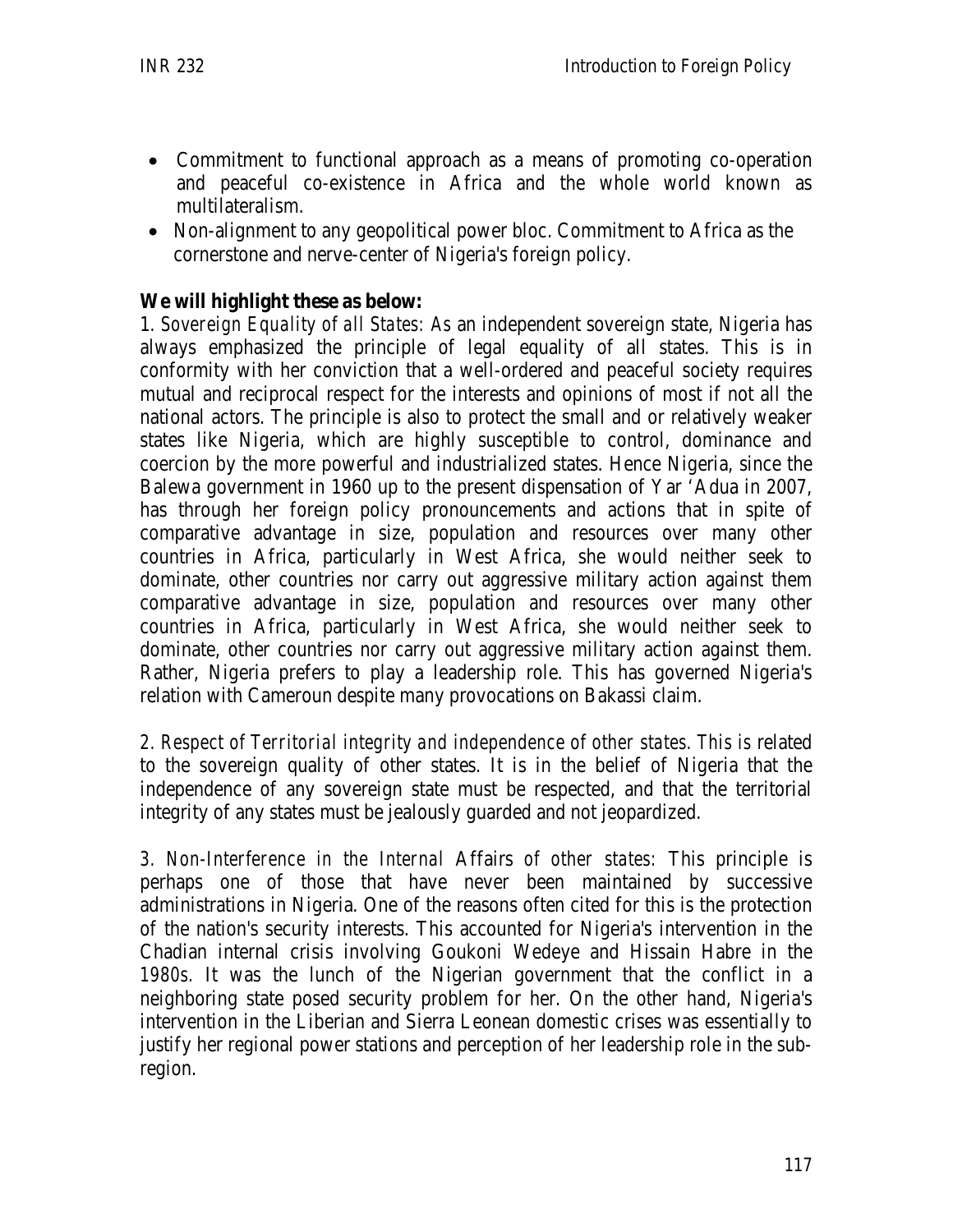- Commitment to functional approach as a means of promoting co-operation and peaceful co-existence in Africa and the whole world known as multilateralism.
- Non-alignment to any geopolitical power bloc. Commitment to Africa as the cornerstone and nerve-center of Nigeria's foreign policy.

**We will highlight these as below:**

1. *Sovereign Equality of all States:* As an independent sovereign state, Nigeria has always emphasized the principle of legal equality of all states. This is in conformity with her conviction that a well-ordered and peaceful society requires mutual and reciprocal respect for the interests and opinions of most if not all the national actors. The principle is also to protect the small and or relatively weaker states like Nigeria, which are highly susceptible to control, dominance and coercion by the more powerful and industrialized states. Hence Nigeria, since the Balewa government in 1960 up to the present dispensation of Yar 'Adua in 2007, has through her foreign policy pronouncements and actions that in spite of comparative advantage in size, population and resources over many other countries in Africa, particularly in West Africa, she would neither seek to dominate, other countries nor carry out aggressive military action against them comparative advantage in size, population and resources over many other countries in Africa, particularly in West Africa, she would neither seek to dominate, other countries nor carry out aggressive military action against them. Rather, Nigeria prefers to play a leadership role. This has governed Nigeria's relation with Cameroun despite many provocations on Bakassi claim.

2. *Respect of Territorial integrity and independence of other states.* This is related to the sovereign quality of other states. It is in the belief of Nigeria that the independence of any sovereign state must be respected, and that the territorial integrity of any states must be jealously guarded and not jeopardized.

3. *Non-Interference in the Internal Affairs of other states:* This principle is perhaps one of those that have never been maintained by successive administrations in Nigeria. One of the reasons often cited for this is the protection of the nation's security interests. This accounted for Nigeria's intervention in the Chadian internal crisis involving Goukoni Wedeye and Hissain Habre in the 1980s. It was the lunch of the Nigerian government that the conflict in a neighboring state posed security problem for her. On the other hand, Nigeria's intervention in the Liberian and Sierra Leonean domestic crises was essentially to justify her regional power stations and perception of her leadership role in the sub-region.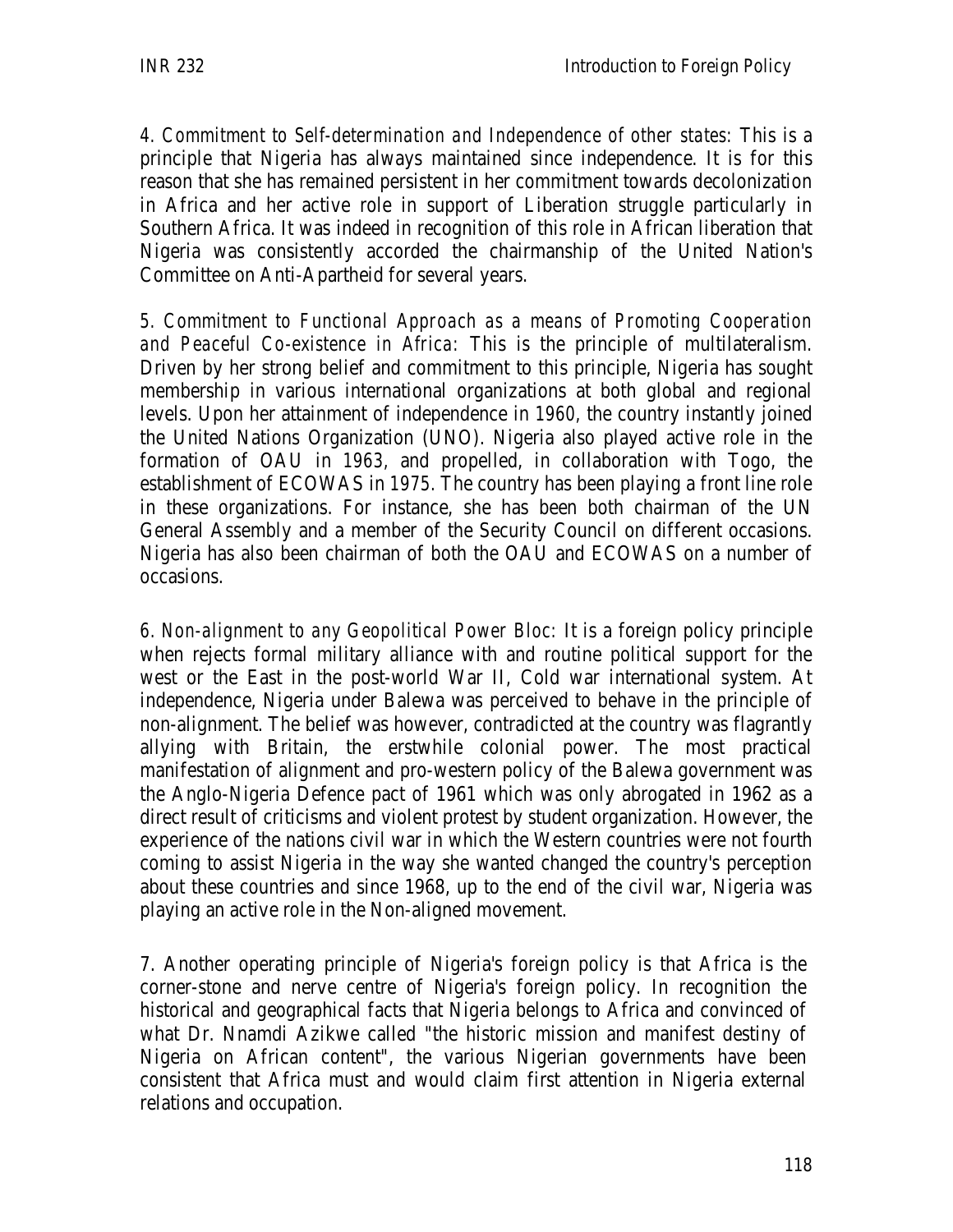4. *Commitment to Self-determination and Independence of other states*: This is a principle that Nigeria has always maintained since independence. It is for this reason that she has remained persistent in her commitment towards decolonization in Africa and her active role in support of Liberation struggle particularly in Southern Africa. It was indeed in recognition of this role in African liberation that Nigeria was consistently accorded the chairmanship of the United Nation's Committee on Anti-Apartheid for several years.

5. *Commitment to Functional Approach as a means of Promoting Cooperation and Peaceful Co-existence in Africa*: This is the principle of multilateralism. Driven by her strong belief and commitment to this principle, Nigeria has sought membership in various international organizations at both global and regional levels. Upon her attainment of independence in 1960, the country instantly joined the United Nations Organization (UNO). Nigeria also played active role in the formation of OAU in 1963, and propelled, in collaboration with Togo, the establishment of ECOWAS in 1975. The country has been playing a front line role in these organizations. For instance, she has been both chairman of the UN General Assembly and a member of the Security Council on different occasions. Nigeria has also been chairman of both the OAU and ECOWAS on a number of occasions.

6. *Non-alignment to any Geopolitical Power Bloc*: It is a foreign policy principle when rejects formal military alliance with and routine political support for the west or the East in the post-world War II, Cold war international system. At independence, Nigeria under Balewa was perceived to behave in the principle of non-alignment. The belief was however, contradicted at the country was flagrantly allying with Britain, the erstwhile colonial power. The most practical manifestation of alignment and pro-western policy of the Balewa government was the Anglo-Nigeria Defence pact of 1961 which was only abrogated in 1962 as a direct result of criticisms and violent protest by student organization. However, the experience of the nations civil war in which the Western countries were not fourth coming to assist Nigeria in the way she wanted changed the country's perception about these countries and since 1968, up to the end of the civil war, Nigeria was playing an active role in the Non-aligned movement.

7. Another operating principle of Nigeria's foreign policy is that Africa is the corner-stone and nerve centre of Nigeria's foreign policy. In recognition the historical and geographical facts that Nigeria belongs to Africa and convinced of what Dr. Nnamdi Azikwe called "the historic mission and manifest destiny of Nigeria on African content", the various Nigerian governments have been consistent that Africa must and would claim first attention in Nigeria external relations and occupation.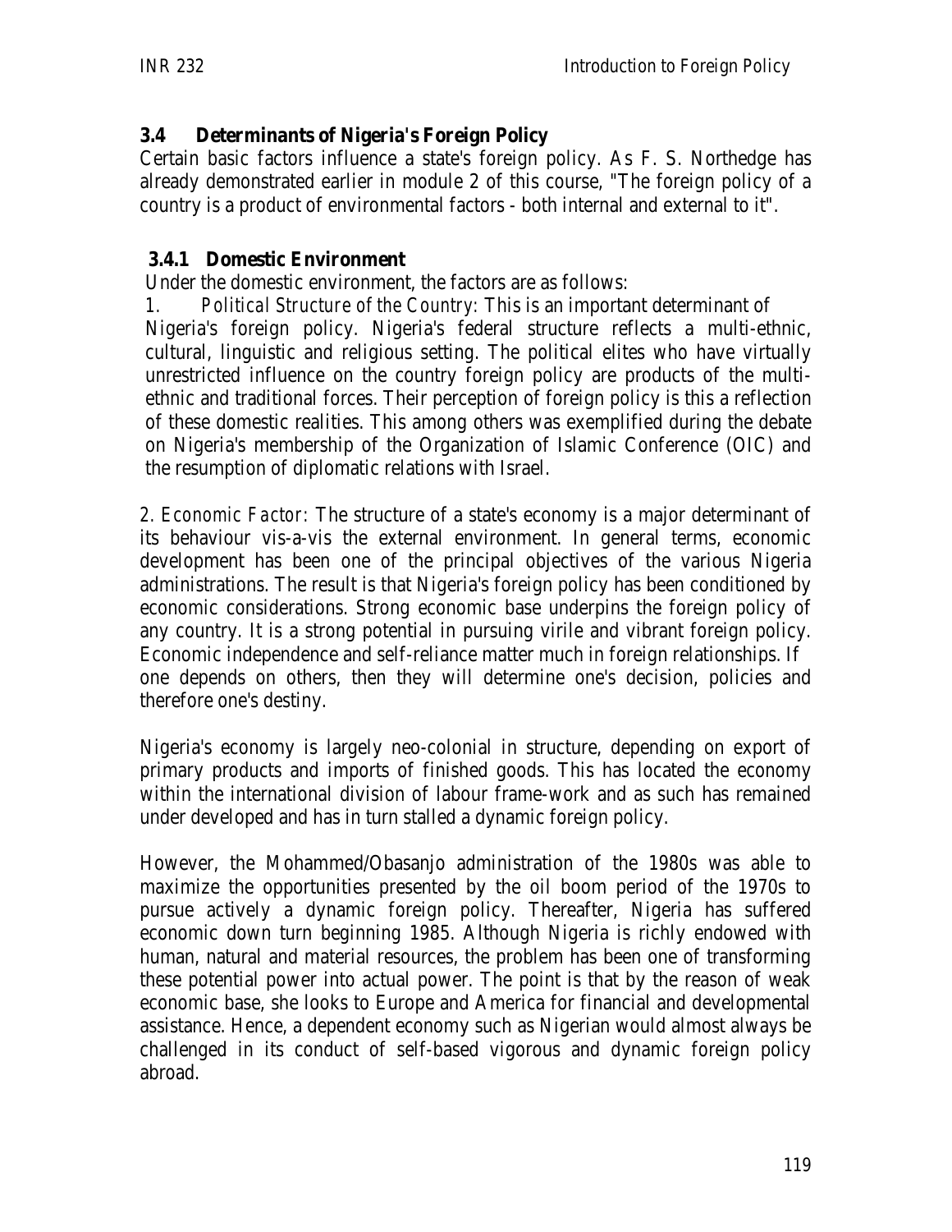### 3.4 Determinants of Nigeria's Foreign Policy

Certain basic factors influence a state's foreign policy. As F. S. Northedge has already demonstrated earlier in module 2 of this course, "The foreign policy of a country is a product of environmental factors - both internal and external to it".

#### 3.4.1 Domestic Environment

Under the domestic environment, the factors are as follows:

1. *Political Structure of the Country:* This is an important determinant of Nigeria's foreign policy. Nigeria's federal structure reflects a multi-ethnic, cultural, linguistic and religious setting. The political elites who have virtually unrestricted influence on the country foreign policy are products of the multi-ethnic and traditional forces. Their perception of foreign policy is this a reflection of these domestic realities. This among others was exemplified during the debate on Nigeria's membership of the Organization of Islamic Conference (OIC) and the resumption of diplomatic relations with Israel.

2. *Economic Factor:* The structure of a state's economy is a major determinant of its behaviour vis-a-vis the external environment. In general terms, economic development has been one of the principal objectives of the various Nigeria administrations. The result is that Nigeria's foreign policy has been conditioned by economic considerations. Strong economic base underpins the foreign policy of any country. It is a strong potential in pursuing virile and vibrant foreign policy. Economic independence and self-reliance matter much in foreign relationships. If one depends on others, then they will determine one's decision, policies and therefore one's destiny.

Nigeria's economy is largely neo-colonial in structure, depending on export of primary products and imports of finished goods. This has located the economy within the international division of labour frame-work and as such has remained under developed and has in turn stalled a dynamic foreign policy.

However, the Mohammed/Obasanjo administration of the 1980s was able to maximize the opportunities presented by the oil boom period of the 1970s to pursue actively a dynamic foreign policy. Thereafter, Nigeria has suffered economic down turn beginning 1985. Although Nigeria is richly endowed with human, natural and material resources, the problem has been one of transforming these potential power into actual power. The point is that by the reason of weak economic base, she looks to Europe and America for financial and developmental assistance. Hence, a dependent economy such as Nigerian would almost always be challenged in its conduct of self-based vigorous and dynamic foreign policy abroad.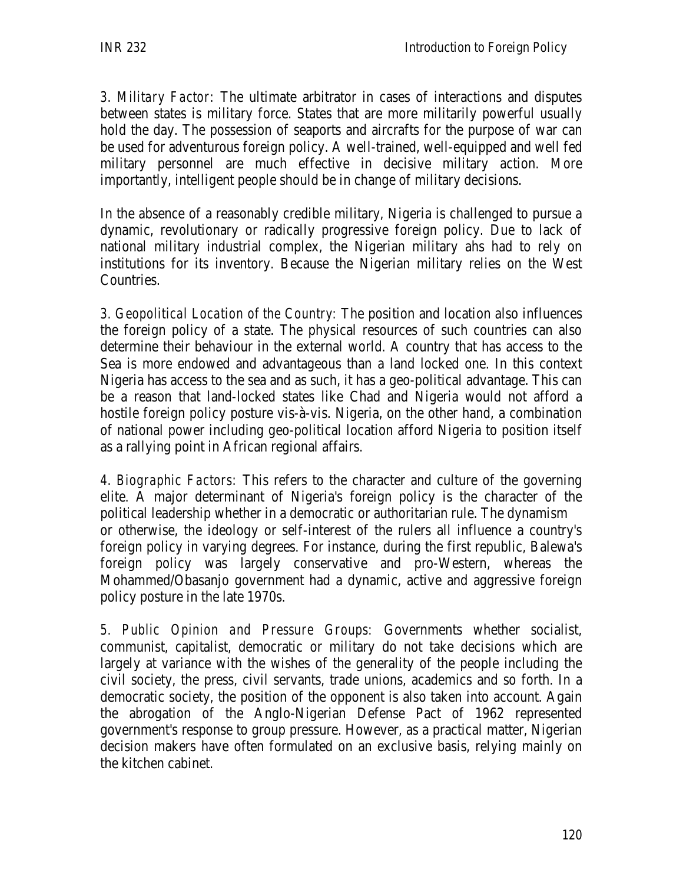3. *Military Factor:* The ultimate arbitrator in cases of interactions and disputes between states is military force. States that are more militarily powerful usually hold the day. The possession of seaports and aircrafts for the purpose of war can be used for adventurous foreign policy. A well-trained, well-equipped and well fed military personnel are much effective in decisive military action. More importantly, intelligent people should be in change of military decisions.

In the absence of a reasonably credible military, Nigeria is challenged to pursue a dynamic, revolutionary or radically progressive foreign policy. Due to lack of national military industrial complex, the Nigerian military ahs had to rely on institutions for its inventory. Because the Nigerian military relies on the West Countries.

3. *Geopolitical Location of the Country:* The position and location also influences the foreign policy of a state. The physical resources of such countries can also determine their behaviour in the external world. A country that has access to the Sea is more endowed and advantageous than a land locked one. In this context Nigeria has access to the sea and as such, it has a geo-political advantage. This can be a reason that land-locked states like Chad and Nigeria would not afford a hostile foreign policy posture vis-à-vis. Nigeria, on the other hand, a combination of national power including geo-political location afford Nigeria to position itself as a rallying point in African regional affairs.

4. *Biographic Factors:* This refers to the character and culture of the governing elite. A major determinant of Nigeria's foreign policy is the character of the political leadership whether in a democratic or authoritarian rule. The dynamism or otherwise, the ideology or self-interest of the rulers all influence a country's foreign policy in varying degrees. For instance, during the first republic, Balewa's foreign policy was largely conservative and pro-Western, whereas the Mohammed/Obasanjo government had a dynamic, active and aggressive foreign policy posture in the late 1970s.

5. *Public Opinion and Pressure Groups:* Governments whether socialist, communist, capitalist, democratic or military do not take decisions which are largely at variance with the wishes of the generality of the people including the civil society, the press, civil servants, trade unions, academics and so forth. In a democratic society, the position of the opponent is also taken into account. Again the abrogation of the Anglo-Nigerian Defense Pact of 1962 represented government's response to group pressure. However, as a practical matter, Nigerian decision makers have often formulated on an exclusive basis, relying mainly on the kitchen cabinet.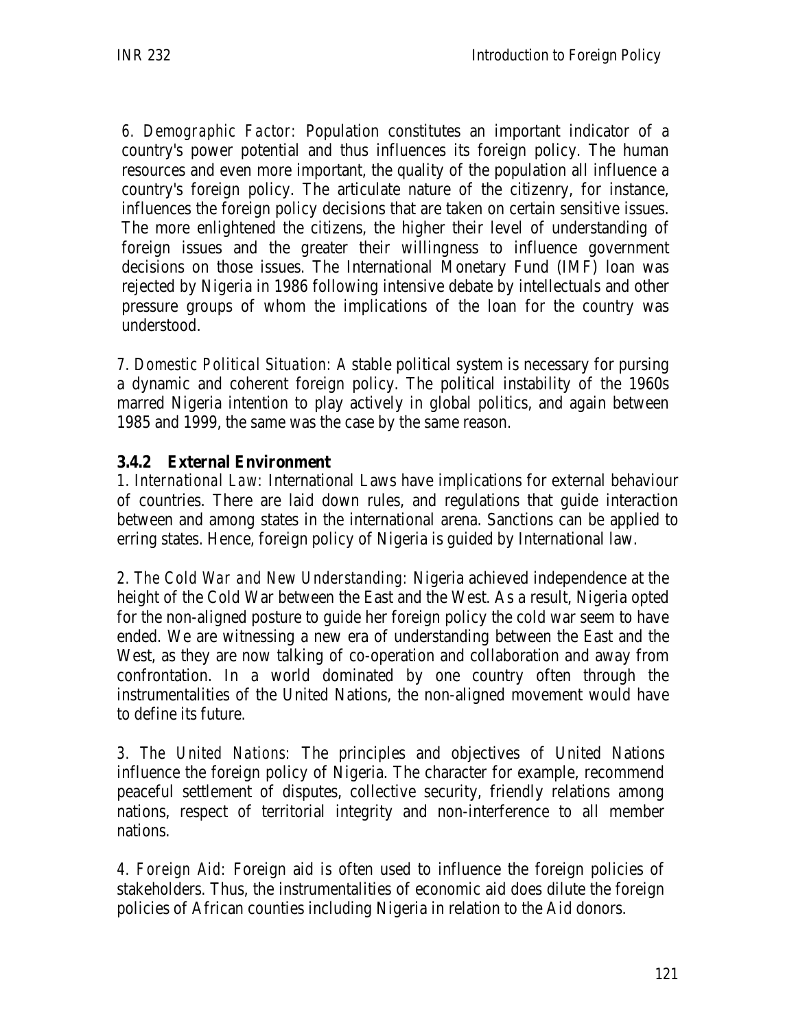6. *Demographic Factor:* Population constitutes an important indicator of a country's power potential and thus influences its foreign policy. The human resources and even more important, the quality of the population all influence a country's foreign policy. The articulate nature of the citizenry, for instance, influences the foreign policy decisions that are taken on certain sensitive issues. The more enlightened the citizens, the higher their level of understanding of foreign issues and the greater their willingness to influence government decisions on those issues. The International Monetary Fund (IMF) loan was rejected by Nigeria in 1986 following intensive debate by intellectuals and other pressure groups of whom the implications of the loan for the country was understood.

7. *Domestic Political Situation:* A stable political system is necessary for pursing a dynamic and coherent foreign policy. The political instability of the 1960s marred Nigeria intention to play actively in global politics, and again between 1985 and 1999, the same was the case by the same reason.

### 3.4.2 External Environment

1. *International Law:* International Laws have implications for external behaviour of countries. There are laid down rules, and regulations that guide interaction between and among states in the international arena. Sanctions can be applied to erring states. Hence, foreign policy of Nigeria is guided by International law.

2. *The Cold War and New Understanding:* Nigeria achieved independence at the height of the Cold War between the East and the West. As a result, Nigeria opted for the non-aligned posture to guide her foreign policy the cold war seem to have ended. We are witnessing a new era of understanding between the East and the West, as they are now talking of co-operation and collaboration and away from confrontation. In a world dominated by one country often through the instrumentalities of the United Nations, the non-aligned movement would have to define its future.

3. *The United Nations:* The principles and objectives of United Nations influence the foreign policy of Nigeria. The character for example, recommend peaceful settlement of disputes, collective security, friendly relations among nations, respect of territorial integrity and non-interference to all member nations.

4. *Foreign Aid:* Foreign aid is often used to influence the foreign policies of stakeholders. Thus, the instrumentalities of economic aid does dilute the foreign policies of African counties including Nigeria in relation to the Aid donors.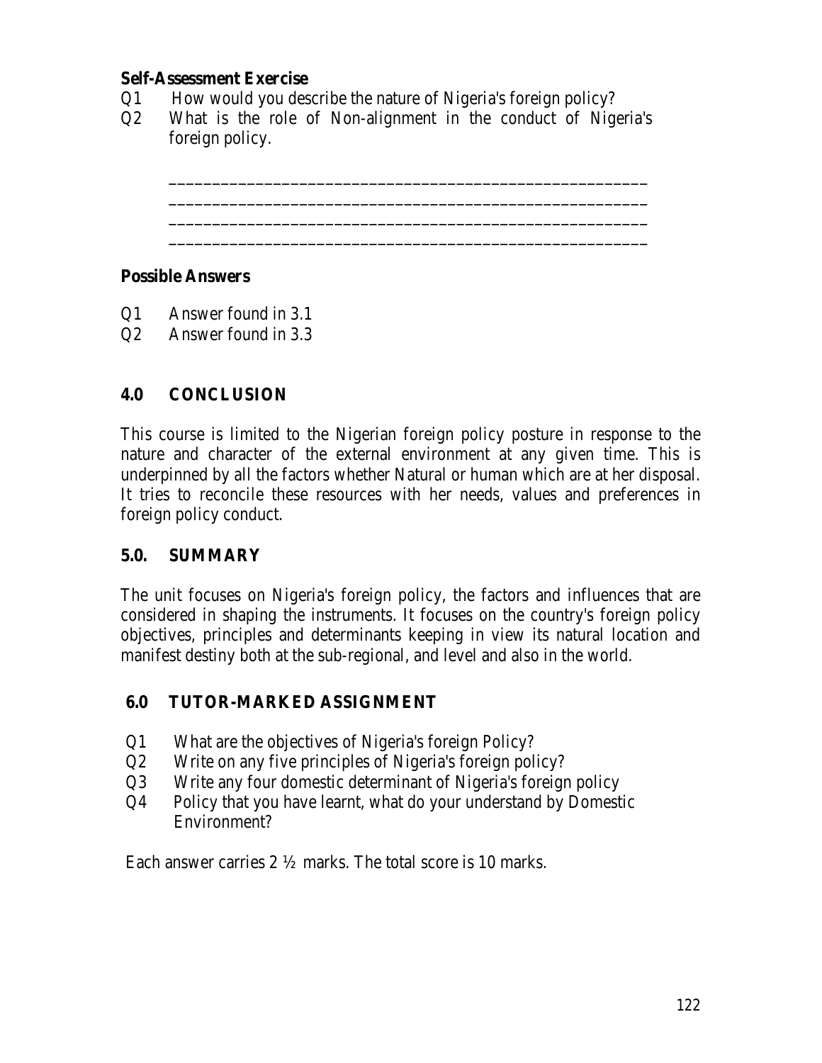**Self-Assessment Exercise**

Q1 How would you describe the nature of Nigeria's foreign policy?

Q2 What is the role of Non-alignment in the conduct of Nigeria's foreign policy.

______________________________________________________

______________________________________________________

______________________________________________________

______________________________________________________

**Possible Answers**

Q1 Answer found in 3.1

Q2 Answer found in 3.3

## 4.0 CONCLUSION

This course is limited to the Nigerian foreign policy posture in response to the nature and character of the external environment at any given time. This is underpinned by all the factors whether Natural or human which are at her disposal. It tries to reconcile these resources with her needs, values and preferences in foreign policy conduct.

## 5.0. SUMMARY

The unit focuses on Nigeria's foreign policy, the factors and influences that are considered in shaping the instruments. It focuses on the country's foreign policy objectives, principles and determinants keeping in view its natural location and manifest destiny both at the sub-regional, and level and also in the world.

## 6.0 TUTOR-MARKED ASSIGNMENT

Q1 What are the objectives of Nigeria's foreign Policy?

Q2 Write on any five principles of Nigeria's foreign policy?

Q3 Write any four domestic determinant of Nigeria's foreign policy

Q4 Policy that you have learnt, what do your understand by Domestic Environment?

Each answer carries 2 ½ marks. The total score is 10 marks.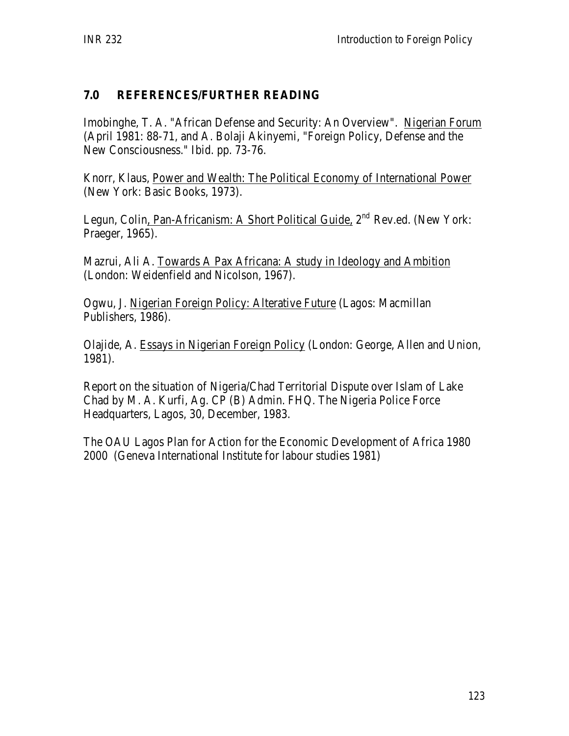## 7.0 REFERENCES/FURTHER READING

Imobinghe, T. A. "African Defense and Security: An Overview". Nigerian Forum (April 1981: 88-71, and A. Bolaji Akinyemi, "Foreign Policy, Defense and the New Consciousness." Ibid. pp. 73-76.

Knorr, Klaus, Power and Wealth: The Political Economy of International Power (New York: Basic Books, 1973).

Legun, Colin, Pan-Africanism: A Short Political Guide, 2nd Rev.ed. (New York: Praeger, 1965).

Mazrui, Ali A. Towards A Pax Africana: A study in Ideology and Ambition (London: Weidenfield and Nicolson, 1967).

Ogwu, J. Nigerian Foreign Policy: Alterative Future (Lagos: Macmillan Publishers, 1986).

Olajide, A. Essays in Nigerian Foreign Policy (London: George, Allen and Union, 1981).

Report on the situation of Nigeria/Chad Territorial Dispute over Islam of Lake Chad by M. A. Kurfi, Ag. CP (B) Admin. FHQ. The Nigeria Police Force Headquarters, Lagos, 30, December, 1983.

The OAU Lagos Plan for Action for the Economic Development of Africa 1980 2000 (Geneva International Institute for labour studies 1981)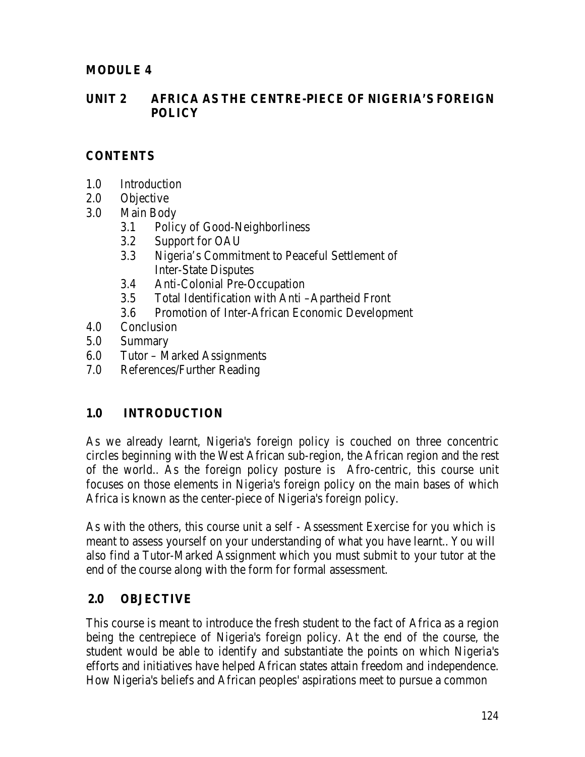## MODULE 4

## UNIT 2 AFRICA AS THE CENTRE-PIECE OF NIGERIA'S FOREIGN POLICY

### CONTENTS

1.0 Introduction
2.0 Objective
3.0 Main Body
    3.1 Policy of Good-Neighborliness
    3.2 Support for OAU
    3.3 Nigeria's Commitment to Peaceful Settlement of Inter-State Disputes
    3.4 Anti-Colonial Pre-Occupation
    3.5 Total Identification with Anti –Apartheid Front
    3.6 Promotion of Inter-African Economic Development
4.0 Conclusion
5.0 Summary
6.0 Tutor – Marked Assignments
7.0 References/Further Reading

### 1.0 INTRODUCTION

As we already learnt, Nigeria's foreign policy is couched on three concentric circles beginning with the West African sub-region, the African region and the rest of the world.. As the foreign policy posture is Afro-centric, this course unit focuses on those elements in Nigeria's foreign policy on the main bases of which Africa is known as the center-piece of Nigeria's foreign policy.

As with the others, this course unit a self - Assessment Exercise for you which is meant to assess yourself on your understanding of what you have learnt.. You will also find a Tutor-Marked Assignment which you must submit to your tutor at the end of the course along with the form for formal assessment.

### 2.0 OBJECTIVE

This course is meant to introduce the fresh student to the fact of Africa as a region being the centrepiece of Nigeria's foreign policy. At the end of the course, the student would be able to identify and substantiate the points on which Nigeria's efforts and initiatives have helped African states attain freedom and independence. How Nigeria's beliefs and African peoples' aspirations meet to pursue a common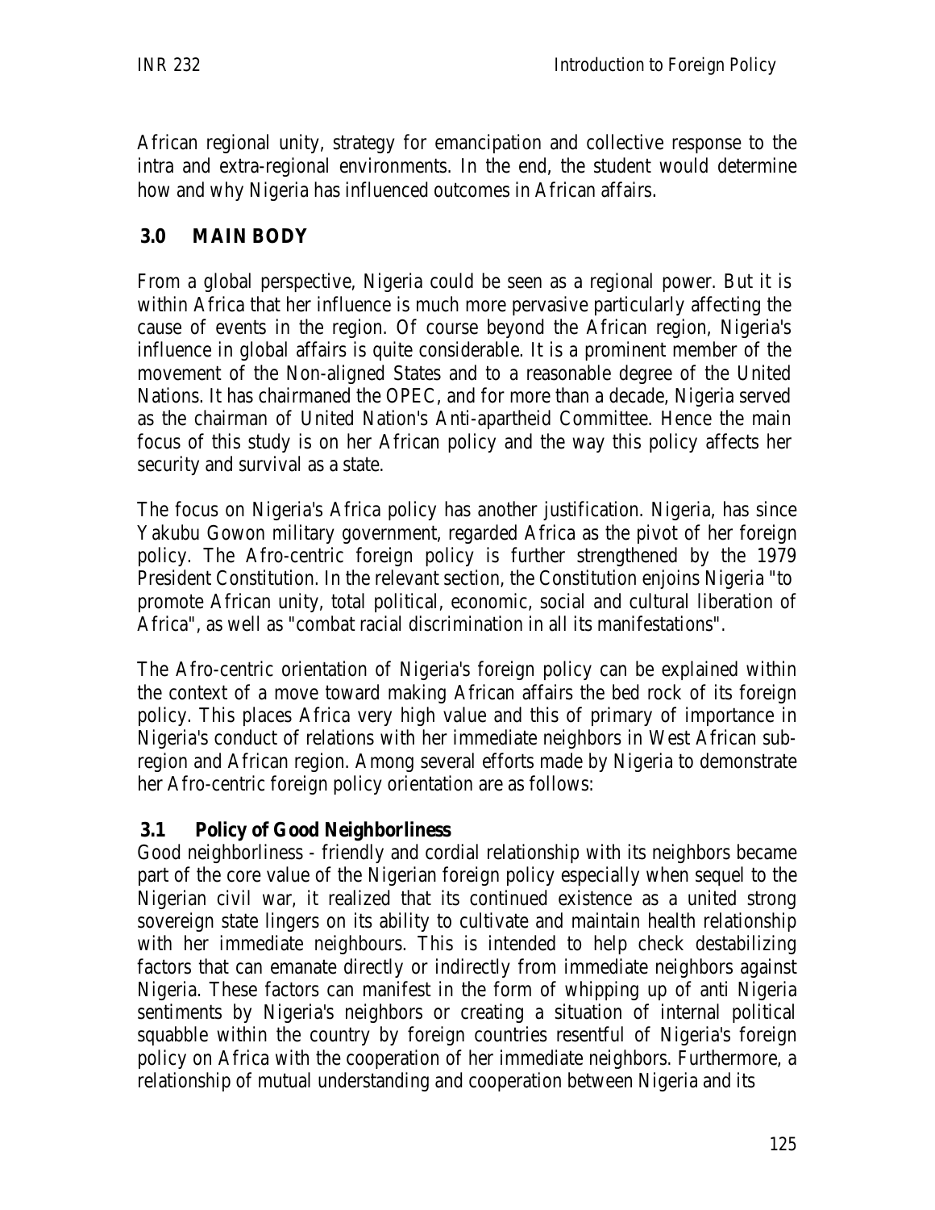African regional unity, strategy for emancipation and collective response to the intra and extra-regional environments. In the end, the student would determine how and why Nigeria has influenced outcomes in African affairs.

## 3.0 MAIN BODY

From a global perspective, Nigeria could be seen as a regional power. But it is within Africa that her influence is much more pervasive particularly affecting the cause of events in the region. Of course beyond the African region, Nigeria's influence in global affairs is quite considerable. It is a prominent member of the movement of the Non-aligned States and to a reasonable degree of the United Nations. It has chairmaned the OPEC, and for more than a decade, Nigeria served as the chairman of United Nation's Anti-apartheid Committee. Hence the main focus of this study is on her African policy and the way this policy affects her security and survival as a state.

The focus on Nigeria's Africa policy has another justification. Nigeria, has since Yakubu Gowon military government, regarded Africa as the pivot of her foreign policy. The Afro-centric foreign policy is further strengthened by the 1979 President Constitution. In the relevant section, the Constitution enjoins Nigeria "to promote African unity, total political, economic, social and cultural liberation of Africa", as well as "combat racial discrimination in all its manifestations".

The Afro-centric orientation of Nigeria's foreign policy can be explained within the context of a move toward making African affairs the bed rock of its foreign policy. This places Africa very high value and this of primary of importance in Nigeria's conduct of relations with her immediate neighbors in West African sub-region and African region. Among several efforts made by Nigeria to demonstrate her Afro-centric foreign policy orientation are as follows:

### 3.1 Policy of Good Neighborliness

Good neighborliness - friendly and cordial relationship with its neighbors became part of the core value of the Nigerian foreign policy especially when sequel to the Nigerian civil war, it realized that its continued existence as a united strong sovereign state lingers on its ability to cultivate and maintain health relationship with her immediate neighbours. This is intended to help check destabilizing factors that can emanate directly or indirectly from immediate neighbors against Nigeria. These factors can manifest in the form of whipping up of anti Nigeria sentiments by Nigeria's neighbors or creating a situation of internal political squabble within the country by foreign countries resentful of Nigeria's foreign policy on Africa with the cooperation of her immediate neighbors. Furthermore, a relationship of mutual understanding and cooperation between Nigeria and its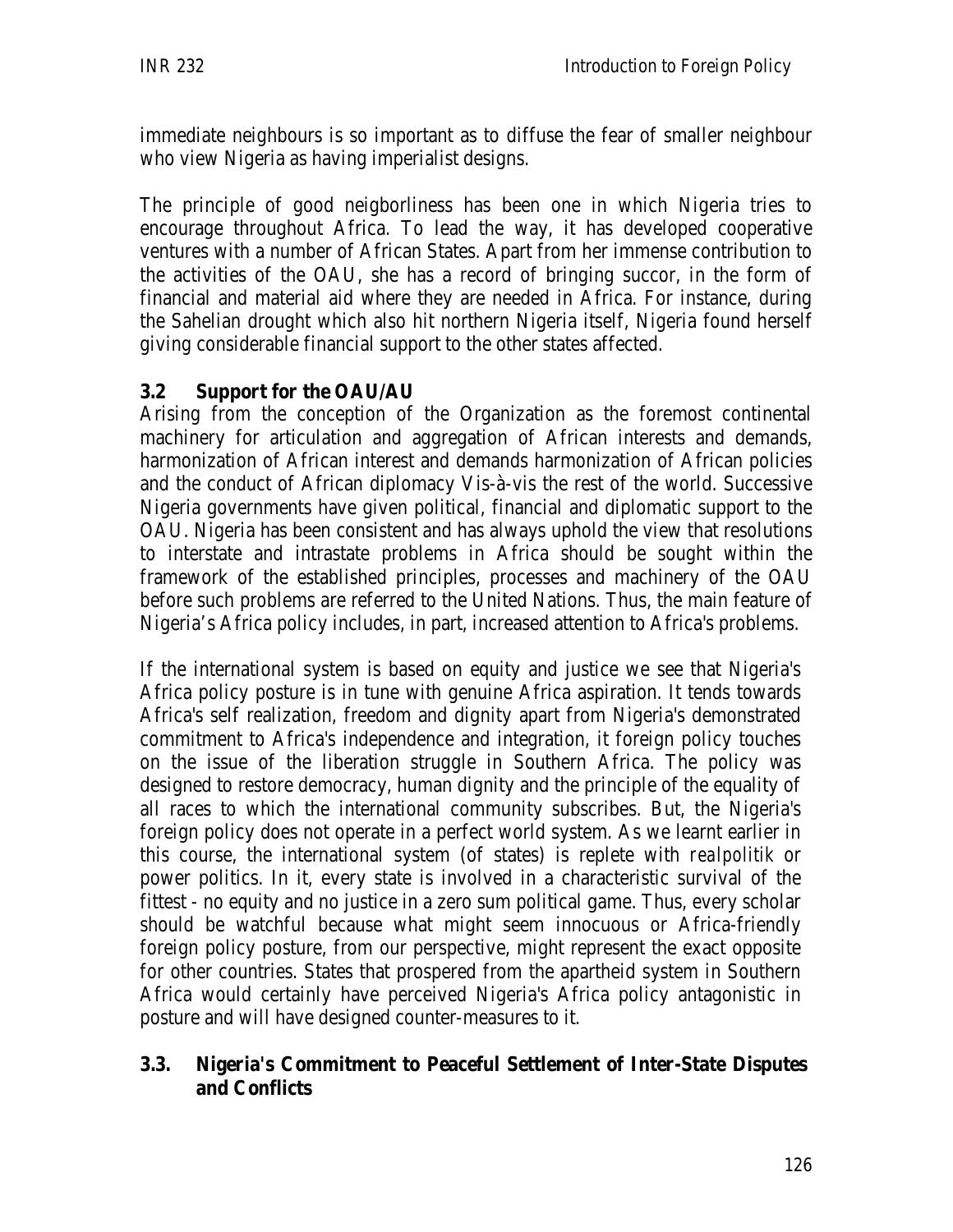immediate neighbours is so important as to diffuse the fear of smaller neighbour who view Nigeria as having imperialist designs.

The principle of good neigborliness has been one in which Nigeria tries to encourage throughout Africa. To lead the way, it has developed cooperative ventures with a number of African States. Apart from her immense contribution to the activities of the OAU, she has a record of bringing succor, in the form of financial and material aid where they are needed in Africa. For instance, during the Sahelian drought which also hit northern Nigeria itself, Nigeria found herself giving considerable financial support to the other states affected.

### 3.2 Support for the OAU/AU

Arising from the conception of the Organization as the foremost continental machinery for articulation and aggregation of African interests and demands, harmonization of African interest and demands harmonization of African policies and the conduct of African diplomacy Vis-à-vis the rest of the world. Successive Nigeria governments have given political, financial and diplomatic support to the OAU. Nigeria has been consistent and has always uphold the view that resolutions to interstate and intrastate problems in Africa should be sought within the framework of the established principles, processes and machinery of the OAU before such problems are referred to the United Nations. Thus, the main feature of Nigeria's Africa policy includes, in part, increased attention to Africa's problems.

If the international system is based on equity and justice we see that Nigeria's Africa policy posture is in tune with genuine Africa aspiration. It tends towards Africa's self realization, freedom and dignity apart from Nigeria's demonstrated commitment to Africa's independence and integration, it foreign policy touches on the issue of the liberation struggle in Southern Africa. The policy was designed to restore democracy, human dignity and the principle of the equality of all races to which the international community subscribes. But, the Nigeria's foreign policy does not operate in a perfect world system. As we learnt earlier in this course, the international system (of states) is replete with *realpolitik* or power politics. In it, every state is involved in a characteristic survival of the fittest - no equity and no justice in a zero sum political game. Thus, every scholar should be watchful because what might seem innocuous or Africa-friendly foreign policy posture, from our perspective, might represent the exact opposite for other countries. States that prospered from the apartheid system in Southern Africa would certainly have perceived Nigeria's Africa policy antagonistic in posture and will have designed counter-measures to it.

### 3.3. Nigeria's Commitment to Peaceful Settlement of Inter-State Disputes and Conflicts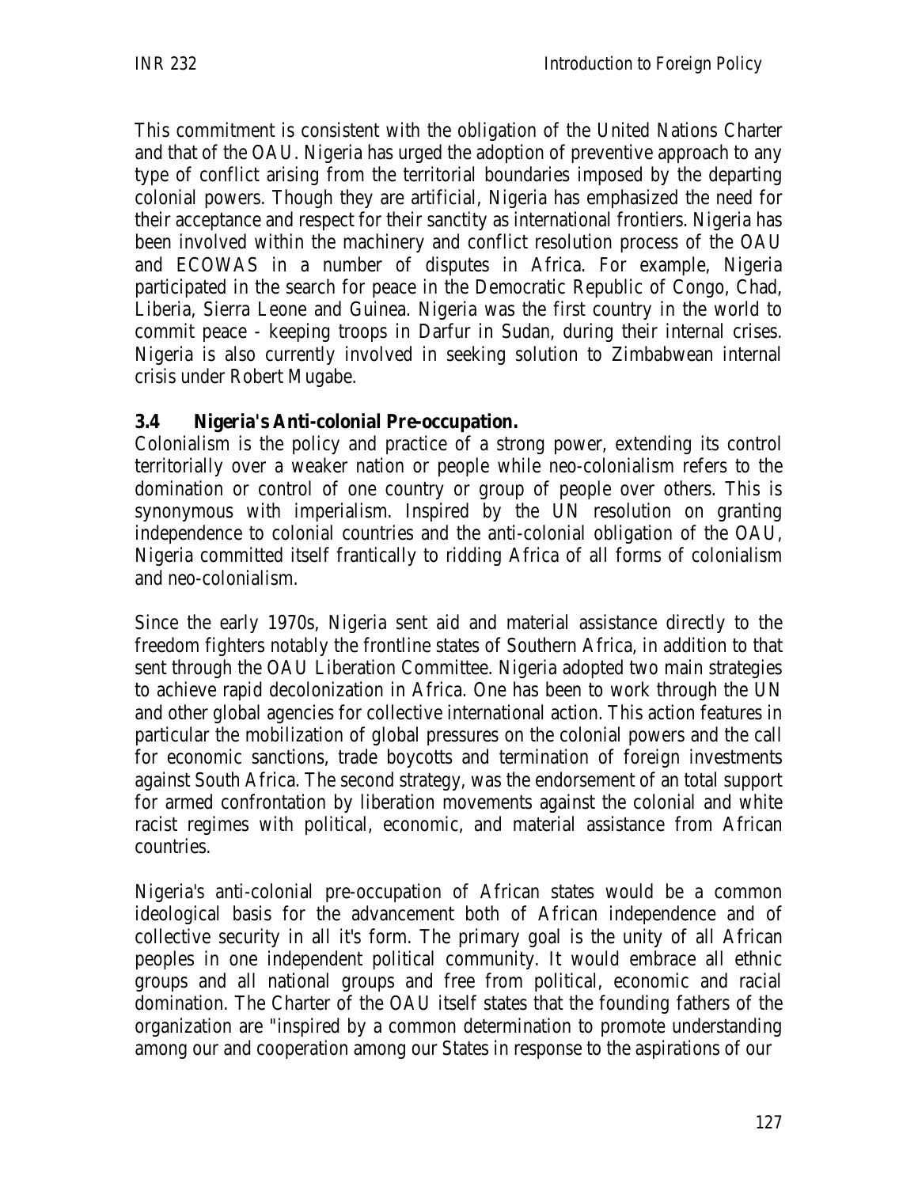This commitment is consistent with the obligation of the United Nations Charter and that of the OAU. Nigeria has urged the adoption of preventive approach to any type of conflict arising from the territorial boundaries imposed by the departing colonial powers. Though they are artificial, Nigeria has emphasized the need for their acceptance and respect for their sanctity as international frontiers. Nigeria has been involved within the machinery and conflict resolution process of the OAU and ECOWAS in a number of disputes in Africa. For example, Nigeria participated in the search for peace in the Democratic Republic of Congo, Chad, Liberia, Sierra Leone and Guinea. Nigeria was the first country in the world to commit peace - keeping troops in Darfur in Sudan, during their internal crises. Nigeria is also currently involved in seeking solution to Zimbabwean internal crisis under Robert Mugabe.

### 3.4 Nigeria's Anti-colonial Pre-occupation.

Colonialism is the policy and practice of a strong power, extending its control territorially over a weaker nation or people while neo-colonialism refers to the domination or control of one country or group of people over others. This is synonymous with imperialism. Inspired by the UN resolution on granting independence to colonial countries and the anti-colonial obligation of the OAU, Nigeria committed itself frantically to ridding Africa of all forms of colonialism and neo-colonialism.

Since the early 1970s, Nigeria sent aid and material assistance directly to the freedom fighters notably the frontline states of Southern Africa, in addition to that sent through the OAU Liberation Committee. Nigeria adopted two main strategies to achieve rapid decolonization in Africa. One has been to work through the UN and other global agencies for collective international action. This action features in particular the mobilization of global pressures on the colonial powers and the call for economic sanctions, trade boycotts and termination of foreign investments against South Africa. The second strategy, was the endorsement of an total support for armed confrontation by liberation movements against the colonial and white racist regimes with political, economic, and material assistance from African countries.

Nigeria's anti-colonial pre-occupation of African states would be a common ideological basis for the advancement both of African independence and of collective security in all it's form. The primary goal is the unity of all African peoples in one independent political community. It would embrace all ethnic groups and all national groups and free from political, economic and racial domination. The Charter of the OAU itself states that the founding fathers of the organization are "inspired by a common determination to promote understanding among our and cooperation among our States in response to the aspirations of our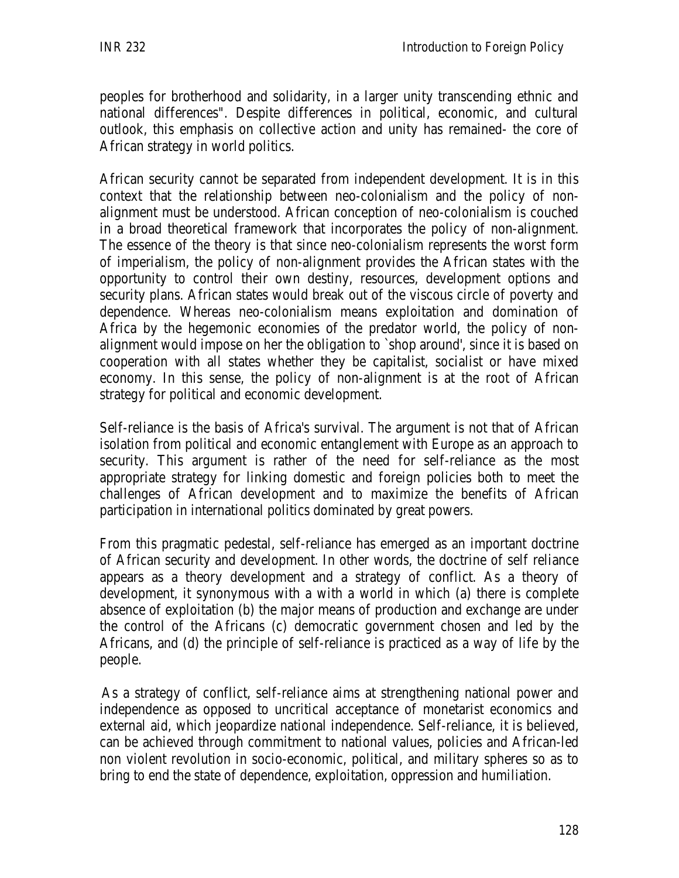peoples for brotherhood and solidarity, in a larger unity transcending ethnic and national differences". Despite differences in political, economic, and cultural outlook, this emphasis on collective action and unity has remained- the core of African strategy in world politics.

African security cannot be separated from independent development. It is in this context that the relationship between neo-colonialism and the policy of non-alignment must be understood. African conception of neo-colonialism is couched in a broad theoretical framework that incorporates the policy of non-alignment. The essence of the theory is that since neo-colonialism represents the worst form of imperialism, the policy of non-alignment provides the African states with the opportunity to control their own destiny, resources, development options and security plans. African states would break out of the viscous circle of poverty and dependence. Whereas neo-colonialism means exploitation and domination of Africa by the hegemonic economies of the predator world, the policy of non-alignment would impose on her the obligation to `shop around', since it is based on cooperation with all states whether they be capitalist, socialist or have mixed economy. In this sense, the policy of non-alignment is at the root of African strategy for political and economic development.

Self-reliance is the basis of Africa's survival. The argument is not that of African isolation from political and economic entanglement with Europe as an approach to security. This argument is rather of the need for self-reliance as the most appropriate strategy for linking domestic and foreign policies both to meet the challenges of African development and to maximize the benefits of African participation in international politics dominated by great powers.

From this pragmatic pedestal, self-reliance has emerged as an important doctrine of African security and development. In other words, the doctrine of self reliance appears as a theory development and a strategy of conflict. As a theory of development, it synonymous with a with a world in which (a) there is complete absence of exploitation (b) the major means of production and exchange are under the control of the Africans (c) democratic government chosen and led by the Africans, and (d) the principle of self-reliance is practiced as a way of life by the people.

As a strategy of conflict, self-reliance aims at strengthening national power and independence as opposed to uncritical acceptance of monetarist economics and external aid, which jeopardize national independence. Self-reliance, it is believed, can be achieved through commitment to national values, policies and African-led non violent revolution in socio-economic, political, and military spheres so as to bring to end the state of dependence, exploitation, oppression and humiliation.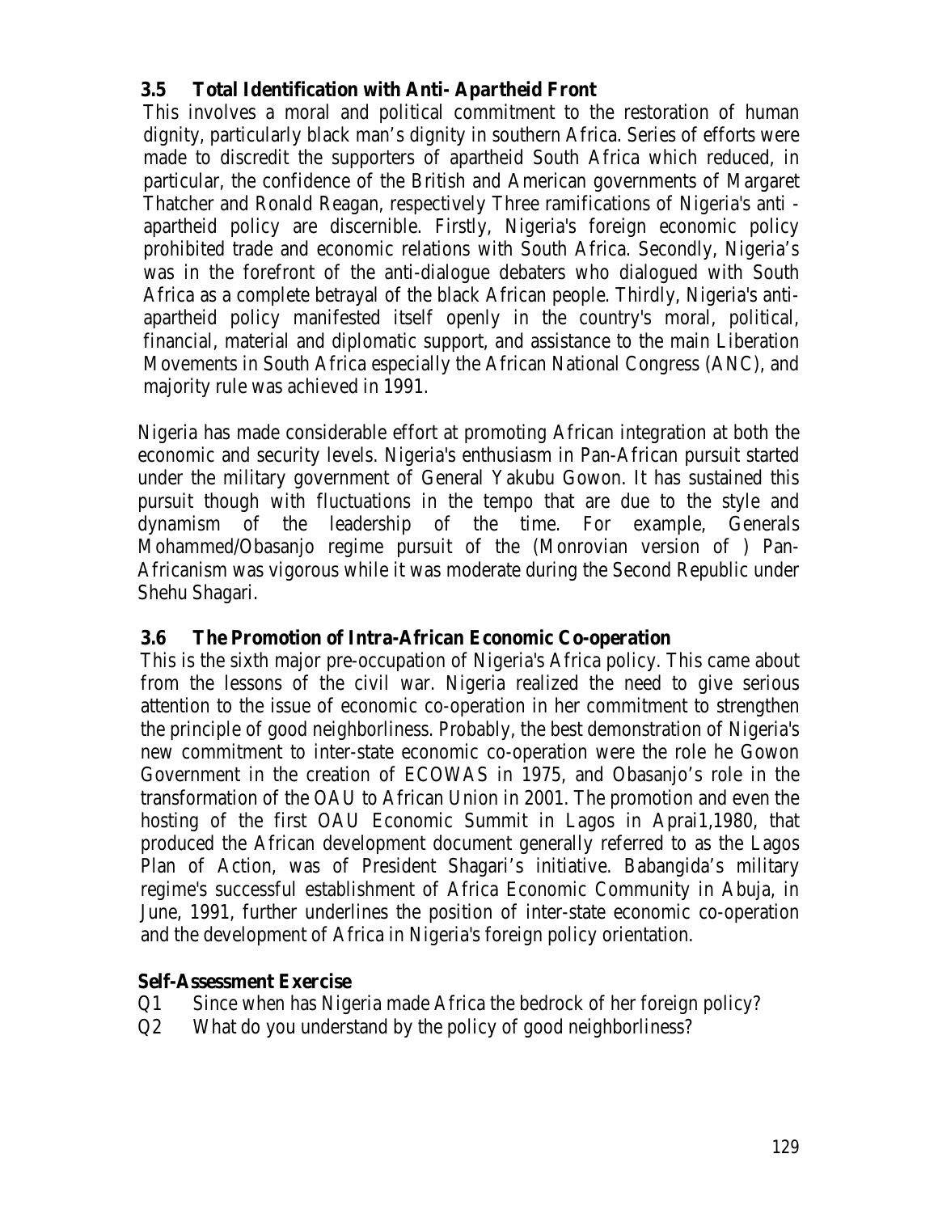### 3.5 Total Identification with Anti- Apartheid Front

This involves a moral and political commitment to the restoration of human dignity, particularly black man's dignity in southern Africa. Series of efforts were made to discredit the supporters of apartheid South Africa which reduced, in particular, the confidence of the British and American governments of Margaret Thatcher and Ronald Reagan, respectively Three ramifications of Nigeria's anti - apartheid policy are discernible. Firstly, Nigeria's foreign economic policy prohibited trade and economic relations with South Africa. Secondly, Nigeria's was in the forefront of the anti-dialogue debaters who dialogued with South Africa as a complete betrayal of the black African people. Thirdly, Nigeria's anti-apartheid policy manifested itself openly in the country's moral, political, financial, material and diplomatic support, and assistance to the main Liberation Movements in South Africa especially the African National Congress (ANC), and majority rule was achieved in 1991.

Nigeria has made considerable effort at promoting African integration at both the economic and security levels. Nigeria's enthusiasm in Pan-African pursuit started under the military government of General Yakubu Gowon. It has sustained this pursuit though with fluctuations in the tempo that are due to the style and dynamism of the leadership of the time. For example, Generals Mohammed/Obasanjo regime pursuit of the (Monrovian version of ) Pan-Africanism was vigorous while it was moderate during the Second Republic under Shehu Shagari.

### 3.6 The Promotion of Intra-African Economic Co-operation

This is the sixth major pre-occupation of Nigeria's Africa policy. This came about from the lessons of the civil war. Nigeria realized the need to give serious attention to the issue of economic co-operation in her commitment to strengthen the principle of good neighborliness. Probably, the best demonstration of Nigeria's new commitment to inter-state economic co-operation were the role he Gowon Government in the creation of ECOWAS in 1975, and Obasanjo's role in the transformation of the OAU to African Union in 2001. The promotion and even the hosting of the first OAU Economic Summit in Lagos in Aprai1,1980, that produced the African development document generally referred to as the Lagos Plan of Action, was of President Shagari's initiative. Babangida's military regime's successful establishment of Africa Economic Community in Abuja, in June, 1991, further underlines the position of inter-state economic co-operation and the development of Africa in Nigeria's foreign policy orientation.

**Self-Assessment Exercise**

Q1 Since when has Nigeria made Africa the bedrock of her foreign policy?

Q2 What do you understand by the policy of good neighborliness?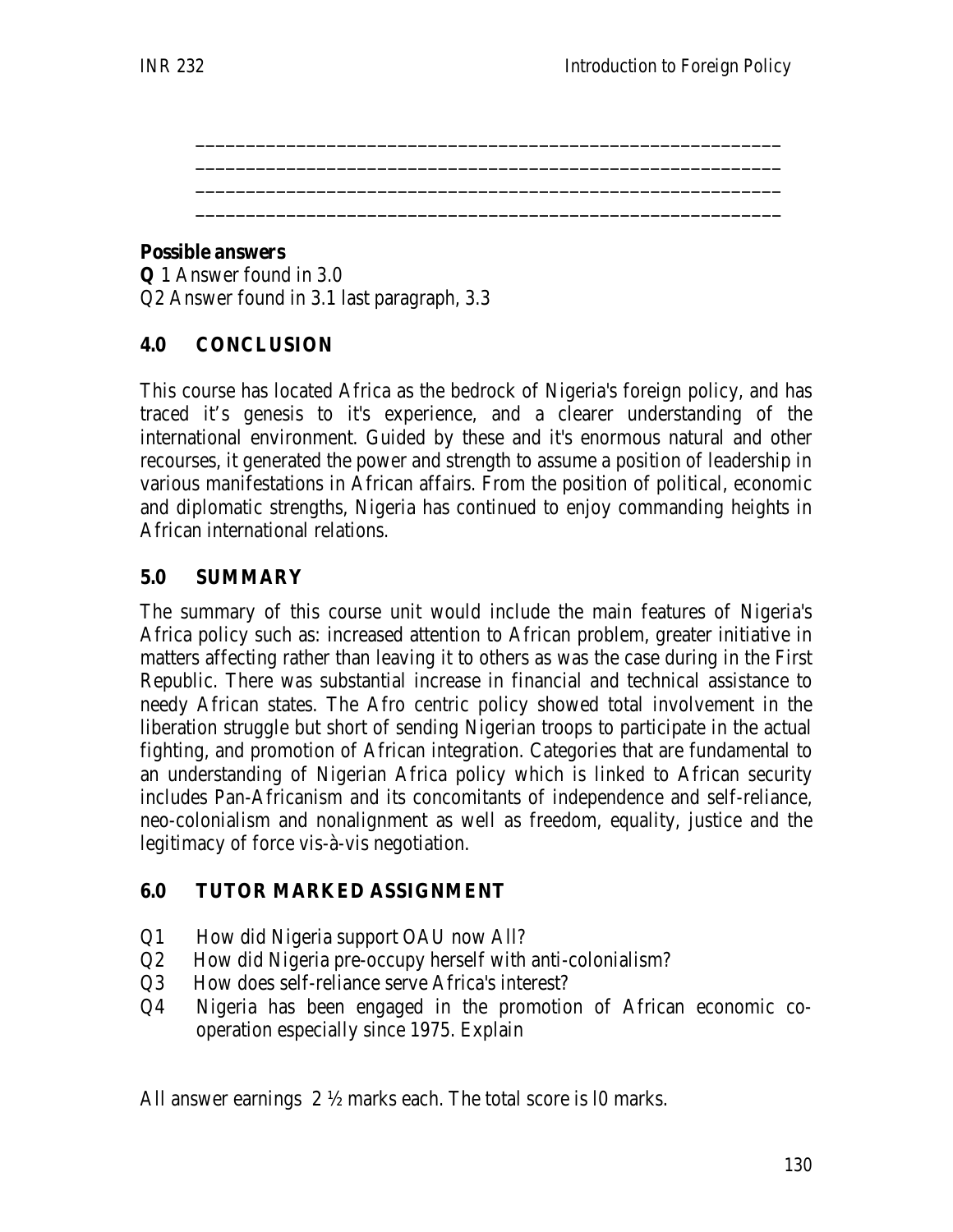\_\_\_\_\_\_\_\_\_\_\_\_\_\_\_\_\_\_\_\_\_\_\_\_\_\_\_\_\_\_\_\_\_\_\_\_\_\_\_\_\_\_\_\_\_\_\_\_\_\_\_\_\_\_\_\_\_\_\_\_

\_\_\_\_\_\_\_\_\_\_\_\_\_\_\_\_\_\_\_\_\_\_\_\_\_\_\_\_\_\_\_\_\_\_\_\_\_\_\_\_\_\_\_\_\_\_\_\_\_\_\_\_\_\_\_\_\_\_\_\_

\_\_\_\_\_\_\_\_\_\_\_\_\_\_\_\_\_\_\_\_\_\_\_\_\_\_\_\_\_\_\_\_\_\_\_\_\_\_\_\_\_\_\_\_\_\_\_\_\_\_\_\_\_\_\_\_\_\_\_\_

\_\_\_\_\_\_\_\_\_\_\_\_\_\_\_\_\_\_\_\_\_\_\_\_\_\_\_\_\_\_\_\_\_\_\_\_\_\_\_\_\_\_\_\_\_\_\_\_\_\_\_\_\_\_\_\_\_\_\_\_

**Possible answers**

**Q** 1 Answer found in 3.0
Q2 Answer found in 3.1 last paragraph, 3.3

## 4.0 CONCLUSION

This course has located Africa as the bedrock of Nigeria's foreign policy, and has traced it's genesis to it's experience, and a clearer understanding of the international environment. Guided by these and it's enormous natural and other recourses, it generated the power and strength to assume a position of leadership in various manifestations in African affairs. From the position of political, economic and diplomatic strengths, Nigeria has continued to enjoy commanding heights in African international relations.

## 5.0 SUMMARY

The summary of this course unit would include the main features of Nigeria's Africa policy such as: increased attention to African problem, greater initiative in matters affecting rather than leaving it to others as was the case during in the First Republic. There was substantial increase in financial and technical assistance to needy African states. The Afro centric policy showed total involvement in the liberation struggle but short of sending Nigerian troops to participate in the actual fighting, and promotion of African integration. Categories that are fundamental to an understanding of Nigerian Africa policy which is linked to African security includes Pan-Africanism and its concomitants of independence and self-reliance, neo-colonialism and nonalignment as well as freedom, equality, justice and the legitimacy of force vis-à-vis negotiation.

## 6.0 TUTOR MARKED ASSIGNMENT

Q1 How did Nigeria support OAU now AU?
Q2 How did Nigeria pre-occupy herself with anti-colonialism?
Q3 How does self-reliance serve Africa's interest?
Q4 Nigeria has been engaged in the promotion of African economic co-operation especially since 1975. Explain

All answer earnings 2 ½ marks each. The total score is l0 marks.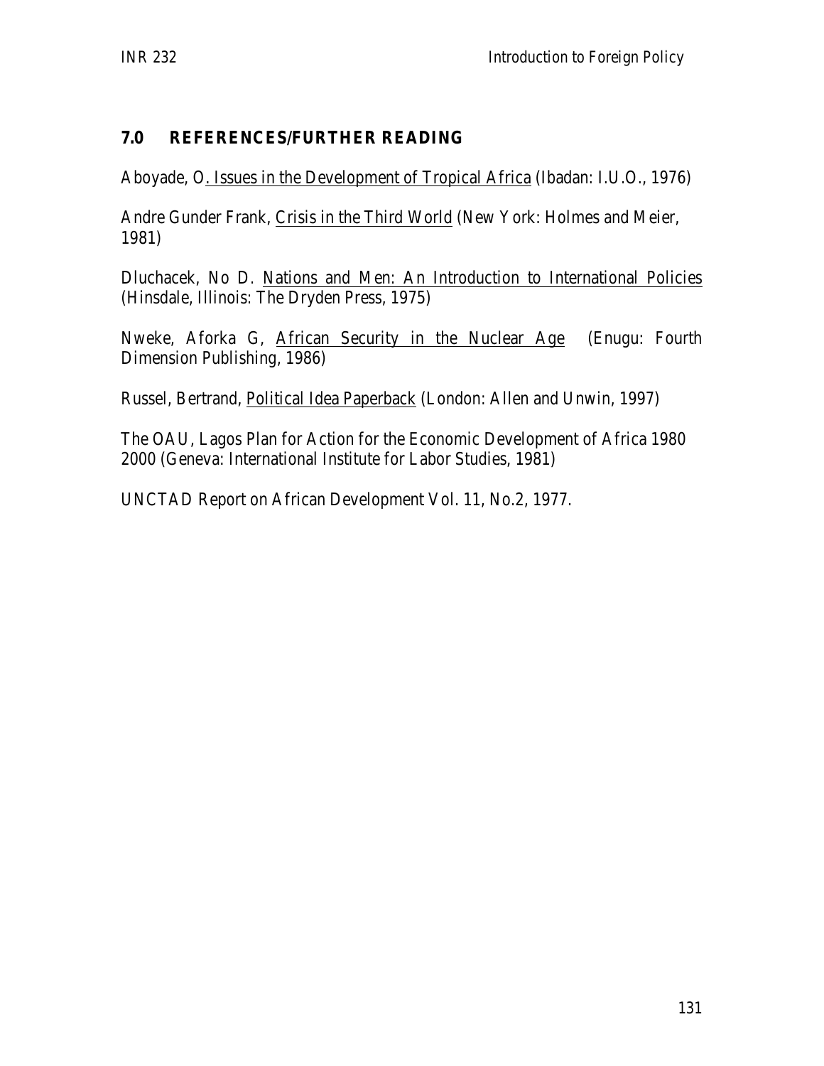## 7.0 REFERENCES/FURTHER READING

Aboyade, O. Issues in the Development of Tropical Africa (Ibadan: I.U.O., 1976)

Andre Gunder Frank, Crisis in the Third World (New York: Holmes and Meier, 1981)

Dluchacek, No D. Nations and Men: An Introduction to International Policies (Hinsdale, Illinois: The Dryden Press, 1975)

Nweke, Aforka G, African Security in the Nuclear Age (Enugu: Fourth Dimension Publishing, 1986)

Russel, Bertrand, Political Idea Paperback (London: Allen and Unwin, 1997)

The OAU, Lagos Plan for Action for the Economic Development of Africa 1980 2000 (Geneva: International Institute for Labor Studies, 1981)

UNCTAD Report on African Development Vol. 11, No.2, 1977.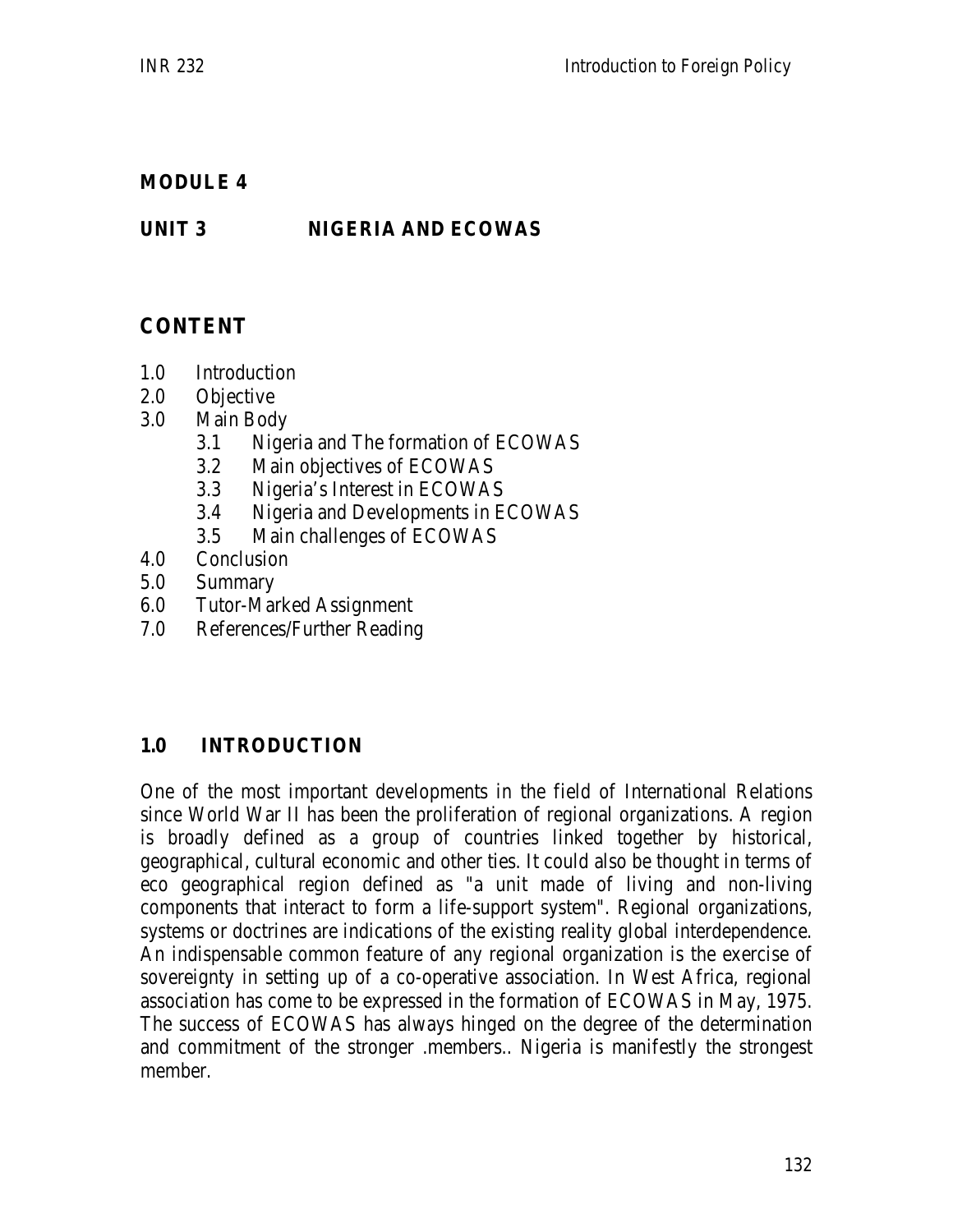## MODULE 4

## UNIT 3 NIGERIA AND ECOWAS

### CONTENT

1.0 Introduction
2.0 Objective
3.0 Main Body
  3.1 Nigeria and The formation of ECOWAS
  3.2 Main objectives of ECOWAS
  3.3 Nigeria's Interest in ECOWAS
  3.4 Nigeria and Developments in ECOWAS
  3.5 Main challenges of ECOWAS
4.0 Conclusion
5.0 Summary
6.0 Tutor-Marked Assignment
7.0 References/Further Reading

### 1.0 INTRODUCTION

One of the most important developments in the field of International Relations since World War II has been the proliferation of regional organizations. A region is broadly defined as a group of countries linked together by historical, geographical, cultural economic and other ties. It could also be thought in terms of eco geographical region defined as "a unit made of living and non-living components that interact to form a life-support system". Regional organizations, systems or doctrines are indications of the existing reality global interdependence. An indispensable common feature of any regional organization is the exercise of sovereignty in setting up of a co-operative association. In West Africa, regional association has come to be expressed in the formation of ECOWAS in May, 1975. The success of ECOWAS has always hinged on the degree of the determination and commitment of the stronger .members.. Nigeria is manifestly the strongest member.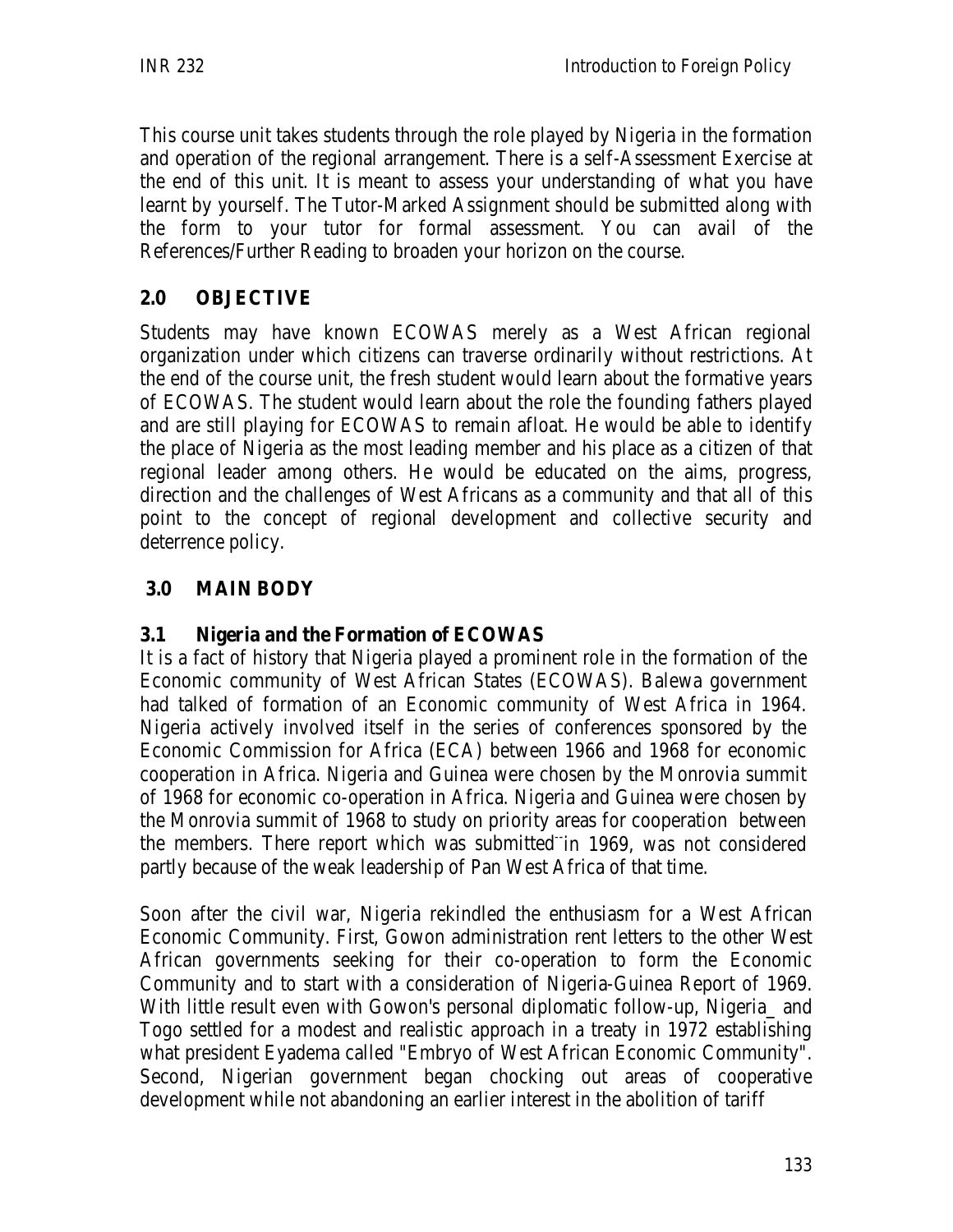This course unit takes students through the role played by Nigeria in the formation and operation of the regional arrangement. There is a self-Assessment Exercise at the end of this unit. It is meant to assess your understanding of what you have learnt by yourself. The Tutor-Marked Assignment should be submitted along with the form to your tutor for formal assessment. You can avail of the References/Further Reading to broaden your horizon on the course.

## 2.0 OBJECTIVE

Students may have known ECOWAS merely as a West African regional organization under which citizens can traverse ordinarily without restrictions. At the end of the course unit, the fresh student would learn about the formative years of ECOWAS. The student would learn about the role the founding fathers played and are still playing for ECOWAS to remain afloat. He would be able to identify the place of Nigeria as the most leading member and his place as a citizen of that regional leader among others. He would be educated on the aims, progress, direction and the challenges of West Africans as a community and that all of this point to the concept of regional development and collective security and deterrence policy.

## 3.0 MAIN BODY

### 3.1 Nigeria and the Formation of ECOWAS

It is a fact of history that Nigeria played a prominent role in the formation of the Economic community of West African States (ECOWAS). Balewa government had talked of formation of an Economic community of West Africa in 1964. Nigeria actively involved itself in the series of conferences sponsored by the Economic Commission for Africa (ECA) between 1966 and 1968 for economic cooperation in Africa. Nigeria and Guinea were chosen by the Monrovia summit of 1968 for economic co-operation in Africa. Nigeria and Guinea were chosen by the Monrovia summit of 1968 to study on priority areas for cooperation between the members. There report which was submitted in 1969, was not considered partly because of the weak leadership of Pan West Africa of that time.

Soon after the civil war, Nigeria rekindled the enthusiasm for a West African Economic Community. First, Gowon administration rent letters to the other West African governments seeking for their co-operation to form the Economic Community and to start with a consideration of Nigeria-Guinea Report of 1969. With little result even with Gowon's personal diplomatic follow-up, Nigeria_ and Togo settled for a modest and realistic approach in a treaty in 1972 establishing what president Eyadema called "Embryo of West African Economic Community". Second, Nigerian government began chocking out areas of cooperative development while not abandoning an earlier interest in the abolition of tariff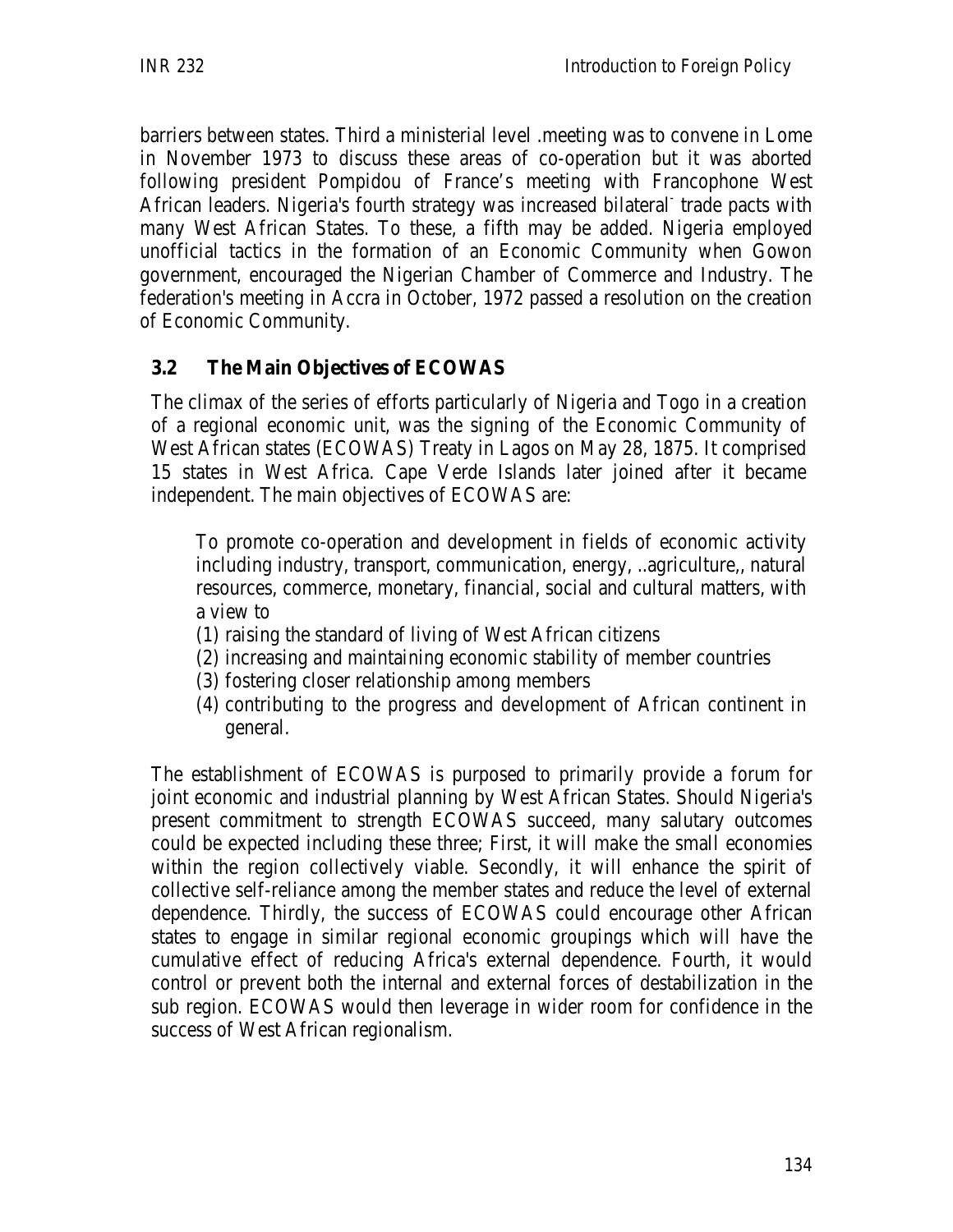barriers between states. Third a ministerial level .meeting was to convene in Lome in November 1973 to discuss these areas of co-operation but it was aborted following president Pompidou of France's meeting with Francophone West African leaders. Nigeria's fourth strategy was increased bilateral trade pacts with many West African States. To these, a fifth may be added. Nigeria employed unofficial tactics in the formation of an Economic Community when Gowon government, encouraged the Nigerian Chamber of Commerce and Industry. The federation's meeting in Accra in October, 1972 passed a resolution on the creation of Economic Community.

## 3.2 The Main Objectives of ECOWAS

The climax of the series of efforts particularly of Nigeria and Togo in a creation of a regional economic unit, was the signing of the Economic Community of West African states (ECOWAS) Treaty in Lagos on May 28, 1875. It comprised 15 states in West Africa. Cape Verde Islands later joined after it became independent. The main objectives of ECOWAS are:

To promote co-operation and development in fields of economic activity including industry, transport, communication, energy, ..agriculture,, natural resources, commerce, monetary, financial, social and cultural matters, with a view to

(1) raising the standard of living of West African citizens
(2) increasing and maintaining economic stability of member countries
(3) fostering closer relationship among members
(4) contributing to the progress and development of African continent in general.

The establishment of ECOWAS is purposed to primarily provide a forum for joint economic and industrial planning by West African States. Should Nigeria's present commitment to strength ECOWAS succeed, many salutary outcomes could be expected including these three; First, it will make the small economies within the region collectively viable. Secondly, it will enhance the spirit of collective self-reliance among the member states and reduce the level of external dependence. Thirdly, the success of ECOWAS could encourage other African states to engage in similar regional economic groupings which will have the cumulative effect of reducing Africa's external dependence. Fourth, it would control or prevent both the internal and external forces of destabilization in the sub region. ECOWAS would then leverage in wider room for confidence in the success of West African regionalism.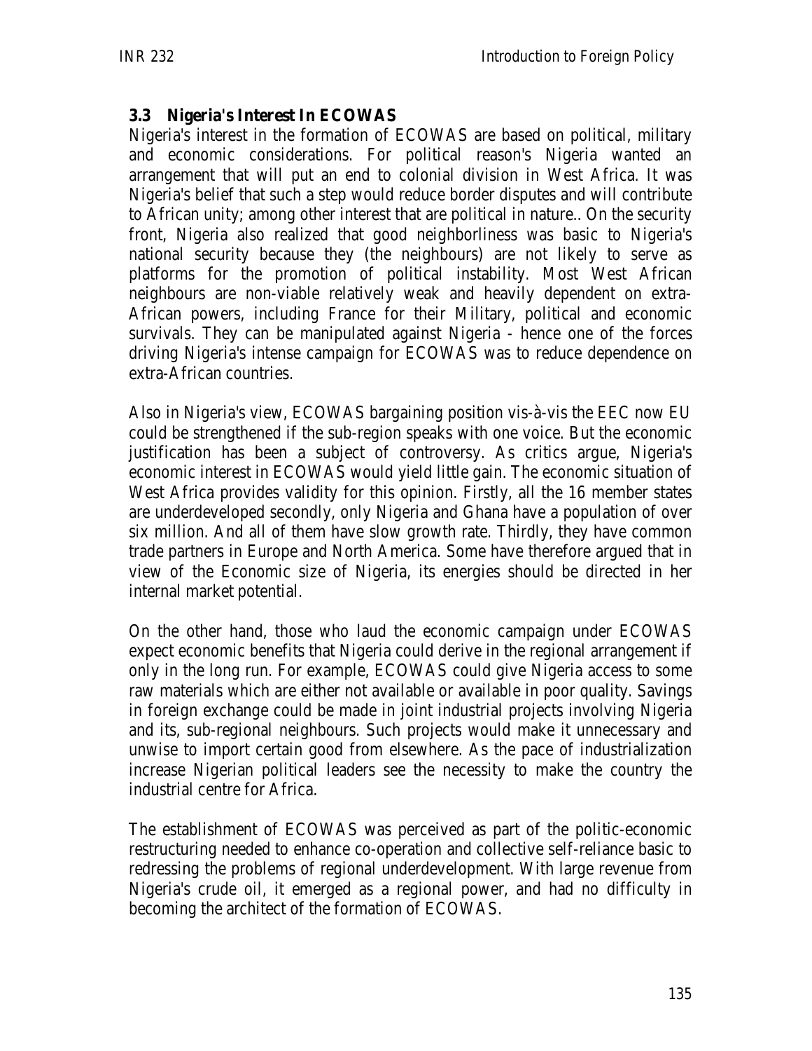### 3.3 Nigeria's Interest In ECOWAS

Nigeria's interest in the formation of ECOWAS are based on political, military and economic considerations. For political reason's Nigeria wanted an arrangement that will put an end to colonial division in West Africa. It was Nigeria's belief that such a step would reduce border disputes and will contribute to African unity; among other interest that are political in nature.. On the security front, Nigeria also realized that good neighborliness was basic to Nigeria's national security because they (the neighbours) are not likely to serve as platforms for the promotion of political instability. Most West African neighbours are non-viable relatively weak and heavily dependent on extra-African powers, including France for their Military, political and economic survivals. They can be manipulated against Nigeria - hence one of the forces driving Nigeria's intense campaign for ECOWAS was to reduce dependence on extra-African countries.

Also in Nigeria's view, ECOWAS bargaining position vis-à-vis the EEC now EU could be strengthened if the sub-region speaks with one voice. But the economic justification has been a subject of controversy. As critics argue, Nigeria's economic interest in ECOWAS would yield little gain. The economic situation of West Africa provides validity for this opinion. Firstly, all the 16 member states are underdeveloped secondly, only Nigeria and Ghana have a population of over six million. And all of them have slow growth rate. Thirdly, they have common trade partners in Europe and North America. Some have therefore argued that in view of the Economic size of Nigeria, its energies should be directed in her internal market potential.

On the other hand, those who laud the economic campaign under ECOWAS expect economic benefits that Nigeria could derive in the regional arrangement if only in the long run. For example, ECOWAS could give Nigeria access to some raw materials which are either not available or available in poor quality. Savings in foreign exchange could be made in joint industrial projects involving Nigeria and its, sub-regional neighbours. Such projects would make it unnecessary and unwise to import certain good from elsewhere. As the pace of industrialization increase Nigerian political leaders see the necessity to make the country the industrial centre for Africa.

The establishment of ECOWAS was perceived as part of the politic-economic restructuring needed to enhance co-operation and collective self-reliance basic to redressing the problems of regional underdevelopment. With large revenue from Nigeria's crude oil, it emerged as a regional power, and had no difficulty in becoming the architect of the formation of ECOWAS.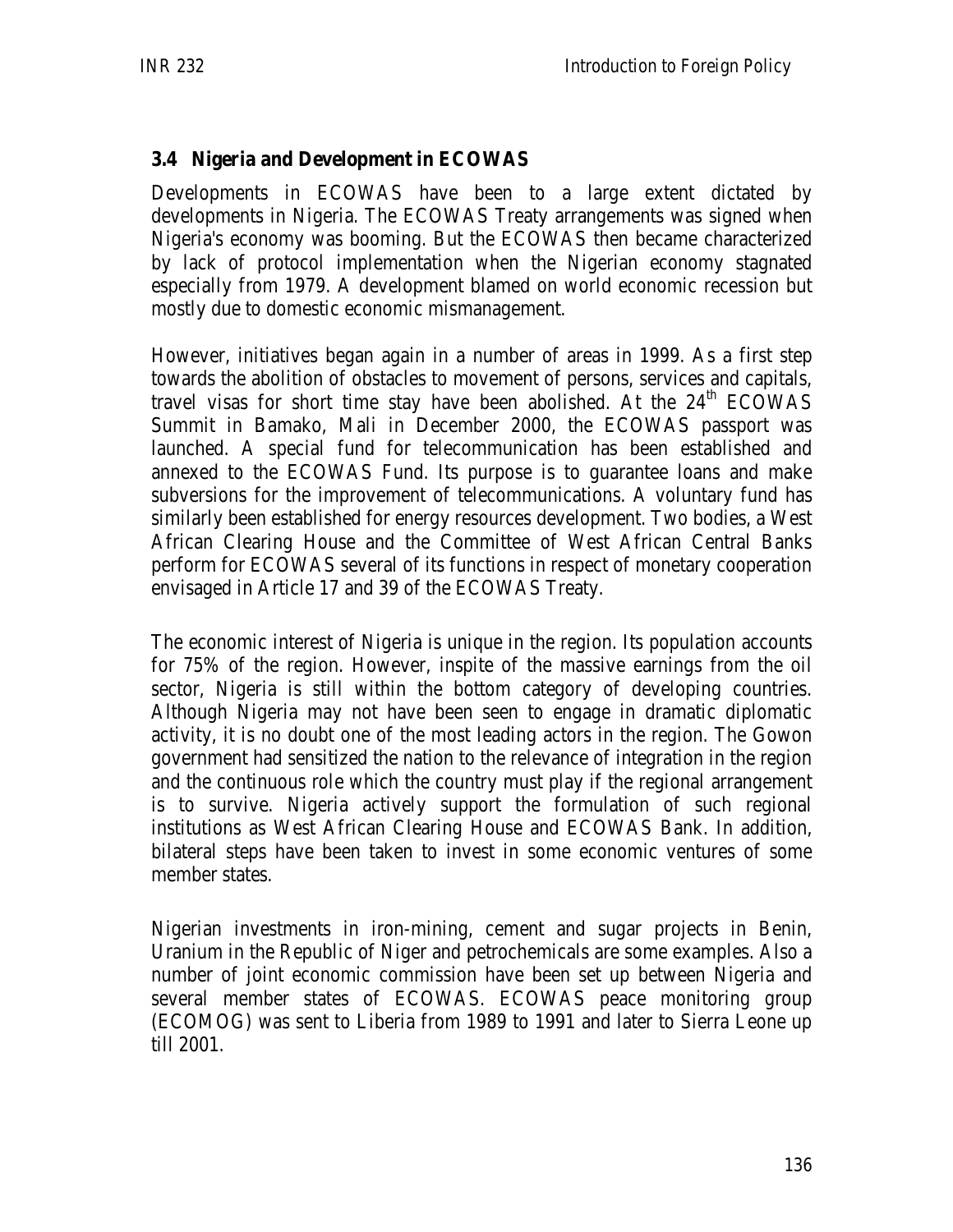### 3.4 Nigeria and Development in ECOWAS

Developments in ECOWAS have been to a large extent dictated by developments in Nigeria. The ECOWAS Treaty arrangements was signed when Nigeria's economy was booming. But the ECOWAS then became characterized by lack of protocol implementation when the Nigerian economy stagnated especially from 1979. A development blamed on world economic recession but mostly due to domestic economic mismanagement.

However, initiatives began again in a number of areas in 1999. As a first step towards the abolition of obstacles to movement of persons, services and capitals, travel visas for short time stay have been abolished. At the 24th ECOWAS Summit in Bamako, Mali in December 2000, the ECOWAS passport was launched. A special fund for telecommunication has been established and annexed to the ECOWAS Fund. Its purpose is to guarantee loans and make subversions for the improvement of telecommunications. A voluntary fund has similarly been established for energy resources development. Two bodies, a West African Clearing House and the Committee of West African Central Banks perform for ECOWAS several of its functions in respect of monetary cooperation envisaged in Article 17 and 39 of the ECOWAS Treaty.

The economic interest of Nigeria is unique in the region. Its population accounts for 75% of the region. However, inspite of the massive earnings from the oil sector, Nigeria is still within the bottom category of developing countries. Although Nigeria may not have been seen to engage in dramatic diplomatic activity, it is no doubt one of the most leading actors in the region. The Gowon government had sensitized the nation to the relevance of integration in the region and the continuous role which the country must play if the regional arrangement is to survive. Nigeria actively support the formulation of such regional institutions as West African Clearing House and ECOWAS Bank. In addition, bilateral steps have been taken to invest in some economic ventures of some member states.

Nigerian investments in iron-mining, cement and sugar projects in Benin, Uranium in the Republic of Niger and petrochemicals are some examples. Also a number of joint economic commission have been set up between Nigeria and several member states of ECOWAS. ECOWAS peace monitoring group (ECOMOG) was sent to Liberia from 1989 to 1991 and later to Sierra Leone up till 2001.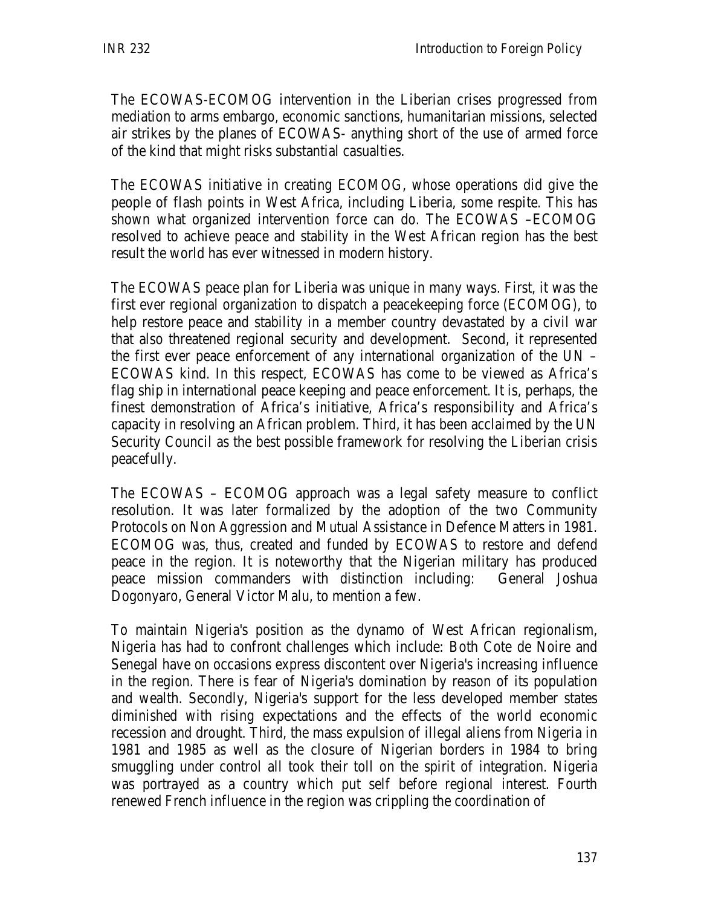The ECOWAS-ECOMOG intervention in the Liberian crises progressed from mediation to arms embargo, economic sanctions, humanitarian missions, selected air strikes by the planes of ECOWAS- anything short of the use of armed force of the kind that might risks substantial casualties.

The ECOWAS initiative in creating ECOMOG, whose operations did give the people of flash points in West Africa, including Liberia, some respite. This has shown what organized intervention force can do. The ECOWAS –ECOMOG resolved to achieve peace and stability in the West African region has the best result the world has ever witnessed in modern history.

The ECOWAS peace plan for Liberia was unique in many ways. First, it was the first ever regional organization to dispatch a peacekeeping force (ECOMOG), to help restore peace and stability in a member country devastated by a civil war that also threatened regional security and development. Second, it represented the first ever peace enforcement of any international organization of the UN – ECOWAS kind. In this respect, ECOWAS has come to be viewed as Africa's flag ship in international peace keeping and peace enforcement. It is, perhaps, the finest demonstration of Africa's initiative, Africa's responsibility and Africa's capacity in resolving an African problem. Third, it has been acclaimed by the UN Security Council as the best possible framework for resolving the Liberian crisis peacefully.

The ECOWAS – ECOMOG approach was a legal safety measure to conflict resolution. It was later formalized by the adoption of the two Community Protocols on Non Aggression and Mutual Assistance in Defence Matters in 1981. ECOMOG was, thus, created and funded by ECOWAS to restore and defend peace in the region. It is noteworthy that the Nigerian military has produced peace mission commanders with distinction including: General Joshua Dogonyaro, General Victor Malu, to mention a few.

To maintain Nigeria's position as the dynamo of West African regionalism, Nigeria has had to confront challenges which include: Both Cote de Noire and Senegal have on occasions express discontent over Nigeria's increasing influence in the region. There is fear of Nigeria's domination by reason of its population and wealth. Secondly, Nigeria's support for the less developed member states diminished with rising expectations and the effects of the world economic recession and drought. Third, the mass expulsion of illegal aliens from Nigeria in 1981 and 1985 as well as the closure of Nigerian borders in 1984 to bring smuggling under control all took their toll on the spirit of integration. Nigeria was portrayed as a country which put self before regional interest. Fourth renewed French influence in the region was crippling the coordination of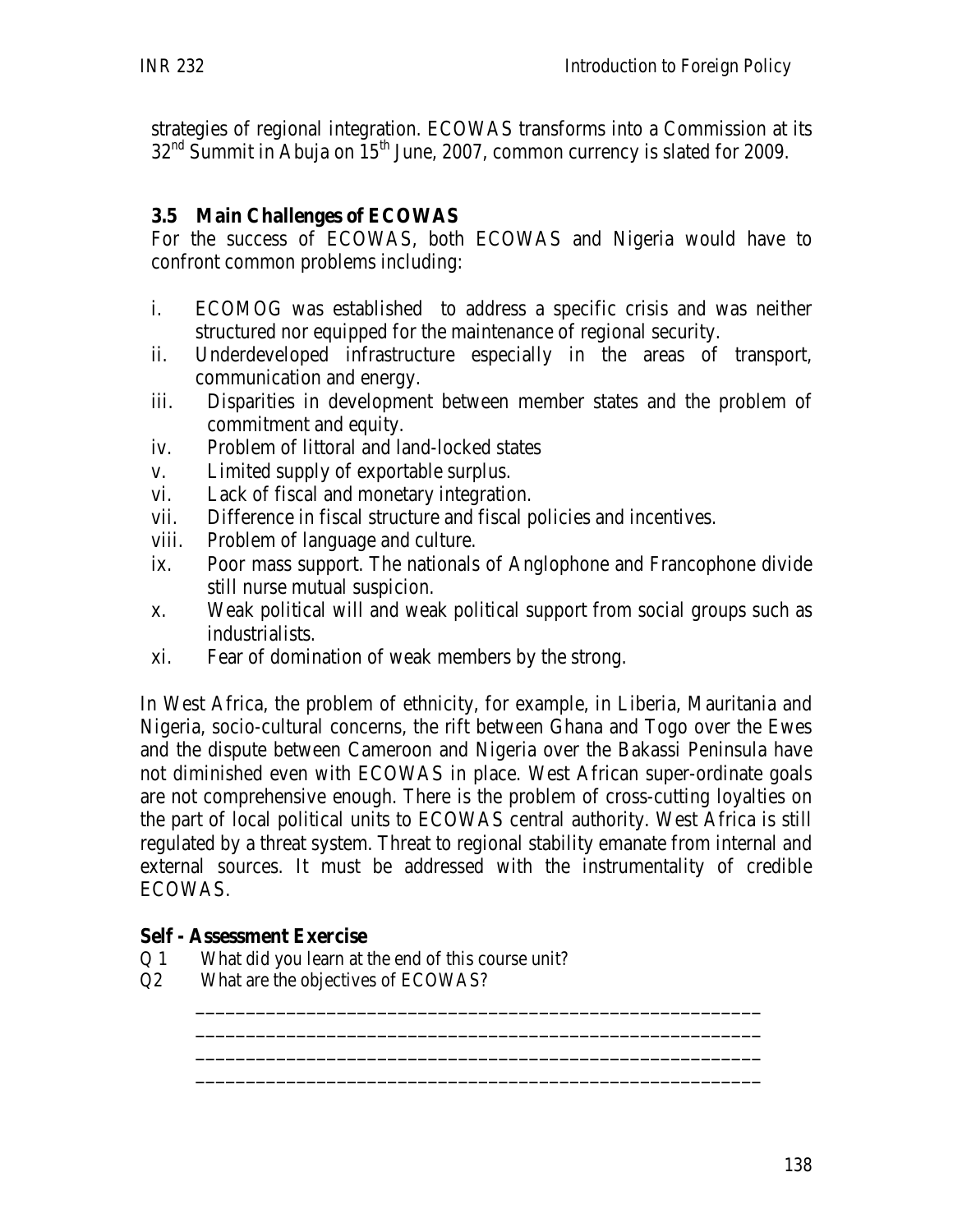strategies of regional integration. ECOWAS transforms into a Commission at its 32nd Summit in Abuja on 15th June, 2007, common currency is slated for 2009.

### 3.5 Main Challenges of ECOWAS

For the success of ECOWAS, both ECOWAS and Nigeria would have to confront common problems including:

i. ECOMOG was established to address a specific crisis and was neither structured nor equipped for the maintenance of regional security.
ii. Underdeveloped infrastructure especially in the areas of transport, communication and energy.
iii. Disparities in development between member states and the problem of commitment and equity.
iv. Problem of littoral and land-locked states
v. Limited supply of exportable surplus.
vi. Lack of fiscal and monetary integration.
vii. Difference in fiscal structure and fiscal policies and incentives.
viii. Problem of language and culture.
ix. Poor mass support. The nationals of Anglophone and Francophone divide still nurse mutual suspicion.
x. Weak political will and weak political support from social groups such as industrialists.
xi. Fear of domination of weak members by the strong.

In West Africa, the problem of ethnicity, for example, in Liberia, Mauritania and Nigeria, socio-cultural concerns, the rift between Ghana and Togo over the Ewes and the dispute between Cameroon and Nigeria over the Bakassi Peninsula have not diminished even with ECOWAS in place. West African super-ordinate goals are not comprehensive enough. There is the problem of cross-cutting loyalties on the part of local political units to ECOWAS central authority. West Africa is still regulated by a threat system. Threat to regional stability emanate from internal and external sources. It must be addressed with the instrumentality of credible ECOWAS.

**Self - Assessment Exercise**

Q 1 What did you learn at the end of this course unit?
Q2 What are the objectives of ECOWAS?

\_\_\_\_\_\_\_\_\_\_\_\_\_\_\_\_\_\_\_\_\_\_\_\_\_\_\_\_\_\_\_\_\_\_\_\_\_\_\_\_\_\_\_\_\_\_\_\_\_\_\_\_\_\_
\_\_\_\_\_\_\_\_\_\_\_\_\_\_\_\_\_\_\_\_\_\_\_\_\_\_\_\_\_\_\_\_\_\_\_\_\_\_\_\_\_\_\_\_\_\_\_\_\_\_\_\_\_\_
\_\_\_\_\_\_\_\_\_\_\_\_\_\_\_\_\_\_\_\_\_\_\_\_\_\_\_\_\_\_\_\_\_\_\_\_\_\_\_\_\_\_\_\_\_\_\_\_\_\_\_\_\_\_
\_\_\_\_\_\_\_\_\_\_\_\_\_\_\_\_\_\_\_\_\_\_\_\_\_\_\_\_\_\_\_\_\_\_\_\_\_\_\_\_\_\_\_\_\_\_\_\_\_\_\_\_\_\_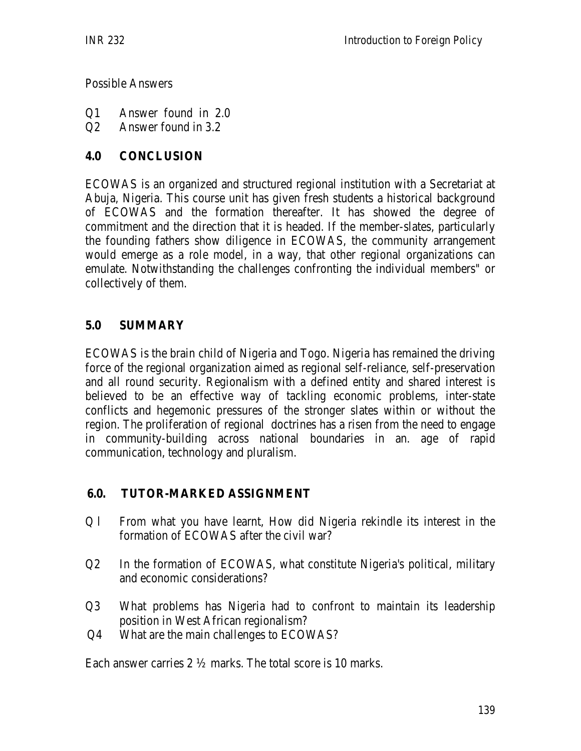Possible Answers

Q1 Answer found in 2.0
Q2 Answer found in 3.2

## 4.0 CONCLUSION

ECOWAS is an organized and structured regional institution with a Secretariat at Abuja, Nigeria. This course unit has given fresh students a historical background of ECOWAS and the formation thereafter. It has showed the degree of commitment and the direction that it is headed. If the member-slates, particularly the founding fathers show diligence in ECOWAS, the community arrangement would emerge as a role model, in a way, that other regional organizations can emulate. Notwithstanding the challenges confronting the individual members" or collectively of them.

## 5.0 SUMMARY

ECOWAS is the brain child of Nigeria and Togo. Nigeria has remained the driving force of the regional organization aimed as regional self-reliance, self-preservation and all round security. Regionalism with a defined entity and shared interest is believed to be an effective way of tackling economic problems, inter-state conflicts and hegemonic pressures of the stronger slates within or without the region. The proliferation of regional doctrines has a risen from the need to engage in community-building across national boundaries in an. age of rapid communication, technology and pluralism.

## 6.0. TUTOR-MARKED ASSIGNMENT

Q l From what you have learnt, How did Nigeria rekindle its interest in the formation of ECOWAS after the civil war?

Q2 In the formation of ECOWAS, what constitute Nigeria's political, military and economic considerations?

Q3 What problems has Nigeria had to confront to maintain its leadership position in West African regionalism?

Q4 What are the main challenges to ECOWAS?

Each answer carries 2 ½ marks. The total score is 10 marks.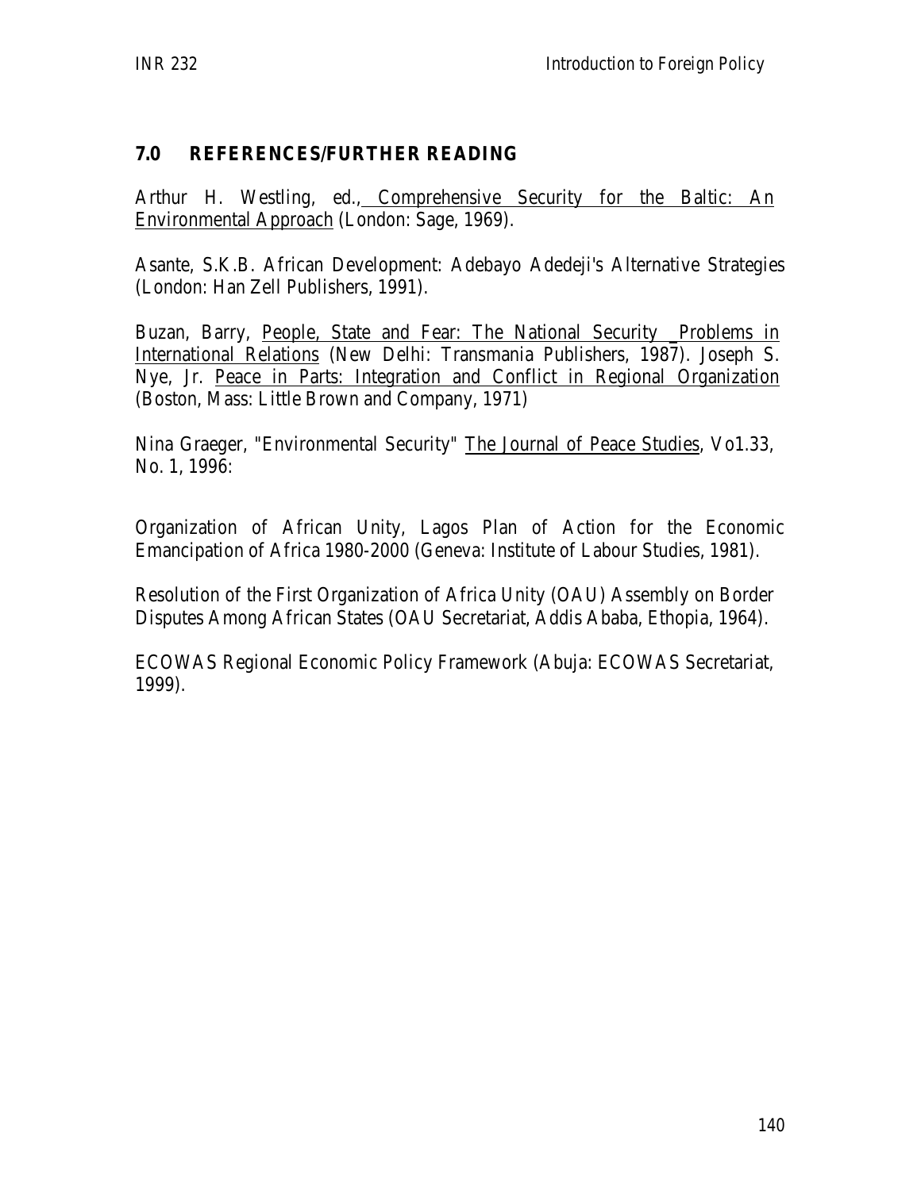## 7.0 REFERENCES/FURTHER READING

Arthur H. Westling, ed., Comprehensive Security for the Baltic: An Environmental Approach (London: Sage, 1969).

Asante, S.K.B. African Development: Adebayo Adedeji's Alternative Strategies (London: Han Zell Publishers, 1991).

Buzan, Barry, People, State and Fear: The National Security _Problems in International Relations (New Delhi: Transmania Publishers, 1987). Joseph S. Nye, Jr. Peace in Parts: Integration and Conflict in Regional Organization (Boston, Mass: Little Brown and Company, 1971)

Nina Graeger, "Environmental Security" The Journal of Peace Studies, Vo1.33, No. 1, 1996:

Organization of African Unity, Lagos Plan of Action for the Economic Emancipation of Africa 1980-2000 (Geneva: Institute of Labour Studies, 1981).

Resolution of the First Organization of Africa Unity (OAU) Assembly on Border Disputes Among African States (OAU Secretariat, Addis Ababa, Ethopia, 1964).

ECOWAS Regional Economic Policy Framework (Abuja: ECOWAS Secretariat, 1999).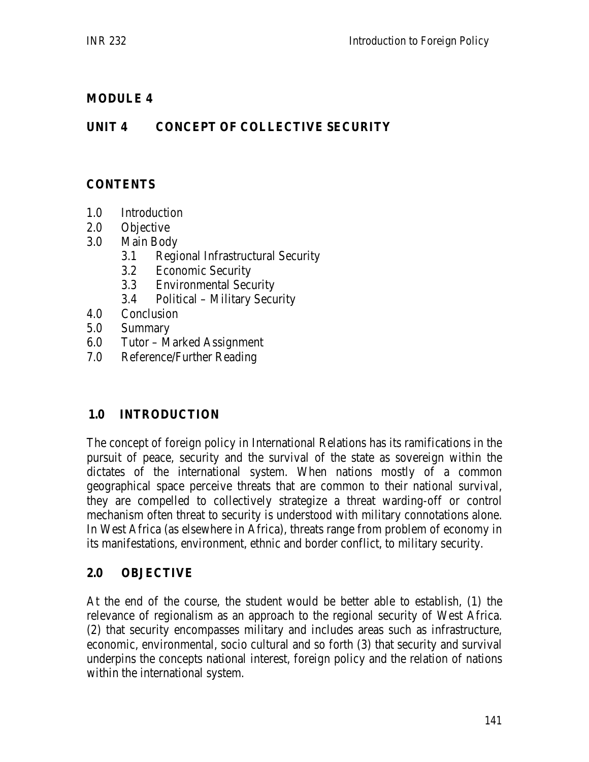## MODULE 4

## UNIT 4 CONCEPT OF COLLECTIVE SECURITY

### CONTENTS

1.0 Introduction
2.0 Objective
3.0 Main Body
    3.1 Regional Infrastructural Security
    3.2 Economic Security
    3.3 Environmental Security
    3.4 Political – Military Security
4.0 Conclusion
5.0 Summary
6.0 Tutor – Marked Assignment
7.0 Reference/Further Reading

### 1.0 INTRODUCTION

The concept of foreign policy in International Relations has its ramifications in the pursuit of peace, security and the survival of the state as sovereign within the dictates of the international system. When nations mostly of a common geographical space perceive threats that are common to their national survival, they are compelled to collectively strategize a threat warding-off or control mechanism often threat to security is understood with military connotations alone. In West Africa (as elsewhere in Africa), threats range from problem of economy in its manifestations, environment, ethnic and border conflict, to military security.

### 2.0 OBJECTIVE

At the end of the course, the student would be better able to establish, (1) the relevance of regionalism as an approach to the regional security of West Africa. (2) that security encompasses military and includes areas such as infrastructure, economic, environmental, socio cultural and so forth (3) that security and survival underpins the concepts national interest, foreign policy and the relation of nations within the international system.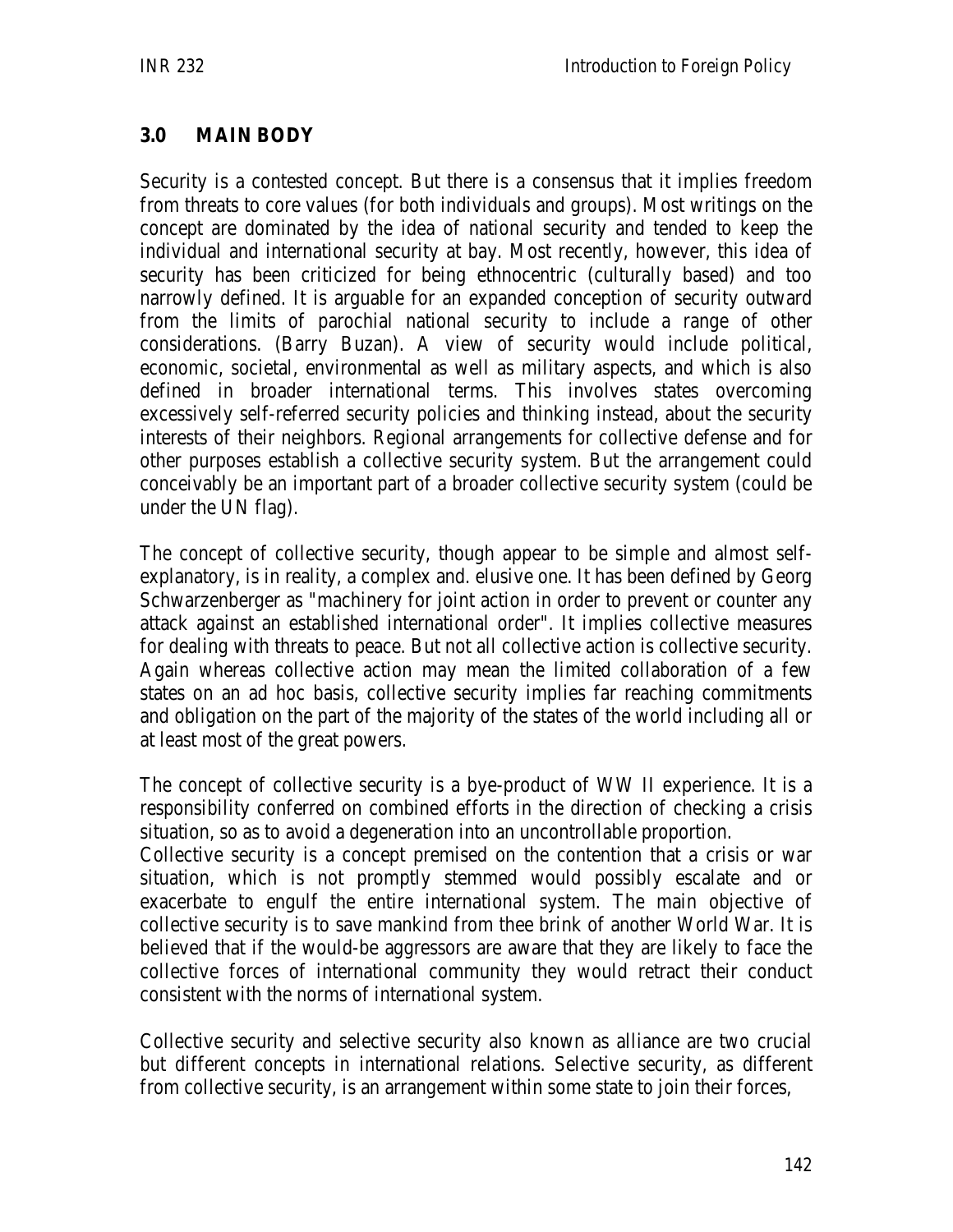## 3.0 MAIN BODY

Security is a contested concept. But there is a consensus that it implies freedom from threats to core values (for both individuals and groups). Most writings on the concept are dominated by the idea of national security and tended to keep the individual and international security at bay. Most recently, however, this idea of security has been criticized for being ethnocentric (culturally based) and too narrowly defined. It is arguable for an expanded conception of security outward from the limits of parochial national security to include a range of other considerations. (Barry Buzan). A view of security would include political, economic, societal, environmental as well as military aspects, and which is also defined in broader international terms. This involves states overcoming excessively self-referred security policies and thinking instead, about the security interests of their neighbors. Regional arrangements for collective defense and for other purposes establish a collective security system. But the arrangement could conceivably be an important part of a broader collective security system (could be under the UN flag).

The concept of collective security, though appear to be simple and almost self-explanatory, is in reality, a complex and. elusive one. It has been defined by Georg Schwarzenberger as "machinery for joint action in order to prevent or counter any attack against an established international order". It implies collective measures for dealing with threats to peace. But not all collective action is collective security. Again whereas collective action may mean the limited collaboration of a few states on an ad hoc basis, collective security implies far reaching commitments and obligation on the part of the majority of the states of the world including all or at least most of the great powers.

The concept of collective security is a bye-product of WW II experience. It is a responsibility conferred on combined efforts in the direction of checking a crisis situation, so as to avoid a degeneration into an uncontrollable proportion.
Collective security is a concept premised on the contention that a crisis or war situation, which is not promptly stemmed would possibly escalate and or exacerbate to engulf the entire international system. The main objective of collective security is to save mankind from thee brink of another World War. It is believed that if the would-be aggressors are aware that they are likely to face the collective forces of international community they would retract their conduct consistent with the norms of international system.

Collective security and selective security also known as alliance are two crucial but different concepts in international relations. Selective security, as different from collective security, is an arrangement within some state to join their forces,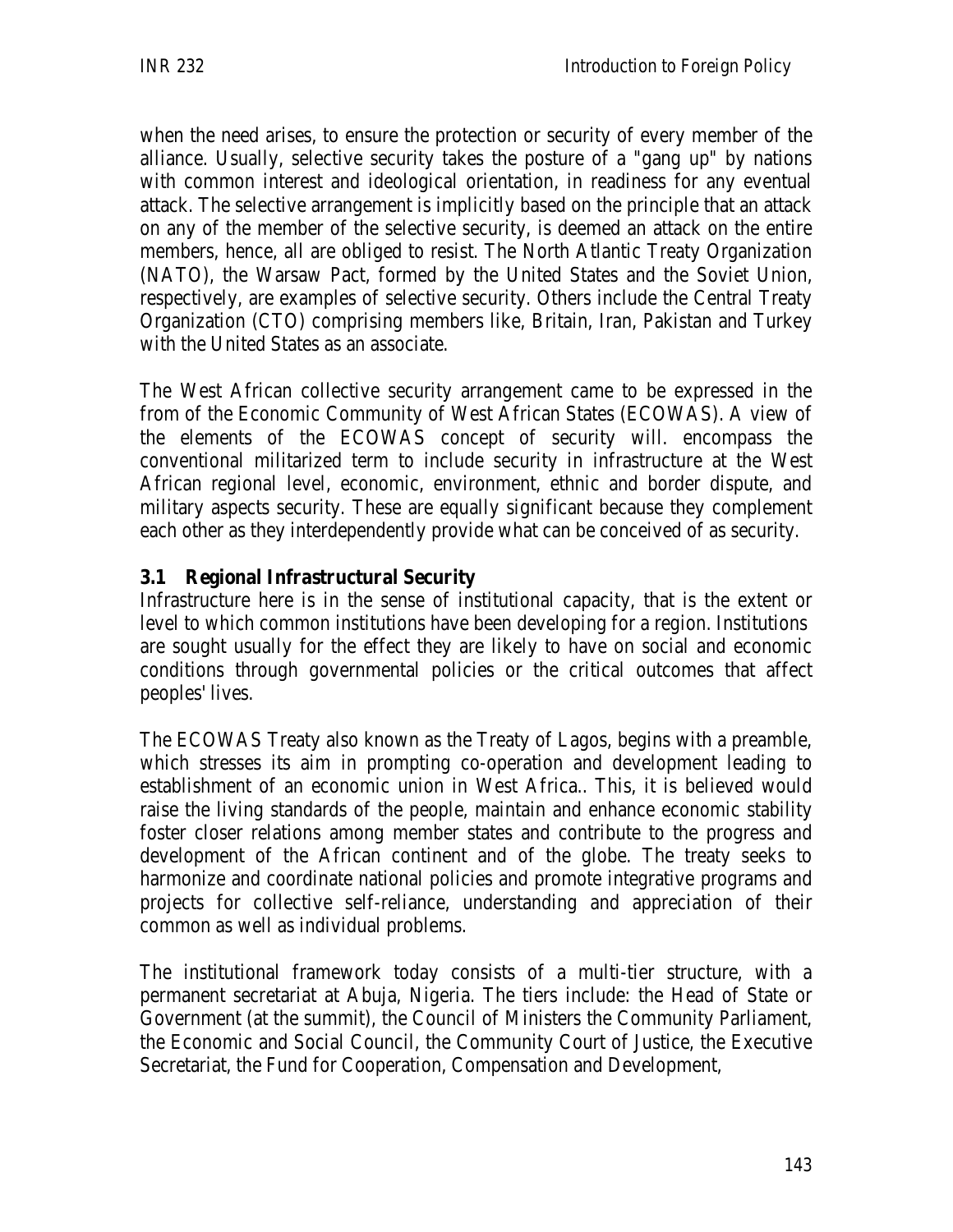when the need arises, to ensure the protection or security of every member of the alliance. Usually, selective security takes the posture of a "gang up" by nations with common interest and ideological orientation, in readiness for any eventual attack. The selective arrangement is implicitly based on the principle that an attack on any of the member of the selective security, is deemed an attack on the entire members, hence, all are obliged to resist. The North Atlantic Treaty Organization (NATO), the Warsaw Pact, formed by the United States and the Soviet Union, respectively, are examples of selective security. Others include the Central Treaty Organization (CTO) comprising members like, Britain, Iran, Pakistan and Turkey with the United States as an associate.

The West African collective security arrangement came to be expressed in the from of the Economic Community of West African States (ECOWAS). A view of the elements of the ECOWAS concept of security will. encompass the conventional militarized term to include security in infrastructure at the West African regional level, economic, environment, ethnic and border dispute, and military aspects security. These are equally significant because they complement each other as they interdependently provide what can be conceived of as security.

### 3.1 Regional Infrastructural Security

Infrastructure here is in the sense of institutional capacity, that is the extent or level to which common institutions have been developing for a region. Institutions are sought usually for the effect they are likely to have on social and economic conditions through governmental policies or the critical outcomes that affect peoples' lives.

The ECOWAS Treaty also known as the Treaty of Lagos, begins with a preamble, which stresses its aim in prompting co-operation and development leading to establishment of an economic union in West Africa.. This, it is believed would raise the living standards of the people, maintain and enhance economic stability foster closer relations among member states and contribute to the progress and development of the African continent and of the globe. The treaty seeks to harmonize and coordinate national policies and promote integrative programs and projects for collective self-reliance, understanding and appreciation of their common as well as individual problems.

The institutional framework today consists of a multi-tier structure, with a permanent secretariat at Abuja, Nigeria. The tiers include: the Head of State or Government (at the summit), the Council of Ministers the Community Parliament, the Economic and Social Council, the Community Court of Justice, the Executive Secretariat, the Fund for Cooperation, Compensation and Development,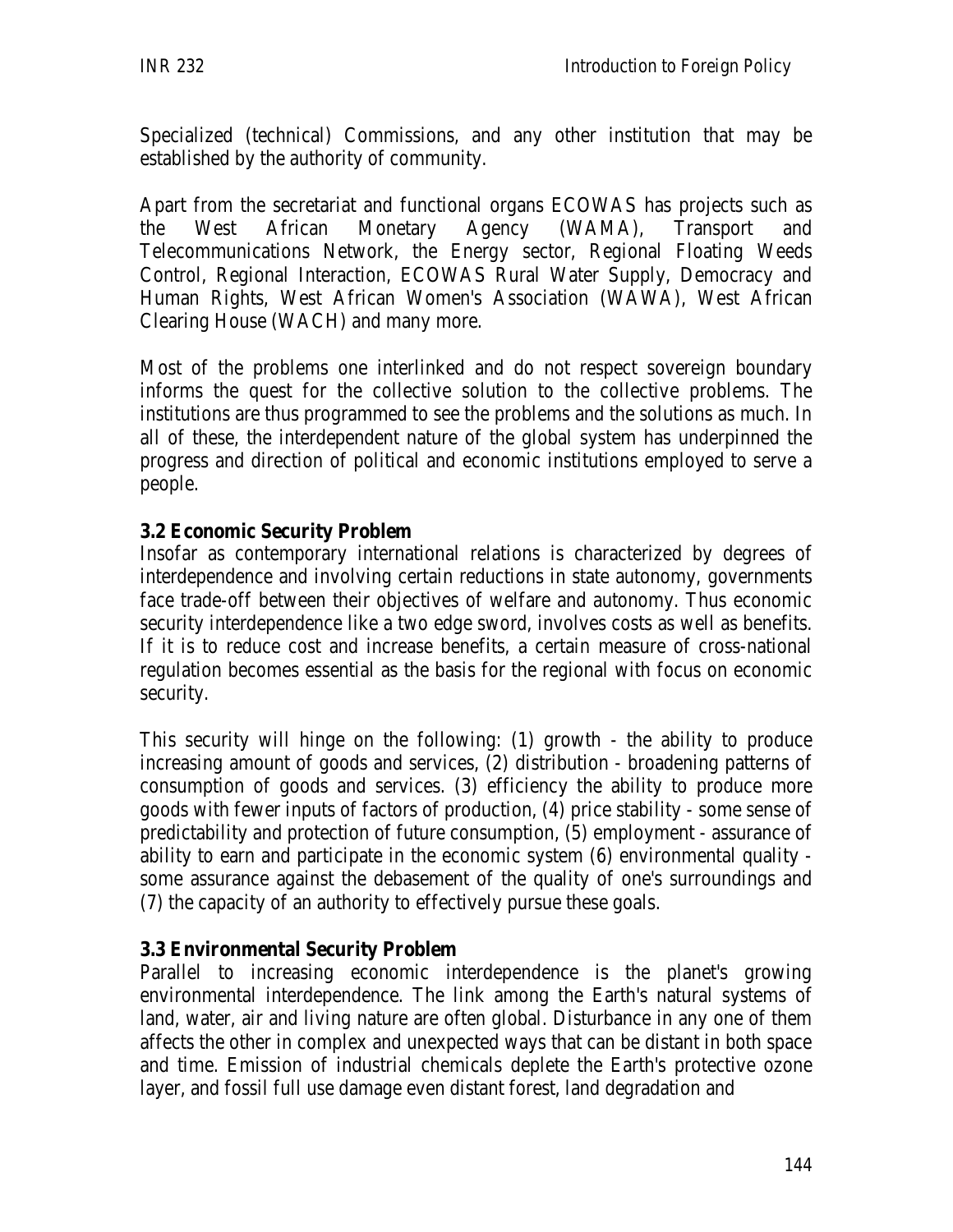Specialized (technical) Commissions, and any other institution that may be established by the authority of community.

Apart from the secretariat and functional organs ECOWAS has projects such as the West African Monetary Agency (WAMA), Transport and Telecommunications Network, the Energy sector, Regional Floating Weeds Control, Regional Interaction, ECOWAS Rural Water Supply, Democracy and Human Rights, West African Women's Association (WAWA), West African Clearing House (WACH) and many more.

Most of the problems one interlinked and do not respect sovereign boundary informs the quest for the collective solution to the collective problems. The institutions are thus programmed to see the problems and the solutions as much. In all of these, the interdependent nature of the global system has underpinned the progress and direction of political and economic institutions employed to serve a people.

### 3.2 Economic Security Problem

Insofar as contemporary international relations is characterized by degrees of interdependence and involving certain reductions in state autonomy, governments face trade-off between their objectives of welfare and autonomy. Thus economic security interdependence like a two edge sword, involves costs as well as benefits. If it is to reduce cost and increase benefits, a certain measure of cross-national regulation becomes essential as the basis for the regional with focus on economic security.

This security will hinge on the following: (1) growth - the ability to produce increasing amount of goods and services, (2) distribution - broadening patterns of consumption of goods and services. (3) efficiency the ability to produce more goods with fewer inputs of factors of production, (4) price stability - some sense of predictability and protection of future consumption, (5) employment - assurance of ability to earn and participate in the economic system (6) environmental quality - some assurance against the debasement of the quality of one's surroundings and (7) the capacity of an authority to effectively pursue these goals.

### 3.3 Environmental Security Problem

Parallel to increasing economic interdependence is the planet's growing environmental interdependence. The link among the Earth's natural systems of land, water, air and living nature are often global. Disturbance in any one of them affects the other in complex and unexpected ways that can be distant in both space and time. Emission of industrial chemicals deplete the Earth's protective ozone layer, and fossil full use damage even distant forest, land degradation and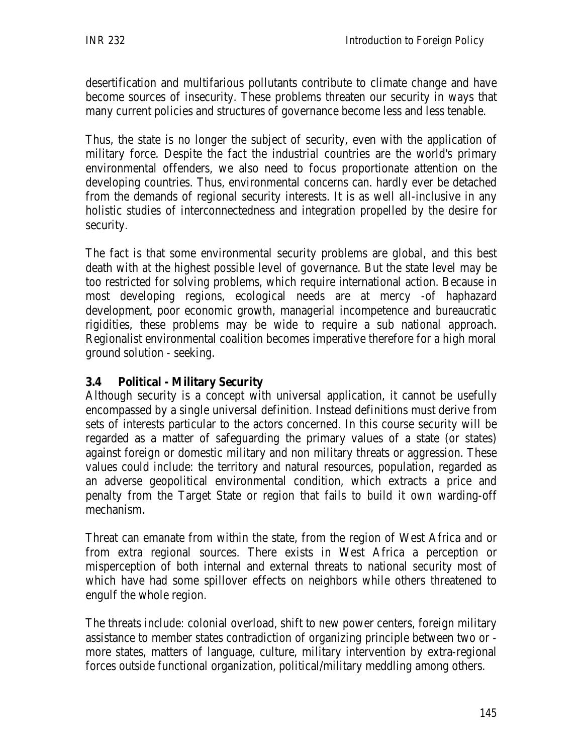desertification and multifarious pollutants contribute to climate change and have become sources of insecurity. These problems threaten our security in ways that many current policies and structures of governance become less and less tenable.

Thus, the state is no longer the subject of security, even with the application of military force. Despite the fact the industrial countries are the world's primary environmental offenders, we also need to focus proportionate attention on the developing countries. Thus, environmental concerns can. hardly ever be detached from the demands of regional security interests. It is as well all-inclusive in any holistic studies of interconnectedness and integration propelled by the desire for security.

The fact is that some environmental security problems are global, and this best death with at the highest possible level of governance. But the state level may be too restricted for solving problems, which require international action. Because in most developing regions, ecological needs are at mercy -of haphazard development, poor economic growth, managerial incompetence and bureaucratic rigidities, these problems may be wide to require a sub national approach. Regionalist environmental coalition becomes imperative therefore for a high moral ground solution - seeking.

### 3.4 Political - Military Security

Although security is a concept with universal application, it cannot be usefully encompassed by a single universal definition. Instead definitions must derive from sets of interests particular to the actors concerned. In this course security will be regarded as a matter of safeguarding the primary values of a state (or states) against foreign or domestic military and non military threats or aggression. These values could include: the territory and natural resources, population, regarded as an adverse geopolitical environmental condition, which extracts a price and penalty from the Target State or region that fails to build it own warding-off mechanism.

Threat can emanate from within the state, from the region of West Africa and or from extra regional sources. There exists in West Africa a perception or misperception of both internal and external threats to national security most of which have had some spillover effects on neighbors while others threatened to engulf the whole region.

The threats include: colonial overload, shift to new power centers, foreign military assistance to member states contradiction of organizing principle between two or - more states, matters of language, culture, military intervention by extra-regional forces outside functional organization, political/military meddling among others.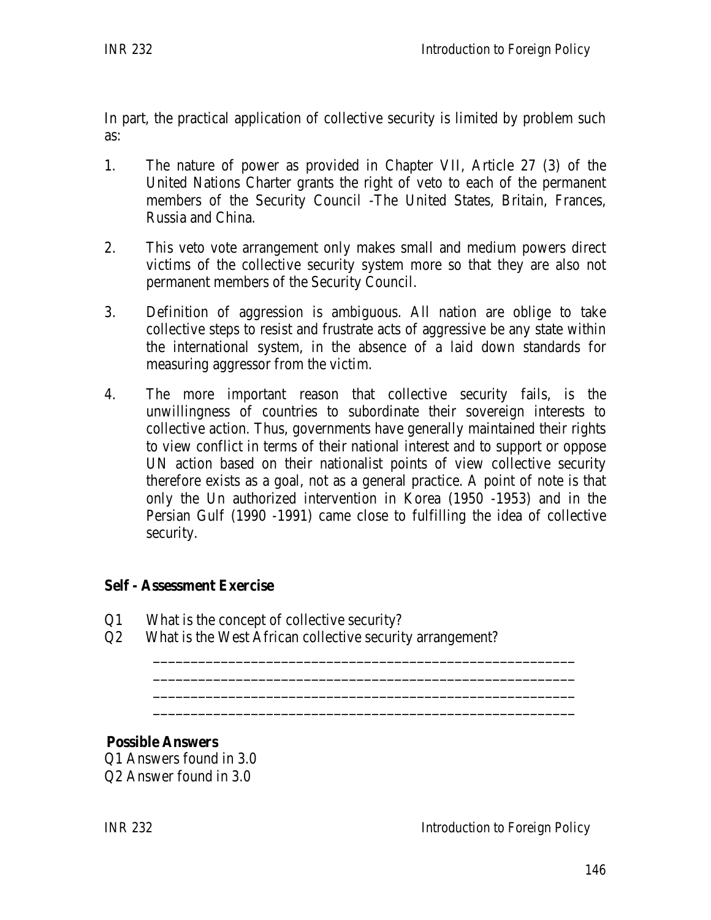In part, the practical application of collective security is limited by problem such as:

1. The nature of power as provided in Chapter VII, Article 27 (3) of the United Nations Charter grants the right of veto to each of the permanent members of the Security Council -The United States, Britain, Frances, Russia and China.

2. This veto vote arrangement only makes small and medium powers direct victims of the collective security system more so that they are also not permanent members of the Security Council.

3. Definition of aggression is ambiguous. All nation are oblige to take collective steps to resist and frustrate acts of aggressive be any state within the international system, in the absence of a laid down standards for measuring aggressor from the victim.

4. The more important reason that collective security fails, is the unwillingness of countries to subordinate their sovereign interests to collective action. Thus, governments have generally maintained their rights to view conflict in terms of their national interest and to support or oppose UN action based on their nationalist points of view collective security therefore exists as a goal, not as a general practice. A point of note is that only the Un authorized intervention in Korea (1950 -1953) and in the Persian Gulf (1990 -1991) came close to fulfilling the idea of collective security.

**Self - Assessment Exercise**

Q1 What is the concept of collective security?
Q2 What is the West African collective security arrangement?

_______________________________________________________
_______________________________________________________
_______________________________________________________
_______________________________________________________

**Possible Answers**
Q1 Answers found in 3.0
Q2 Answer found in 3.0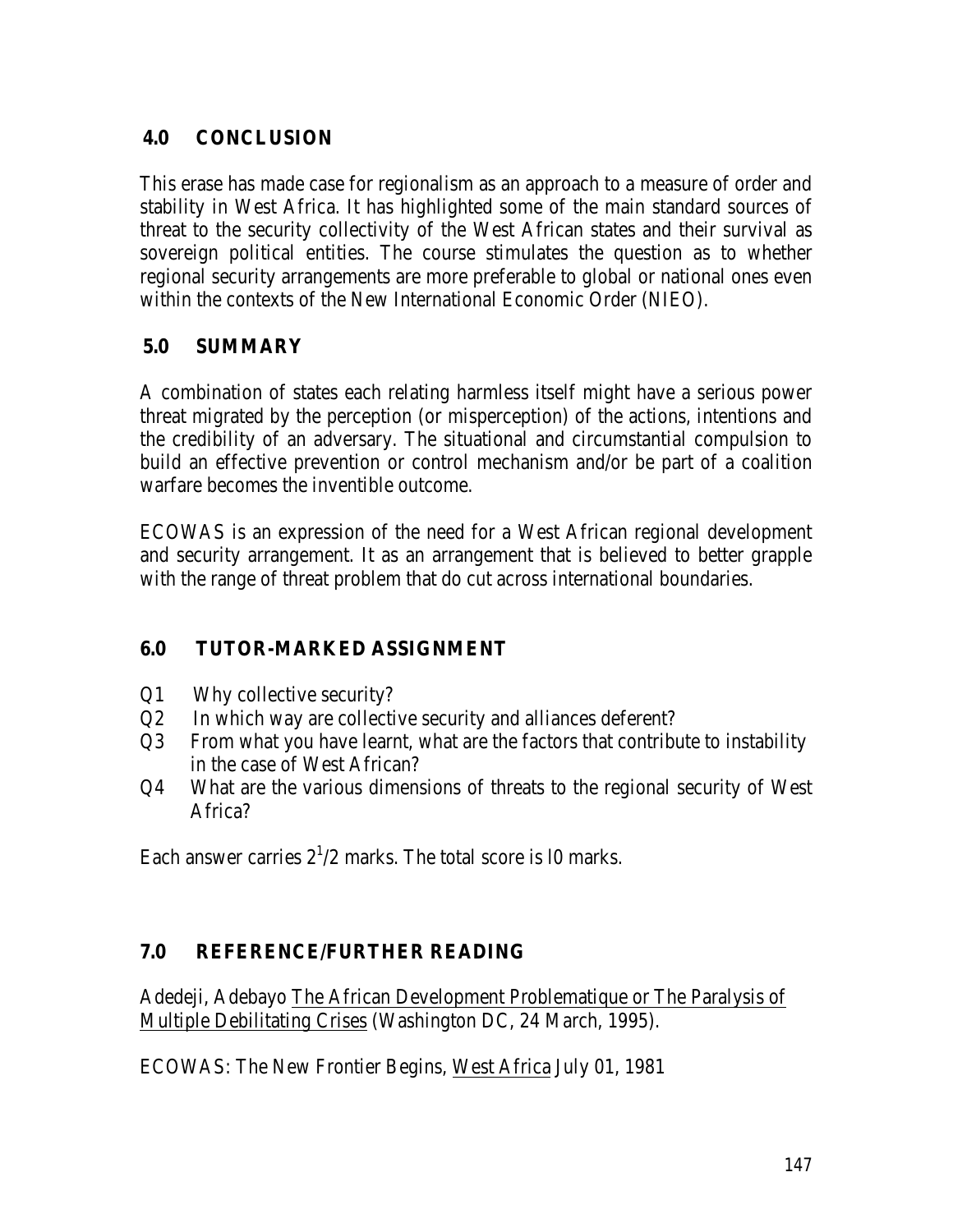## 4.0 CONCLUSION

This erase has made case for regionalism as an approach to a measure of order and stability in West Africa. It has highlighted some of the main standard sources of threat to the security collectivity of the West African states and their survival as sovereign political entities. The course stimulates the question as to whether regional security arrangements are more preferable to global or national ones even within the contexts of the New International Economic Order (NIEO).

## 5.0 SUMMARY

A combination of states each relating harmless itself might have a serious power threat migrated by the perception (or misperception) of the actions, intentions and the credibility of an adversary. The situational and circumstantial compulsion to build an effective prevention or control mechanism and/or be part of a coalition warfare becomes the inventible outcome.

ECOWAS is an expression of the need for a West African regional development and security arrangement. It as an arrangement that is believed to better grapple with the range of threat problem that do cut across international boundaries.

## 6.0 TUTOR-MARKED ASSIGNMENT

Q1 Why collective security?

Q2 In which way are collective security and alliances deferent?

Q3 From what you have learnt, what are the factors that contribute to instability in the case of West African?

Q4 What are the various dimensions of threats to the regional security of West Africa?

Each answer carries $2^1/2$ marks. The total score is l0 marks.

## 7.0 REFERENCE/FURTHER READING

Adedeji, Adebayo The African Development Problematique or The Paralysis of Multiple Debilitating Crises (Washington DC, 24 March, 1995).

ECOWAS: The New Frontier Begins, West Africa July 01, 1981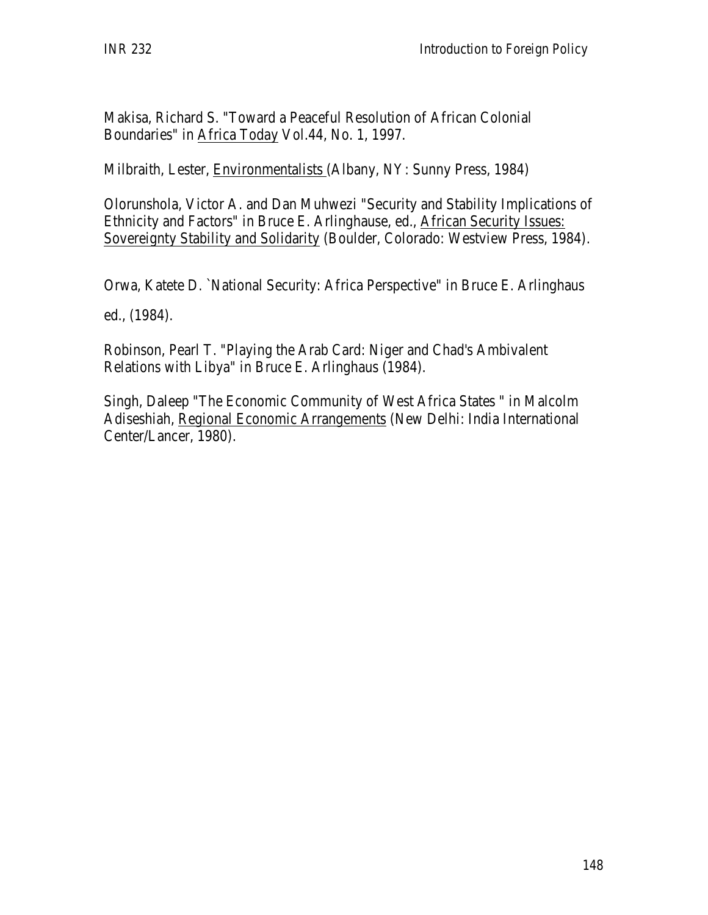Makisa, Richard S. "Toward a Peaceful Resolution of African Colonial Boundaries" in Africa Today Vol.44, No. 1, 1997.

Milbraith, Lester, Environmentalists (Albany, NY: Sunny Press, 1984)

Olorunshola, Victor A. and Dan Muhwezi "Security and Stability Implications of Ethnicity and Factors" in Bruce E. Arlinghause, ed., African Security Issues: Sovereignty Stability and Solidarity (Boulder, Colorado: Westview Press, 1984).

Orwa, Katete D. `National Security: Africa Perspective" in Bruce E. Arlinghaus ed., (1984).

Robinson, Pearl T. "Playing the Arab Card: Niger and Chad's Ambivalent Relations with Libya" in Bruce E. Arlinghaus (1984).

Singh, Daleep "The Economic Community of West Africa States " in Malcolm Adiseshiah, Regional Economic Arrangements (New Delhi: India International Center/Lancer, 1980).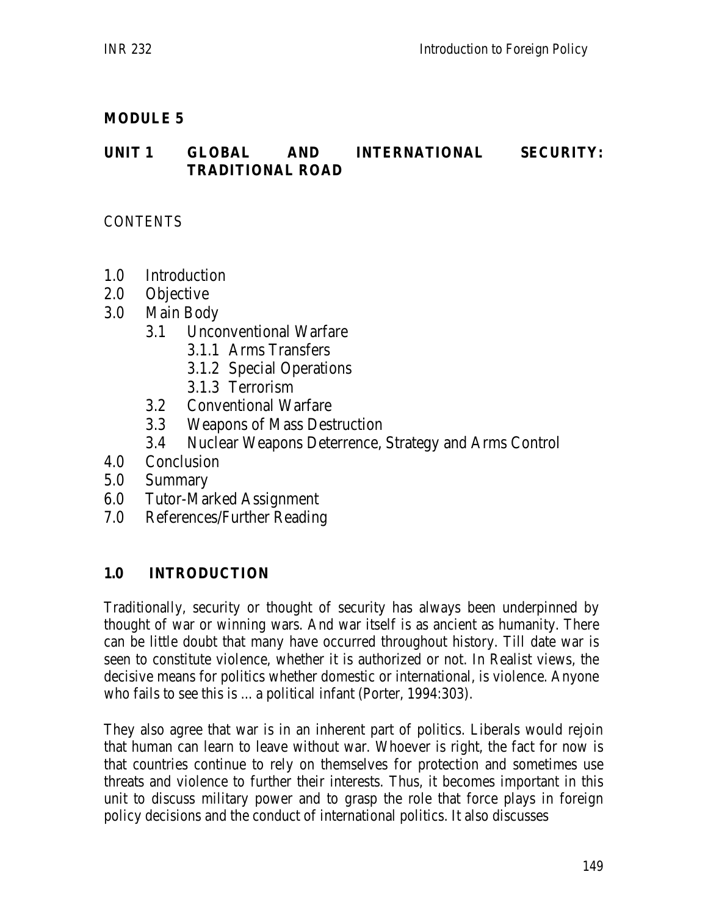## MODULE 5

## UNIT 1 GLOBAL AND INTERNATIONAL SECURITY: TRADITIONAL ROAD

CONTENTS

- 1.0 Introduction
- 2.0 Objective
- 3.0 Main Body
  - 3.1 Unconventional Warfare
    - 3.1.1 Arms Transfers
    - 3.1.2 Special Operations
    - 3.1.3 Terrorism
  - 3.2 Conventional Warfare
  - 3.3 Weapons of Mass Destruction
  - 3.4 Nuclear Weapons Deterrence, Strategy and Arms Control
- 4.0 Conclusion
- 5.0 Summary
- 6.0 Tutor-Marked Assignment
- 7.0 References/Further Reading

### 1.0 INTRODUCTION

Traditionally, security or thought of security has always been underpinned by thought of war or winning wars. And war itself is as ancient as humanity. There can be little doubt that many have occurred throughout history. Till date war is seen to constitute violence, whether it is authorized or not. In Realist views, the decisive means for politics whether domestic or international, is violence. Anyone who fails to see this is ... a political infant (Porter, 1994:303).

They also agree that war is in an inherent part of politics. Liberals would rejoin that human can learn to leave without war. Whoever is right, the fact for now is that countries continue to rely on themselves for protection and sometimes use threats and violence to further their interests. Thus, it becomes important in this unit to discuss military power and to grasp the role that force plays in foreign policy decisions and the conduct of international politics. It also discusses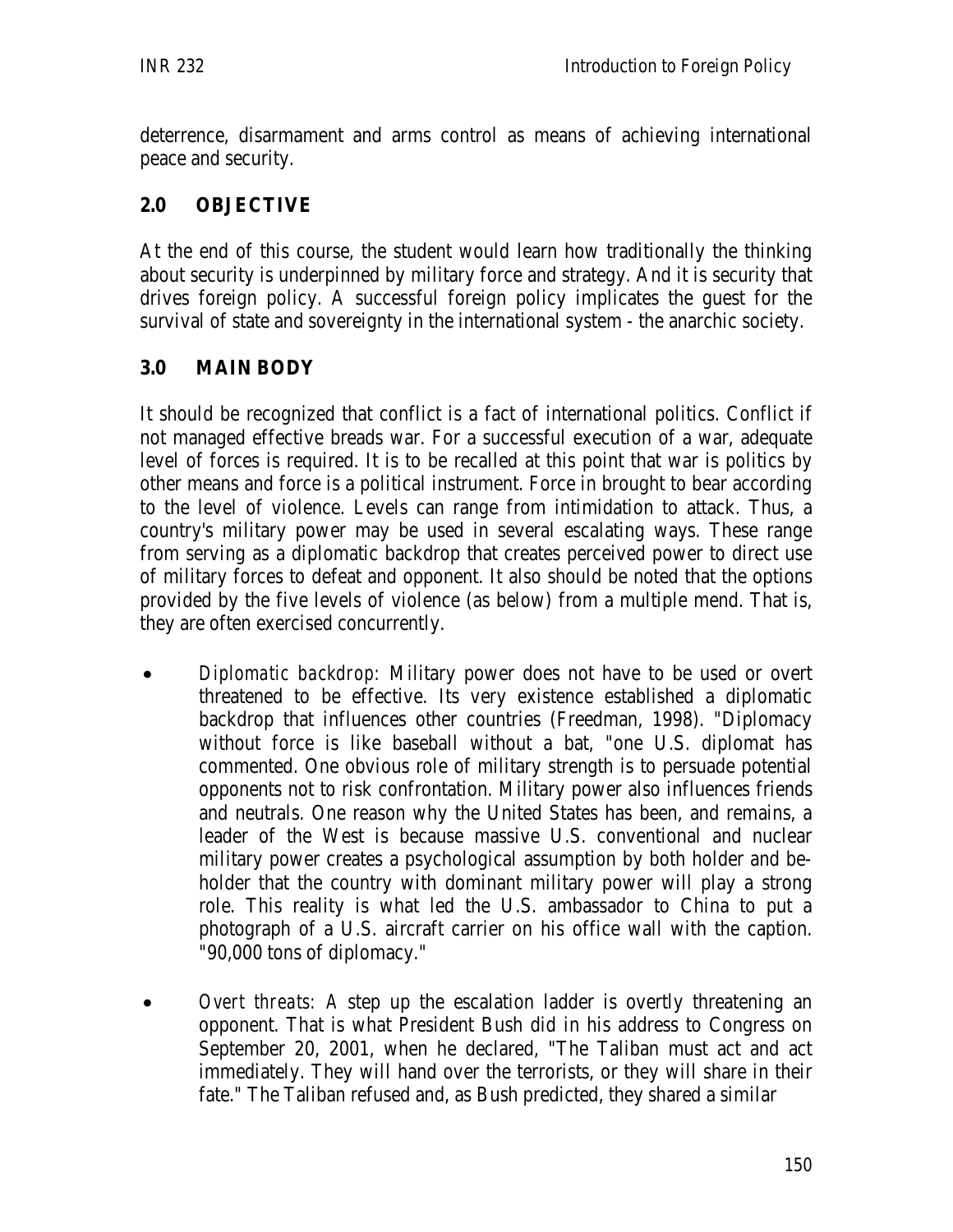deterrence, disarmament and arms control as means of achieving international peace and security.

## 2.0 OBJECTIVE

At the end of this course, the student would learn how traditionally the thinking about security is underpinned by military force and strategy. And it is security that drives foreign policy. A successful foreign policy implicates the guest for the survival of state and sovereignty in the international system - the anarchic society.

## 3.0 MAIN BODY

It should be recognized that conflict is a fact of international politics. Conflict if not managed effective breads war. For a successful execution of a war, adequate level of forces is required. It is to be recalled at this point that war is politics by other means and force is a political instrument. Force in brought to bear according to the level of violence. Levels can range from intimidation to attack. Thus, a country's military power may be used in several escalating ways. These range from serving as a diplomatic backdrop that creates perceived power to direct use of military forces to defeat and opponent. It also should be noted that the options provided by the five levels of violence (as below) from a multiple mend. That is, they are often exercised concurrently.

- *Diplomatic backdrop*: Military power does not have to be used or overt threatened to be effective. Its very existence established a diplomatic backdrop that influences other countries (Freedman, 1998). "Diplomacy without force is like baseball without a bat, "one U.S. diplomat has commented. One obvious role of military strength is to persuade potential opponents not to risk confrontation. Military power also influences friends and neutrals. One reason why the United States has been, and remains, a leader of the West is because massive U.S. conventional and nuclear military power creates a psychological assumption by both holder and beholder that the country with dominant military power will play a strong role. This reality is what led the U.S. ambassador to China to put a photograph of a U.S. aircraft carrier on his office wall with the caption. "90,000 tons of diplomacy."
- *Overt threats*: A step up the escalation ladder is overtly threatening an opponent. That is what President Bush did in his address to Congress on September 20, 2001, when he declared, "The Taliban must act and act immediately. They will hand over the terrorists, or they will share in their fate." The Taliban refused and, as Bush predicted, they shared a similar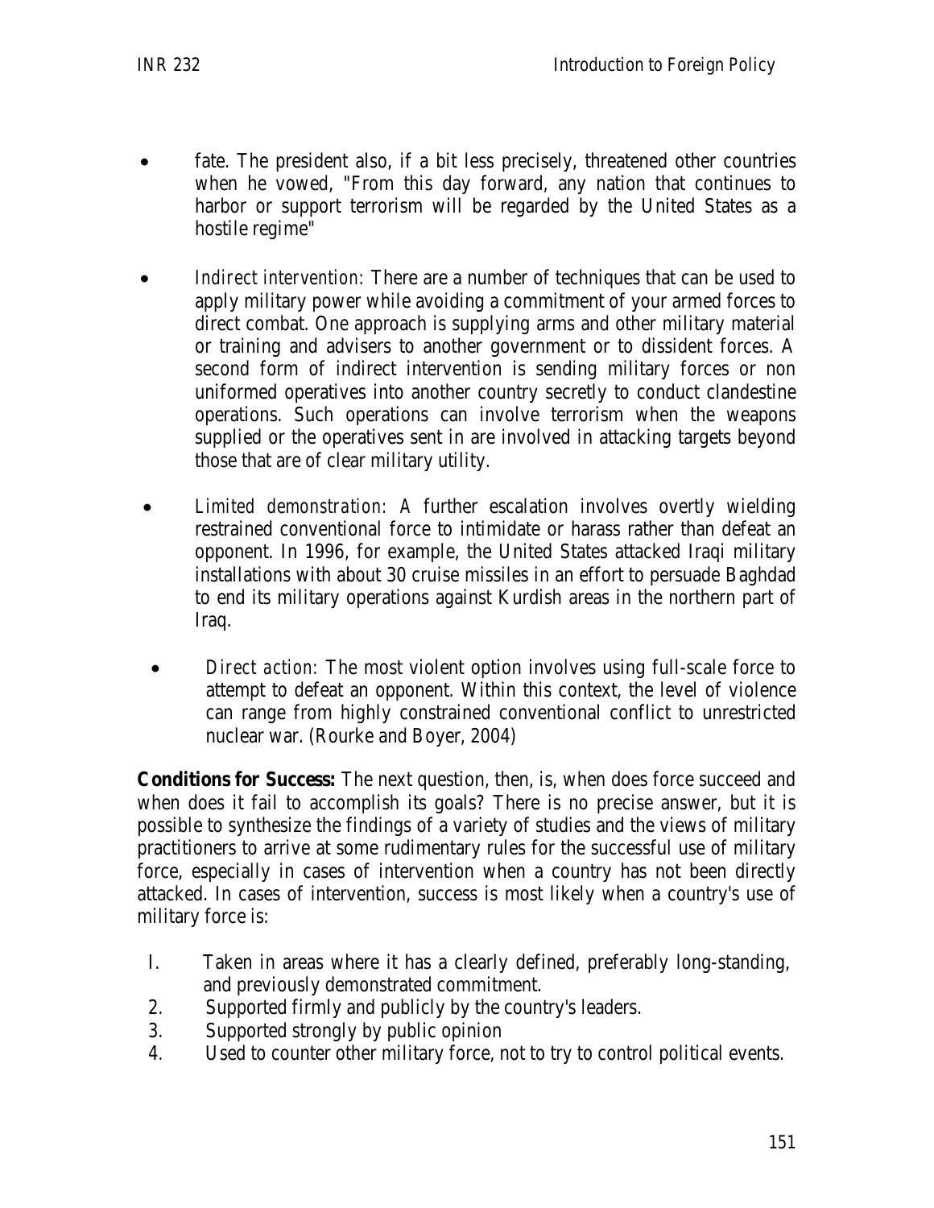- fate. The president also, if a bit less precisely, threatened other countries when he vowed, "From this day forward, any nation that continues to harbor or support terrorism will be regarded by the United States as a hostile regime"

- *Indirect intervention:* There are a number of techniques that can be used to apply military power while avoiding a commitment of your armed forces to direct combat. One approach is supplying arms and other military material or training and advisers to another government or to dissident forces. A second form of indirect intervention is sending military forces or non uniformed operatives into another country secretly to conduct clandestine operations. Such operations can involve terrorism when the weapons supplied or the operatives sent in are involved in attacking targets beyond those that are of clear military utility.

- *Limited demonstration: A* further escalation involves overtly wielding restrained conventional force to intimidate or harass rather than defeat an opponent. In 1996, for example, the United States attacked Iraqi military installations with about 30 cruise missiles in an effort to persuade Baghdad to end its military operations against Kurdish areas in the northern part of Iraq.

- *Direct action:* The most violent option involves using full-scale force to attempt to defeat an opponent. Within this context, the level of violence can range from highly constrained conventional conflict to unrestricted nuclear war. (Rourke and Boyer, 2004)

**Conditions for Success:** The next question, then, is, when does force succeed and when does it fail to accomplish its goals? There is no precise answer, but it is possible to synthesize the findings of a variety of studies and the views of military practitioners to arrive at some rudimentary rules for the successful use of military force, especially in cases of intervention when a country has not been directly attacked. In cases of intervention, success is most likely when a country's use of military force is:

1. Taken in areas where it has a clearly defined, preferably long-standing, and previously demonstrated commitment.
2. Supported firmly and publicly by the country's leaders.
3. Supported strongly by public opinion
4. Used to counter other military force, not to try to control political events.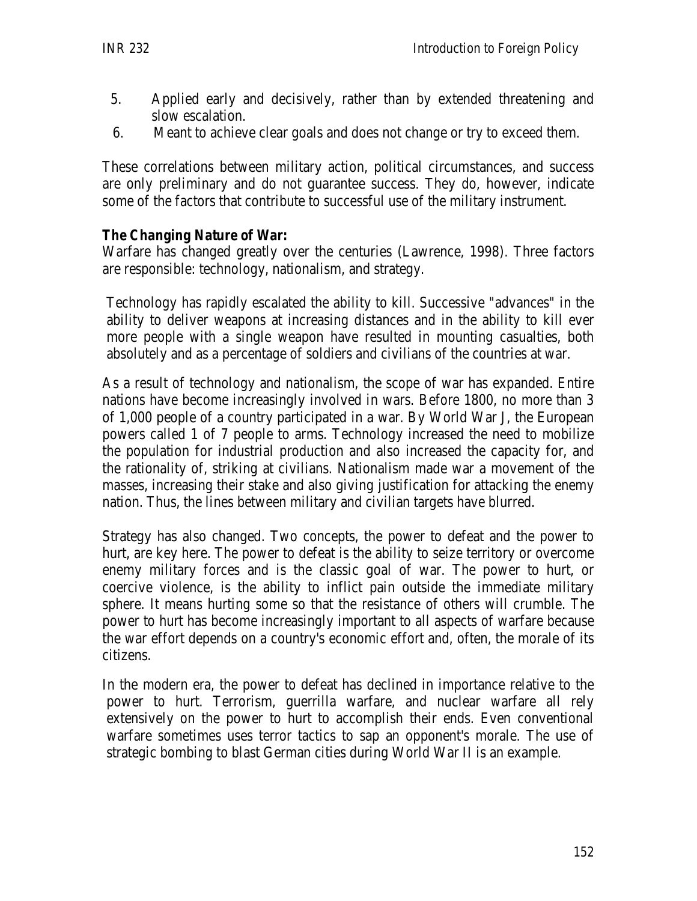5. Applied early and decisively, rather than by extended threatening and slow escalation.
6. Meant to achieve clear goals and does not change or try to exceed them.

These correlations between military action, political circumstances, and success are only preliminary and do not guarantee success. They do, however, indicate some of the factors that contribute to successful use of the military instrument.

**The Changing Nature of War:**

Warfare has changed greatly over the centuries (Lawrence, 1998). Three factors are responsible: technology, nationalism, and strategy.

Technology has rapidly escalated the ability to kill. Successive "advances" in the ability to deliver weapons at increasing distances and in the ability to kill ever more people with a single weapon have resulted in mounting casualties, both absolutely and as a percentage of soldiers and civilians of the countries at war.

As a result of technology and nationalism, the scope of war has expanded. Entire nations have become increasingly involved in wars. Before 1800, no more than 3 of 1,000 people of a country participated in a war. By World War J, the European powers called 1 of 7 people to arms. Technology increased the need to mobilize the population for industrial production and also increased the capacity for, and the rationality of, striking at civilians. Nationalism made war a movement of the masses, increasing their stake and also giving justification for attacking the enemy nation. Thus, the lines between military and civilian targets have blurred.

Strategy has also changed. Two concepts, the power to defeat and the power to hurt, are key here. The power to defeat is the ability to seize territory or overcome enemy military forces and is the classic goal of war. The power to hurt, or coercive violence, is the ability to inflict pain outside the immediate military sphere. It means hurting some so that the resistance of others will crumble. The power to hurt has become increasingly important to all aspects of warfare because the war effort depends on a country's economic effort and, often, the morale of its citizens.

In the modern era, the power to defeat has declined in importance relative to the power to hurt. Terrorism, guerrilla warfare, and nuclear warfare all rely extensively on the power to hurt to accomplish their ends. Even conventional warfare sometimes uses terror tactics to sap an opponent's morale. The use of strategic bombing to blast German cities during World War II is an example.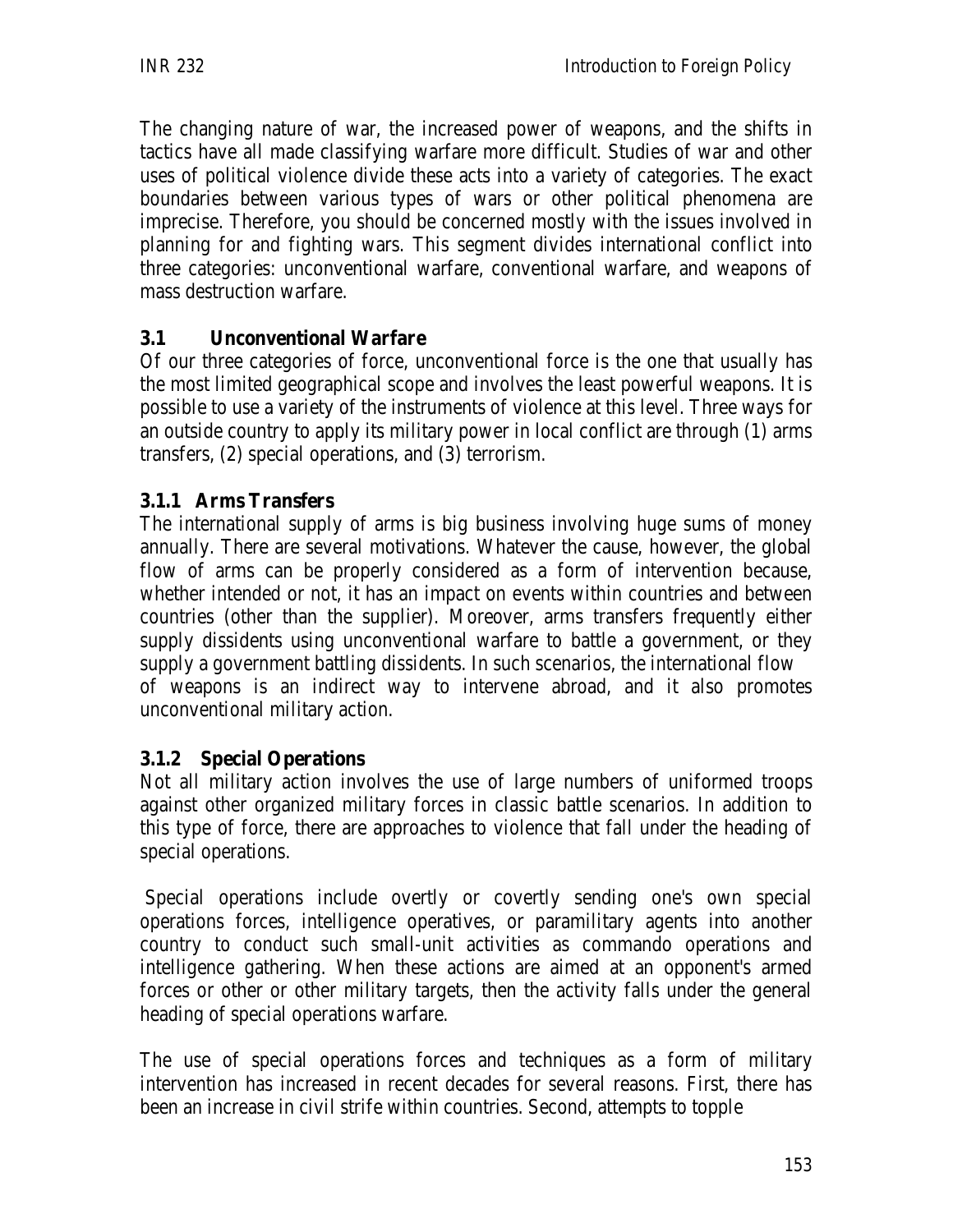The changing nature of war, the increased power of weapons, and the shifts in tactics have all made classifying warfare more difficult. Studies of war and other uses of political violence divide these acts into a variety of categories. The exact boundaries between various types of wars or other political phenomena are imprecise. Therefore, you should be concerned mostly with the issues involved in planning for and fighting wars. This segment divides international conflict into three categories: unconventional warfare, conventional warfare, and weapons of mass destruction warfare.

### 3.1 Unconventional Warfare

Of our three categories of force, unconventional force is the one that usually has the most limited geographical scope and involves the least powerful weapons. It is possible to use a variety of the instruments of violence at this level. Three ways for an outside country to apply its military power in local conflict are through (1) arms transfers, (2) special operations, and (3) terrorism.

#### 3.1.1 Arms Transfers

The international supply of arms is big business involving huge sums of money annually. There are several motivations. Whatever the cause, however, the global flow of arms can be properly considered as a form of intervention because, whether intended or not, it has an impact on events within countries and between countries (other than the supplier). Moreover, arms transfers frequently either supply dissidents using unconventional warfare to battle a government, or they supply a government battling dissidents. In such scenarios, the international flow of weapons is an indirect way to intervene abroad, and it also promotes unconventional military action.

#### 3.1.2 Special Operations

Not all military action involves the use of large numbers of uniformed troops against other organized military forces in classic battle scenarios. In addition to this type of force, there are approaches to violence that fall under the heading of special operations.

Special operations include overtly or covertly sending one's own special operations forces, intelligence operatives, or paramilitary agents into another country to conduct such small-unit activities as commando operations and intelligence gathering. When these actions are aimed at an opponent's armed forces or other or other military targets, then the activity falls under the general heading of special operations warfare.

The use of special operations forces and techniques as a form of military intervention has increased in recent decades for several reasons. First, there has been an increase in civil strife within countries. Second, attempts to topple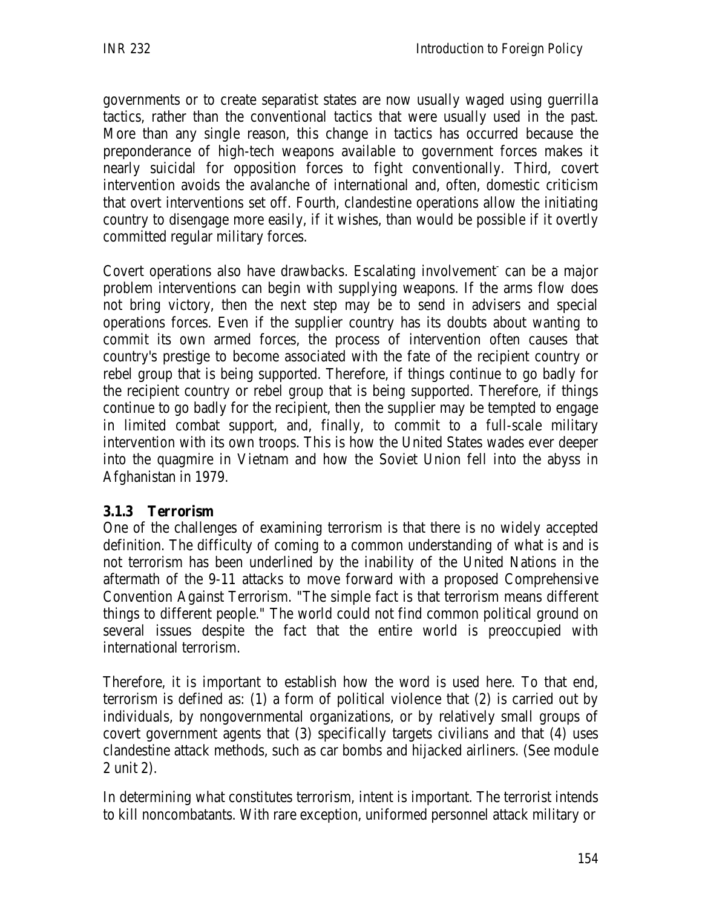governments or to create separatist states are now usually waged using guerrilla tactics, rather than the conventional tactics that were usually used in the past. More than any single reason, this change in tactics has occurred because the preponderance of high-tech weapons available to government forces makes it nearly suicidal for opposition forces to fight conventionally. Third, covert intervention avoids the avalanche of international and, often, domestic criticism that overt interventions set off. Fourth, clandestine operations allow the initiating country to disengage more easily, if it wishes, than would be possible if it overtly committed regular military forces.

Covert operations also have drawbacks. Escalating involvement can be a major problem interventions can begin with supplying weapons. If the arms flow does not bring victory, then the next step may be to send in advisers and special operations forces. Even if the supplier country has its doubts about wanting to commit its own armed forces, the process of intervention often causes that country's prestige to become associated with the fate of the recipient country or rebel group that is being supported. Therefore, if things continue to go badly for the recipient country or rebel group that is being supported. Therefore, if things continue to go badly for the recipient, then the supplier may be tempted to engage in limited combat support, and, finally, to commit to a full-scale military intervention with its own troops. This is how the United States wades ever deeper into the quagmire in Vietnam and how the Soviet Union fell into the abyss in Afghanistan in 1979.

### 3.1.3 Terrorism

One of the challenges of examining terrorism is that there is no widely accepted definition. The difficulty of coming to a common understanding of what is and is not terrorism has been underlined by the inability of the United Nations in the aftermath of the 9-11 attacks to move forward with a proposed Comprehensive Convention Against Terrorism. "The simple fact is that terrorism means different things to different people." The world could not find common political ground on several issues despite the fact that the entire world is preoccupied with international terrorism.

Therefore, it is important to establish how the word is used here. To that end, terrorism is defined as: (1) a form of political violence that (2) is carried out by individuals, by nongovernmental organizations, or by relatively small groups of covert government agents that (3) specifically targets civilians and that (4) uses clandestine attack methods, such as car bombs and hijacked airliners. (See module 2 unit 2).

In determining what constitutes terrorism, intent is important. The terrorist intends to kill noncombatants. With rare exception, uniformed personnel attack military or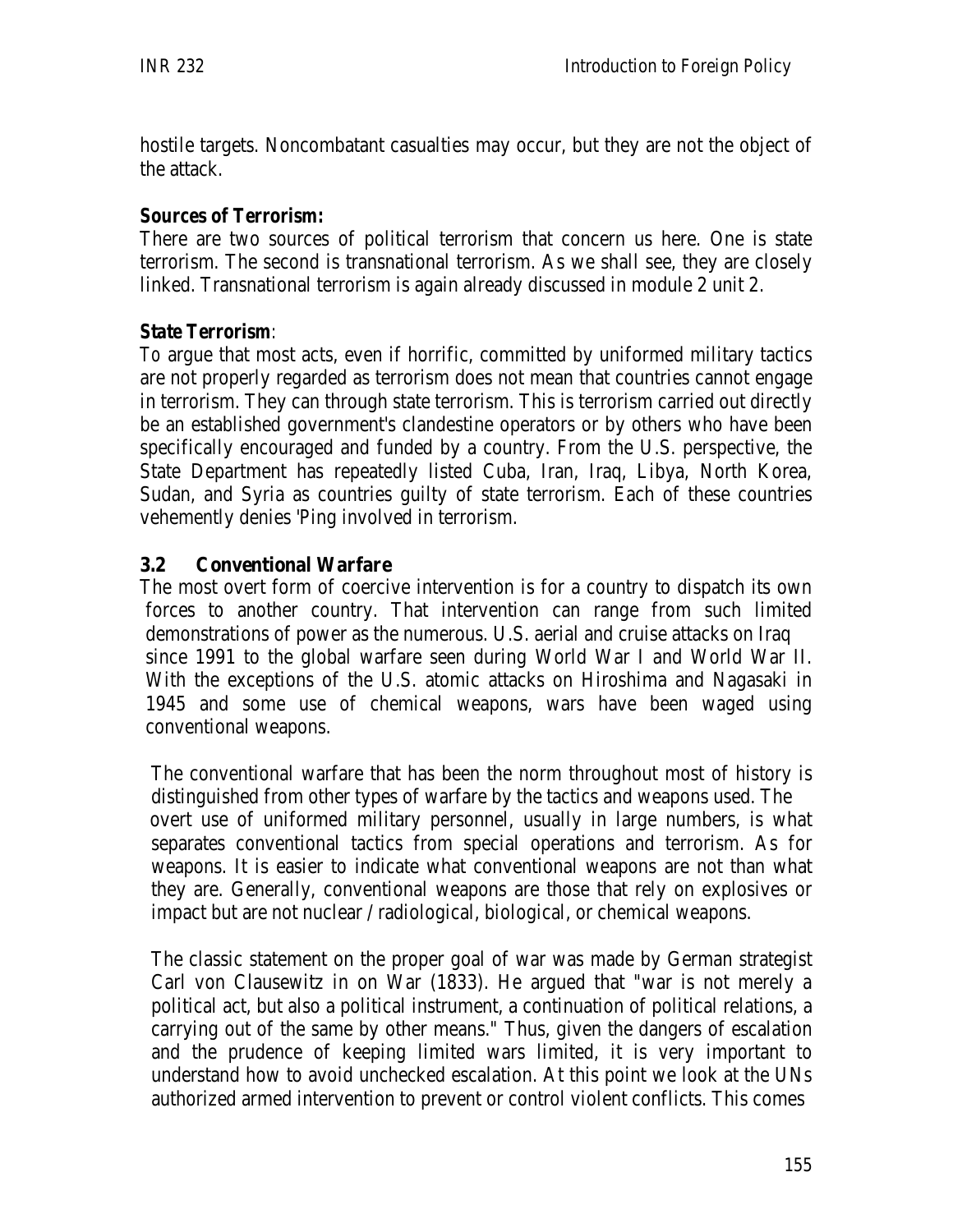hostile targets. Noncombatant casualties may occur, but they are not the object of the attack.

**Sources of Terrorism:**

There are two sources of political terrorism that concern us here. One is state terrorism. The second is transnational terrorism. As we shall see, they are closely linked. Transnational terrorism is again already discussed in module 2 unit 2.

**State Terrorism**:

To argue that most acts, even if horrific, committed by uniformed military tactics are not properly regarded as terrorism does not mean that countries cannot engage in terrorism. They can through state terrorism. This is terrorism carried out directly be an established government's clandestine operators or by others who have been specifically encouraged and funded by a country. From the U.S. perspective, the State Department has repeatedly listed Cuba, Iran, Iraq, Libya, North Korea, Sudan, and Syria as countries guilty of state terrorism. Each of these countries vehemently denies 'Ping involved in terrorism.

## 3.2 Conventional Warfare

The most overt form of coercive intervention is for a country to dispatch its own forces to another country. That intervention can range from such limited demonstrations of power as the numerous. U.S. aerial and cruise attacks on Iraq since 1991 to the global warfare seen during World War I and World War II. With the exceptions of the U.S. atomic attacks on Hiroshima and Nagasaki in 1945 and some use of chemical weapons, wars have been waged using conventional weapons.

The conventional warfare that has been the norm throughout most of history is distinguished from other types of warfare by the tactics and weapons used. The overt use of uniformed military personnel, usually in large numbers, is what separates conventional tactics from special operations and terrorism. As for weapons. It is easier to indicate what conventional weapons are not than what they are. Generally, conventional weapons are those that rely on explosives or impact but are not nuclear / radiological, biological, or chemical weapons.

The classic statement on the proper goal of war was made by German strategist Carl von Clausewitz in on War (1833). He argued that "war is not merely a political act, but also a political instrument, a continuation of political relations, a carrying out of the same by other means." Thus, given the dangers of escalation and the prudence of keeping limited wars limited, it is very important to understand how to avoid unchecked escalation. At this point we look at the UNs authorized armed intervention to prevent or control violent conflicts. This comes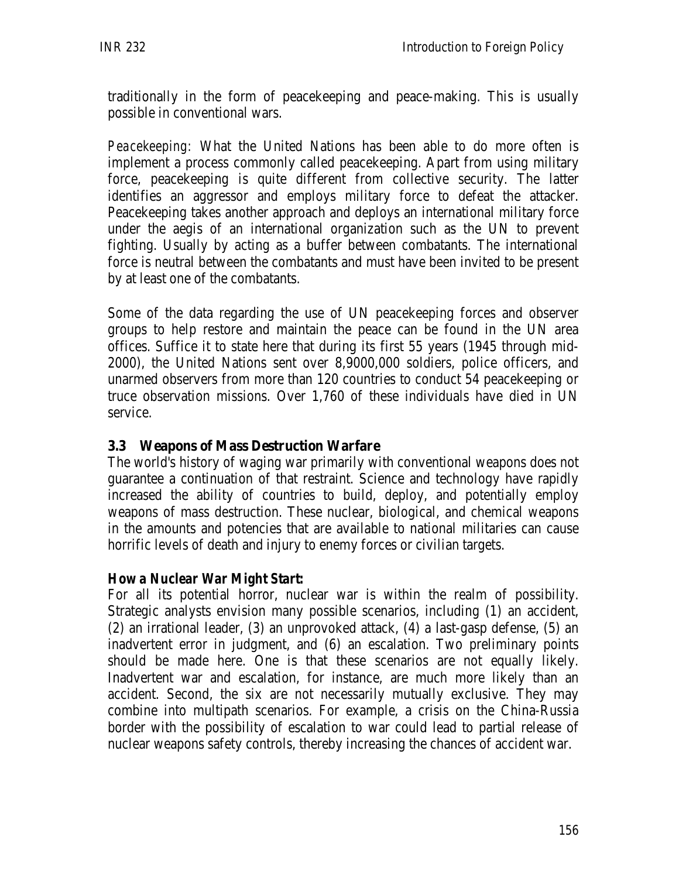traditionally in the form of peacekeeping and peace-making. This is usually possible in conventional wars.

*Peacekeeping*: What the United Nations has been able to do more often is implement a process commonly called peacekeeping. Apart from using military force, peacekeeping is quite different from collective security. The latter identifies an aggressor and employs military force to defeat the attacker. Peacekeeping takes another approach and deploys an international military force under the aegis of an international organization such as the UN to prevent fighting. Usually by acting as a buffer between combatants. The international force is neutral between the combatants and must have been invited to be present by at least one of the combatants.

Some of the data regarding the use of UN peacekeeping forces and observer groups to help restore and maintain the peace can be found in the UN area offices. Suffice it to state here that during its first 55 years (1945 through mid-2000), the United Nations sent over 8,9000,000 soldiers, police officers, and unarmed observers from more than 120 countries to conduct 54 peacekeeping or truce observation missions. Over 1,760 of these individuals have died in UN service.

### 3.3 Weapons of Mass Destruction Warfare

The world's history of waging war primarily with conventional weapons does not guarantee a continuation of that restraint. Science and technology have rapidly increased the ability of countries to build, deploy, and potentially employ weapons of mass destruction. These nuclear, biological, and chemical weapons in the amounts and potencies that are available to national militaries can cause horrific levels of death and injury to enemy forces or civilian targets.

**How a Nuclear War Might Start:**

For all its potential horror, nuclear war is within the realm of possibility. Strategic analysts envision many possible scenarios, including (1) an accident, (2) an irrational leader, (3) an unprovoked attack, (4) a last-gasp defense, (5) an inadvertent error in judgment, and (6) an escalation. Two preliminary points should be made here. One is that these scenarios are not equally likely. Inadvertent war and escalation, for instance, are much more likely than an accident. Second, the six are not necessarily mutually exclusive. They may combine into multipath scenarios. For example, a crisis on the China-Russia border with the possibility of escalation to war could lead to partial release of nuclear weapons safety controls, thereby increasing the chances of accident war.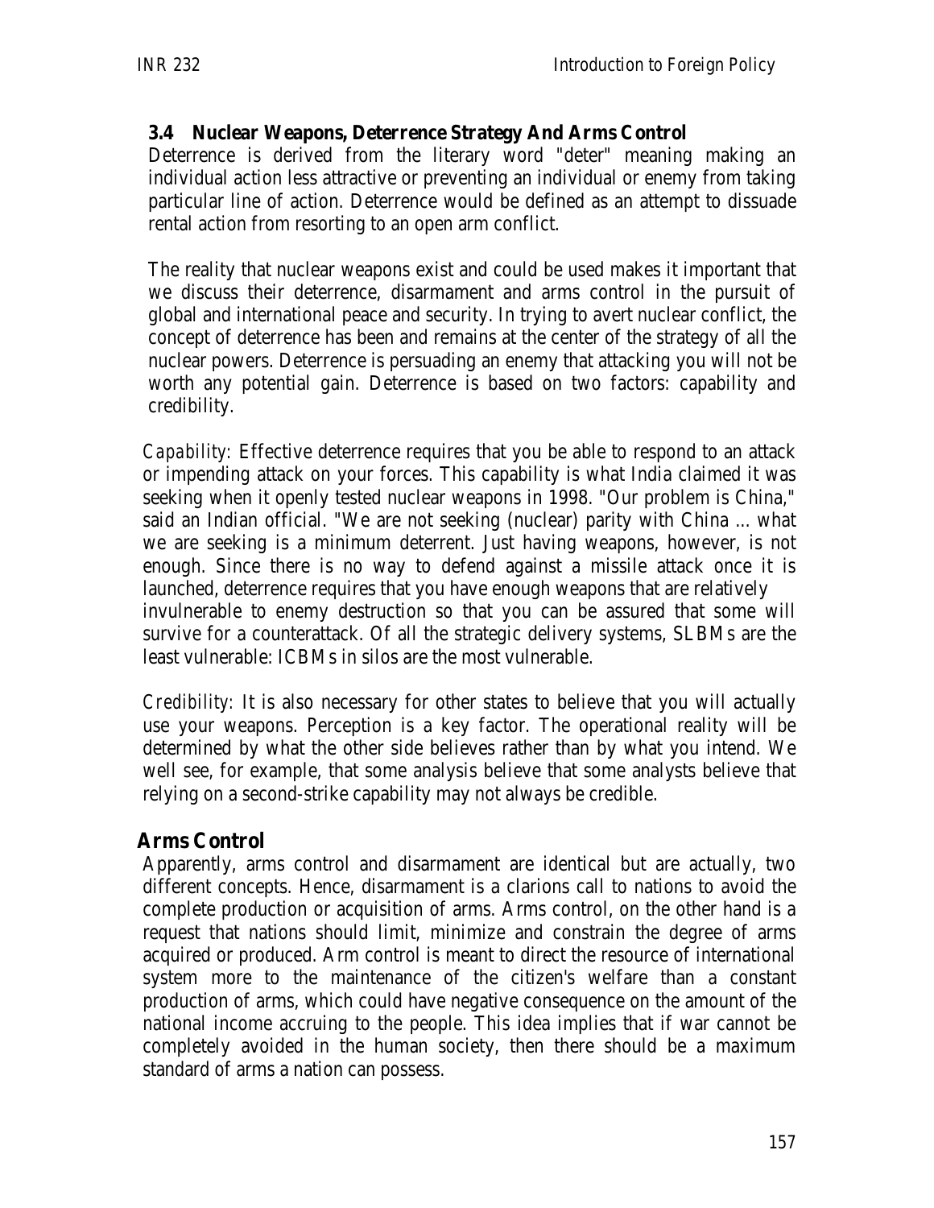### 3.4 Nuclear Weapons, Deterrence Strategy And Arms Control

Deterrence is derived from the literary word "deter" meaning making an individual action less attractive or preventing an individual or enemy from taking particular line of action. Deterrence would be defined as an attempt to dissuade rental action from resorting to an open arm conflict.

The reality that nuclear weapons exist and could be used makes it important that we discuss their deterrence, disarmament and arms control in the pursuit of global and international peace and security. In trying to avert nuclear conflict, the concept of deterrence has been and remains at the center of the strategy of all the nuclear powers. Deterrence is persuading an enemy that attacking you will not be worth any potential gain. Deterrence is based on two factors: capability and credibility.

*Capability*: Effective deterrence requires that you be able to respond to an attack or impending attack on your forces. This capability is what India claimed it was seeking when it openly tested nuclear weapons in 1998. "Our problem is China," said an Indian official. "We are not seeking (nuclear) parity with China ... what we are seeking is a minimum deterrent. Just having weapons, however, is not enough. Since there is no way to defend against a missile attack once it is launched, deterrence requires that you have enough weapons that are relatively invulnerable to enemy destruction so that you can be assured that some will survive for a counterattack. Of all the strategic delivery systems, SLBMs are the least vulnerable: ICBMs in silos are the most vulnerable.

*Credibility*: It is also necessary for other states to believe that you will actually use your weapons. Perception is a key factor. The operational reality will be determined by what the other side believes rather than by what you intend. We well see, for example, that some analysis believe that some analysts believe that relying on a second-strike capability may not always be credible.

## Arms Control

Apparently, arms control and disarmament are identical but are actually, two different concepts. Hence, disarmament is a clarions call to nations to avoid the complete production or acquisition of arms. Arms control, on the other hand is a request that nations should limit, minimize and constrain the degree of arms acquired or produced. Arm control is meant to direct the resource of international system more to the maintenance of the citizen's welfare than a constant production of arms, which could have negative consequence on the amount of the national income accruing to the people. This idea implies that if war cannot be completely avoided in the human society, then there should be a maximum standard of arms a nation can possess.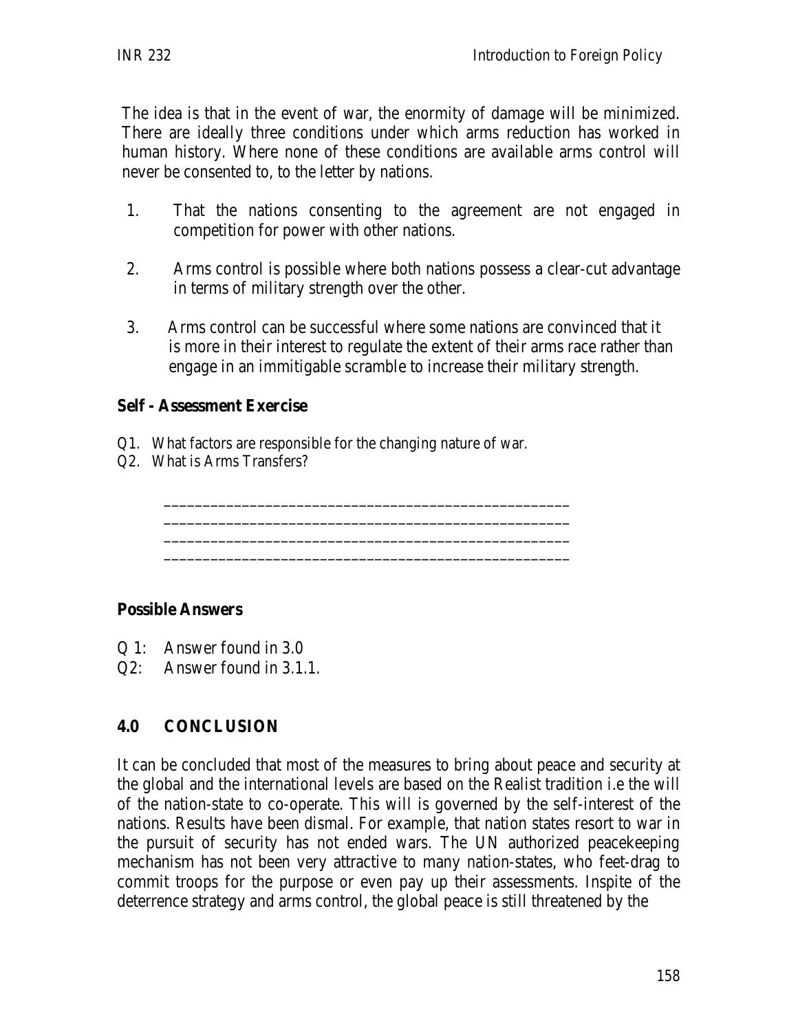The idea is that in the event of war, the enormity of damage will be minimized. There are ideally three conditions under which arms reduction has worked in human history. Where none of these conditions are available arms control will never be consented to, to the letter by nations.

1. That the nations consenting to the agreement are not engaged in competition for power with other nations.

2. Arms control is possible where both nations possess a clear-cut advantage in terms of military strength over the other.

3. Arms control can be successful where some nations are convinced that it is more in their interest to regulate the extent of their arms race rather than engage in an immitigable scramble to increase their military strength.

**Self - Assessment Exercise**

Q1. What factors are responsible for the changing nature of war.
Q2. What is Arms Transfers?

____________________________________________________
____________________________________________________
____________________________________________________
____________________________________________________

**Possible Answers**

Q 1: Answer found in 3.0
Q2: Answer found in 3.1.1.

## 4.0 CONCLUSION

It can be concluded that most of the measures to bring about peace and security at the global and the international levels are based on the Realist tradition i.e the will of the nation-state to co-operate. This will is governed by the self-interest of the nations. Results have been dismal. For example, that nation states resort to war in the pursuit of security has not ended wars. The UN authorized peacekeeping mechanism has not been very attractive to many nation-states, who feet-drag to commit troops for the purpose or even pay up their assessments. Inspite of the deterrence strategy and arms control, the global peace is still threatened by the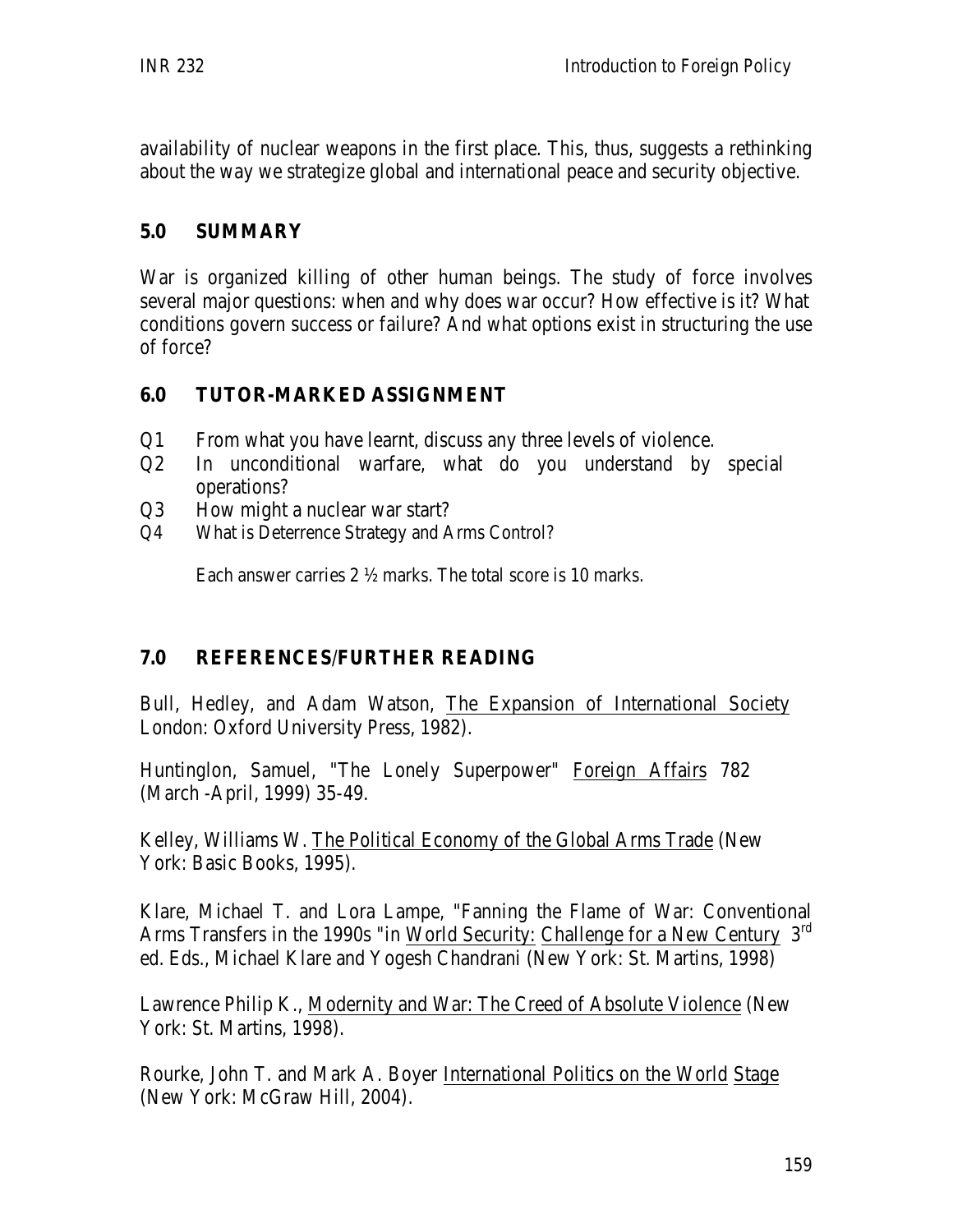availability of nuclear weapons in the first place. This, thus, suggests a rethinking about the way we strategize global and international peace and security objective.

## 5.0 SUMMARY

War is organized killing of other human beings. The study of force involves several major questions: when and why does war occur? How effective is it? What conditions govern success or failure? And what options exist in structuring the use of force?

## 6.0 TUTOR-MARKED ASSIGNMENT

Q1 From what you have learnt, discuss any three levels of violence.
Q2 In unconditional warfare, what do you understand by special operations?
Q3 How might a nuclear war start?
Q4 What is Deterrence Strategy and Arms Control?

Each answer carries 2 ½ marks. The total score is 10 marks.

## 7.0 REFERENCES/FURTHER READING

Bull, Hedley, and Adam Watson, The Expansion of International Society London: Oxford University Press, 1982).

Huntinglon, Samuel, "The Lonely Superpower" Foreign Affairs 782 (March -April, 1999) 35-49.

Kelley, Williams W. The Political Economy of the Global Arms Trade (New York: Basic Books, 1995).

Klare, Michael T. and Lora Lampe, "Fanning the Flame of War: Conventional Arms Transfers in the 1990s "in World Security: Challenge for a New Century 3rd ed. Eds., Michael Klare and Yogesh Chandrani (New York: St. Martins, 1998)

Lawrence Philip K., Modernity and War: The Creed of Absolute Violence (New York: St. Martins, 1998).

Rourke, John T. and Mark A. Boyer International Politics on the World Stage (New York: McGraw Hill, 2004).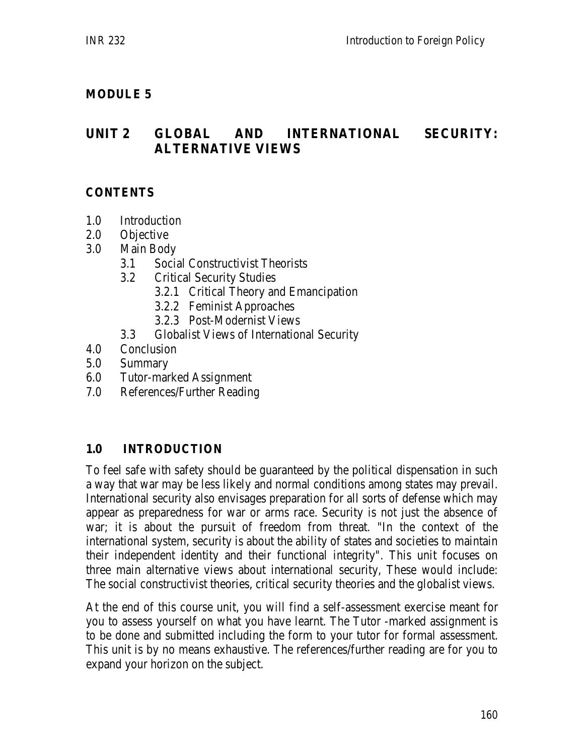## MODULE 5

## UNIT 2 GLOBAL AND INTERNATIONAL SECURITY: ALTERNATIVE VIEWS

### CONTENTS

1.0 Introduction
2.0 Objective
3.0 Main Body
    3.1 Social Constructivist Theorists
    3.2 Critical Security Studies
        3.2.1 Critical Theory and Emancipation
        3.2.2 Feminist Approaches
        3.2.3 Post-Modernist Views
    3.3 Globalist Views of International Security
4.0 Conclusion
5.0 Summary
6.0 Tutor-marked Assignment
7.0 References/Further Reading

### 1.0 INTRODUCTION

To feel safe with safety should be guaranteed by the political dispensation in such a way that war may be less likely and normal conditions among states may prevail. International security also envisages preparation for all sorts of defense which may appear as preparedness for war or arms race. Security is not just the absence of war; it is about the pursuit of freedom from threat. "In the context of the international system, security is about the ability of states and societies to maintain their independent identity and their functional integrity". This unit focuses on three main alternative views about international security, These would include: The social constructivist theories, critical security theories and the globalist views.

At the end of this course unit, you will find a self-assessment exercise meant for you to assess yourself on what you have learnt. The Tutor -marked assignment is to be done and submitted including the form to your tutor for formal assessment. This unit is by no means exhaustive. The references/further reading are for you to expand your horizon on the subject.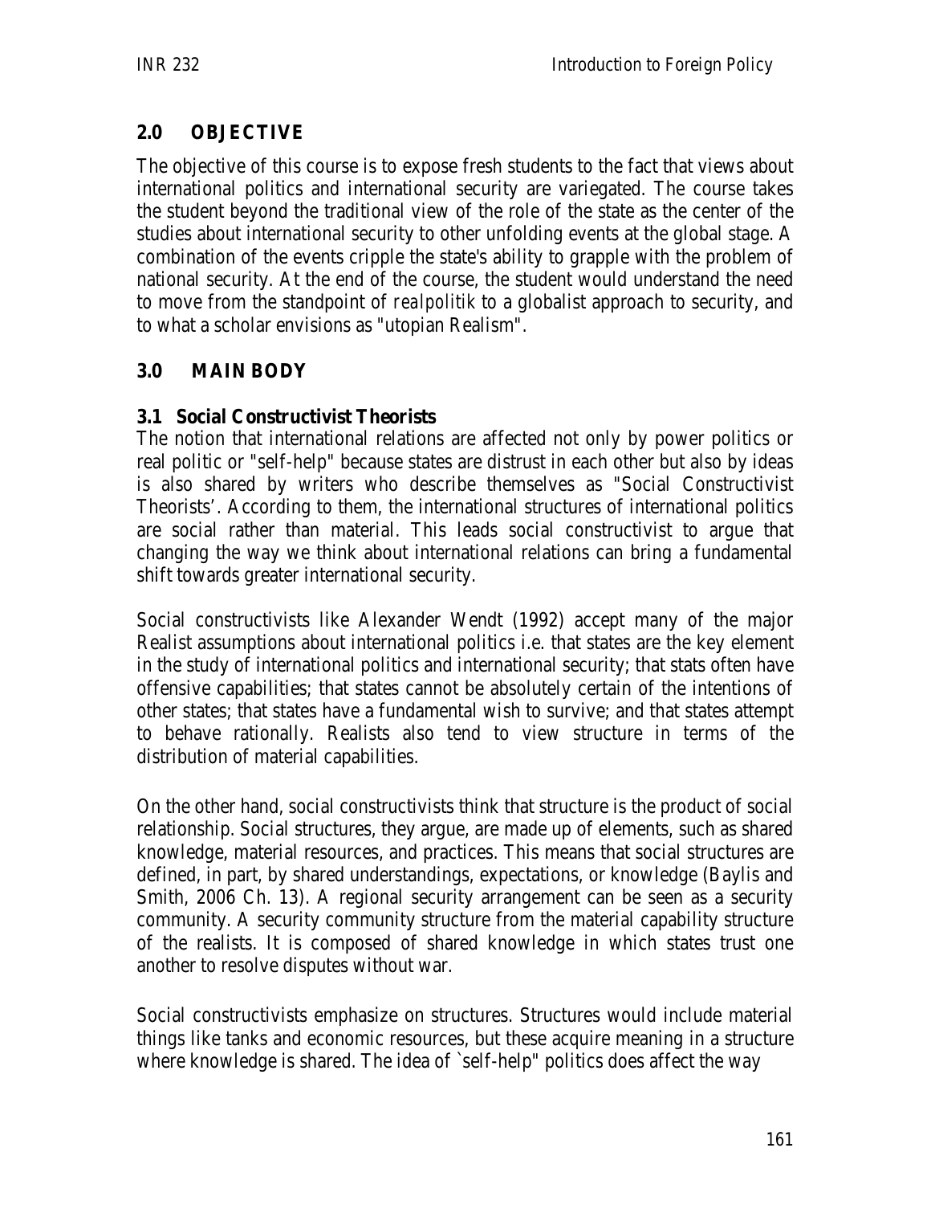## 2.0 OBJECTIVE

The objective of this course is to expose fresh students to the fact that views about international politics and international security are variegated. The course takes the student beyond the traditional view of the role of the state as the center of the studies about international security to other unfolding events at the global stage. A combination of the events cripple the state's ability to grapple with the problem of national security. At the end of the course, the student would understand the need to move from the standpoint of *realpolitik* to a globalist approach to security, and to what a scholar envisions as "utopian Realism".

## 3.0 MAIN BODY

### 3.1 Social Constructivist Theorists

The notion that international relations are affected not only by power politics or real politic or "self-help" because states are distrust in each other but also by ideas is also shared by writers who describe themselves as "Social Constructivist Theorists'. According to them, the international structures of international politics are social rather than material. This leads social constructivist to argue that changing the way we think about international relations can bring a fundamental shift towards greater international security.

Social constructivists like Alexander Wendt (1992) accept many of the major Realist assumptions about international politics i.e. that states are the key element in the study of international politics and international security; that stats often have offensive capabilities; that states cannot be absolutely certain of the intentions of other states; that states have a fundamental wish to survive; and that states attempt to behave rationally. Realists also tend to view structure in terms of the distribution of material capabilities.

On the other hand, social constructivists think that structure is the product of social relationship. Social structures, they argue, are made up of elements, such as shared knowledge, material resources, and practices. This means that social structures are defined, in part, by shared understandings, expectations, or knowledge (Baylis and Smith, 2006 Ch. 13). A regional security arrangement can be seen as a security community. A security community structure from the material capability structure of the realists. It is composed of shared knowledge in which states trust one another to resolve disputes without war.

Social constructivists emphasize on structures. Structures would include material things like tanks and economic resources, but these acquire meaning in a structure where knowledge is shared. The idea of `self-help" politics does affect the way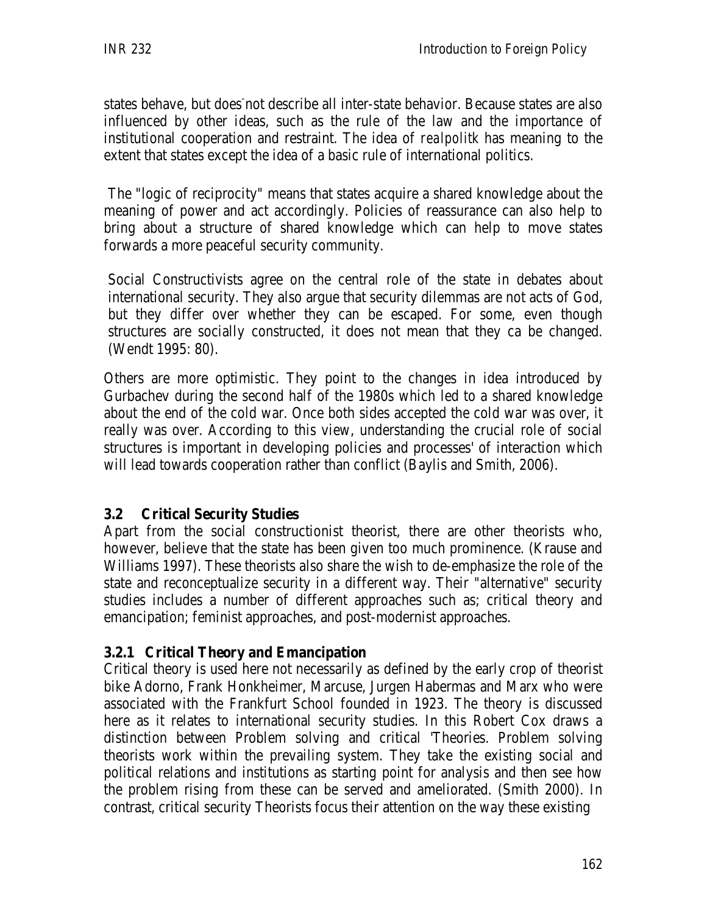states behave, but does not describe all inter-state behavior. Because states are also influenced by other ideas, such as the rule of the law and the importance of institutional cooperation and restraint. The idea of *realpolitk* has meaning to the extent that states except the idea of a basic rule of international politics.

The "logic of reciprocity" means that states acquire a shared knowledge about the meaning of power and act accordingly. Policies of reassurance can also help to bring about a structure of shared knowledge which can help to move states forwards a more peaceful security community.

Social Constructivists agree on the central role of the state in debates about international security. They also argue that security dilemmas are not acts of God, but they differ over whether they can be escaped. For some, even though structures are socially constructed, it does not mean that they ca be changed. (Wendt 1995: 80).

Others are more optimistic. They point to the changes in idea introduced by Gurbachev during the second half of the 1980s which led to a shared knowledge about the end of the cold war. Once both sides accepted the cold war was over, it really was over. According to this view, understanding the crucial role of social structures is important in developing policies and processes' of interaction which will lead towards cooperation rather than conflict (Baylis and Smith, 2006).

## 3.2 Critical Security Studies

Apart from the social constructionist theorist, there are other theorists who, however, believe that the state has been given too much prominence. (Krause and Williams 1997). These theorists also share the wish to de-emphasize the role of the state and reconceptualize security in a different way. Their "alternative" security studies includes a number of different approaches such as; critical theory and emancipation; feminist approaches, and post-modernist approaches.

### 3.2.1 Critical Theory and Emancipation

Critical theory is used here not necessarily as defined by the early crop of theorist bike Adorno, Frank Honkheimer, Marcuse, Jurgen Habermas and Marx who were associated with the Frankfurt School founded in 1923. The theory is discussed here as it relates to international security studies. In this Robert Cox draws a distinction between Problem solving and critical 'Theories. Problem solving theorists work within the prevailing system. They take the existing social and political relations and institutions as starting point for analysis and then see how the problem rising from these can be served and ameliorated. (Smith 2000). In contrast, critical security Theorists focus their attention on the way these existing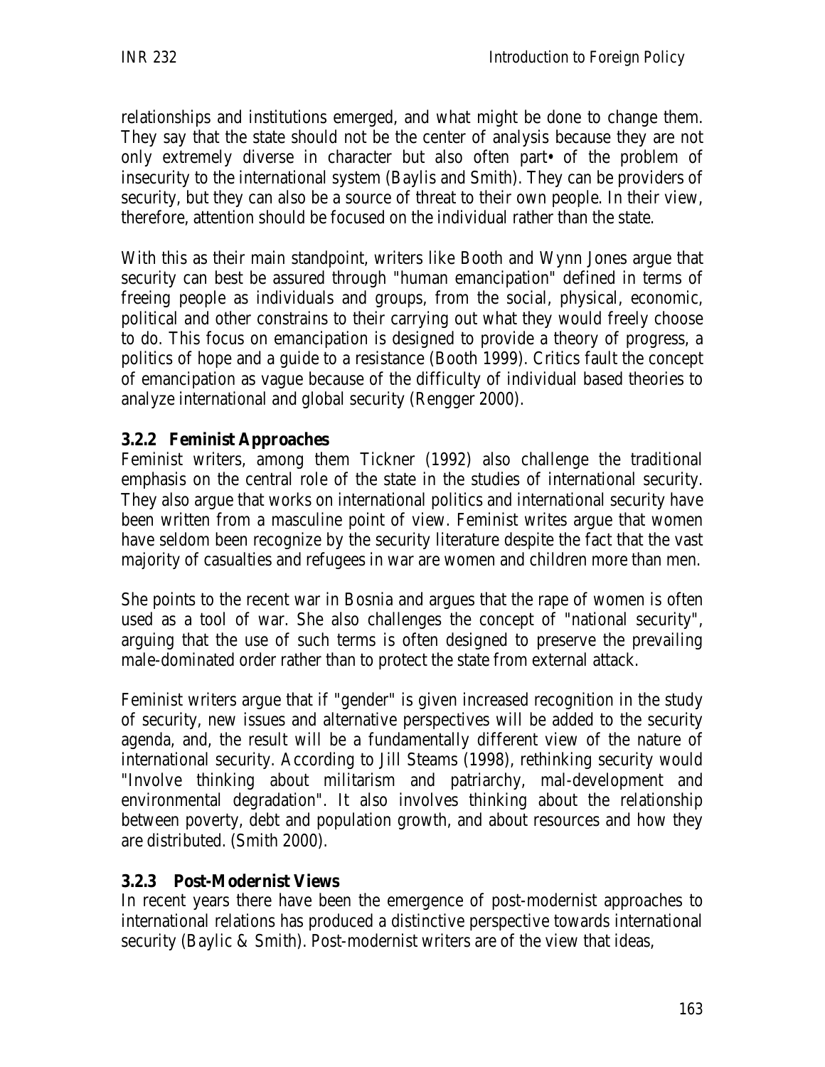relationships and institutions emerged, and what might be done to change them. They say that the state should not be the center of analysis because they are not only extremely diverse in character but also often part• of the problem of insecurity to the international system (Baylis and Smith). They can be providers of security, but they can also be a source of threat to their own people. In their view, therefore, attention should be focused on the individual rather than the state.

With this as their main standpoint, writers like Booth and Wynn Jones argue that security can best be assured through "human emancipation" defined in terms of freeing people as individuals and groups, from the social, physical, economic, political and other constrains to their carrying out what they would freely choose to do. This focus on emancipation is designed to provide a theory of progress, a politics of hope and a guide to a resistance (Booth 1999). Critics fault the concept of emancipation as vague because of the difficulty of individual based theories to analyze international and global security (Rengger 2000).

### 3.2.2 Feminist Approaches

Feminist writers, among them Tickner (1992) also challenge the traditional emphasis on the central role of the state in the studies of international security. They also argue that works on international politics and international security have been written from a masculine point of view. Feminist writes argue that women have seldom been recognize by the security literature despite the fact that the vast majority of casualties and refugees in war are women and children more than men.

She points to the recent war in Bosnia and argues that the rape of women is often used as a tool of war. She also challenges the concept of "national security", arguing that the use of such terms is often designed to preserve the prevailing male-dominated order rather than to protect the state from external attack.

Feminist writers argue that if "gender" is given increased recognition in the study of security, new issues and alternative perspectives will be added to the security agenda, and, the result will be a fundamentally different view of the nature of international security. According to Jill Steams (1998), rethinking security would "Involve thinking about militarism and patriarchy, mal-development and environmental degradation". It also involves thinking about the relationship between poverty, debt and population growth, and about resources and how they are distributed. (Smith 2000).

### 3.2.3 Post-Modernist Views

In recent years there have been the emergence of post-modernist approaches to international relations has produced a distinctive perspective towards international security (Baylic & Smith). Post-modernist writers are of the view that ideas,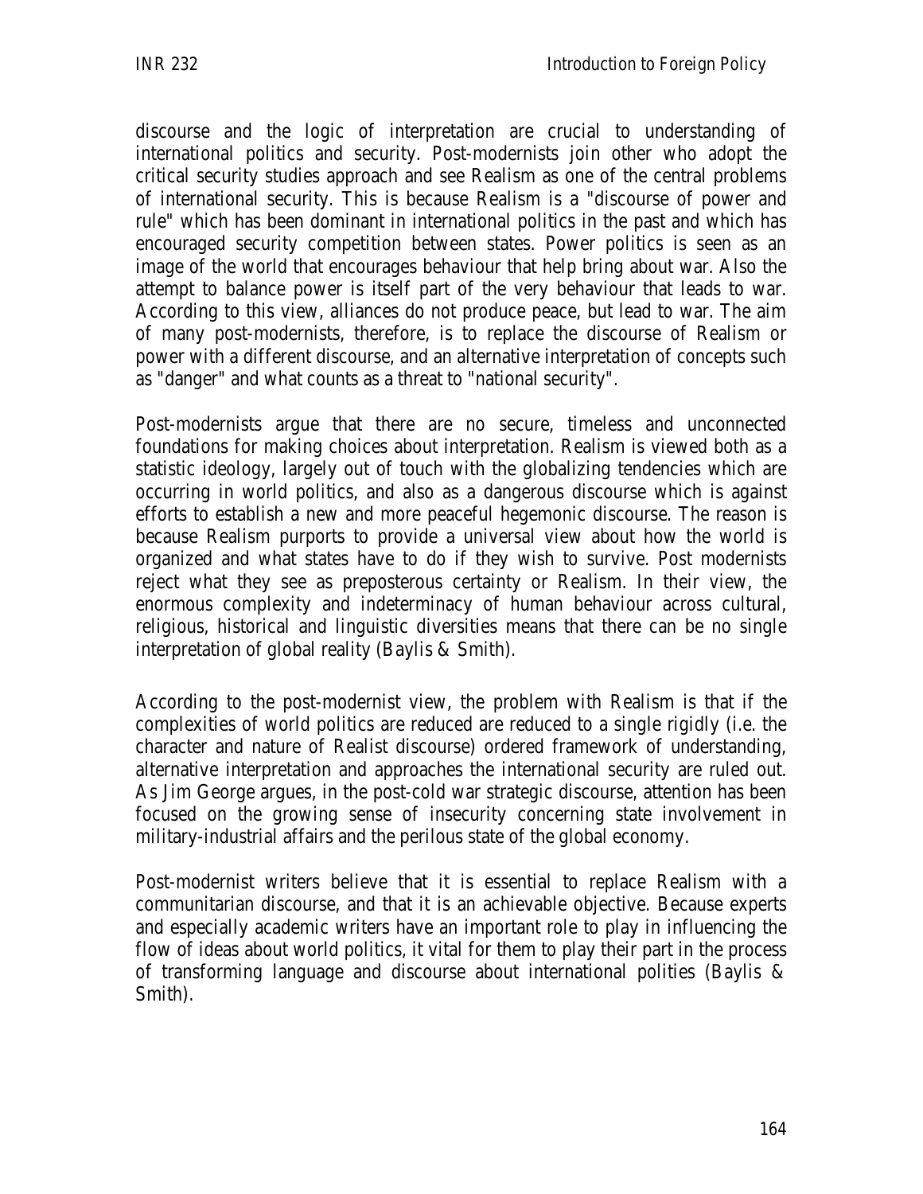discourse and the logic of interpretation are crucial to understanding of international politics and security. Post-modernists join other who adopt the critical security studies approach and see Realism as one of the central problems of international security. This is because Realism is a "discourse of power and rule" which has been dominant in international politics in the past and which has encouraged security competition between states. Power politics is seen as an image of the world that encourages behaviour that help bring about war. Also the attempt to balance power is itself part of the very behaviour that leads to war. According to this view, alliances do not produce peace, but lead to war. The aim of many post-modernists, therefore, is to replace the discourse of Realism or power with a different discourse, and an alternative interpretation of concepts such as "danger" and what counts as a threat to "national security".

Post-modernists argue that there are no secure, timeless and unconnected foundations for making choices about interpretation. Realism is viewed both as a statistic ideology, largely out of touch with the globalizing tendencies which are occurring in world politics, and also as a dangerous discourse which is against efforts to establish a new and more peaceful hegemonic discourse. The reason is because Realism purports to provide a universal view about how the world is organized and what states have to do if they wish to survive. Post modernists reject what they see as preposterous certainty or Realism. In their view, the enormous complexity and indeterminacy of human behaviour across cultural, religious, historical and linguistic diversities means that there can be no single interpretation of global reality (Baylis & Smith).

According to the post-modernist view, the problem with Realism is that if the complexities of world politics are reduced are reduced to a single rigidly (i.e. the character and nature of Realist discourse) ordered framework of understanding, alternative interpretation and approaches the international security are ruled out. As Jim George argues, in the post-cold war strategic discourse, attention has been focused on the growing sense of insecurity concerning state involvement in military-industrial affairs and the perilous state of the global economy.

Post-modernist writers believe that it is essential to replace Realism with a communitarian discourse, and that it is an achievable objective. Because experts and especially academic writers have an important role to play in influencing the flow of ideas about world politics, it vital for them to play their part in the process of transforming language and discourse about international polities (Baylis & Smith).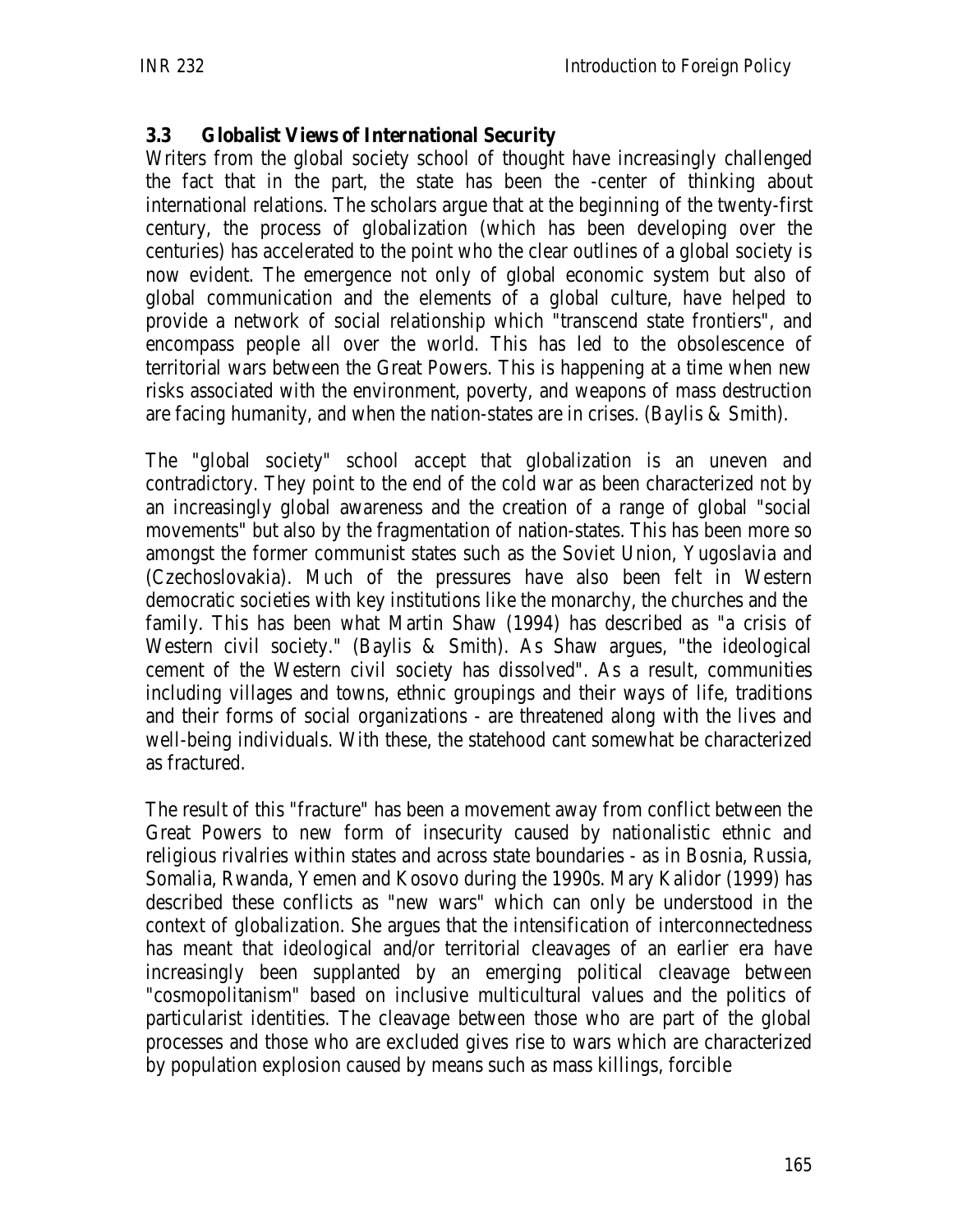### 3.3 Globalist Views of International Security

Writers from the global society school of thought have increasingly challenged the fact that in the part, the state has been the -center of thinking about international relations. The scholars argue that at the beginning of the twenty-first century, the process of globalization (which has been developing over the centuries) has accelerated to the point who the clear outlines of a global society is now evident. The emergence not only of global economic system but also of global communication and the elements of a global culture, have helped to provide a network of social relationship which "transcend state frontiers", and encompass people all over the world. This has led to the obsolescence of territorial wars between the Great Powers. This is happening at a time when new risks associated with the environment, poverty, and weapons of mass destruction are facing humanity, and when the nation-states are in crises. (Baylis & Smith).

The "global society" school accept that globalization is an uneven and contradictory. They point to the end of the cold war as been characterized not by an increasingly global awareness and the creation of a range of global "social movements" but also by the fragmentation of nation-states. This has been more so amongst the former communist states such as the Soviet Union, Yugoslavia and (Czechoslovakia). Much of the pressures have also been felt in Western democratic societies with key institutions like the monarchy, the churches and the family. This has been what Martin Shaw (1994) has described as "a crisis of Western civil society." (Baylis & Smith). As Shaw argues, "the ideological cement of the Western civil society has dissolved". As a result, communities including villages and towns, ethnic groupings and their ways of life, traditions and their forms of social organizations - are threatened along with the lives and well-being individuals. With these, the statehood cant somewhat be characterized as fractured.

The result of this "fracture" has been a movement away from conflict between the Great Powers to new form of insecurity caused by nationalistic ethnic and religious rivalries within states and across state boundaries - as in Bosnia, Russia, Somalia, Rwanda, Yemen and Kosovo during the 1990s. Mary Kalidor (1999) has described these conflicts as "new wars" which can only be understood in the context of globalization. She argues that the intensification of interconnectedness has meant that ideological and/or territorial cleavages of an earlier era have increasingly been supplanted by an emerging political cleavage between "cosmopolitanism" based on inclusive multicultural values and the politics of particularist identities. The cleavage between those who are part of the global processes and those who are excluded gives rise to wars which are characterized by population explosion caused by means such as mass killings, forcible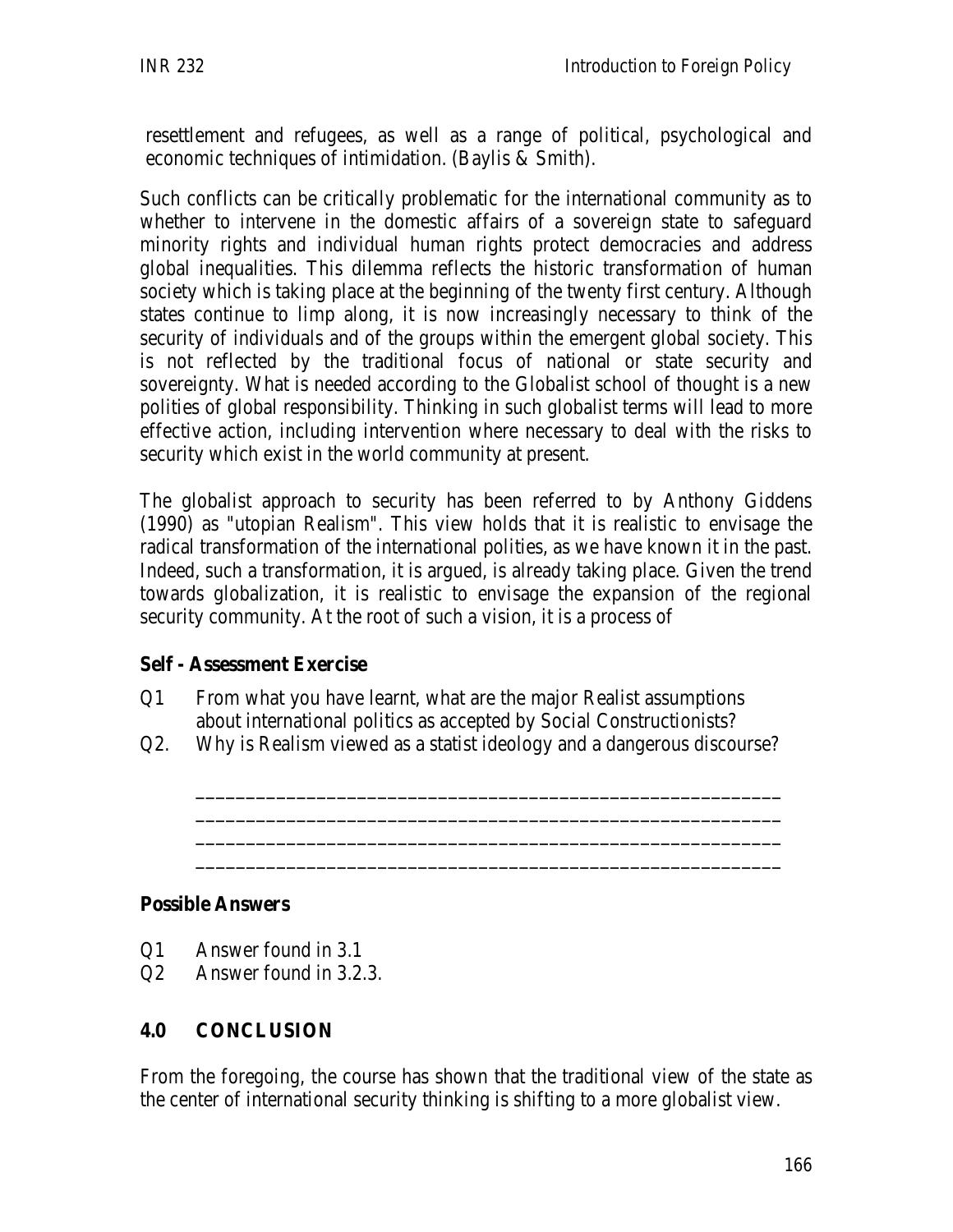resettlement and refugees, as well as a range of political, psychological and economic techniques of intimidation. (Baylis & Smith).

Such conflicts can be critically problematic for the international community as to whether to intervene in the domestic affairs of a sovereign state to safeguard minority rights and individual human rights protect democracies and address global inequalities. This dilemma reflects the historic transformation of human society which is taking place at the beginning of the twenty first century. Although states continue to limp along, it is now increasingly necessary to think of the security of individuals and of the groups within the emergent global society. This is not reflected by the traditional focus of national or state security and sovereignty. What is needed according to the Globalist school of thought is a new polities of global responsibility. Thinking in such globalist terms will lead to more effective action, including intervention where necessary to deal with the risks to security which exist in the world community at present.

The globalist approach to security has been referred to by Anthony Giddens (1990) as "utopian Realism". This view holds that it is realistic to envisage the radical transformation of the international polities, as we have known it in the past. Indeed, such a transformation, it is argued, is already taking place. Given the trend towards globalization, it is realistic to envisage the expansion of the regional security community. At the root of such a vision, it is a process of

**Self - Assessment Exercise**

Q1 From what you have learnt, what are the major Realist assumptions about international politics as accepted by Social Constructionists?

Q2. Why is Realism viewed as a statist ideology and a dangerous discourse?

\_\_\_\_\_\_\_\_\_\_\_\_\_\_\_\_\_\_\_\_\_\_\_\_\_\_\_\_\_\_\_\_\_\_\_\_\_\_\_\_\_\_\_\_\_\_\_\_\_\_\_\_\_\_\_\_\_\_
\_\_\_\_\_\_\_\_\_\_\_\_\_\_\_\_\_\_\_\_\_\_\_\_\_\_\_\_\_\_\_\_\_\_\_\_\_\_\_\_\_\_\_\_\_\_\_\_\_\_\_\_\_\_\_\_\_\_
\_\_\_\_\_\_\_\_\_\_\_\_\_\_\_\_\_\_\_\_\_\_\_\_\_\_\_\_\_\_\_\_\_\_\_\_\_\_\_\_\_\_\_\_\_\_\_\_\_\_\_\_\_\_\_\_\_\_
\_\_\_\_\_\_\_\_\_\_\_\_\_\_\_\_\_\_\_\_\_\_\_\_\_\_\_\_\_\_\_\_\_\_\_\_\_\_\_\_\_\_\_\_\_\_\_\_\_\_\_\_\_\_\_\_\_\_

**Possible Answers**

Q1 Answer found in 3.1

Q2 Answer found in 3.2.3.

## 4.0 CONCLUSION

From the foregoing, the course has shown that the traditional view of the state as the center of international security thinking is shifting to a more globalist view.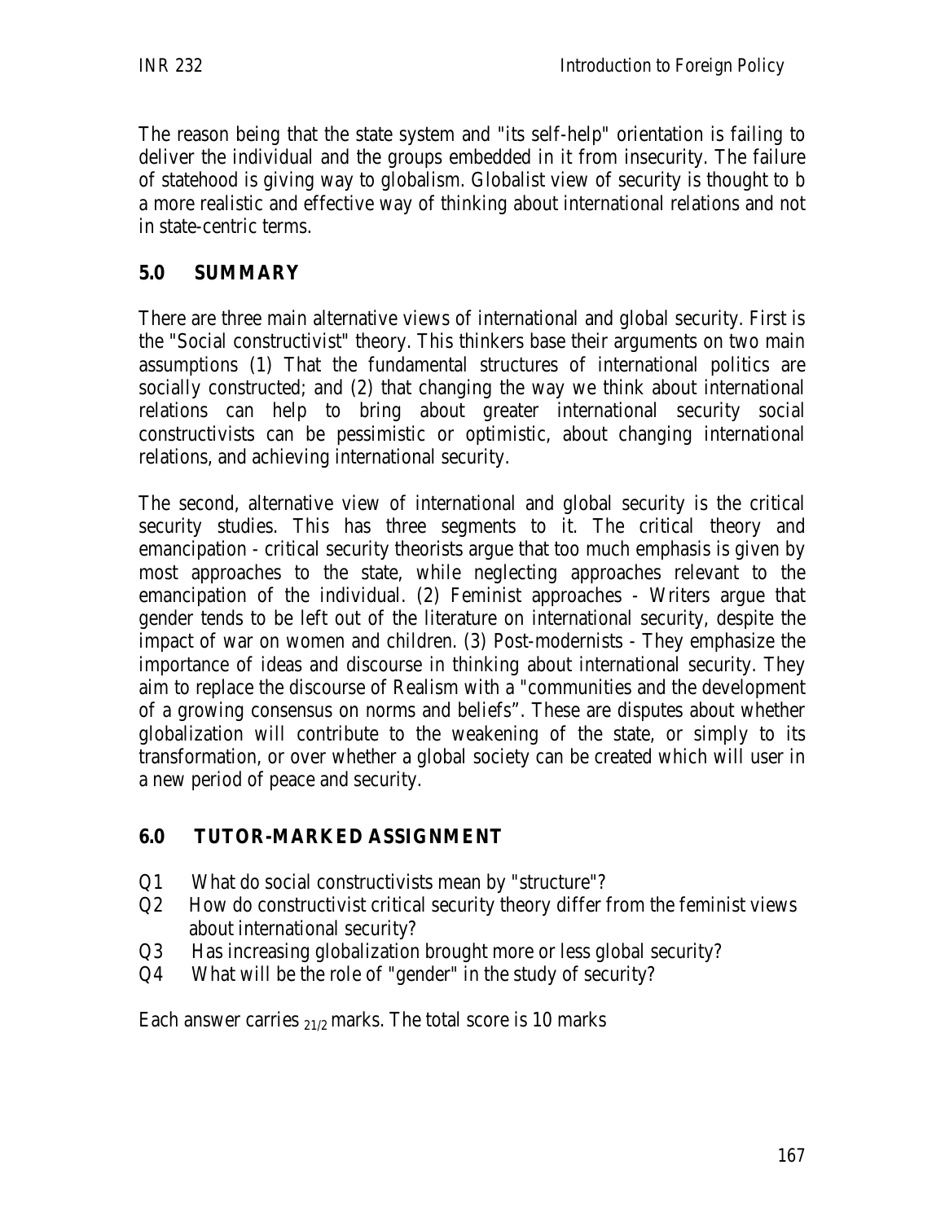The reason being that the state system and "its self-help" orientation is failing to deliver the individual and the groups embedded in it from insecurity. The failure of statehood is giving way to globalism. Globalist view of security is thought to b a more realistic and effective way of thinking about international relations and not in state-centric terms.

## 5.0 SUMMARY

There are three main alternative views of international and global security. First is the "Social constructivist" theory. This thinkers base their arguments on two main assumptions (1) That the fundamental structures of international politics are socially constructed; and (2) that changing the way we think about international relations can help to bring about greater international security social constructivists can be pessimistic or optimistic, about changing international relations, and achieving international security.

The second, alternative view of international and global security is the critical security studies. This has three segments to it. The critical theory and emancipation - critical security theorists argue that too much emphasis is given by most approaches to the state, while neglecting approaches relevant to the emancipation of the individual. (2) Feminist approaches - Writers argue that gender tends to be left out of the literature on international security, despite the impact of war on women and children. (3) Post-modernists - They emphasize the importance of ideas and discourse in thinking about international security. They aim to replace the discourse of Realism with a "communities and the development of a growing consensus on norms and beliefs". These are disputes about whether globalization will contribute to the weakening of the state, or simply to its transformation, or over whether a global society can be created which will user in a new period of peace and security.

## 6.0 TUTOR-MARKED ASSIGNMENT

Q1 What do social constructivists mean by "structure"?
Q2 How do constructivist critical security theory differ from the feminist views about international security?
Q3 Has increasing globalization brought more or less global security?
Q4 What will be the role of "gender" in the study of security?

Each answer carries $_{21/2}$ marks. The total score is 10 marks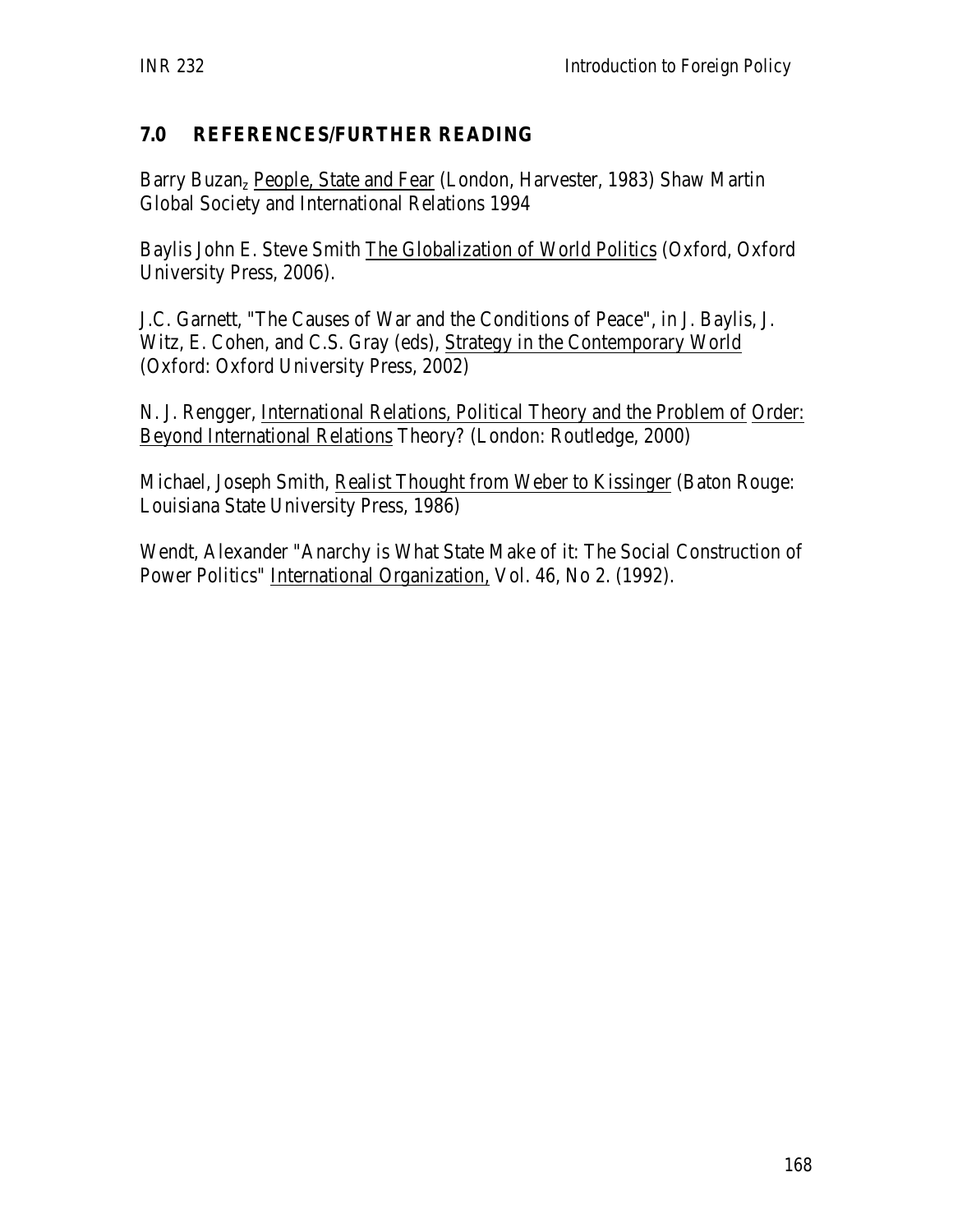## 7.0 REFERENCES/FURTHER READING

Barry Buzan, People, State and Fear (London, Harvester, 1983) Shaw Martin Global Society and International Relations 1994

Baylis John E. Steve Smith The Globalization of World Politics (Oxford, Oxford University Press, 2006).

J.C. Garnett, "The Causes of War and the Conditions of Peace", in J. Baylis, J. Witz, E. Cohen, and C.S. Gray (eds), Strategy in the Contemporary World (Oxford: Oxford University Press, 2002)

N. J. Rengger, International Relations, Political Theory and the Problem of Order: Beyond International Relations Theory? (London: Routledge, 2000)

Michael, Joseph Smith, Realist Thought from Weber to Kissinger (Baton Rouge: Louisiana State University Press, 1986)

Wendt, Alexander "Anarchy is What State Make of it: The Social Construction of Power Politics" International Organization, Vol. 46, No 2. (1992).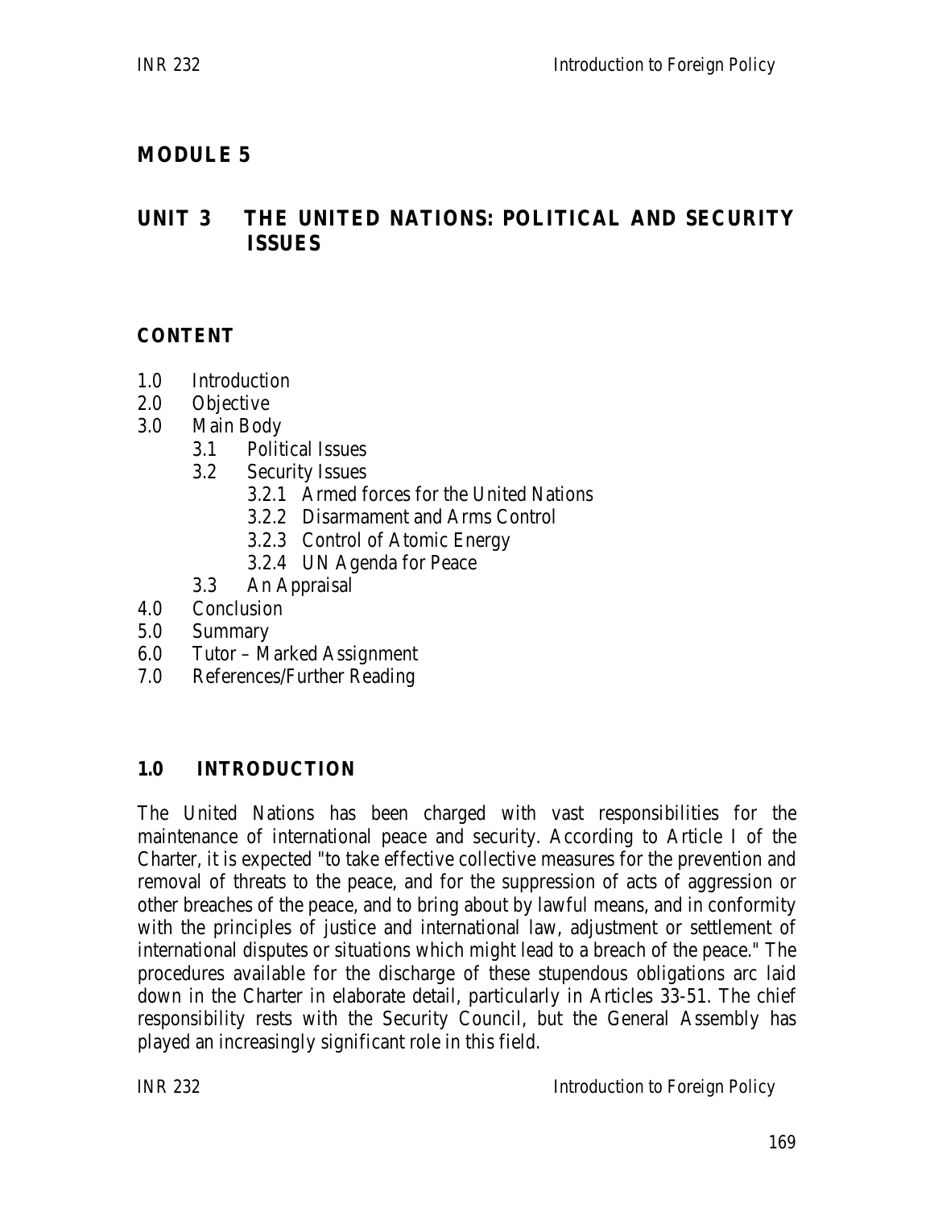## MODULE 5

## UNIT 3 THE UNITED NATIONS: POLITICAL AND SECURITY ISSUES

### CONTENT

1.0 Introduction
2.0 Objective
3.0 Main Body
    3.1 Political Issues
    3.2 Security Issues
        3.2.1 Armed forces for the United Nations
        3.2.2 Disarmament and Arms Control
        3.2.3 Control of Atomic Energy
        3.2.4 UN Agenda for Peace
    3.3 An Appraisal
4.0 Conclusion
5.0 Summary
6.0 Tutor – Marked Assignment
7.0 References/Further Reading

### 1.0 INTRODUCTION

The United Nations has been charged with vast responsibilities for the maintenance of international peace and security. According to Article I of the Charter, it is expected "to take effective collective measures for the prevention and removal of threats to the peace, and for the suppression of acts of aggression or other breaches of the peace, and to bring about by lawful means, and in conformity with the principles of justice and international law, adjustment or settlement of international disputes or situations which might lead to a breach of the peace." The procedures available for the discharge of these stupendous obligations arc laid down in the Charter in elaborate detail, particularly in Articles 33-51. The chief responsibility rests with the Security Council, but the General Assembly has played an increasingly significant role in this field.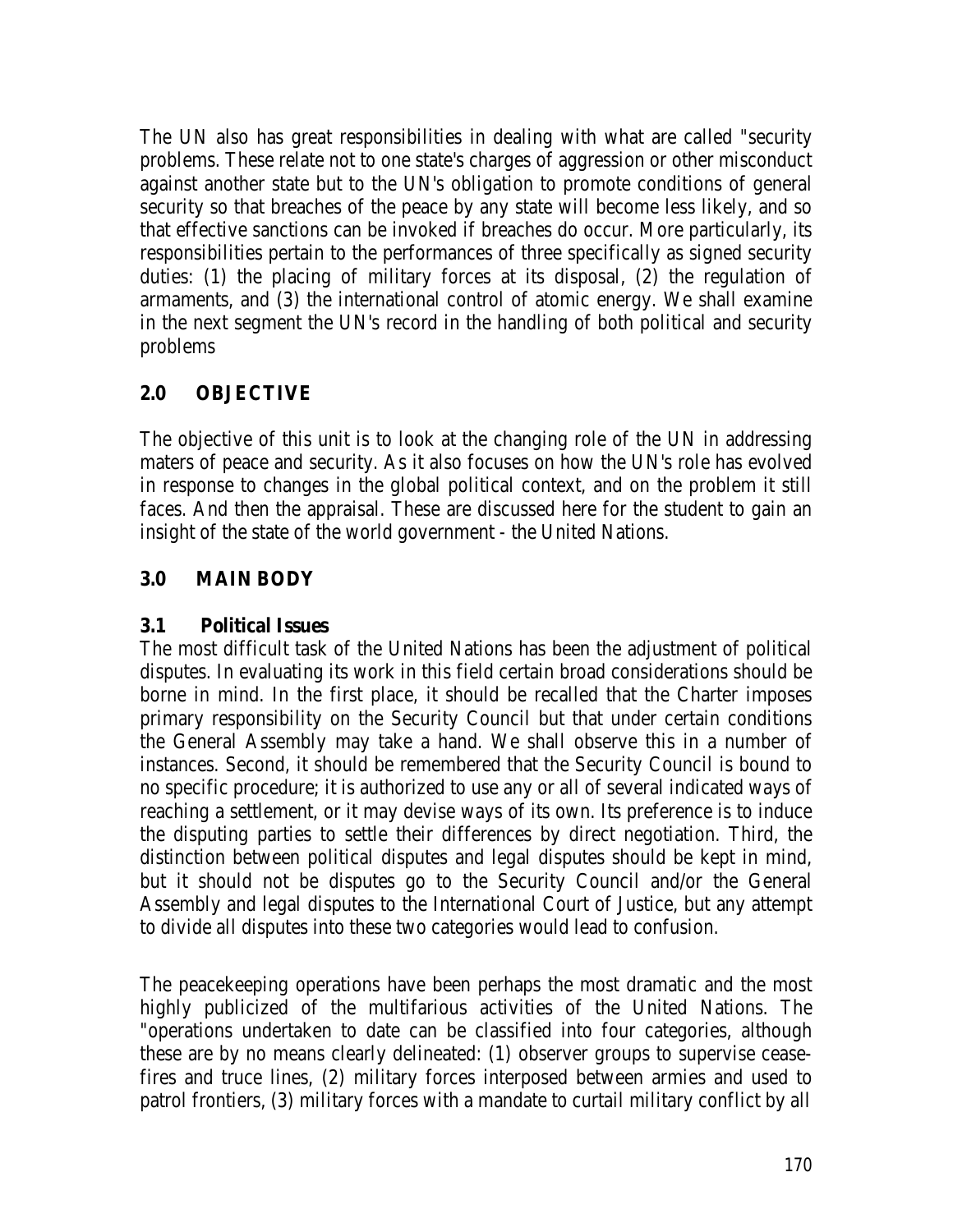The UN also has great responsibilities in dealing with what are called "security problems. These relate not to one state's charges of aggression or other misconduct against another state but to the UN's obligation to promote conditions of general security so that breaches of the peace by any state will become less likely, and so that effective sanctions can be invoked if breaches do occur. More particularly, its responsibilities pertain to the performances of three specifically as signed security duties: (1) the placing of military forces at its disposal, (2) the regulation of armaments, and (3) the international control of atomic energy. We shall examine in the next segment the UN's record in the handling of both political and security problems

## 2.0 OBJECTIVE

The objective of this unit is to look at the changing role of the UN in addressing maters of peace and security. As it also focuses on how the UN's role has evolved in response to changes in the global political context, and on the problem it still faces. And then the appraisal. These are discussed here for the student to gain an insight of the state of the world government - the United Nations.

## 3.0 MAIN BODY

### 3.1 Political Issues

The most difficult task of the United Nations has been the adjustment of political disputes. In evaluating its work in this field certain broad considerations should be borne in mind. In the first place, it should be recalled that the Charter imposes primary responsibility on the Security Council but that under certain conditions the General Assembly may take a hand. We shall observe this in a number of instances. Second, it should be remembered that the Security Council is bound to no specific procedure; it is authorized to use any or all of several indicated ways of reaching a settlement, or it may devise ways of its own. Its preference is to induce the disputing parties to settle their differences by direct negotiation. Third, the distinction between political disputes and legal disputes should be kept in mind, but it should not be disputes go to the Security Council and/or the General Assembly and legal disputes to the International Court of Justice, but any attempt to divide all disputes into these two categories would lead to confusion.

The peacekeeping operations have been perhaps the most dramatic and the most highly publicized of the multifarious activities of the United Nations. The "operations undertaken to date can be classified into four categories, although these are by no means clearly delineated: (1) observer groups to supervise cease-fires and truce lines, (2) military forces interposed between armies and used to patrol frontiers, (3) military forces with a mandate to curtail military conflict by all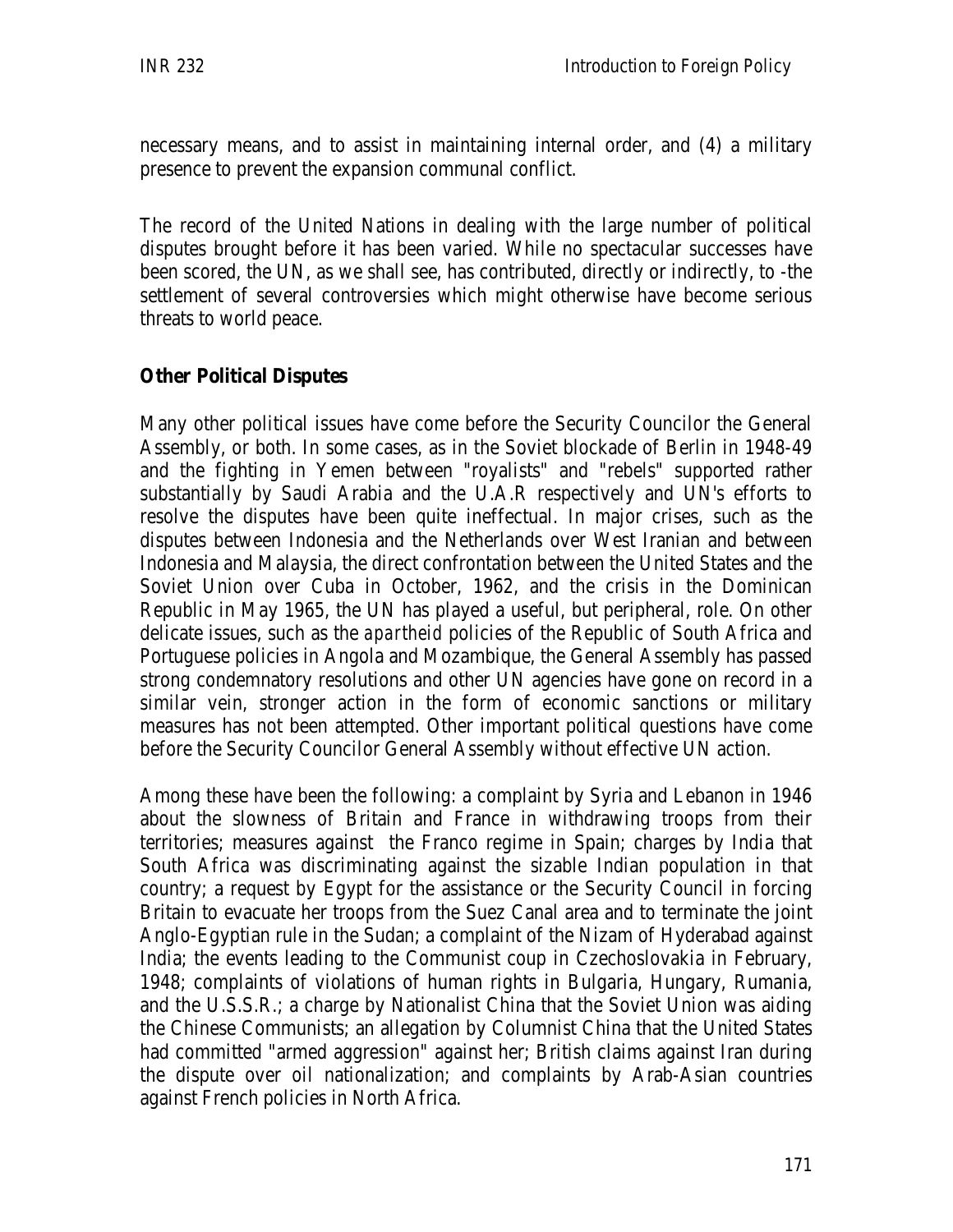necessary means, and to assist in maintaining internal order, and (4) a military presence to prevent the expansion communal conflict.

The record of the United Nations in dealing with the large number of political disputes brought before it has been varied. While no spectacular successes have been scored, the UN, as we shall see, has contributed, directly or indirectly, to -the settlement of several controversies which might otherwise have become serious threats to world peace.

**Other Political Disputes**

Many other political issues have come before the Security Councilor the General Assembly, or both. In some cases, as in the Soviet blockade of Berlin in 1948-49 and the fighting in Yemen between "royalists" and "rebels" supported rather substantially by Saudi Arabia and the U.A.R respectively and UN's efforts to resolve the disputes have been quite ineffectual. In major crises, such as the disputes between Indonesia and the Netherlands over West Iranian and between Indonesia and Malaysia, the direct confrontation between the United States and the Soviet Union over Cuba in October, 1962, and the crisis in the Dominican Republic in May 1965, the UN has played a useful, but peripheral, role. On other delicate issues, such as the *apartheid* policies of the Republic of South Africa and Portuguese policies in Angola and Mozambique, the General Assembly has passed strong condemnatory resolutions and other UN agencies have gone on record in a similar vein, stronger action in the form of economic sanctions or military measures has not been attempted. Other important political questions have come before the Security Councilor General Assembly without effective UN action.

Among these have been the following: a complaint by Syria and Lebanon in 1946 about the slowness of Britain and France in withdrawing troops from their territories; measures against the Franco regime in Spain; charges by India that South Africa was discriminating against the sizable Indian population in that country; a request by Egypt for the assistance or the Security Council in forcing Britain to evacuate her troops from the Suez Canal area and to terminate the joint Anglo-Egyptian rule in the Sudan; a complaint of the Nizam of Hyderabad against India; the events leading to the Communist coup in Czechoslovakia in February, 1948; complaints of violations of human rights in Bulgaria, Hungary, Rumania, and the U.S.S.R.; a charge by Nationalist China that the Soviet Union was aiding the Chinese Communists; an allegation by Columnist China that the United States had committed "armed aggression" against her; British claims against Iran during the dispute over oil nationalization; and complaints by Arab-Asian countries against French policies in North Africa.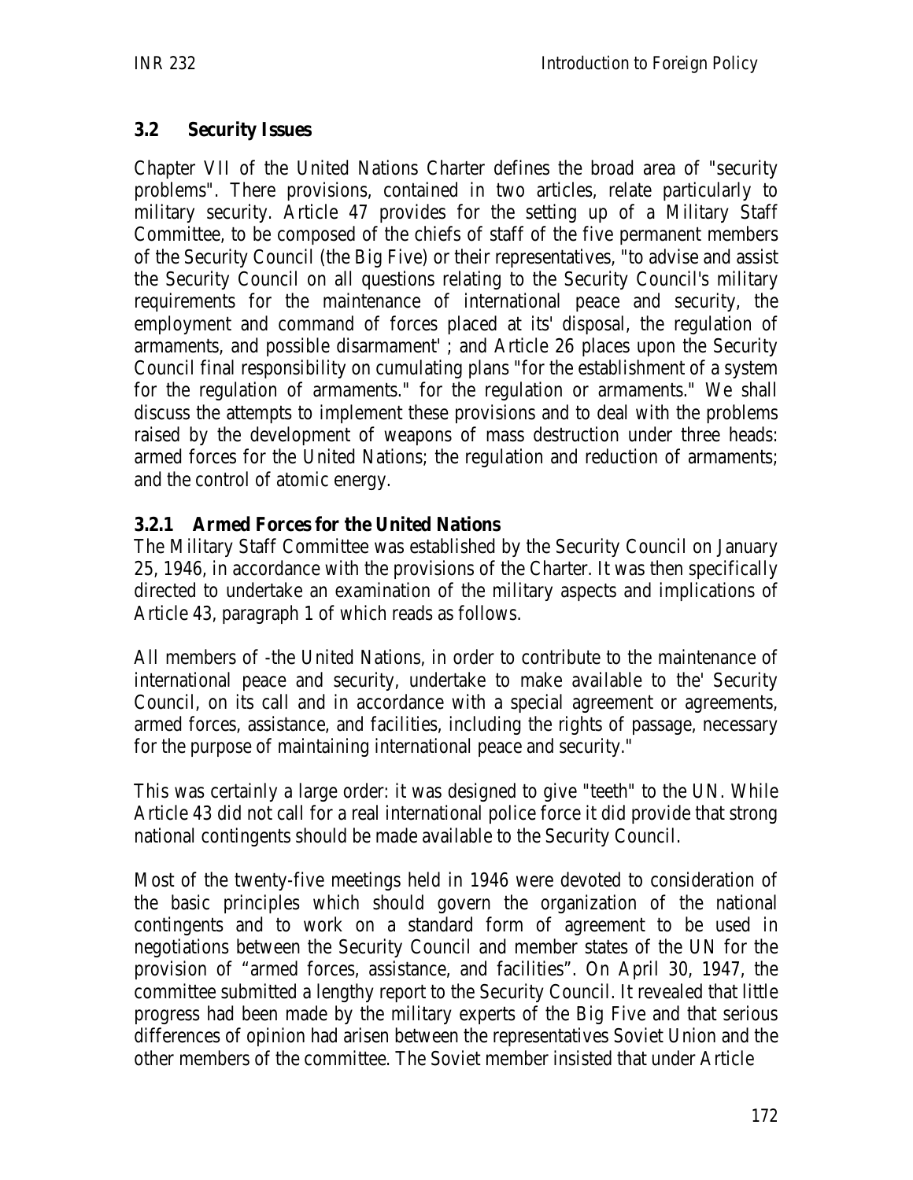### 3.2 Security Issues

Chapter VII of the United Nations Charter defines the broad area of "security problems". There provisions, contained in two articles, relate particularly to military security. Article 47 provides for the setting up of a Military Staff Committee, to be composed of the chiefs of staff of the five permanent members of the Security Council (the Big Five) or their representatives, "to advise and assist the Security Council on all questions relating to the Security Council's military requirements for the maintenance of international peace and security, the employment and command of forces placed at its' disposal, the regulation of armaments, and possible disarmament' ; and Article 26 places upon the Security Council final responsibility on cumulating plans "for the establishment of a system for the regulation of armaments." for the regulation or armaments." We shall discuss the attempts to implement these provisions and to deal with the problems raised by the development of weapons of mass destruction under three heads: armed forces for the United Nations; the regulation and reduction of armaments; and the control of atomic energy.

#### 3.2.1 Armed Forces for the United Nations

The Military Staff Committee was established by the Security Council on January 25, 1946, in accordance with the provisions of the Charter. It was then specifically directed to undertake an examination of the military aspects and implications of Article 43, paragraph 1 of which reads as follows.

All members of -the United Nations, in order to contribute to the maintenance of international peace and security, undertake to make available to the' Security Council, on its call and in accordance with a special agreement or agreements, armed forces, assistance, and facilities, including the rights of passage, necessary for the purpose of maintaining international peace and security."

This was certainly a large order: it was designed to give "teeth" to the UN. While Article 43 did not call for a real international police force it did provide that strong national contingents should be made available to the Security Council.

Most of the twenty-five meetings held in 1946 were devoted to consideration of the basic principles which should govern the organization of the national contingents and to work on a standard form of agreement to be used in negotiations between the Security Council and member states of the UN for the provision of "armed forces, assistance, and facilities". On April 30, 1947, the committee submitted a lengthy report to the Security Council. It revealed that little progress had been made by the military experts of the Big Five and that serious differences of opinion had arisen between the representatives Soviet Union and the other members of the committee. The Soviet member insisted that under Article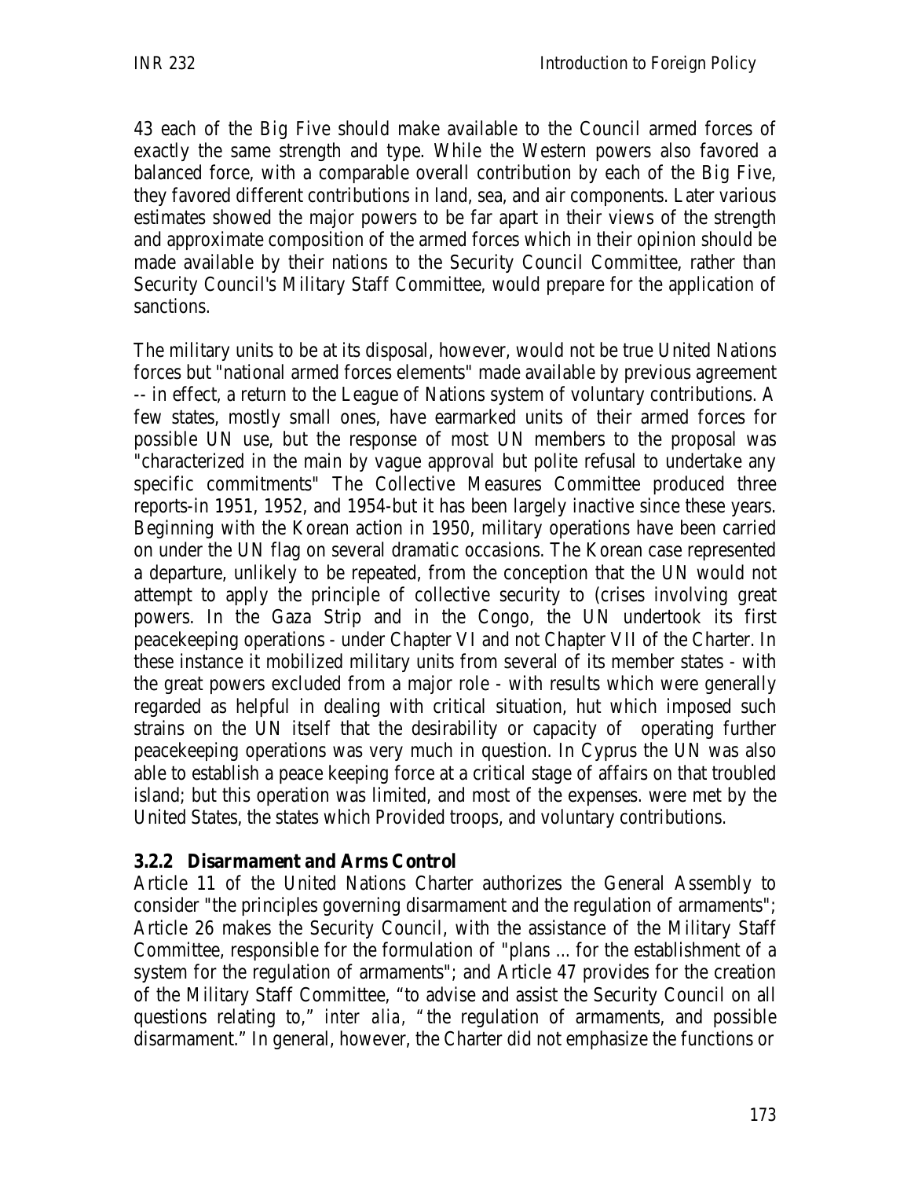43 each of the Big Five should make available to the Council armed forces of exactly the same strength and type. While the Western powers also favored a balanced force, with a comparable overall contribution by each of the Big Five, they favored different contributions in land, sea, and air components. Later various estimates showed the major powers to be far apart in their views of the strength and approximate composition of the armed forces which in their opinion should be made available by their nations to the Security Council Committee, rather than Security Council's Military Staff Committee, would prepare for the application of sanctions.

The military units to be at its disposal, however, would not be true United Nations forces but "national armed forces elements" made available by previous agreement -- in effect, a return to the League of Nations system of voluntary contributions. A few states, mostly small ones, have earmarked units of their armed forces for possible UN use, but the response of most UN members to the proposal was "characterized in the main by vague approval but polite refusal to undertake any specific commitments" The Collective Measures Committee produced three reports-in 1951, 1952, and 1954-but it has been largely inactive since these years. Beginning with the Korean action in 1950, military operations have been carried on under the UN flag on several dramatic occasions. The Korean case represented a departure, unlikely to be repeated, from the conception that the UN would not attempt to apply the principle of collective security to (crises involving great powers. In the Gaza Strip and in the Congo, the UN undertook its first peacekeeping operations - under Chapter VI and not Chapter VII of the Charter. In these instance it mobilized military units from several of its member states - with the great powers excluded from a major role - with results which were generally regarded as helpful in dealing with critical situation, hut which imposed such strains on the UN itself that the desirability or capacity of operating further peacekeeping operations was very much in question. In Cyprus the UN was also able to establish a peace keeping force at a critical stage of affairs on that troubled island; but this operation was limited, and most of the expenses. were met by the United States, the states which Provided troops, and voluntary contributions.

### 3.2.2 Disarmament and Arms Control

Article 11 of the United Nations Charter authorizes the General Assembly to consider "the principles governing disarmament and the regulation of armaments"; Article 26 makes the Security Council, with the assistance of the Military Staff Committee, responsible for the formulation of "plans ... for the establishment of a system for the regulation of armaments"; and Article 47 provides for the creation of the Military Staff Committee, "to advise and assist the Security Council on all questions relating to," *inter alia*, "the regulation of armaments, and possible disarmament." In general, however, the Charter did not emphasize the functions or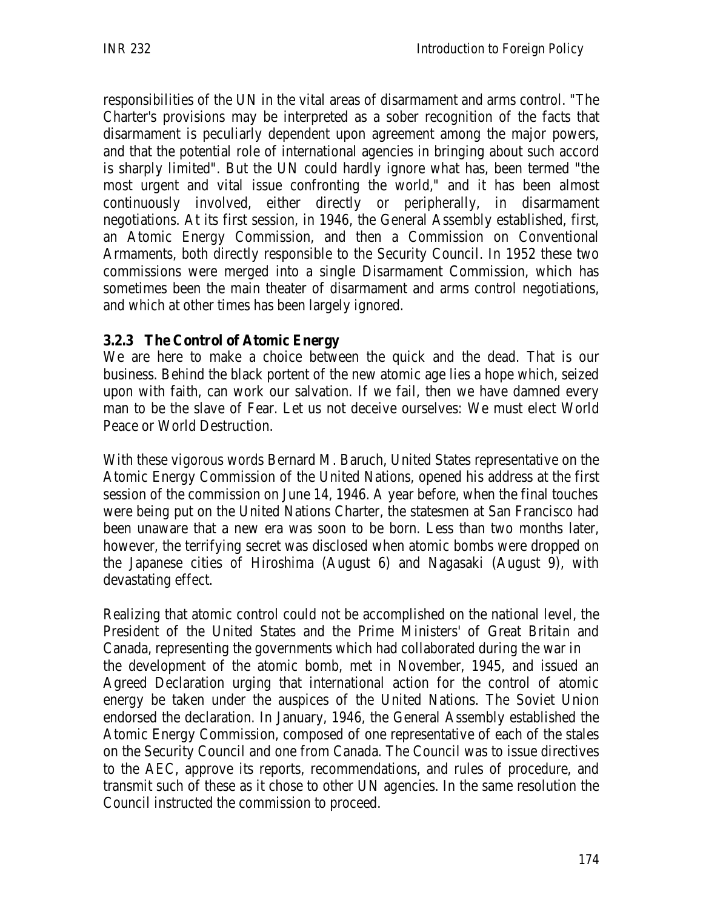responsibilities of the UN in the vital areas of disarmament and arms control. "The Charter's provisions may be interpreted as a sober recognition of the facts that disarmament is peculiarly dependent upon agreement among the major powers, and that the potential role of international agencies in bringing about such accord is sharply limited". But the UN could hardly ignore what has, been termed "the most urgent and vital issue confronting the world," and it has been almost continuously involved, either directly or peripherally, in disarmament negotiations. At its first session, in 1946, the General Assembly established, first, an Atomic Energy Commission, and then a Commission on Conventional Armaments, both directly responsible to the Security Council. In 1952 these two commissions were merged into a single Disarmament Commission, which has sometimes been the main theater of disarmament and arms control negotiations, and which at other times has been largely ignored.

### 3.2.3 The Control of Atomic Energy

We are here to make a choice between the quick and the dead. That is our business. Behind the black portent of the new atomic age lies a hope which, seized upon with faith, can work our salvation. If we fail, then we have damned every man to be the slave of Fear. Let us not deceive ourselves: We must elect World Peace or World Destruction.

With these vigorous words Bernard M. Baruch, United States representative on the Atomic Energy Commission of the United Nations, opened his address at the first session of the commission on June 14, 1946. A year before, when the final touches were being put on the United Nations Charter, the statesmen at San Francisco had been unaware that a new era was soon to be born. Less than two months later, however, the terrifying secret was disclosed when atomic bombs were dropped on the Japanese cities of Hiroshima (August 6) and Nagasaki (August 9), with devastating effect.

Realizing that atomic control could not be accomplished on the national level, the President of the United States and the Prime Ministers' of Great Britain and Canada, representing the governments which had collaborated during the war in the development of the atomic bomb, met in November, 1945, and issued an Agreed Declaration urging that international action for the control of atomic energy be taken under the auspices of the United Nations. The Soviet Union endorsed the declaration. In January, 1946, the General Assembly established the Atomic Energy Commission, composed of one representative of each of the stales on the Security Council and one from Canada. The Council was to issue directives to the AEC, approve its reports, recommendations, and rules of procedure, and transmit such of these as it chose to other UN agencies. In the same resolution the Council instructed the commission to proceed.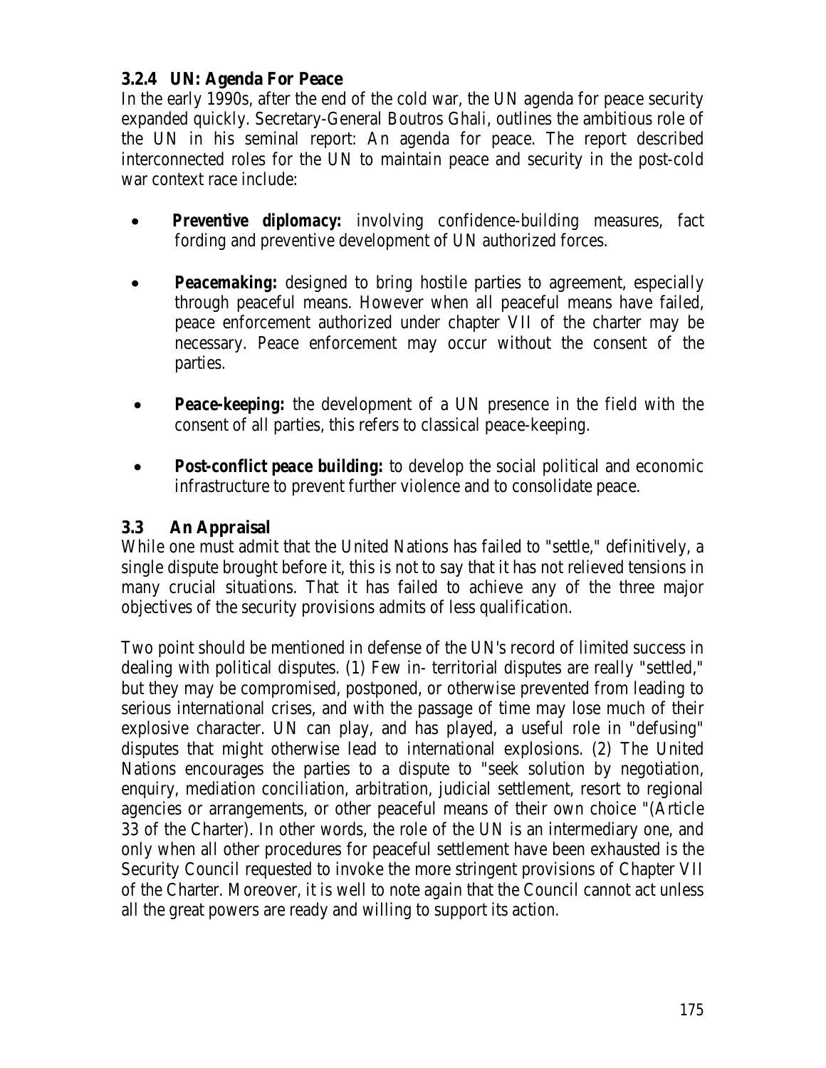### 3.2.4 UN: Agenda For Peace

In the early 1990s, after the end of the cold war, the UN agenda for peace security expanded quickly. Secretary-General Boutros Ghali, outlines the ambitious role of the UN in his seminal report: An agenda for peace. The report described interconnected roles for the UN to maintain peace and security in the post-cold war context race include:

- ***Preventive diplomacy:*** involving confidence-building measures, fact fording and preventive development of UN authorized forces.
- ***Peacemaking:*** designed to bring hostile parties to agreement, especially through peaceful means. However when all peaceful means have failed, peace enforcement authorized under chapter VII of the charter may be necessary. Peace enforcement may occur without the consent of the parties.
- ***Peace-keeping:*** the development of a UN presence in the field with the consent of all parties, this refers to classical peace-keeping.
- ***Post-conflict peace building:*** to develop the social political and economic infrastructure to prevent further violence and to consolidate peace.

## 3.3 An Appraisal

While one must admit that the United Nations has failed to "settle," definitively, a single dispute brought before it, this is not to say that it has not relieved tensions in many crucial situations. That it has failed to achieve any of the three major objectives of the security provisions admits of less qualification.

Two point should be mentioned in defense of the UN's record of limited success in dealing with political disputes. (1) Few in- territorial disputes are really "settled," but they may be compromised, postponed, or otherwise prevented from leading to serious international crises, and with the passage of time may lose much of their explosive character. UN can play, and has played, a useful role in "defusing" disputes that might otherwise lead to international explosions. (2) The United Nations encourages the parties to a dispute to "seek solution by negotiation, enquiry, mediation conciliation, arbitration, judicial settlement, resort to regional agencies or arrangements, or other peaceful means of their own choice "(Article 33 of the Charter). In other words, the role of the UN is an intermediary one, and only when all other procedures for peaceful settlement have been exhausted is the Security Council requested to invoke the more stringent provisions of Chapter VII of the Charter. Moreover, it is well to note again that the Council cannot act unless all the great powers are ready and willing to support its action.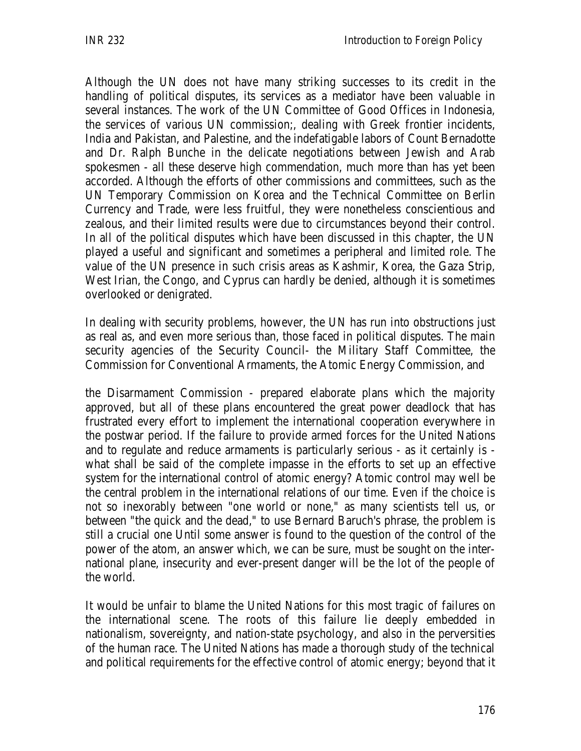Although the UN does not have many striking successes to its credit in the handling of political disputes, its services as a mediator have been valuable in several instances. The work of the UN Committee of Good Offices in Indonesia, the services of various UN commission;, dealing with Greek frontier incidents, India and Pakistan, and Palestine, and the indefatigable labors of Count Bernadotte and Dr. Ralph Bunche in the delicate negotiations between Jewish and Arab spokesmen - all these deserve high commendation, much more than has yet been accorded. Although the efforts of other commissions and committees, such as the UN Temporary Commission on Korea and the Technical Committee on Berlin Currency and Trade, were less fruitful, they were nonetheless conscientious and zealous, and their limited results were due to circumstances beyond their control. In all of the political disputes which have been discussed in this chapter, the UN played a useful and significant and sometimes a peripheral and limited role. The value of the UN presence in such crisis areas as Kashmir, Korea, the Gaza Strip, West Irian, the Congo, and Cyprus can hardly be denied, although it is sometimes overlooked or denigrated.

In dealing with security problems, however, the UN has run into obstructions just as real as, and even more serious than, those faced in political disputes. The main security agencies of the Security Council- the Military Staff Committee, the Commission for Conventional Armaments, the Atomic Energy Commission, and the Disarmament Commission - prepared elaborate plans which the majority approved, but all of these plans encountered the great power deadlock that has frustrated every effort to implement the international cooperation everywhere in the postwar period. If the failure to provide armed forces for the United Nations and to regulate and reduce armaments is particularly serious - as it certainly is - what shall be said of the complete impasse in the efforts to set up an effective system for the international control of atomic energy? Atomic control may well be the central problem in the international relations of our time. Even if the choice is not so inexorably between "one world or none," as many scientists tell us, or between "the quick and the dead," to use Bernard Baruch's phrase, the problem is still a crucial one Until some answer is found to the question of the control of the power of the atom, an answer which, we can be sure, must be sought on the international plane, insecurity and ever-present danger will be the lot of the people of the world.

It would be unfair to blame the United Nations for this most tragic of failures on the international scene. The roots of this failure lie deeply embedded in nationalism, sovereignty, and nation-state psychology, and also in the perversities of the human race. The United Nations has made a thorough study of the technical and political requirements for the effective control of atomic energy; beyond that it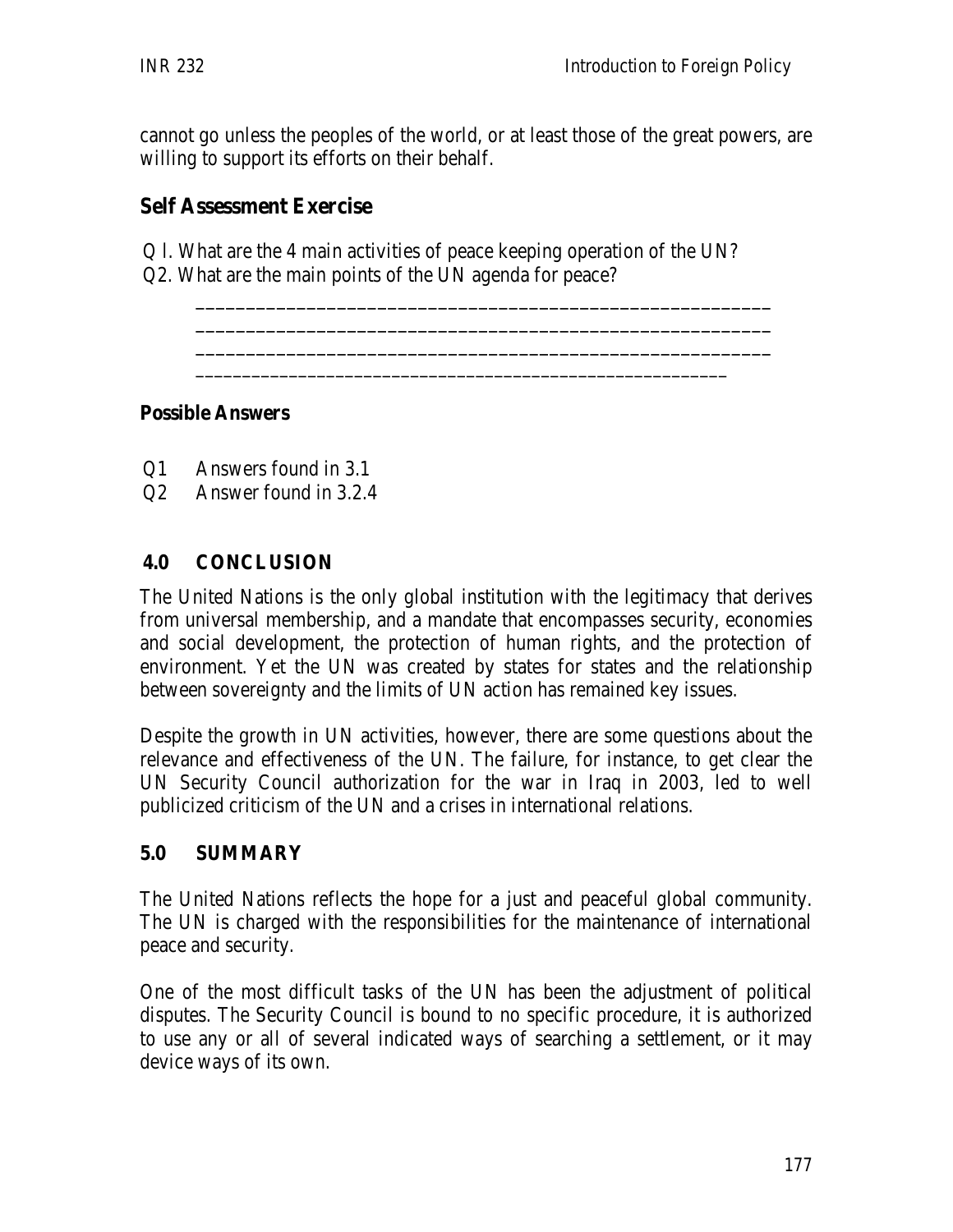cannot go unless the peoples of the world, or at least those of the great powers, are willing to support its efforts on their behalf.

## Self Assessment Exercise

Q l. What are the 4 main activities of peace keeping operation of the UN?
Q2. What are the main points of the UN agenda for peace?

__________________________________________________________
__________________________________________________________
__________________________________________________________
______________________________________________________

**Possible Answers**

Q1 Answers found in 3.1
Q2 Answer found in 3.2.4

## 4.0 CONCLUSION

The United Nations is the only global institution with the legitimacy that derives from universal membership, and a mandate that encompasses security, economies and social development, the protection of human rights, and the protection of environment. Yet the UN was created by states for states and the relationship between sovereignty and the limits of UN action has remained key issues.

Despite the growth in UN activities, however, there are some questions about the relevance and effectiveness of the UN. The failure, for instance, to get clear the UN Security Council authorization for the war in Iraq in 2003, led to well publicized criticism of the UN and a crises in international relations.

## 5.0 SUMMARY

The United Nations reflects the hope for a just and peaceful global community. The UN is charged with the responsibilities for the maintenance of international peace and security.

One of the most difficult tasks of the UN has been the adjustment of political disputes. The Security Council is bound to no specific procedure, it is authorized to use any or all of several indicated ways of searching a settlement, or it may device ways of its own.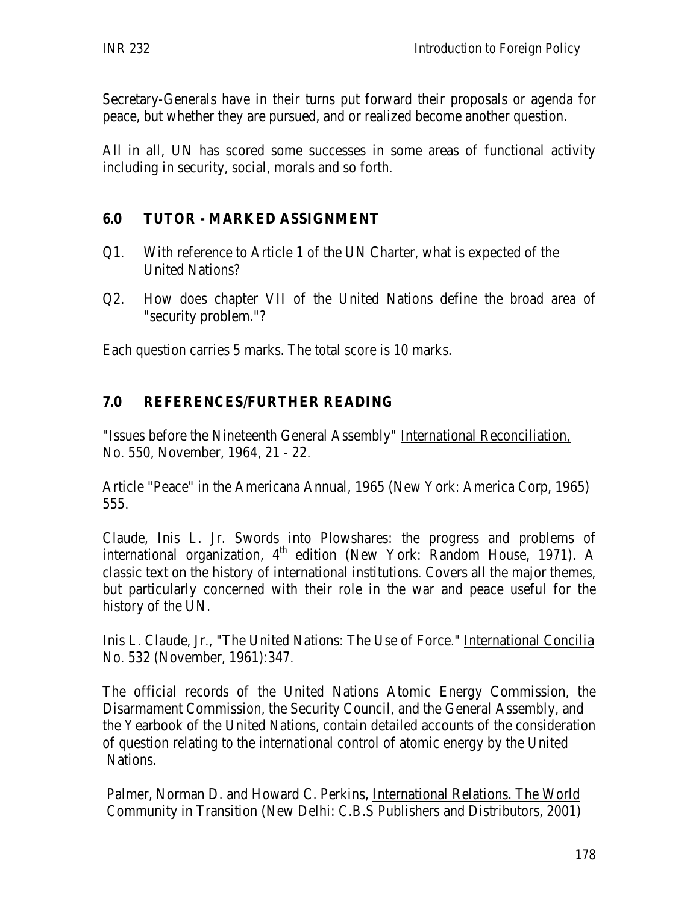Secretary-Generals have in their turns put forward their proposals or agenda for peace, but whether they are pursued, and or realized become another question.

All in all, UN has scored some successes in some areas of functional activity including in security, social, morals and so forth.

## 6.0 TUTOR - MARKED ASSIGNMENT

Q1. With reference to Article 1 of the UN Charter, what is expected of the United Nations?

Q2. How does chapter VII of the United Nations define the broad area of "security problem."?

Each question carries 5 marks. The total score is 10 marks.

## 7.0 REFERENCES/FURTHER READING

"Issues before the Nineteenth General Assembly" International Reconciliation, No. 550, November, 1964, 21 - 22.

Article "Peace" in the Americana Annual, 1965 (New York: America Corp, 1965) 555.

Claude, Inis L. Jr. Swords into Plowshares: the progress and problems of international organization, 4th edition (New York: Random House, 1971). A classic text on the history of international institutions. Covers all the major themes, but particularly concerned with their role in the war and peace useful for the history of the UN.

Inis L. Claude, Jr., "The United Nations: The Use of Force." International Concilia No. 532 (November, 1961):347.

The official records of the United Nations Atomic Energy Commission, the Disarmament Commission, the Security Council, and the General Assembly, and the Yearbook of the United Nations, contain detailed accounts of the consideration of question relating to the international control of atomic energy by the United Nations.

Palmer, Norman D. and Howard C. Perkins, International Relations. The World Community in Transition (New Delhi: C.B.S Publishers and Distributors, 2001)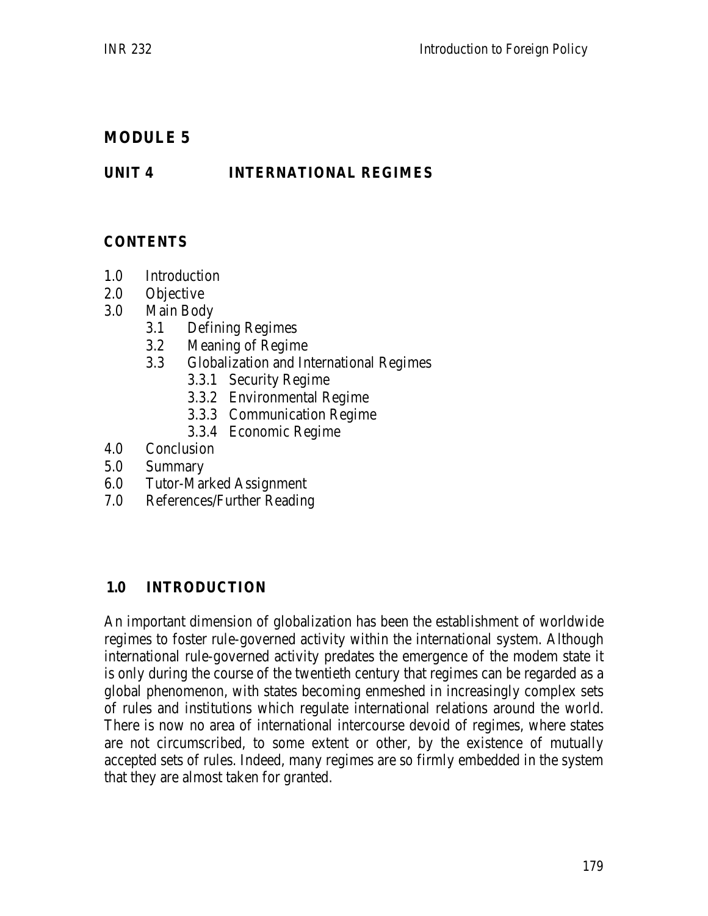# MODULE 5

## UNIT 4 INTERNATIONAL REGIMES

### CONTENTS

- 1.0 Introduction
- 2.0 Objective
- 3.0 Main Body
    - 3.1 Defining Regimes
    - 3.2 Meaning of Regime
    - 3.3 Globalization and International Regimes
        - 3.3.1 Security Regime
        - 3.3.2 Environmental Regime
        - 3.3.3 Communication Regime
        - 3.3.4 Economic Regime
- 4.0 Conclusion
- 5.0 Summary
- 6.0 Tutor-Marked Assignment
- 7.0 References/Further Reading

### 1.0 INTRODUCTION

An important dimension of globalization has been the establishment of worldwide regimes to foster rule-governed activity within the international system. Although international rule-governed activity predates the emergence of the modem state it is only during the course of the twentieth century that regimes can be regarded as a global phenomenon, with states becoming enmeshed in increasingly complex sets of rules and institutions which regulate international relations around the world. There is now no area of international intercourse devoid of regimes, where states are not circumscribed, to some extent or other, by the existence of mutually accepted sets of rules. Indeed, many regimes are so firmly embedded in the system that they are almost taken for granted.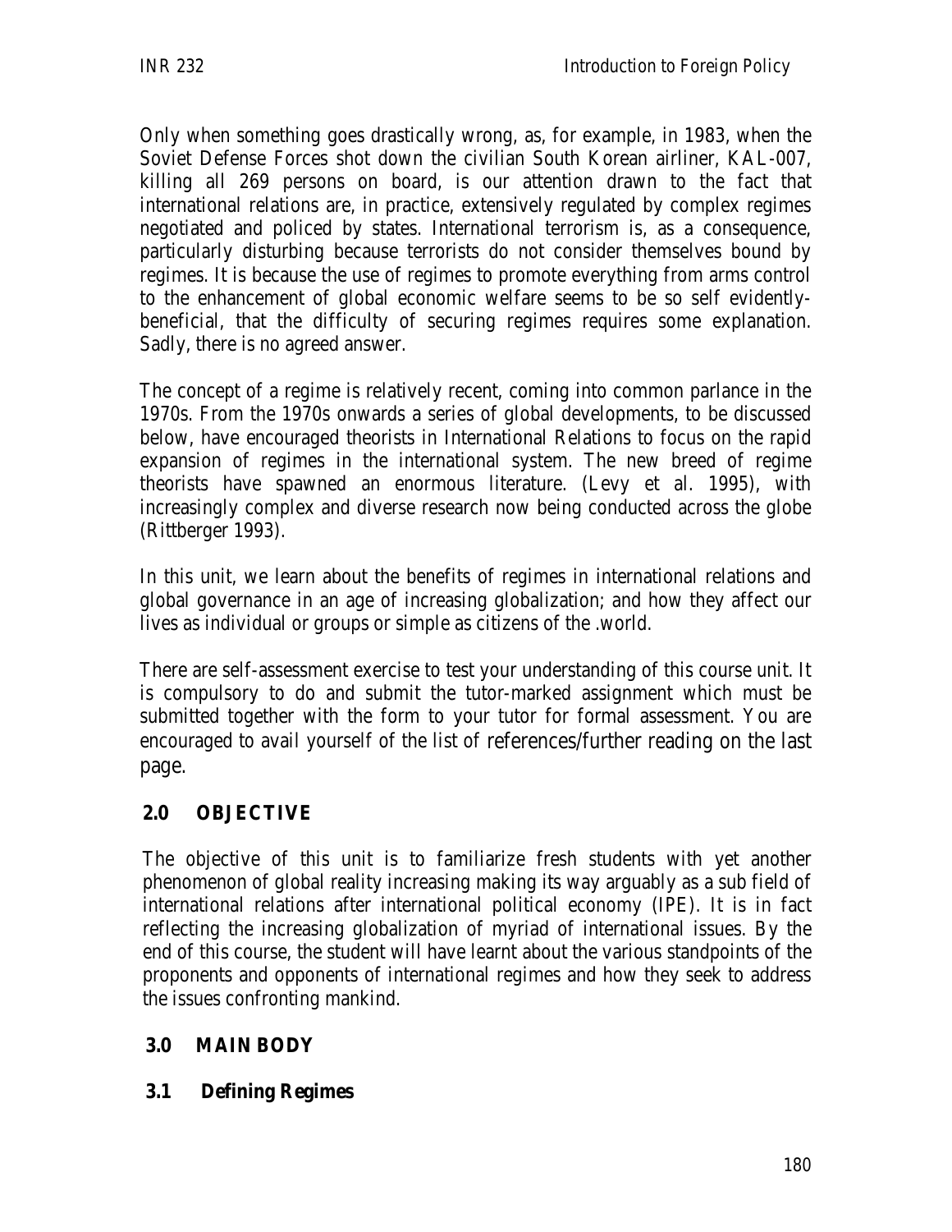Only when something goes drastically wrong, as, for example, in 1983, when the Soviet Defense Forces shot down the civilian South Korean airliner, KAL-007, killing all 269 persons on board, is our attention drawn to the fact that international relations are, in practice, extensively regulated by complex regimes negotiated and policed by states. International terrorism is, as a consequence, particularly disturbing because terrorists do not consider themselves bound by regimes. It is because the use of regimes to promote everything from arms control to the enhancement of global economic welfare seems to be so self evidently-beneficial, that the difficulty of securing regimes requires some explanation. Sadly, there is no agreed answer.

The concept of a regime is relatively recent, coming into common parlance in the 1970s. From the 1970s onwards a series of global developments, to be discussed below, have encouraged theorists in International Relations to focus on the rapid expansion of regimes in the international system. The new breed of regime theorists have spawned an enormous literature. (Levy et al. 1995), with increasingly complex and diverse research now being conducted across the globe (Rittberger 1993).

In this unit, we learn about the benefits of regimes in international relations and global governance in an age of increasing globalization; and how they affect our lives as individual or groups or simple as citizens of the .world.

There are self-assessment exercise to test your understanding of this course unit. It is compulsory to do and submit the tutor-marked assignment which must be submitted together with the form to your tutor for formal assessment. You are encouraged to avail yourself of the list of references/further reading on the last page.

## 2.0 OBJECTIVE

The objective of this unit is to familiarize fresh students with yet another phenomenon of global reality increasing making its way arguably as a sub field of international relations after international political economy (IPE). It is in fact reflecting the increasing globalization of myriad of international issues. By the end of this course, the student will have learnt about the various standpoints of the proponents and opponents of international regimes and how they seek to address the issues confronting mankind.

## 3.0 MAIN BODY

### 3.1 Defining Regimes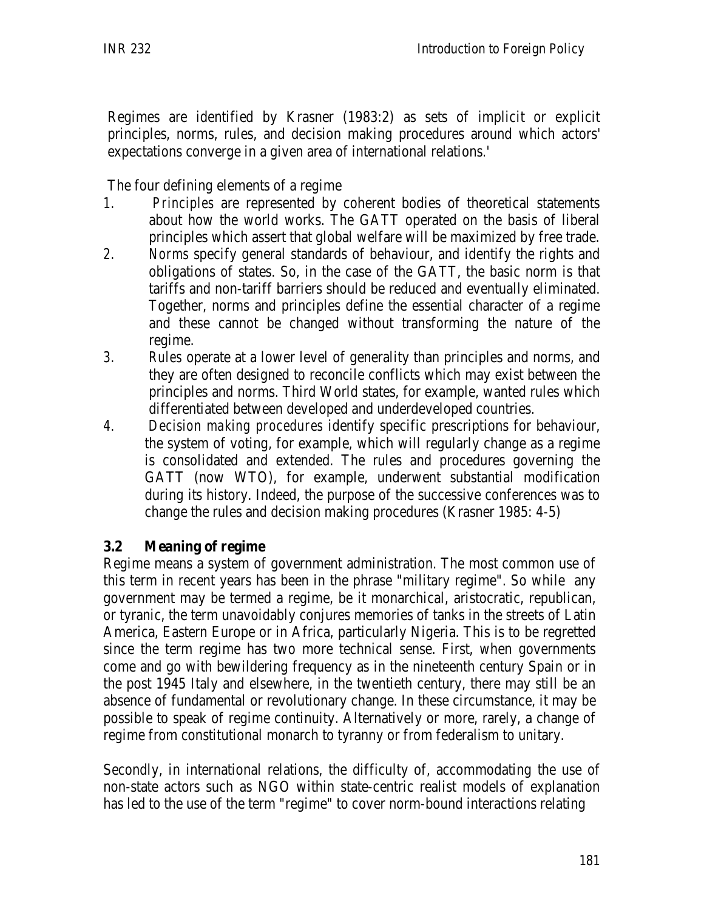Regimes are identified by Krasner (1983:2) as sets of implicit or explicit principles, norms, rules, and decision making procedures around which actors' expectations converge in a given area of international relations.'

The four defining elements of a regime

1. *Principles* are represented by coherent bodies of theoretical statements about how the world works. The GATT operated on the basis of liberal principles which assert that global welfare will be maximized by free trade.
2. *Norms* specify general standards of behaviour, and identify the rights and obligations of states. So, in the case of the GATT, the basic norm is that tariffs and non-tariff barriers should be reduced and eventually eliminated. Together, norms and principles define the essential character of a regime and these cannot be changed without transforming the nature of the regime.
3. *Rules* operate at a lower level of generality than principles and norms, and they are often designed to reconcile conflicts which may exist between the principles and norms. Third World states, for example, wanted rules which differentiated between developed and underdeveloped countries.
4. *Decision making procedures* identify specific prescriptions for behaviour, the system of voting, for example, which will regularly change as a regime is consolidated and extended. The rules and procedures governing the GATT (now WTO), for example, underwent substantial modification during its history. Indeed, the purpose of the successive conferences was to change the rules and decision making procedures (Krasner 1985: 4-5)

### 3.2 Meaning of regime

Regime means a system of government administration. The most common use of this term in recent years has been in the phrase "military regime". So while any government may be termed a regime, be it monarchical, aristocratic, republican, or tyranic, the term unavoidably conjures memories of tanks in the streets of Latin America, Eastern Europe or in Africa, particularly Nigeria. This is to be regretted since the term regime has two more technical sense. First, when governments come and go with bewildering frequency as in the nineteenth century Spain or in the post 1945 Italy and elsewhere, in the twentieth century, there may still be an absence of fundamental or revolutionary change. In these circumstance, it may be possible to speak of regime continuity. Alternatively or more, rarely, a change of regime from constitutional monarch to tyranny or from federalism to unitary.

Secondly, in international relations, the difficulty of, accommodating the use of non-state actors such as NGO within state-centric realist models of explanation has led to the use of the term "regime" to cover norm-bound interactions relating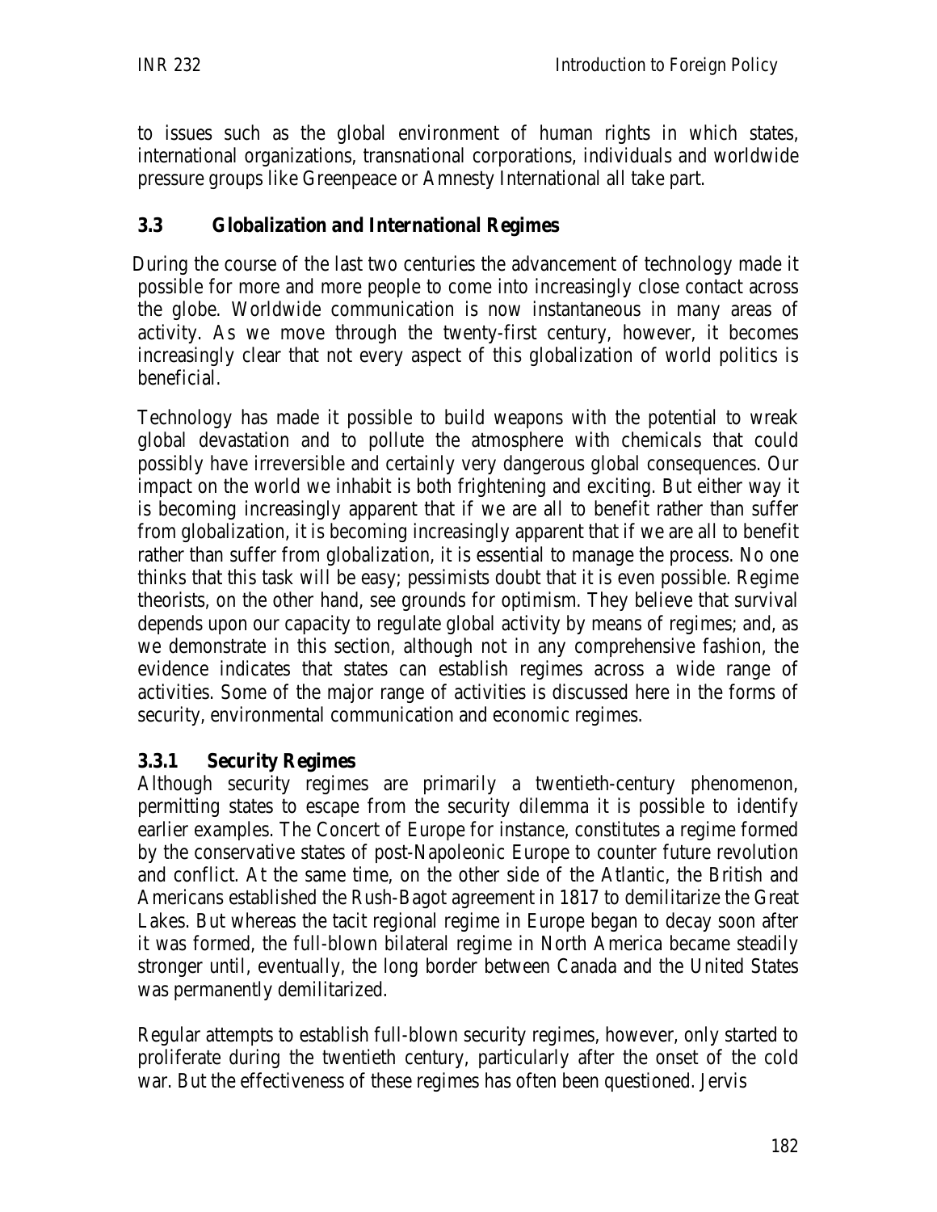to issues such as the global environment of human rights in which states, international organizations, transnational corporations, individuals and worldwide pressure groups like Greenpeace or Amnesty International all take part.

### 3.3 Globalization and International Regimes

During the course of the last two centuries the advancement of technology made it possible for more and more people to come into increasingly close contact across the globe. Worldwide communication is now instantaneous in many areas of activity. As we move through the twenty-first century, however, it becomes increasingly clear that not every aspect of this globalization of world politics is beneficial.

Technology has made it possible to build weapons with the potential to wreak global devastation and to pollute the atmosphere with chemicals that could possibly have irreversible and certainly very dangerous global consequences. Our impact on the world we inhabit is both frightening and exciting. But either way it is becoming increasingly apparent that if we are all to benefit rather than suffer from globalization, it is becoming increasingly apparent that if we are all to benefit rather than suffer from globalization, it is essential to manage the process. No one thinks that this task will be easy; pessimists doubt that it is even possible. Regime theorists, on the other hand, see grounds for optimism. They believe that survival depends upon our capacity to regulate global activity by means of regimes; and, as we demonstrate in this section, although not in any comprehensive fashion, the evidence indicates that states can establish regimes across a wide range of activities. Some of the major range of activities is discussed here in the forms of security, environmental communication and economic regimes.

#### 3.3.1 Security Regimes

Although security regimes are primarily a twentieth-century phenomenon, permitting states to escape from the security dilemma it is possible to identify earlier examples. The Concert of Europe for instance, constitutes a regime formed by the conservative states of post-Napoleonic Europe to counter future revolution and conflict. At the same time, on the other side of the Atlantic, the British and Americans established the Rush-Bagot agreement in 1817 to demilitarize the Great Lakes. But whereas the tacit regional regime in Europe began to decay soon after it was formed, the full-blown bilateral regime in North America became steadily stronger until, eventually, the long border between Canada and the United States was permanently demilitarized.

Regular attempts to establish full-blown security regimes, however, only started to proliferate during the twentieth century, particularly after the onset of the cold war. But the effectiveness of these regimes has often been questioned. Jervis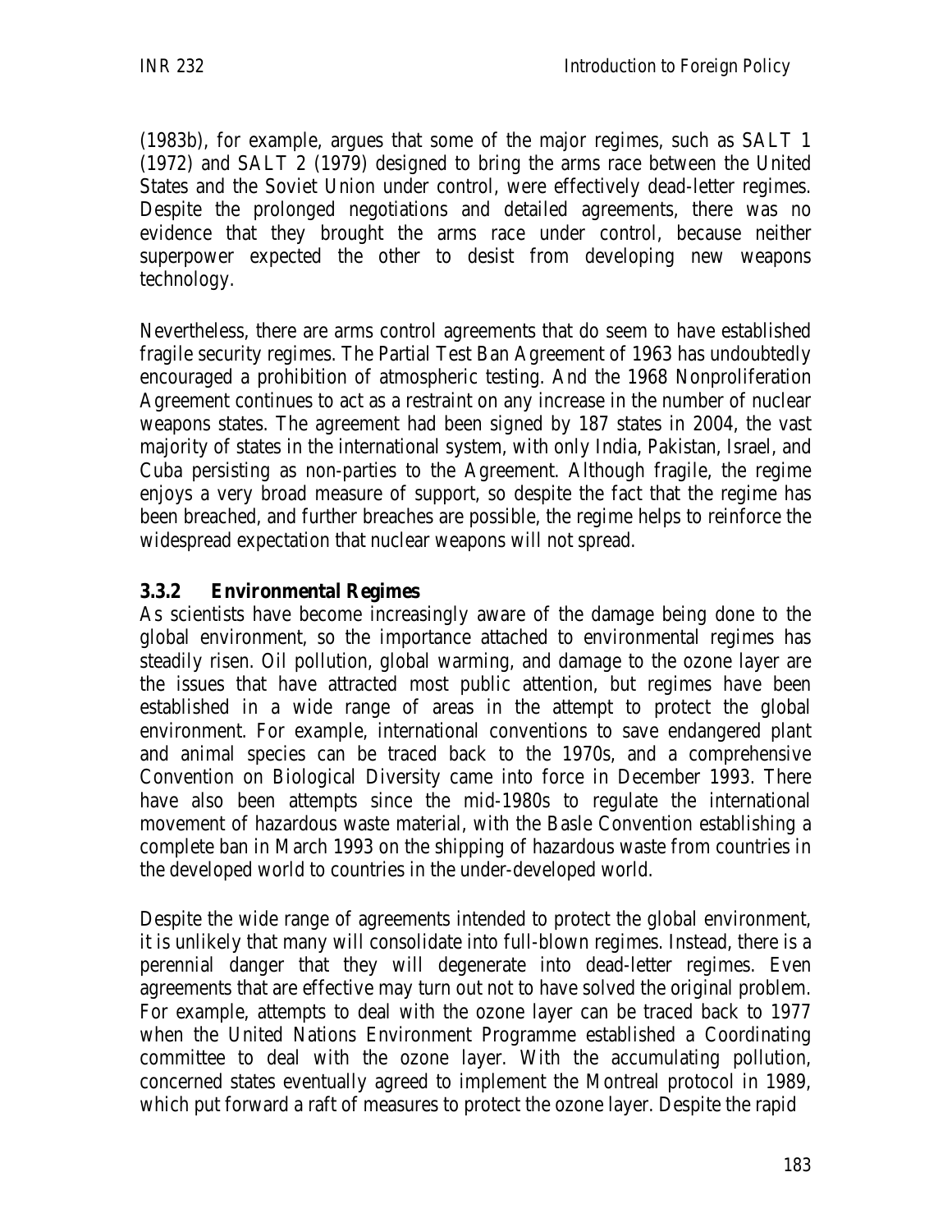(1983b), for example, argues that some of the major regimes, such as SALT 1 (1972) and SALT 2 (1979) designed to bring the arms race between the United States and the Soviet Union under control, were effectively dead-letter regimes. Despite the prolonged negotiations and detailed agreements, there was no evidence that they brought the arms race under control, because neither superpower expected the other to desist from developing new weapons technology.

Nevertheless, there are arms control agreements that do seem to have established fragile security regimes. The Partial Test Ban Agreement of 1963 has undoubtedly encouraged a prohibition of atmospheric testing. And the 1968 Nonproliferation Agreement continues to act as a restraint on any increase in the number of nuclear weapons states. The agreement had been signed by 187 states in 2004, the vast majority of states in the international system, with only India, Pakistan, Israel, and Cuba persisting as non-parties to the Agreement. Although fragile, the regime enjoys a very broad measure of support, so despite the fact that the regime has been breached, and further breaches are possible, the regime helps to reinforce the widespread expectation that nuclear weapons will not spread.

### 3.3.2 Environmental Regimes

As scientists have become increasingly aware of the damage being done to the global environment, so the importance attached to environmental regimes has steadily risen. Oil pollution, global warming, and damage to the ozone layer are the issues that have attracted most public attention, but regimes have been established in a wide range of areas in the attempt to protect the global environment. For example, international conventions to save endangered plant and animal species can be traced back to the 1970s, and a comprehensive Convention on Biological Diversity came into force in December 1993. There have also been attempts since the mid-1980s to regulate the international movement of hazardous waste material, with the Basle Convention establishing a complete ban in March 1993 on the shipping of hazardous waste from countries in the developed world to countries in the under-developed world.

Despite the wide range of agreements intended to protect the global environment, it is unlikely that many will consolidate into full-blown regimes. Instead, there is a perennial danger that they will degenerate into dead-letter regimes. Even agreements that are effective may turn out not to have solved the original problem. For example, attempts to deal with the ozone layer can be traced back to 1977 when the United Nations Environment Programme established a Coordinating committee to deal with the ozone layer. With the accumulating pollution, concerned states eventually agreed to implement the Montreal protocol in 1989, which put forward a raft of measures to protect the ozone layer. Despite the rapid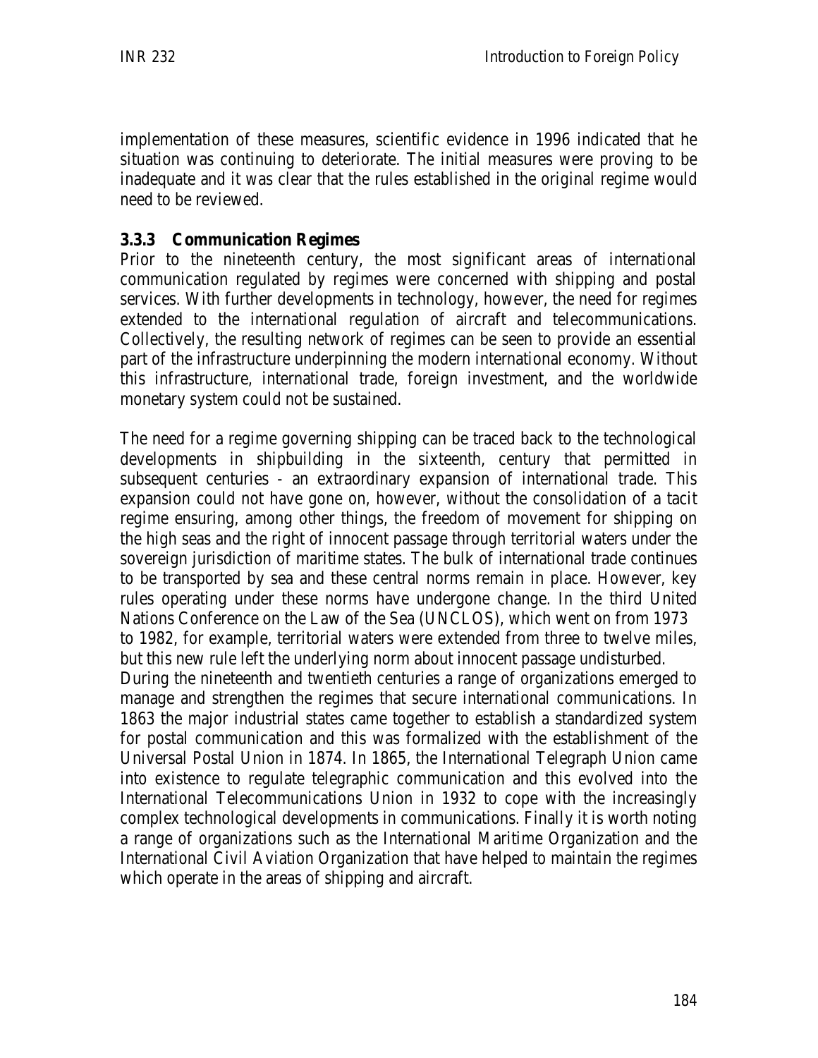implementation of these measures, scientific evidence in 1996 indicated that he situation was continuing to deteriorate. The initial measures were proving to be inadequate and it was clear that the rules established in the original regime would need to be reviewed.

### 3.3.3 Communication Regimes

Prior to the nineteenth century, the most significant areas of international communication regulated by regimes were concerned with shipping and postal services. With further developments in technology, however, the need for regimes extended to the international regulation of aircraft and telecommunications. Collectively, the resulting network of regimes can be seen to provide an essential part of the infrastructure underpinning the modern international economy. Without this infrastructure, international trade, foreign investment, and the worldwide monetary system could not be sustained.

The need for a regime governing shipping can be traced back to the technological developments in shipbuilding in the sixteenth, century that permitted in subsequent centuries - an extraordinary expansion of international trade. This expansion could not have gone on, however, without the consolidation of a tacit regime ensuring, among other things, the freedom of movement for shipping on the high seas and the right of innocent passage through territorial waters under the sovereign jurisdiction of maritime states. The bulk of international trade continues to be transported by sea and these central norms remain in place. However, key rules operating under these norms have undergone change. In the third United Nations Conference on the Law of the Sea (UNCLOS), which went on from 1973 to 1982, for example, territorial waters were extended from three to twelve miles, but this new rule left the underlying norm about innocent passage undisturbed.

During the nineteenth and twentieth centuries a range of organizations emerged to manage and strengthen the regimes that secure international communications. In 1863 the major industrial states came together to establish a standardized system for postal communication and this was formalized with the establishment of the Universal Postal Union in 1874. In 1865, the International Telegraph Union came into existence to regulate telegraphic communication and this evolved into the International Telecommunications Union in 1932 to cope with the increasingly complex technological developments in communications. Finally it is worth noting a range of organizations such as the International Maritime Organization and the International Civil Aviation Organization that have helped to maintain the regimes which operate in the areas of shipping and aircraft.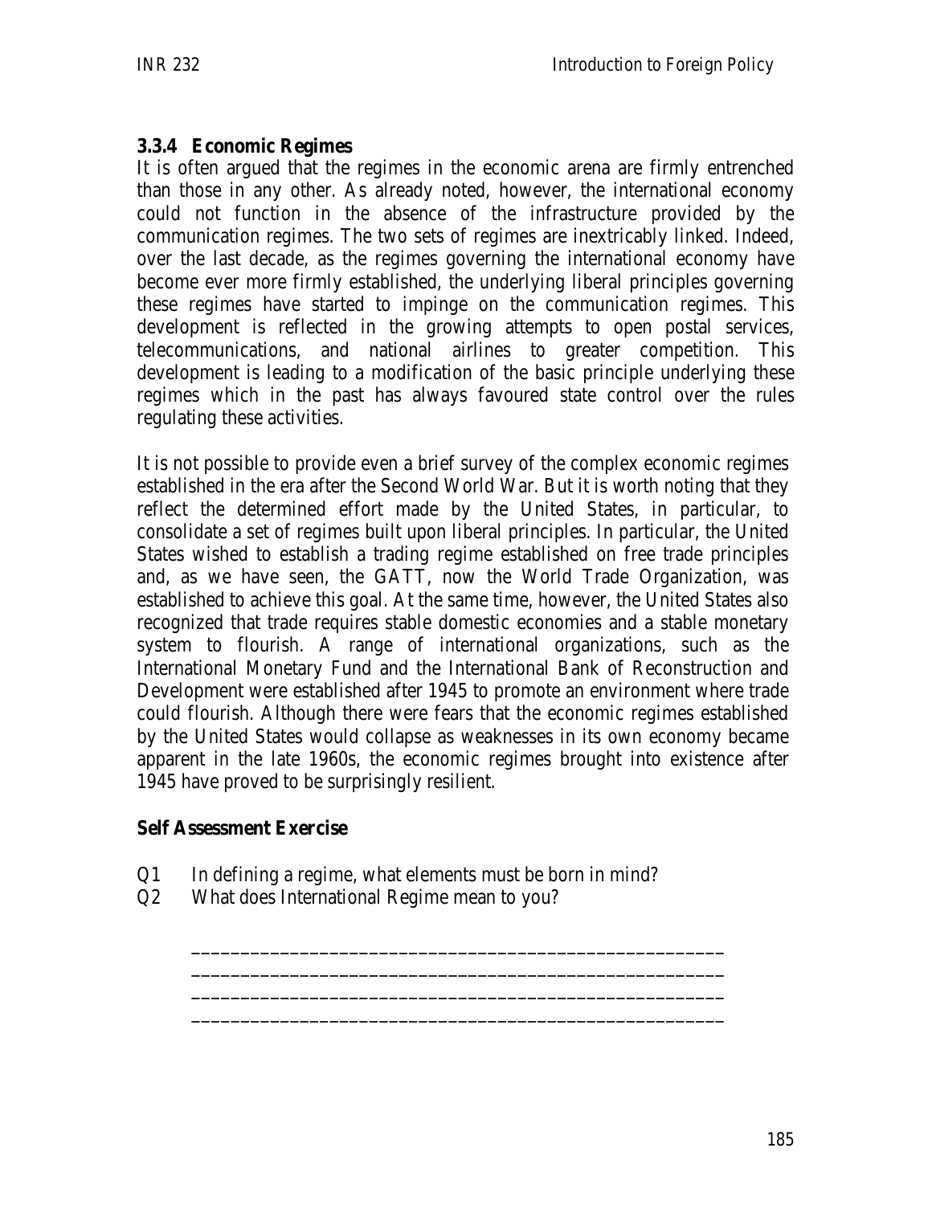### 3.3.4 Economic Regimes

It is often argued that the regimes in the economic arena are firmly entrenched than those in any other. As already noted, however, the international economy could not function in the absence of the infrastructure provided by the communication regimes. The two sets of regimes are inextricably linked. Indeed, over the last decade, as the regimes governing the international economy have become ever more firmly established, the underlying liberal principles governing these regimes have started to impinge on the communication regimes. This development is reflected in the growing attempts to open postal services, telecommunications, and national airlines to greater competition. This development is leading to a modification of the basic principle underlying these regimes which in the past has always favoured state control over the rules regulating these activities.

It is not possible to provide even a brief survey of the complex economic regimes established in the era after the Second World War. But it is worth noting that they reflect the determined effort made by the United States, in particular, to consolidate a set of regimes built upon liberal principles. In particular, the United States wished to establish a trading regime established on free trade principles and, as we have seen, the GATT, now the World Trade Organization, was established to achieve this goal. At the same time, however, the United States also recognized that trade requires stable domestic economies and a stable monetary system to flourish. A range of international organizations, such as the International Monetary Fund and the International Bank of Reconstruction and Development were established after 1945 to promote an environment where trade could flourish. Although there were fears that the economic regimes established by the United States would collapse as weaknesses in its own economy became apparent in the late 1960s, the economic regimes brought into existence after 1945 have proved to be surprisingly resilient.

**Self Assessment Exercise**

Q1 In defining a regime, what elements must be born in mind?

Q2 What does International Regime mean to you?

_____________________________________________________
_____________________________________________________
_____________________________________________________
_____________________________________________________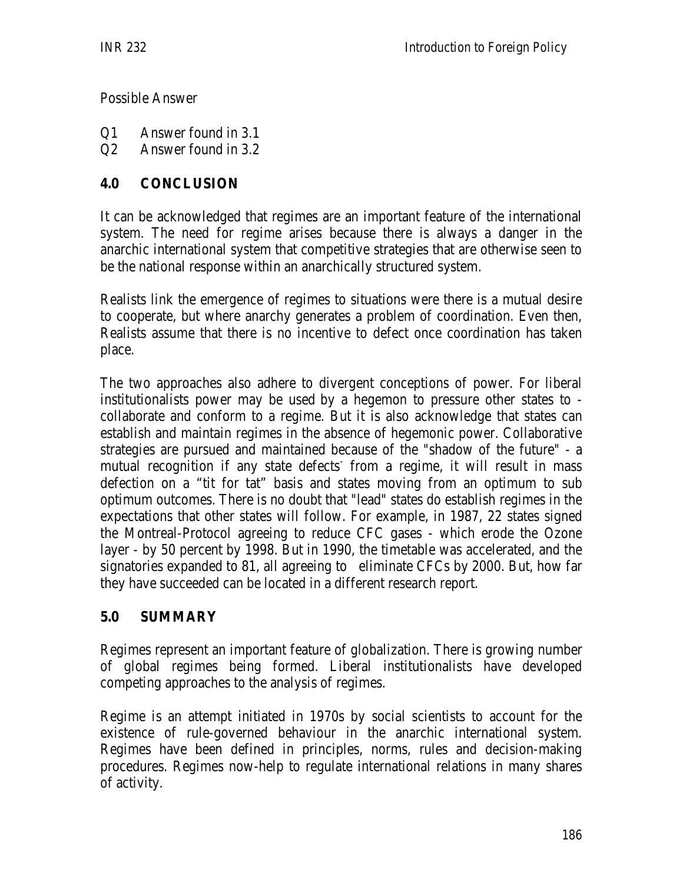Possible Answer

Q1 Answer found in 3.1
Q2 Answer found in 3.2

## 4.0 CONCLUSION

It can be acknowledged that regimes are an important feature of the international system. The need for regime arises because there is always a danger in the anarchic international system that competitive strategies that are otherwise seen to be the national response within an anarchically structured system.

Realists link the emergence of regimes to situations were there is a mutual desire to cooperate, but where anarchy generates a problem of coordination. Even then, Realists assume that there is no incentive to defect once coordination has taken place.

The two approaches also adhere to divergent conceptions of power. For liberal institutionalists power may be used by a hegemon to pressure other states to - collaborate and conform to a regime. But it is also acknowledge that states can establish and maintain regimes in the absence of hegemonic power. Collaborative strategies are pursued and maintained because of the "shadow of the future" - a mutual recognition if any state defects- from a regime, it will result in mass defection on a “tit for tat” basis and states moving from an optimum to sub optimum outcomes. There is no doubt that "lead" states do establish regimes in the expectations that other states will follow. For example, in 1987, 22 states signed the Montreal-Protocol agreeing to reduce CFC gases - which erode the Ozone layer - by 50 percent by 1998. But in 1990, the timetable was accelerated, and the signatories expanded to 81, all agreeing to eliminate CFCs by 2000. But, how far they have succeeded can be located in a different research report.

## 5.0 SUMMARY

Regimes represent an important feature of globalization. There is growing number of global regimes being formed. Liberal institutionalists have developed competing approaches to the analysis of regimes.

Regime is an attempt initiated in 1970s by social scientists to account for the existence of rule-governed behaviour in the anarchic international system. Regimes have been defined in principles, norms, rules and decision-making procedures. Regimes now-help to regulate international relations in many shares of activity.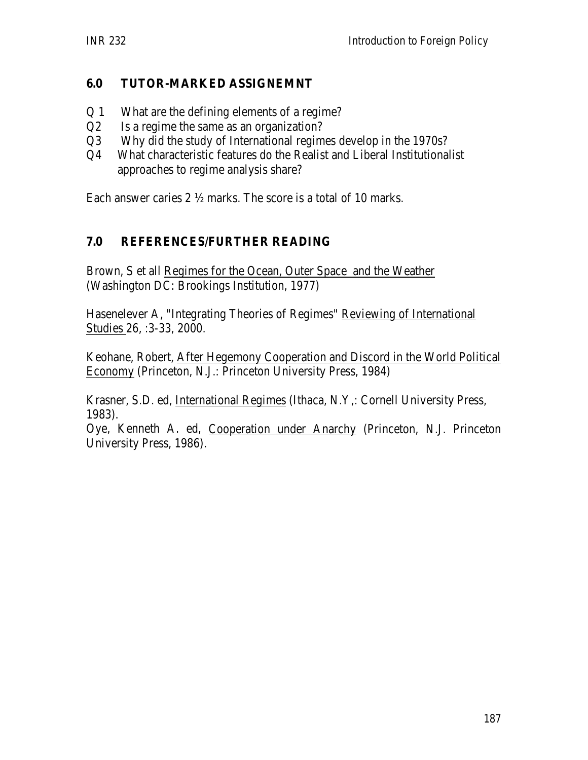## 6.0 TUTOR-MARKED ASSIGNEMNT

Q 1 What are the defining elements of a regime?
Q2 Is a regime the same as an organization?
Q3 Why did the study of International regimes develop in the 1970s?
Q4 What characteristic features do the Realist and Liberal Institutionalist approaches to regime analysis share?

Each answer caries 2 ½ marks. The score is a total of 10 marks.

## 7.0 REFERENCES/FURTHER READING

Brown, S et all Regimes for the Ocean, Outer Space and the Weather (Washington DC: Brookings Institution, 1977)

Hasenelever A, "Integrating Theories of Regimes" Reviewing of International Studies 26, :3-33, 2000.

Keohane, Robert, After Hegemony Cooperation and Discord in the World Political Economy (Princeton, N.J.: Princeton University Press, 1984)

Krasner, S.D. ed, International Regimes (Ithaca, N.Y,: Cornell University Press, 1983).

Oye, Kenneth A. ed, Cooperation under Anarchy (Princeton, N.J. Princeton University Press, 1986).